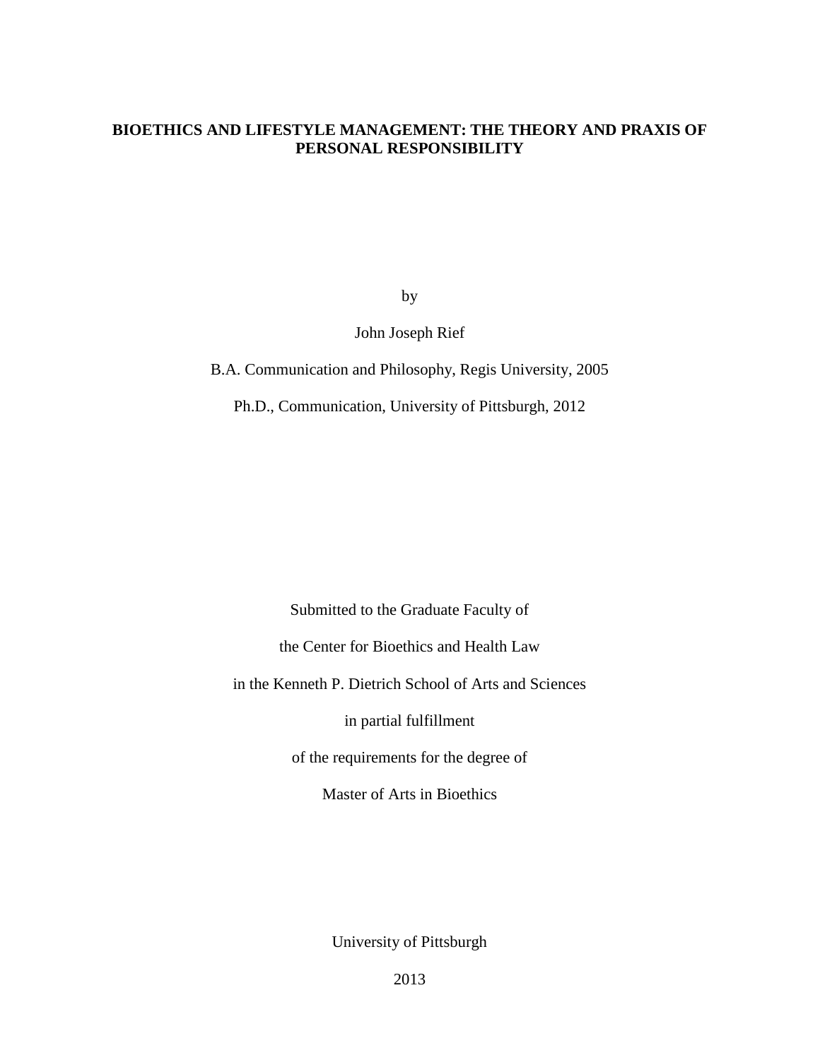# BIOETHICS AND LIFESTYLE MANAGEMENT: THE THEORY AND PRAXIS OF PERSONAL RESPONSIBILITY

by

John Joseph Rief

B.A. Communication and Philosophy, Regis University, 2005

Ph.D., Communication, University of Pittsburgh, 2012

Submitted to the Graduate Faculty of

the Center for Bioethics and Health Law

in the Kenneth P. Dietrich School of Arts and Sciences

in partial fulfillment

of the requirements for the degree of

Master of Arts in Bioethics

University of Pittsburgh

2013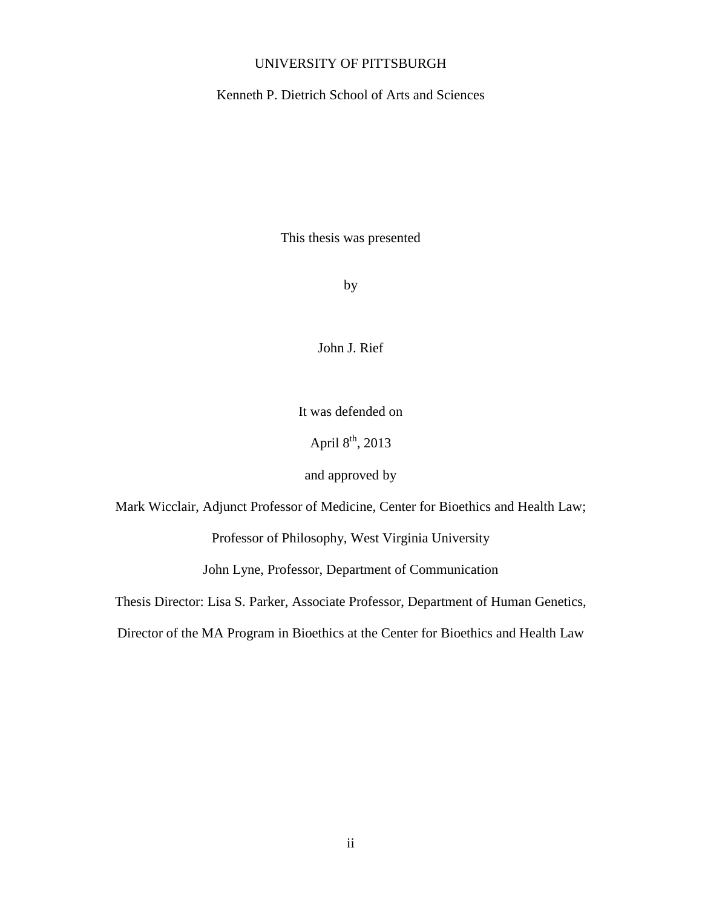UNIVERSITY OF PITTSBURGH

Kenneth P. Dietrich School of Arts and Sciences

This thesis was presented

by

John J. Rief

It was defended on

April 8th, 2013

and approved by

Mark Wicclair, Adjunct Professor of Medicine, Center for Bioethics and Health Law;

Professor of Philosophy, West Virginia University

John Lyne, Professor, Department of Communication

Thesis Director: Lisa S. Parker, Associate Professor, Department of Human Genetics,

Director of the MA Program in Bioethics at the Center for Bioethics and Health Law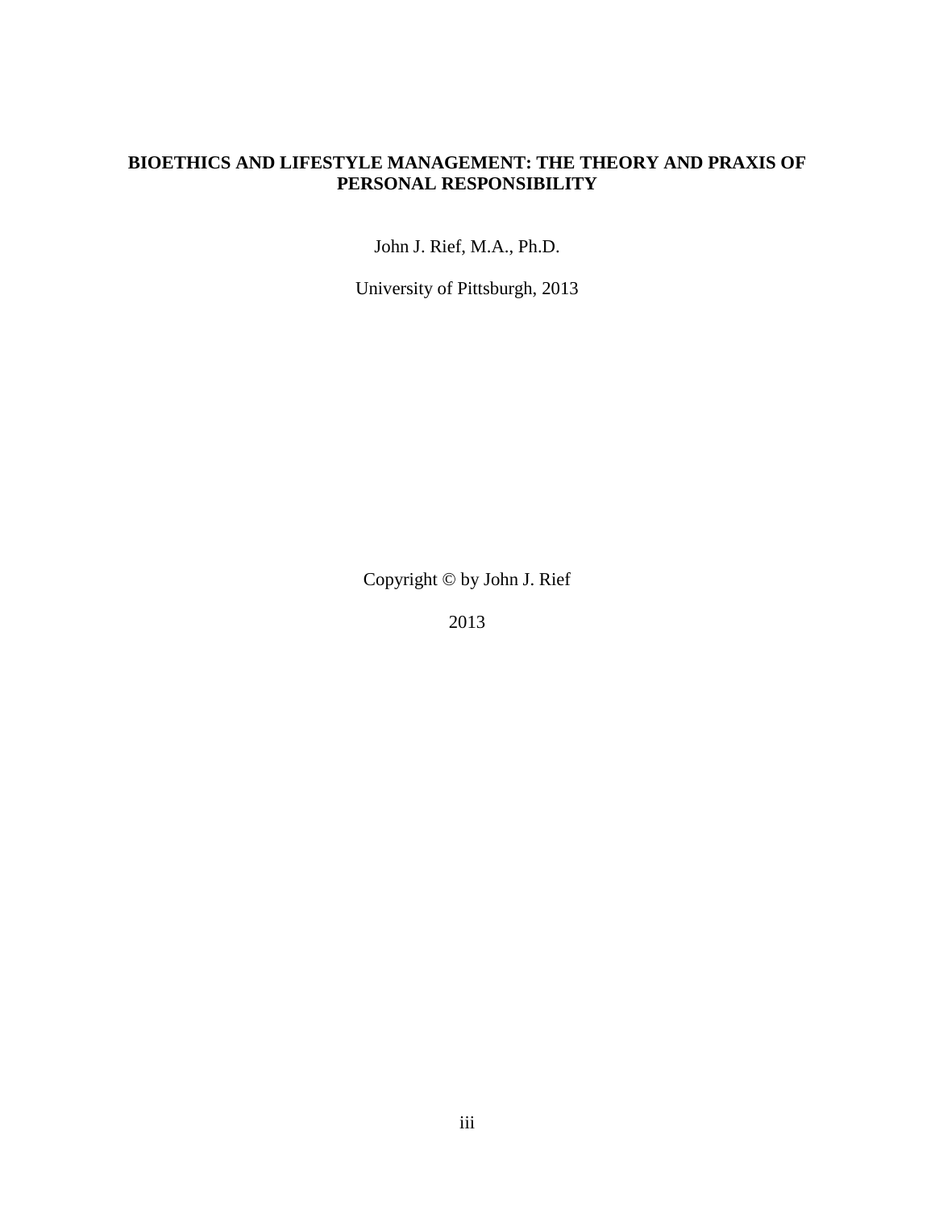**BIOETHICS AND LIFESTYLE MANAGEMENT: THE THEORY AND PRAXIS OF PERSONAL RESPONSIBILITY**

John J. Rief, M.A., Ph.D.

University of Pittsburgh, 2013

Copyright © by John J. Rief

2013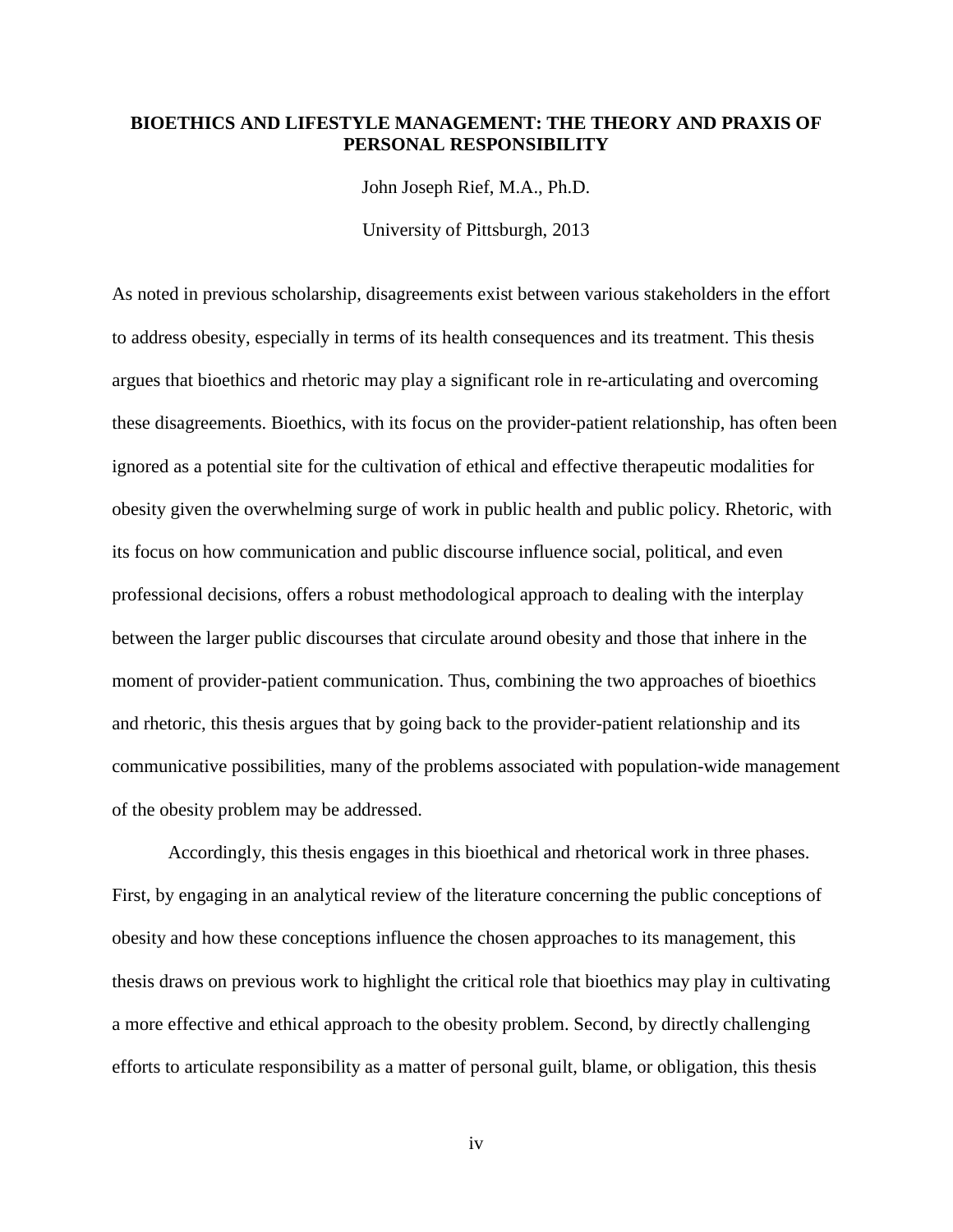**BIOETHICS AND LIFESTYLE MANAGEMENT: THE THEORY AND PRAXIS OF PERSONAL RESPONSIBILITY**

John Joseph Rief, M.A., Ph.D.

University of Pittsburgh, 2013

As noted in previous scholarship, disagreements exist between various stakeholders in the effort to address obesity, especially in terms of its health consequences and its treatment. This thesis argues that bioethics and rhetoric may play a significant role in re-articulating and overcoming these disagreements. Bioethics, with its focus on the provider-patient relationship, has often been ignored as a potential site for the cultivation of ethical and effective therapeutic modalities for obesity given the overwhelming surge of work in public health and public policy. Rhetoric, with its focus on how communication and public discourse influence social, political, and even professional decisions, offers a robust methodological approach to dealing with the interplay between the larger public discourses that circulate around obesity and those that inhere in the moment of provider-patient communication. Thus, combining the two approaches of bioethics and rhetoric, this thesis argues that by going back to the provider-patient relationship and its communicative possibilities, many of the problems associated with population-wide management of the obesity problem may be addressed.

Accordingly, this thesis engages in this bioethical and rhetorical work in three phases. First, by engaging in an analytical review of the literature concerning the public conceptions of obesity and how these conceptions influence the chosen approaches to its management, this thesis draws on previous work to highlight the critical role that bioethics may play in cultivating a more effective and ethical approach to the obesity problem. Second, by directly challenging efforts to articulate responsibility as a matter of personal guilt, blame, or obligation, this thesis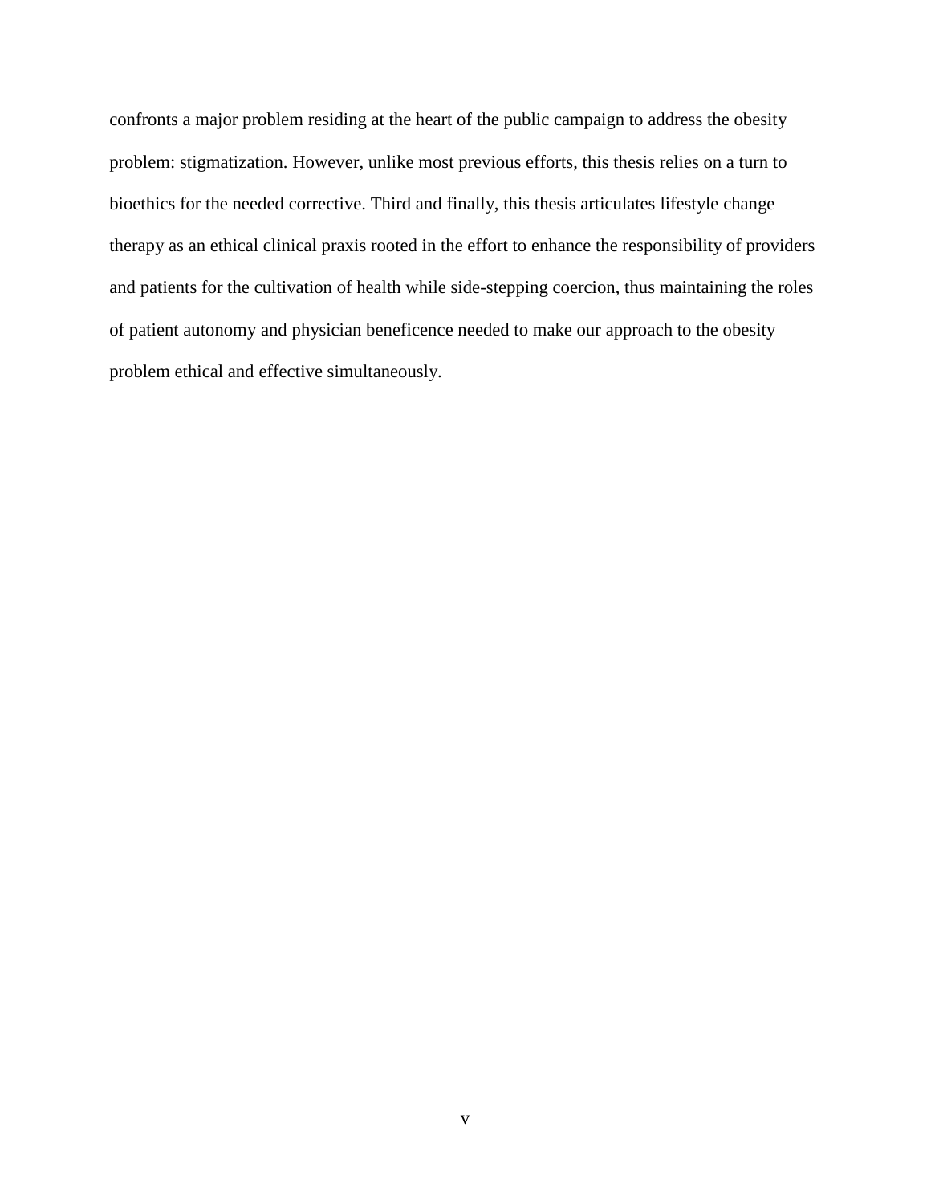confronts a major problem residing at the heart of the public campaign to address the obesity problem: stigmatization. However, unlike most previous efforts, this thesis relies on a turn to bioethics for the needed corrective. Third and finally, this thesis articulates lifestyle change therapy as an ethical clinical praxis rooted in the effort to enhance the responsibility of providers and patients for the cultivation of health while side-stepping coercion, thus maintaining the roles of patient autonomy and physician beneficence needed to make our approach to the obesity problem ethical and effective simultaneously.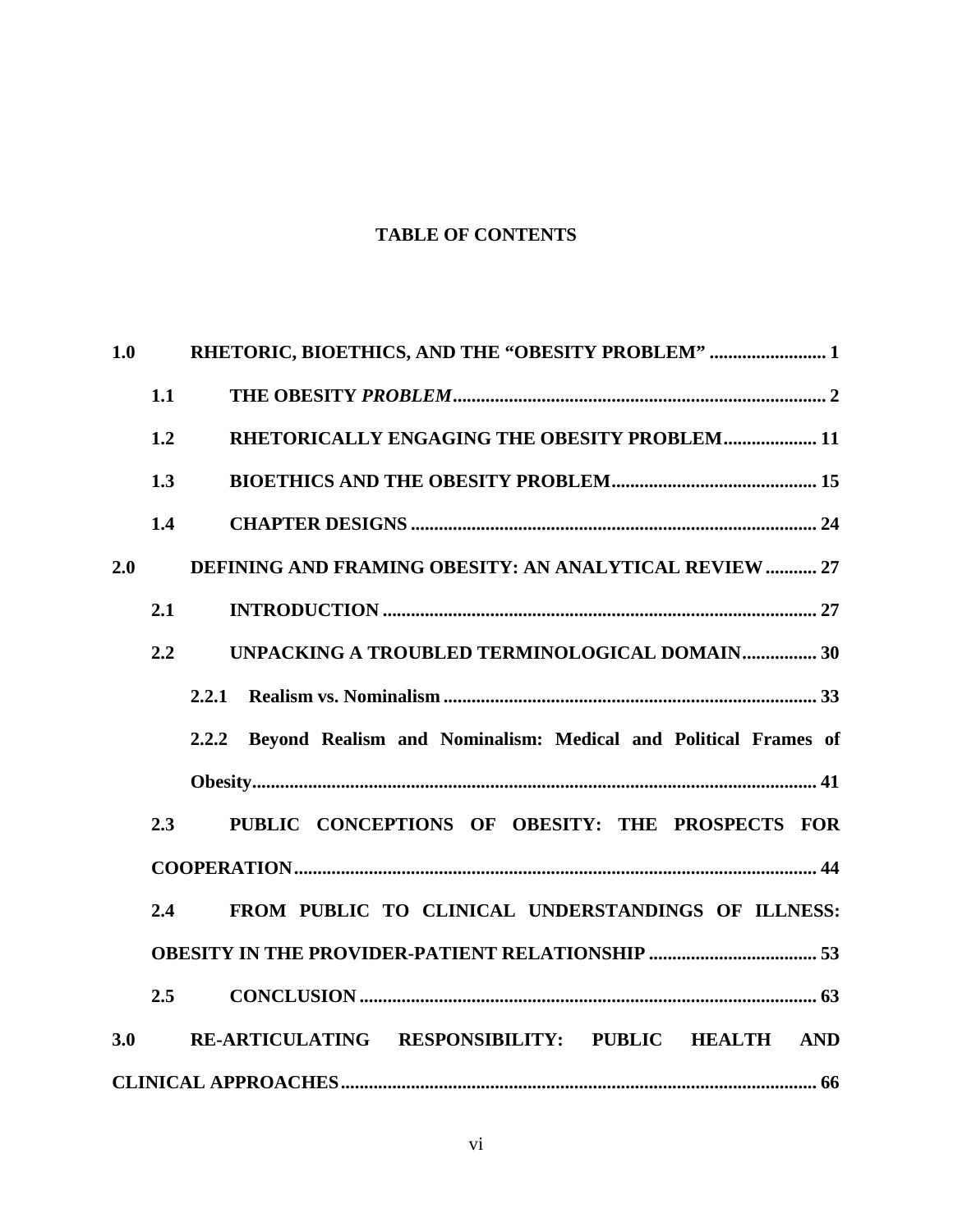# TABLE OF CONTENTS

**1.0 RHETORIC, BIOETHICS, AND THE "OBESITY PROBLEM" ......................... 1**

**1.1 THE OBESITY *PROBLEM* ................................................................................ 2**

**1.2 RHETORICALLY ENGAGING THE OBESITY PROBLEM .................... 11**

**1.3 BIOETHICS AND THE OBESITY PROBLEM ............................................ 15**

**1.4 CHAPTER DESIGNS ....................................................................................... 24**

**2.0 DEFINING AND FRAMING OBESITY: AN ANALYTICAL REVIEW ........... 27**

**2.1 INTRODUCTION ............................................................................................ 27**

**2.2 UNPACKING A TROUBLED TERMINOLOGICAL DOMAIN ................ 30**

**2.2.1 Realism vs. Nominalism ................................................................................ 33**

**2.2.2 Beyond Realism and Nominalism: Medical and Political Frames of Obesity ......................................................................................................................... 41**

**2.3 PUBLIC CONCEPTIONS OF OBESITY: THE PROSPECTS FOR COOPERATION ................................................................................................................ 44**

**2.4 FROM PUBLIC TO CLINICAL UNDERSTANDINGS OF ILLNESS: OBESITY IN THE PROVIDER-PATIENT RELATIONSHIP .................................... 53**

**2.5 CONCLUSION .................................................................................................. 63**

**3.0 RE-ARTICULATING RESPONSIBILITY: PUBLIC HEALTH AND CLINICAL APPROACHES ...................................................................................................... 66**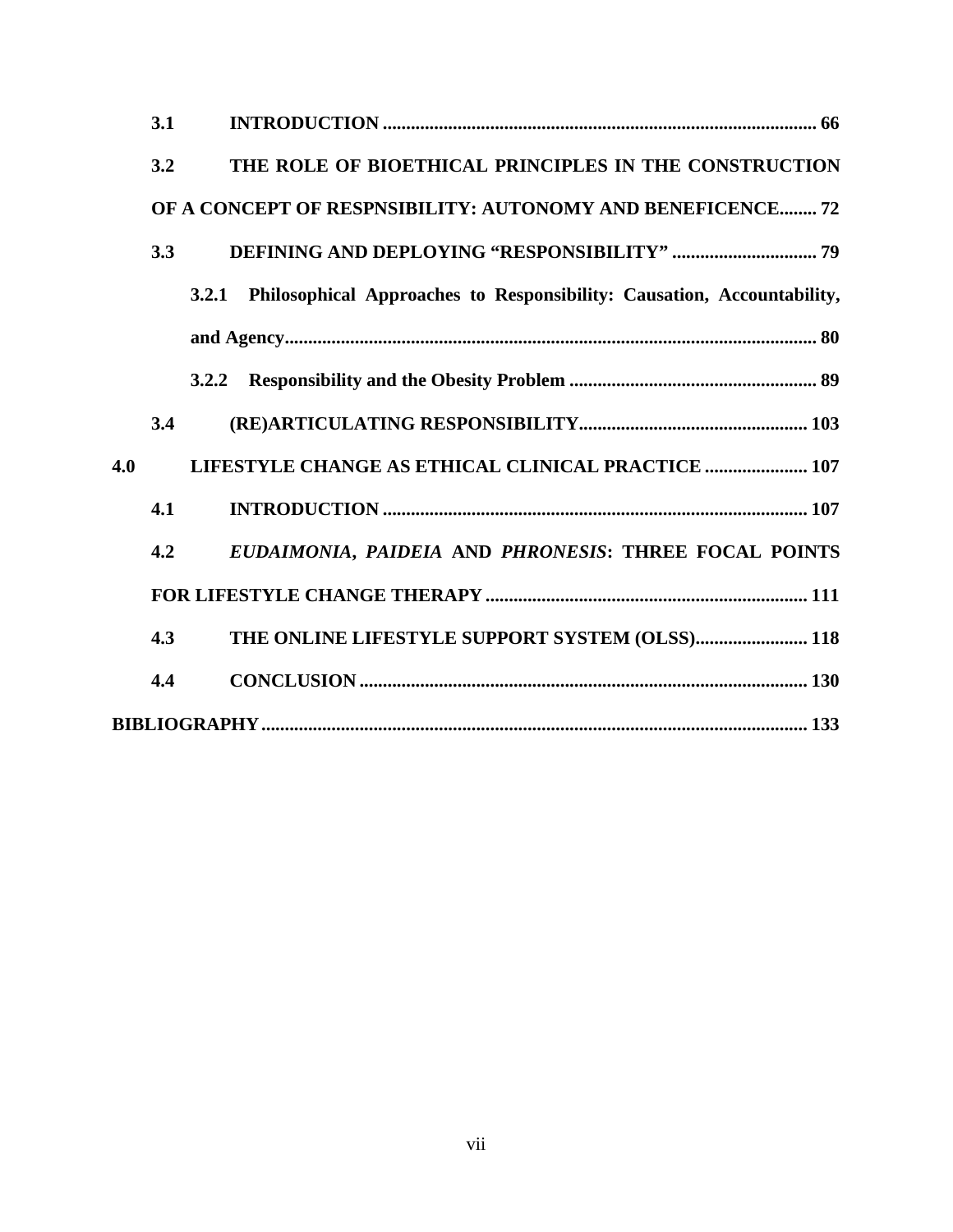**3.1 INTRODUCTION ............................................................................................ 66**

**3.2 THE ROLE OF BIOETHICAL PRINCIPLES IN THE CONSTRUCTION OF A CONCEPT OF RESPNSIBILITY: AUTONOMY AND BENEFICENCE........ 72**

**3.3 DEFINING AND DEPLOYING "RESPONSIBILITY" ............................... 79**

**3.2.1 Philosophical Approaches to Responsibility: Causation, Accountability, and Agency.................................................................................................................. 80**

**3.2.2 Responsibility and the Obesity Problem ..................................................... 89**

**3.4 (RE)ARTICULATING RESPONSIBILITY................................................ 103**

**4.0 LIFESTYLE CHANGE AS ETHICAL CLINICAL PRACTICE ...................... 107**

**4.1 INTRODUCTION .......................................................................................... 107**

**4.2 *EUDAIMONIA*, *PAIDEIA* AND *PHRONESIS*: THREE FOCAL POINTS FOR LIFESTYLE CHANGE THERAPY .................................................................... 111**

**4.3 THE ONLINE LIFESTYLE SUPPORT SYSTEM (OLSS)........................ 118**

**4.4 CONCLUSION ............................................................................................... 130**

**BIBLIOGRAPHY.................................................................................................................. 133**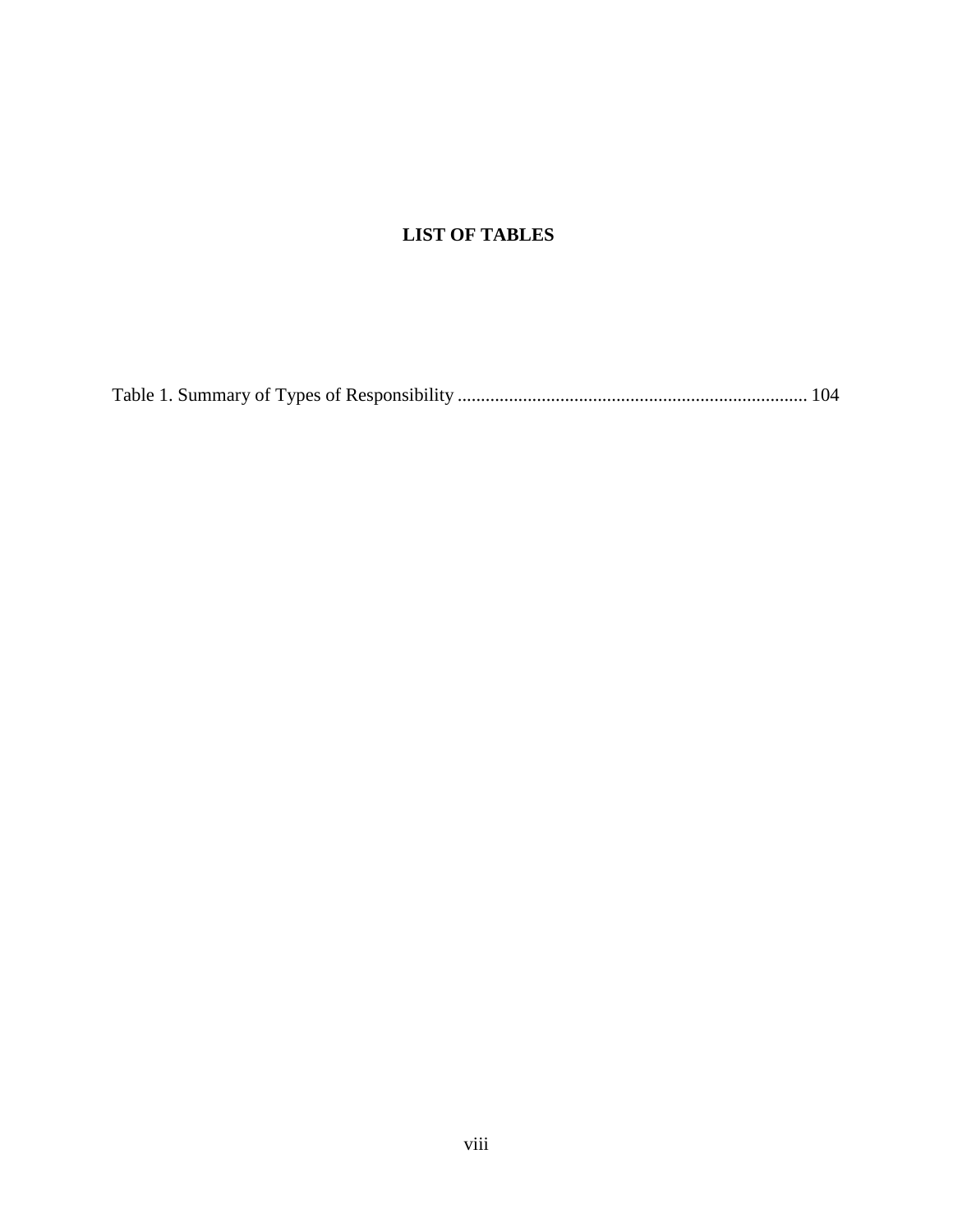# LIST OF TABLES

Table 1. Summary of Types of Responsibility ........................................................................... 104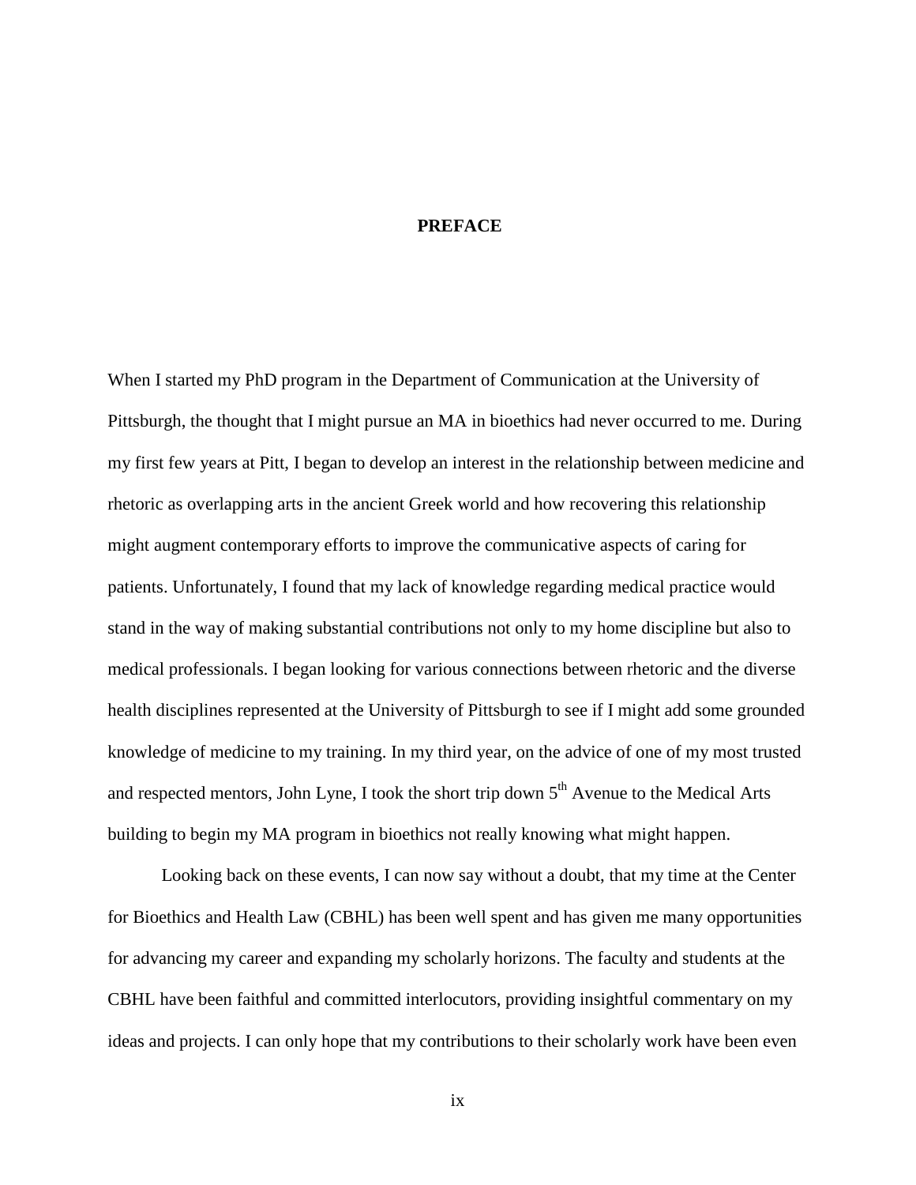# PREFACE

When I started my PhD program in the Department of Communication at the University of Pittsburgh, the thought that I might pursue an MA in bioethics had never occurred to me. During my first few years at Pitt, I began to develop an interest in the relationship between medicine and rhetoric as overlapping arts in the ancient Greek world and how recovering this relationship might augment contemporary efforts to improve the communicative aspects of caring for patients. Unfortunately, I found that my lack of knowledge regarding medical practice would stand in the way of making substantial contributions not only to my home discipline but also to medical professionals. I began looking for various connections between rhetoric and the diverse health disciplines represented at the University of Pittsburgh to see if I might add some grounded knowledge of medicine to my training. In my third year, on the advice of one of my most trusted and respected mentors, John Lyne, I took the short trip down 5th Avenue to the Medical Arts building to begin my MA program in bioethics not really knowing what might happen.

Looking back on these events, I can now say without a doubt, that my time at the Center for Bioethics and Health Law (CBHL) has been well spent and has given me many opportunities for advancing my career and expanding my scholarly horizons. The faculty and students at the CBHL have been faithful and committed interlocutors, providing insightful commentary on my ideas and projects. I can only hope that my contributions to their scholarly work have been even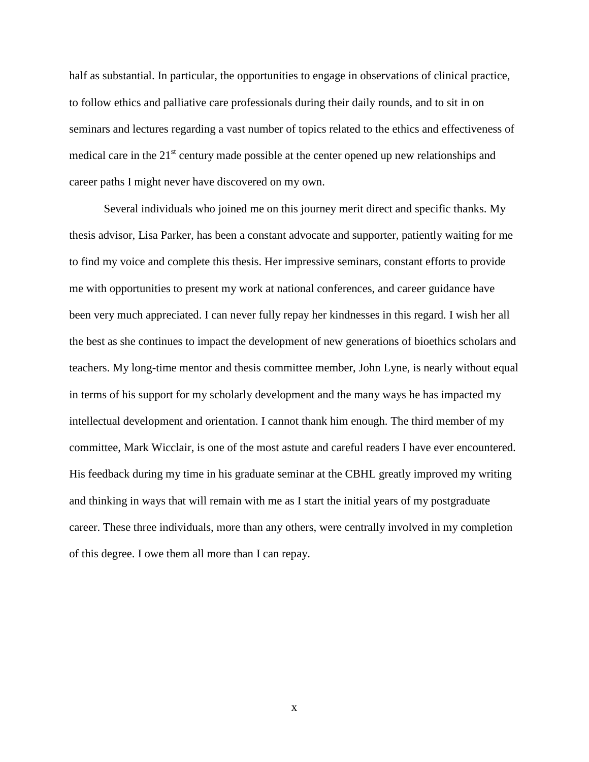half as substantial. In particular, the opportunities to engage in observations of clinical practice, to follow ethics and palliative care professionals during their daily rounds, and to sit in on seminars and lectures regarding a vast number of topics related to the ethics and effectiveness of medical care in the 21st century made possible at the center opened up new relationships and career paths I might never have discovered on my own.

Several individuals who joined me on this journey merit direct and specific thanks. My thesis advisor, Lisa Parker, has been a constant advocate and supporter, patiently waiting for me to find my voice and complete this thesis. Her impressive seminars, constant efforts to provide me with opportunities to present my work at national conferences, and career guidance have been very much appreciated. I can never fully repay her kindnesses in this regard. I wish her all the best as she continues to impact the development of new generations of bioethics scholars and teachers. My long-time mentor and thesis committee member, John Lyne, is nearly without equal in terms of his support for my scholarly development and the many ways he has impacted my intellectual development and orientation. I cannot thank him enough. The third member of my committee, Mark Wicclair, is one of the most astute and careful readers I have ever encountered. His feedback during my time in his graduate seminar at the CBHL greatly improved my writing and thinking in ways that will remain with me as I start the initial years of my postgraduate career. These three individuals, more than any others, were centrally involved in my completion of this degree. I owe them all more than I can repay.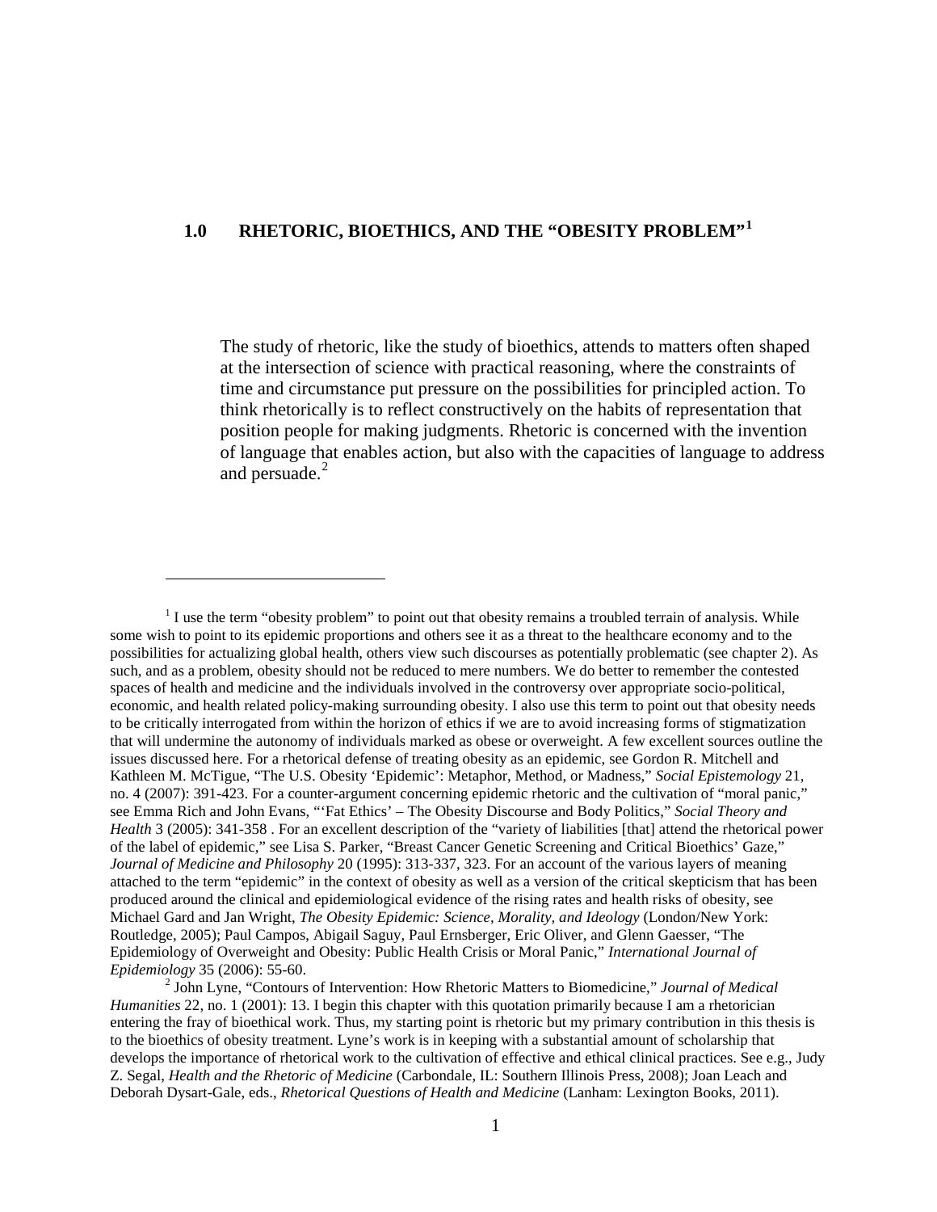# 1.0 RHETORIC, BIOETHICS, AND THE "OBESITY PROBLEM"[1]

> The study of rhetoric, like the study of bioethics, attends to matters often shaped at the intersection of science with practical reasoning, where the constraints of time and circumstance put pressure on the possibilities for principled action. To think rhetorically is to reflect constructively on the habits of representation that position people for making judgments. Rhetoric is concerned with the invention of language that enables action, but also with the capacities of language to address and persuade.[2]

---

[1] I use the term "obesity problem" to point out that obesity remains a troubled terrain of analysis. While some wish to point to its epidemic proportions and others see it as a threat to the healthcare economy and to the possibilities for actualizing global health, others view such discourses as potentially problematic (see chapter 2). As such, and as a problem, obesity should not be reduced to mere numbers. We do better to remember the contested spaces of health and medicine and the individuals involved in the controversy over appropriate socio-political, economic, and health related policy-making surrounding obesity. I also use this term to point out that obesity needs to be critically interrogated from within the horizon of ethics if we are to avoid increasing forms of stigmatization that will undermine the autonomy of individuals marked as obese or overweight. A few excellent sources outline the issues discussed here. For a rhetorical defense of treating obesity as an epidemic, see Gordon R. Mitchell and Kathleen M. McTigue, "The U.S. Obesity 'Epidemic': Metaphor, Method, or Madness," *Social Epistemology* 21, no. 4 (2007): 391-423. For a counter-argument concerning epidemic rhetoric and the cultivation of "moral panic," see Emma Rich and John Evans, "'Fat Ethics' – The Obesity Discourse and Body Politics," *Social Theory and Health* 3 (2005): 341-358 . For an excellent description of the "variety of liabilities [that] attend the rhetorical power of the label of epidemic," see Lisa S. Parker, "Breast Cancer Genetic Screening and Critical Bioethics' Gaze," *Journal of Medicine and Philosophy* 20 (1995): 313-337, 323. For an account of the various layers of meaning attached to the term "epidemic" in the context of obesity as well as a version of the critical skepticism that has been produced around the clinical and epidemiological evidence of the rising rates and health risks of obesity, see Michael Gard and Jan Wright, *The Obesity Epidemic: Science, Morality, and Ideology* (London/New York: Routledge, 2005); Paul Campos, Abigail Saguy, Paul Ernsberger, Eric Oliver, and Glenn Gaesser, "The Epidemiology of Overweight and Obesity: Public Health Crisis or Moral Panic," *International Journal of Epidemiology* 35 (2006): 55-60.

[2] John Lyne, "Contours of Intervention: How Rhetoric Matters to Biomedicine," *Journal of Medical Humanities* 22, no. 1 (2001): 13. I begin this chapter with this quotation primarily because I am a rhetorician entering the fray of bioethical work. Thus, my starting point is rhetoric but my primary contribution in this thesis is to the bioethics of obesity treatment. Lyne's work is in keeping with a substantial amount of scholarship that develops the importance of rhetorical work to the cultivation of effective and ethical clinical practices. See e.g., Judy Z. Segal, *Health and the Rhetoric of Medicine* (Carbondale, IL: Southern Illinois Press, 2008); Joan Leach and Deborah Dysart-Gale, eds., *Rhetorical Questions of Health and Medicine* (Lanham: Lexington Books, 2011).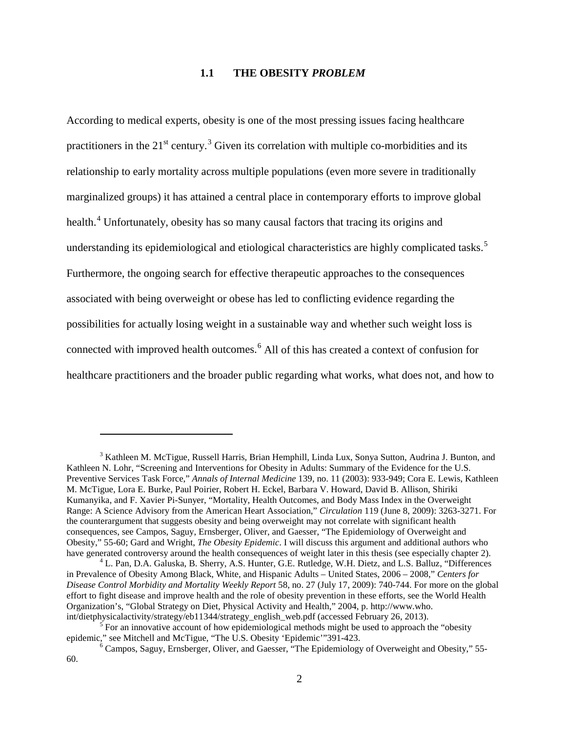## 1.1 THE OBESITY *PROBLEM*

According to medical experts, obesity is one of the most pressing issues facing healthcare practitioners in the $21^{st}$ century.[3] Given its correlation with multiple co-morbidities and its relationship to early mortality across multiple populations (even more severe in traditionally marginalized groups) it has attained a central place in contemporary efforts to improve global health.[4] Unfortunately, obesity has so many causal factors that tracing its origins and understanding its epidemiological and etiological characteristics are highly complicated tasks.[5] Furthermore, the ongoing search for effective therapeutic approaches to the consequences associated with being overweight or obese has led to conflicting evidence regarding the possibilities for actually losing weight in a sustainable way and whether such weight loss is connected with improved health outcomes.[6] All of this has created a context of confusion for healthcare practitioners and the broader public regarding what works, what does not, and how to

---

[3] Kathleen M. McTigue, Russell Harris, Brian Hemphill, Linda Lux, Sonya Sutton, Audrina J. Bunton, and Kathleen N. Lohr, "Screening and Interventions for Obesity in Adults: Summary of the Evidence for the U.S. Preventive Services Task Force," *Annals of Internal Medicine* 139, no. 11 (2003): 933-949; Cora E. Lewis, Kathleen M. McTigue, Lora E. Burke, Paul Poirier, Robert H. Eckel, Barbara V. Howard, David B. Allison, Shiriki Kumanyika, and F. Xavier Pi-Sunyer, "Mortality, Health Outcomes, and Body Mass Index in the Overweight Range: A Science Advisory from the American Heart Association," *Circulation* 119 (June 8, 2009): 3263-3271. For the counterargument that suggests obesity and being overweight may not correlate with significant health consequences, see Campos, Saguy, Ernsberger, Oliver, and Gaesser, "The Epidemiology of Overweight and Obesity," 55-60; Gard and Wright, *The Obesity Epidemic*. I will discuss this argument and additional authors who have generated controversy around the health consequences of weight later in this thesis (see especially chapter 2).

[4] L. Pan, D.A. Galuska, B. Sherry, A.S. Hunter, G.E. Rutledge, W.H. Dietz, and L.S. Balluz, "Differences in Prevalence of Obesity Among Black, White, and Hispanic Adults – United States, 2006 – 2008," *Centers for Disease Control Morbidity and Mortality Weekly Report* 58, no. 27 (July 17, 2009): 740-744. For more on the global effort to fight disease and improve health and the role of obesity prevention in these efforts, see the World Health Organization's, "Global Strategy on Diet, Physical Activity and Health," 2004, p. http://www.who.int/dietphysicalactivity/strategy/eb11344/strategy_english_web.pdf (accessed February 26, 2013).

[5] For an innovative account of how epidemiological methods might be used to approach the "obesity epidemic," see Mitchell and McTigue, "The U.S. Obesity 'Epidemic'"391-423.

[6] Campos, Saguy, Ernsberger, Oliver, and Gaesser, "The Epidemiology of Overweight and Obesity," 55-60.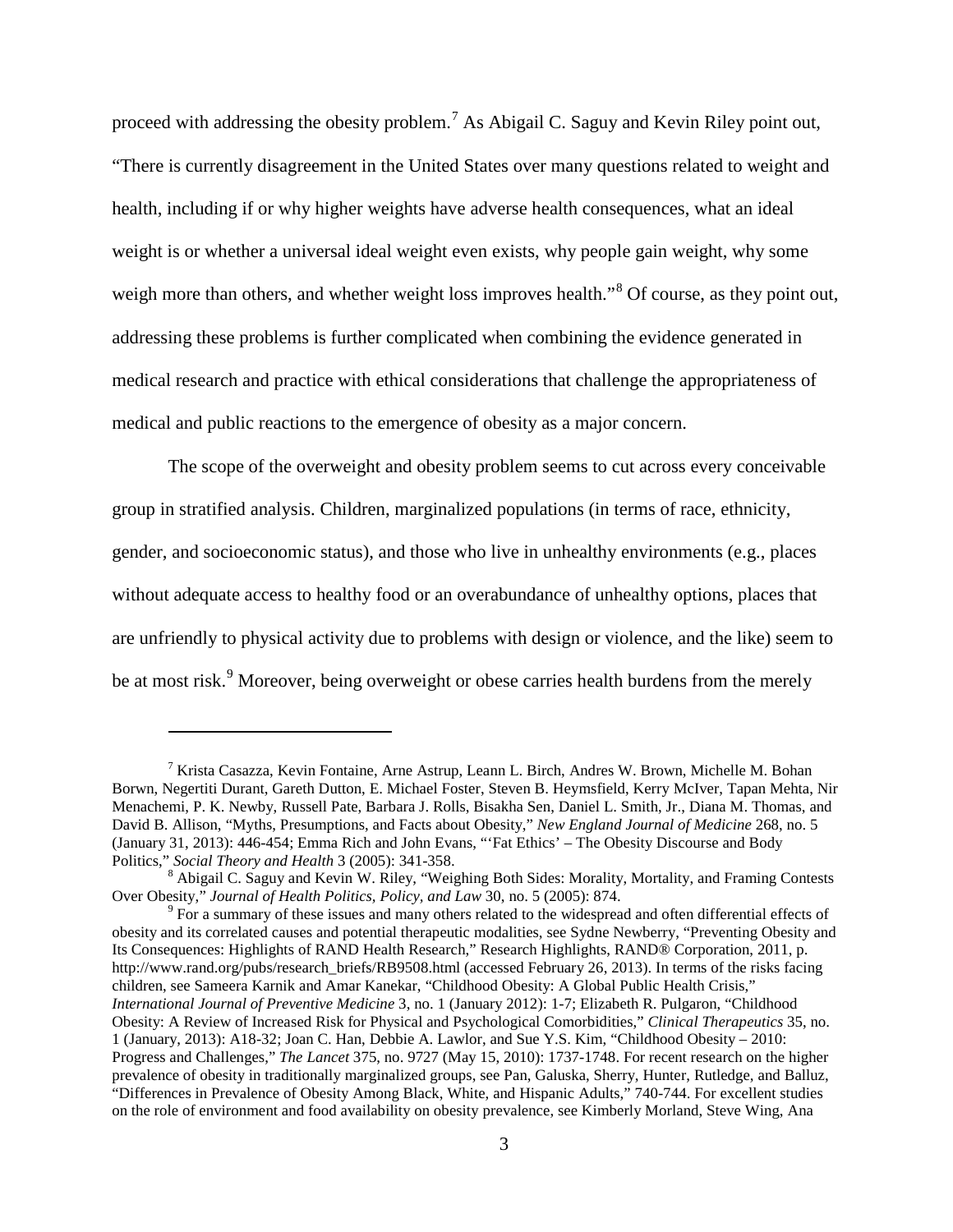proceed with addressing the obesity problem.[7] As Abigail C. Saguy and Kevin Riley point out, "There is currently disagreement in the United States over many questions related to weight and health, including if or why higher weights have adverse health consequences, what an ideal weight is or whether a universal ideal weight even exists, why people gain weight, why some weigh more than others, and whether weight loss improves health."[8] Of course, as they point out, addressing these problems is further complicated when combining the evidence generated in medical research and practice with ethical considerations that challenge the appropriateness of medical and public reactions to the emergence of obesity as a major concern.

The scope of the overweight and obesity problem seems to cut across every conceivable group in stratified analysis. Children, marginalized populations (in terms of race, ethnicity, gender, and socioeconomic status), and those who live in unhealthy environments (e.g., places without adequate access to healthy food or an overabundance of unhealthy options, places that are unfriendly to physical activity due to problems with design or violence, and the like) seem to be at most risk.[9] Moreover, being overweight or obese carries health burdens from the merely

---

[7] Krista Casazza, Kevin Fontaine, Arne Astrup, Leann L. Birch, Andres W. Brown, Michelle M. Bohan Borwn, Negertiti Durant, Gareth Dutton, E. Michael Foster, Steven B. Heymsfield, Kerry McIver, Tapan Mehta, Nir Menachemi, P. K. Newby, Russell Pate, Barbara J. Rolls, Bisakha Sen, Daniel L. Smith, Jr., Diana M. Thomas, and David B. Allison, "Myths, Presumptions, and Facts about Obesity," *New England Journal of Medicine* 268, no. 5 (January 31, 2013): 446-454; Emma Rich and John Evans, "'Fat Ethics' – The Obesity Discourse and Body Politics," *Social Theory and Health* 3 (2005): 341-358.

[8] Abigail C. Saguy and Kevin W. Riley, "Weighing Both Sides: Morality, Mortality, and Framing Contests Over Obesity," *Journal of Health Politics, Policy, and Law* 30, no. 5 (2005): 874.

[9] For a summary of these issues and many others related to the widespread and often differential effects of obesity and its correlated causes and potential therapeutic modalities, see Sydne Newberry, "Preventing Obesity and Its Consequences: Highlights of RAND Health Research," Research Highlights, RAND® Corporation, 2011, p. http://www.rand.org/pubs/research_briefs/RB9508.html (accessed February 26, 2013). In terms of the risks facing children, see Sameera Karnik and Amar Kanekar, "Childhood Obesity: A Global Public Health Crisis," *International Journal of Preventive Medicine* 3, no. 1 (January 2012): 1-7; Elizabeth R. Pulgaron, "Childhood Obesity: A Review of Increased Risk for Physical and Psychological Comorbidities," *Clinical Therapeutics* 35, no. 1 (January, 2013): A18-32; Joan C. Han, Debbie A. Lawlor, and Sue Y.S. Kim, "Childhood Obesity – 2010: Progress and Challenges," *The Lancet* 375, no. 9727 (May 15, 2010): 1737-1748. For recent research on the higher prevalence of obesity in traditionally marginalized groups, see Pan, Galuska, Sherry, Hunter, Rutledge, and Balluz, "Differences in Prevalence of Obesity Among Black, White, and Hispanic Adults," 740-744. For excellent studies on the role of environment and food availability on obesity prevalence, see Kimberly Morland, Steve Wing, Ana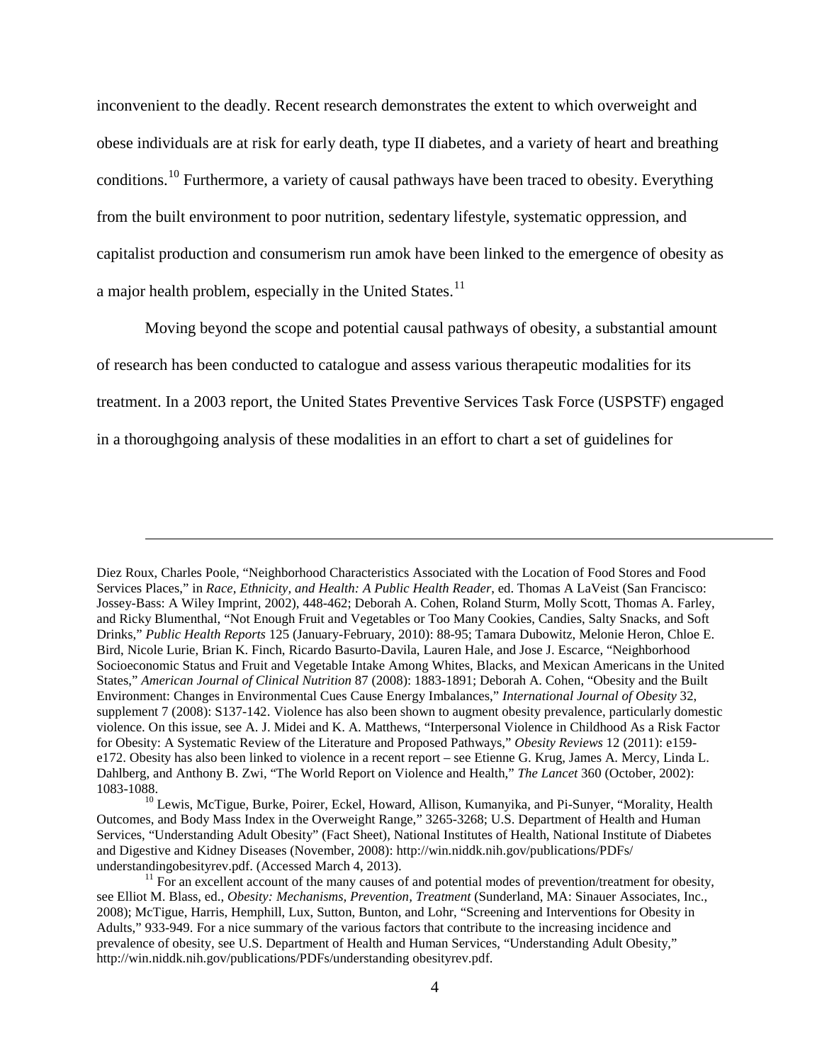inconvenient to the deadly. Recent research demonstrates the extent to which overweight and obese individuals are at risk for early death, type II diabetes, and a variety of heart and breathing conditions.[10] Furthermore, a variety of causal pathways have been traced to obesity. Everything from the built environment to poor nutrition, sedentary lifestyle, systematic oppression, and capitalist production and consumerism run amok have been linked to the emergence of obesity as a major health problem, especially in the United States.[11]

Moving beyond the scope and potential causal pathways of obesity, a substantial amount of research has been conducted to catalogue and assess various therapeutic modalities for its treatment. In a 2003 report, the United States Preventive Services Task Force (USPSTF) engaged in a thoroughgoing analysis of these modalities in an effort to chart a set of guidelines for

---

Diez Roux, Charles Poole, "Neighborhood Characteristics Associated with the Location of Food Stores and Food Services Places," in *Race, Ethnicity, and Health: A Public Health Reader*, ed. Thomas A LaVeist (San Francisco: Jossey-Bass: A Wiley Imprint, 2002), 448-462; Deborah A. Cohen, Roland Sturm, Molly Scott, Thomas A. Farley, and Ricky Blumenthal, "Not Enough Fruit and Vegetables or Too Many Cookies, Candies, Salty Snacks, and Soft Drinks," *Public Health Reports* 125 (January-February, 2010): 88-95; Tamara Dubowitz, Melonie Heron, Chloe E. Bird, Nicole Lurie, Brian K. Finch, Ricardo Basurto-Davila, Lauren Hale, and Jose J. Escarce, "Neighborhood Socioeconomic Status and Fruit and Vegetable Intake Among Whites, Blacks, and Mexican Americans in the United States," *American Journal of Clinical Nutrition* 87 (2008): 1883-1891; Deborah A. Cohen, "Obesity and the Built Environment: Changes in Environmental Cues Cause Energy Imbalances," *International Journal of Obesity* 32, supplement 7 (2008): S137-142. Violence has also been shown to augment obesity prevalence, particularly domestic violence. On this issue, see A. J. Midei and K. A. Matthews, "Interpersonal Violence in Childhood As a Risk Factor for Obesity: A Systematic Review of the Literature and Proposed Pathways," *Obesity Reviews* 12 (2011): e159-e172. Obesity has also been linked to violence in a recent report – see Etienne G. Krug, James A. Mercy, Linda L. Dahlberg, and Anthony B. Zwi, "The World Report on Violence and Health," *The Lancet* 360 (October, 2002): 1083-1088.

[10] Lewis, McTigue, Burke, Poirer, Eckel, Howard, Allison, Kumanyika, and Pi-Sunyer, "Morality, Health Outcomes, and Body Mass Index in the Overweight Range," 3265-3268; U.S. Department of Health and Human Services, "Understanding Adult Obesity" (Fact Sheet), National Institutes of Health, National Institute of Diabetes and Digestive and Kidney Diseases (November, 2008): http://win.niddk.nih.gov/publications/PDFs/understandingobesityrev.pdf. (Accessed March 4, 2013).

[11] For an excellent account of the many causes of and potential modes of prevention/treatment for obesity, see Elliot M. Blass, ed., *Obesity: Mechanisms, Prevention, Treatment* (Sunderland, MA: Sinauer Associates, Inc., 2008); McTigue, Harris, Hemphill, Lux, Sutton, Bunton, and Lohr, "Screening and Interventions for Obesity in Adults," 933-949. For a nice summary of the various factors that contribute to the increasing incidence and prevalence of obesity, see U.S. Department of Health and Human Services, "Understanding Adult Obesity," http://win.niddk.nih.gov/publications/PDFs/understanding obesityrev.pdf.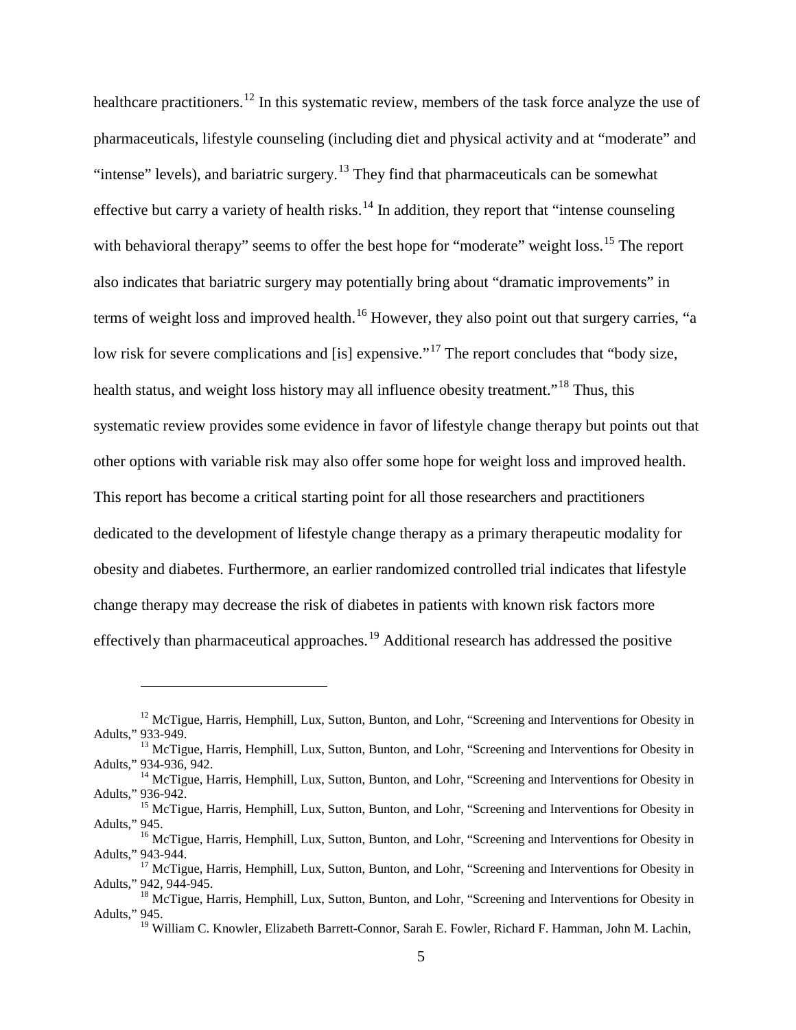healthcare practitioners.[12] In this systematic review, members of the task force analyze the use of pharmaceuticals, lifestyle counseling (including diet and physical activity and at "moderate" and "intense" levels), and bariatric surgery.[13] They find that pharmaceuticals can be somewhat effective but carry a variety of health risks.[14] In addition, they report that "intense counseling with behavioral therapy" seems to offer the best hope for "moderate" weight loss.[15] The report also indicates that bariatric surgery may potentially bring about "dramatic improvements" in terms of weight loss and improved health.[16] However, they also point out that surgery carries, "a low risk for severe complications and [is] expensive."[17] The report concludes that "body size, health status, and weight loss history may all influence obesity treatment."[18] Thus, this systematic review provides some evidence in favor of lifestyle change therapy but points out that other options with variable risk may also offer some hope for weight loss and improved health. This report has become a critical starting point for all those researchers and practitioners dedicated to the development of lifestyle change therapy as a primary therapeutic modality for obesity and diabetes. Furthermore, an earlier randomized controlled trial indicates that lifestyle change therapy may decrease the risk of diabetes in patients with known risk factors more effectively than pharmaceutical approaches.[19] Additional research has addressed the positive

---

[12] McTigue, Harris, Hemphill, Lux, Sutton, Bunton, and Lohr, "Screening and Interventions for Obesity in Adults," 933-949.

[13] McTigue, Harris, Hemphill, Lux, Sutton, Bunton, and Lohr, "Screening and Interventions for Obesity in Adults," 934-936, 942.

[14] McTigue, Harris, Hemphill, Lux, Sutton, Bunton, and Lohr, "Screening and Interventions for Obesity in Adults," 936-942.

[15] McTigue, Harris, Hemphill, Lux, Sutton, Bunton, and Lohr, "Screening and Interventions for Obesity in Adults," 945.

[16] McTigue, Harris, Hemphill, Lux, Sutton, Bunton, and Lohr, "Screening and Interventions for Obesity in Adults," 943-944.

[17] McTigue, Harris, Hemphill, Lux, Sutton, Bunton, and Lohr, "Screening and Interventions for Obesity in Adults," 942, 944-945.

[18] McTigue, Harris, Hemphill, Lux, Sutton, Bunton, and Lohr, "Screening and Interventions for Obesity in Adults," 945.

[19] William C. Knowler, Elizabeth Barrett-Connor, Sarah E. Fowler, Richard F. Hamman, John M. Lachin,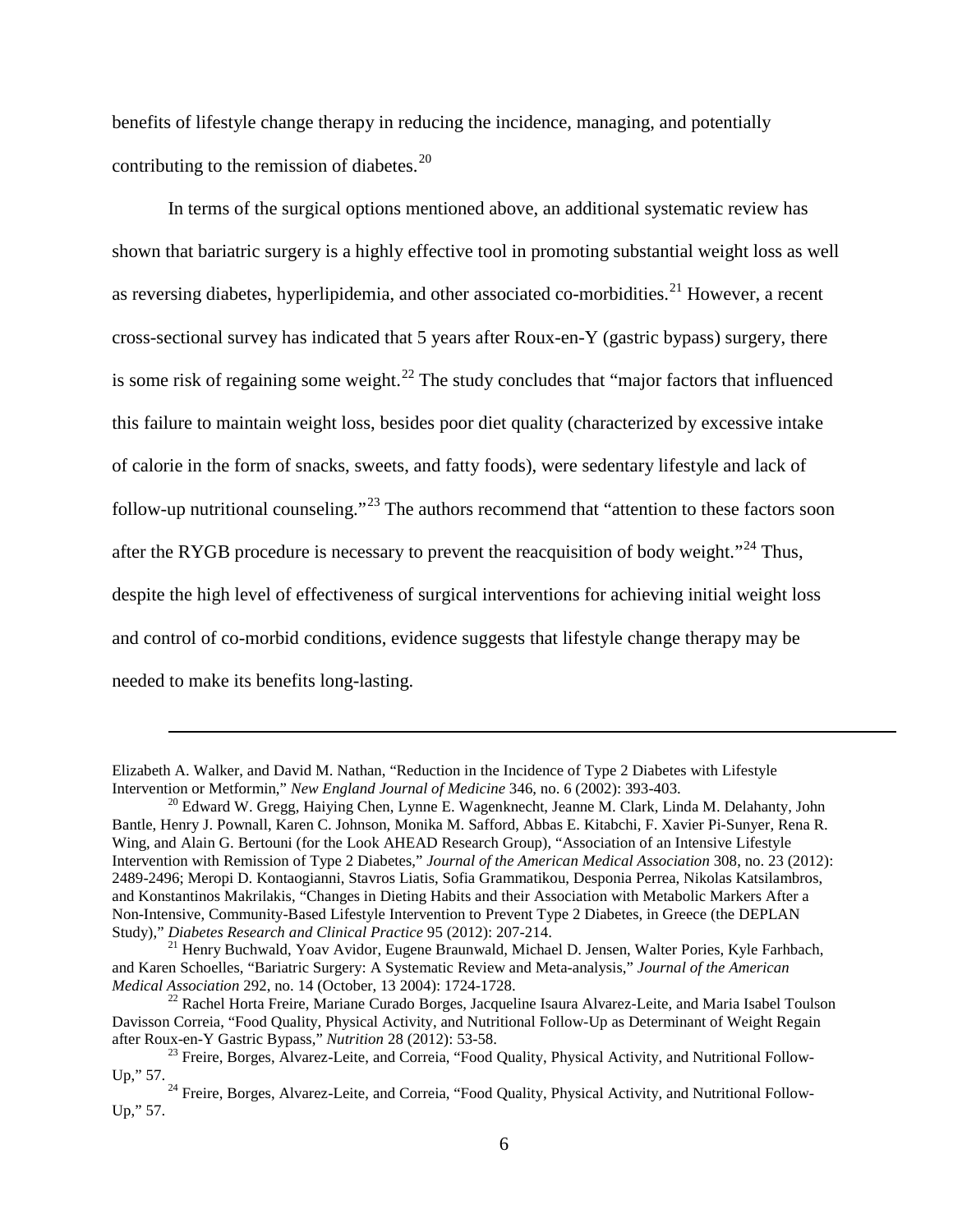benefits of lifestyle change therapy in reducing the incidence, managing, and potentially contributing to the remission of diabetes.[20]

In terms of the surgical options mentioned above, an additional systematic review has shown that bariatric surgery is a highly effective tool in promoting substantial weight loss as well as reversing diabetes, hyperlipidemia, and other associated co-morbidities.[21] However, a recent cross-sectional survey has indicated that 5 years after Roux-en-Y (gastric bypass) surgery, there is some risk of regaining some weight.[22] The study concludes that "major factors that influenced this failure to maintain weight loss, besides poor diet quality (characterized by excessive intake of calorie in the form of snacks, sweets, and fatty foods), were sedentary lifestyle and lack of follow-up nutritional counseling."[23] The authors recommend that "attention to these factors soon after the RYGB procedure is necessary to prevent the reacquisition of body weight."[24] Thus, despite the high level of effectiveness of surgical interventions for achieving initial weight loss and control of co-morbid conditions, evidence suggests that lifestyle change therapy may be needed to make its benefits long-lasting.

---

Elizabeth A. Walker, and David M. Nathan, "Reduction in the Incidence of Type 2 Diabetes with Lifestyle Intervention or Metformin," *New England Journal of Medicine* 346, no. 6 (2002): 393-403.

[20] Edward W. Gregg, Haiying Chen, Lynne E. Wagenknecht, Jeanne M. Clark, Linda M. Delahanty, John Bantle, Henry J. Pownall, Karen C. Johnson, Monika M. Safford, Abbas E. Kitabchi, F. Xavier Pi-Sunyer, Rena R. Wing, and Alain G. Bertouni (for the Look AHEAD Research Group), "Association of an Intensive Lifestyle Intervention with Remission of Type 2 Diabetes," *Journal of the American Medical Association* 308, no. 23 (2012): 2489-2496; Meropi D. Kontaogianni, Stavros Liatis, Sofia Grammatikou, Desponia Perrea, Nikolas Katsilambros, and Konstantinos Makrilakis, "Changes in Dieting Habits and their Association with Metabolic Markers After a Non-Intensive, Community-Based Lifestyle Intervention to Prevent Type 2 Diabetes, in Greece (the DEPLAN Study)," *Diabetes Research and Clinical Practice* 95 (2012): 207-214.

[21] Henry Buchwald, Yoav Avidor, Eugene Braunwald, Michael D. Jensen, Walter Pories, Kyle Farhbach, and Karen Schoelles, "Bariatric Surgery: A Systematic Review and Meta-analysis," *Journal of the American Medical Association* 292, no. 14 (October, 13 2004): 1724-1728.

[22] Rachel Horta Freire, Mariane Curado Borges, Jacqueline Isaura Alvarez-Leite, and Maria Isabel Toulson Davisson Correia, "Food Quality, Physical Activity, and Nutritional Follow-Up as Determinant of Weight Regain after Roux-en-Y Gastric Bypass," *Nutrition* 28 (2012): 53-58.

[23] Freire, Borges, Alvarez-Leite, and Correia, "Food Quality, Physical Activity, and Nutritional Follow-Up," 57.

[24] Freire, Borges, Alvarez-Leite, and Correia, "Food Quality, Physical Activity, and Nutritional Follow-Up," 57.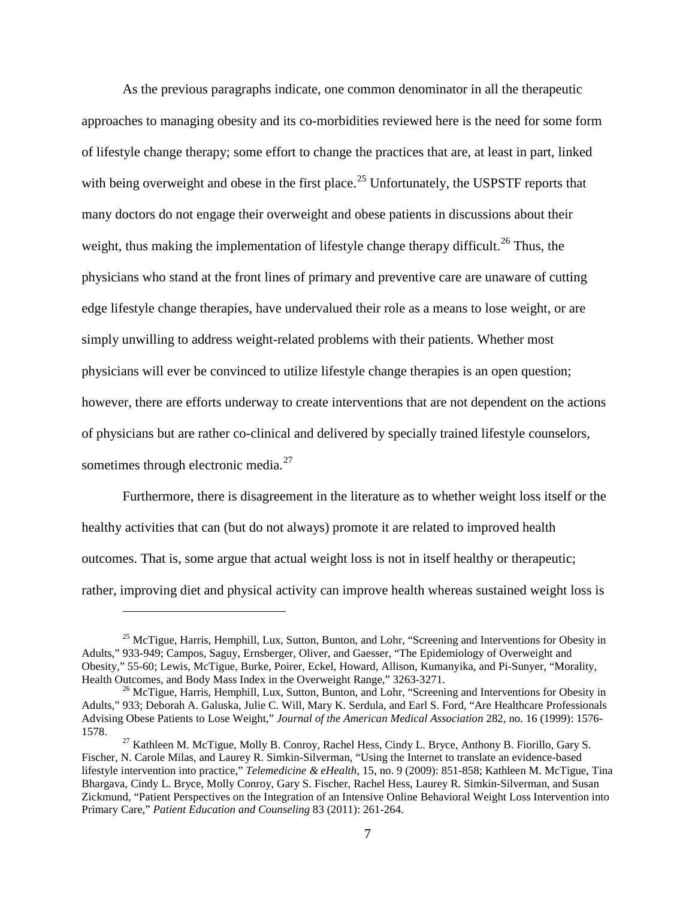As the previous paragraphs indicate, one common denominator in all the therapeutic approaches to managing obesity and its co-morbidities reviewed here is the need for some form of lifestyle change therapy; some effort to change the practices that are, at least in part, linked with being overweight and obese in the first place.[25] Unfortunately, the USPSTF reports that many doctors do not engage their overweight and obese patients in discussions about their weight, thus making the implementation of lifestyle change therapy difficult.[26] Thus, the physicians who stand at the front lines of primary and preventive care are unaware of cutting edge lifestyle change therapies, have undervalued their role as a means to lose weight, or are simply unwilling to address weight-related problems with their patients. Whether most physicians will ever be convinced to utilize lifestyle change therapies is an open question; however, there are efforts underway to create interventions that are not dependent on the actions of physicians but are rather co-clinical and delivered by specially trained lifestyle counselors, sometimes through electronic media.[27]

Furthermore, there is disagreement in the literature as to whether weight loss itself or the healthy activities that can (but do not always) promote it are related to improved health outcomes. That is, some argue that actual weight loss is not in itself healthy or therapeutic; rather, improving diet and physical activity can improve health whereas sustained weight loss is

---

[25] McTigue, Harris, Hemphill, Lux, Sutton, Bunton, and Lohr, "Screening and Interventions for Obesity in Adults," 933-949; Campos, Saguy, Ernsberger, Oliver, and Gaesser, "The Epidemiology of Overweight and Obesity," 55-60; Lewis, McTigue, Burke, Poirer, Eckel, Howard, Allison, Kumanyika, and Pi-Sunyer, "Morality, Health Outcomes, and Body Mass Index in the Overweight Range," 3263-3271.

[26] McTigue, Harris, Hemphill, Lux, Sutton, Bunton, and Lohr, "Screening and Interventions for Obesity in Adults," 933; Deborah A. Galuska, Julie C. Will, Mary K. Serdula, and Earl S. Ford, "Are Healthcare Professionals Advising Obese Patients to Lose Weight," *Journal of the American Medical Association* 282, no. 16 (1999): 1576-1578.

[27] Kathleen M. McTigue, Molly B. Conroy, Rachel Hess, Cindy L. Bryce, Anthony B. Fiorillo, Gary S. Fischer, N. Carole Milas, and Laurey R. Simkin-Silverman, "Using the Internet to translate an evidence-based lifestyle intervention into practice," *Telemedicine & eHealth*, 15, no. 9 (2009): 851-858; Kathleen M. McTigue, Tina Bhargava, Cindy L. Bryce, Molly Conroy, Gary S. Fischer, Rachel Hess, Laurey R. Simkin-Silverman, and Susan Zickmund, "Patient Perspectives on the Integration of an Intensive Online Behavioral Weight Loss Intervention into Primary Care," *Patient Education and Counseling* 83 (2011): 261-264.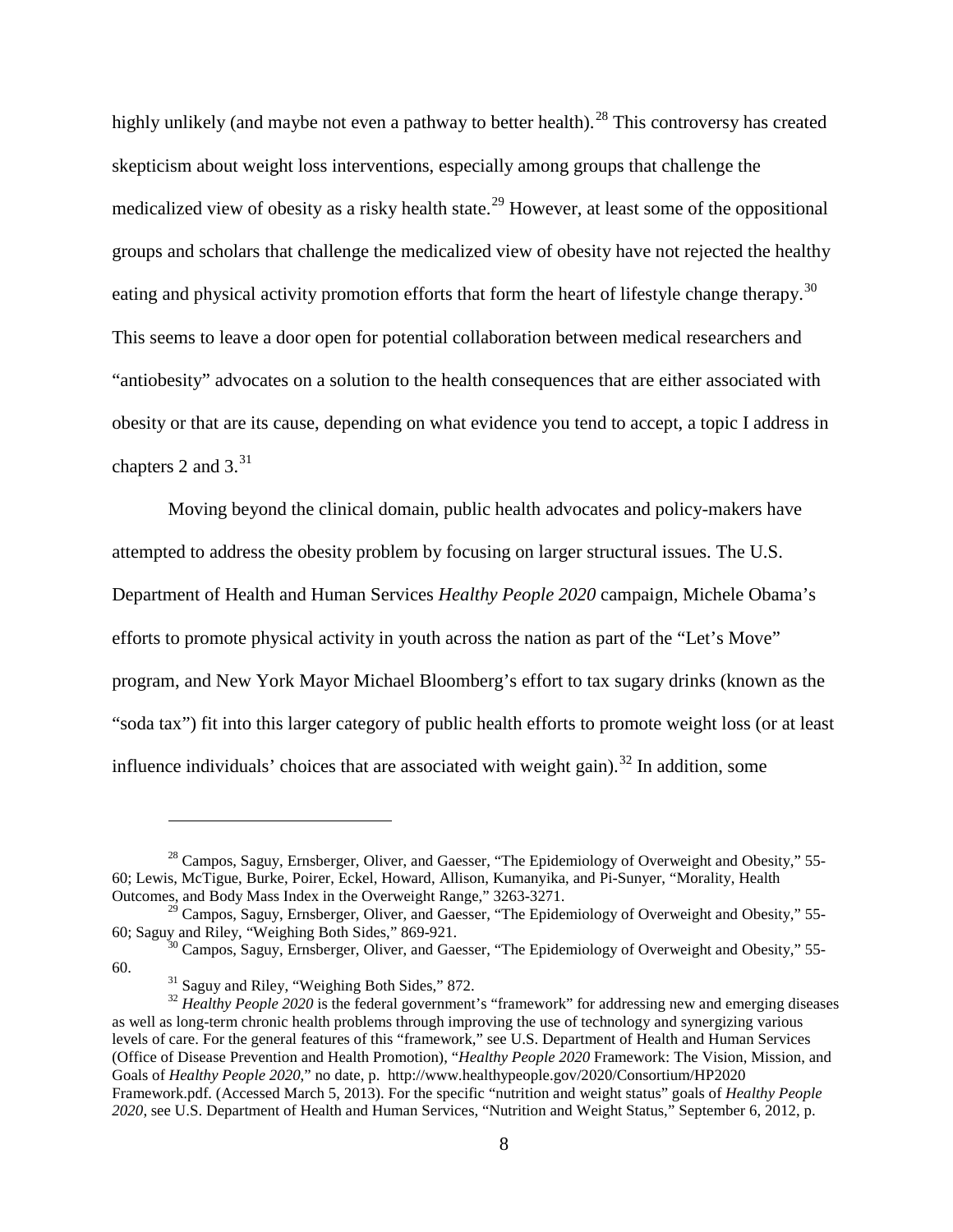highly unlikely (and maybe not even a pathway to better health).[28] This controversy has created skepticism about weight loss interventions, especially among groups that challenge the medicalized view of obesity as a risky health state.[29] However, at least some of the oppositional groups and scholars that challenge the medicalized view of obesity have not rejected the healthy eating and physical activity promotion efforts that form the heart of lifestyle change therapy.[30] This seems to leave a door open for potential collaboration between medical researchers and "antiobesity" advocates on a solution to the health consequences that are either associated with obesity or that are its cause, depending on what evidence you tend to accept, a topic I address in chapters 2 and 3.[31]

Moving beyond the clinical domain, public health advocates and policy-makers have attempted to address the obesity problem by focusing on larger structural issues. The U.S. Department of Health and Human Services *Healthy People 2020* campaign, Michele Obama's efforts to promote physical activity in youth across the nation as part of the "Let's Move" program, and New York Mayor Michael Bloomberg's effort to tax sugary drinks (known as the "soda tax") fit into this larger category of public health efforts to promote weight loss (or at least influence individuals' choices that are associated with weight gain).[32] In addition, some

---

[28] Campos, Saguy, Ernsberger, Oliver, and Gaesser, "The Epidemiology of Overweight and Obesity," 55-60; Lewis, McTigue, Burke, Poirer, Eckel, Howard, Allison, Kumanyika, and Pi-Sunyer, "Morality, Health Outcomes, and Body Mass Index in the Overweight Range," 3263-3271.

[29] Campos, Saguy, Ernsberger, Oliver, and Gaesser, "The Epidemiology of Overweight and Obesity," 55-60; Saguy and Riley, "Weighing Both Sides," 869-921.

[30] Campos, Saguy, Ernsberger, Oliver, and Gaesser, "The Epidemiology of Overweight and Obesity," 55-60.

[31] Saguy and Riley, "Weighing Both Sides," 872.

[32] *Healthy People 2020* is the federal government's "framework" for addressing new and emerging diseases as well as long-term chronic health problems through improving the use of technology and synergizing various levels of care. For the general features of this "framework," see U.S. Department of Health and Human Services (Office of Disease Prevention and Health Promotion), "*Healthy People 2020* Framework: The Vision, Mission, and Goals of *Healthy People 2020*," no date, p. http://www.healthypeople.gov/2020/Consortium/HP2020 Framework.pdf. (Accessed March 5, 2013). For the specific "nutrition and weight status" goals of *Healthy People 2020*, see U.S. Department of Health and Human Services, "Nutrition and Weight Status," September 6, 2012, p.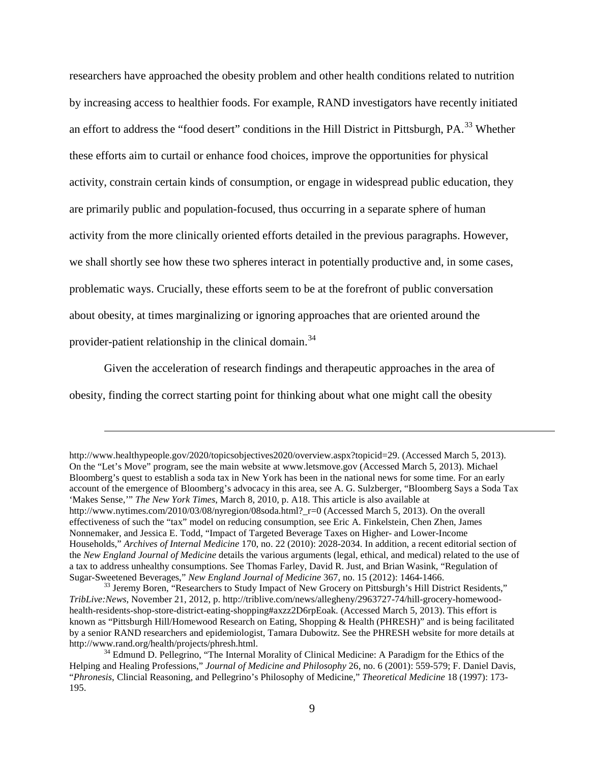researchers have approached the obesity problem and other health conditions related to nutrition by increasing access to healthier foods. For example, RAND investigators have recently initiated an effort to address the "food desert" conditions in the Hill District in Pittsburgh, PA.[33] Whether these efforts aim to curtail or enhance food choices, improve the opportunities for physical activity, constrain certain kinds of consumption, or engage in widespread public education, they are primarily public and population-focused, thus occurring in a separate sphere of human activity from the more clinically oriented efforts detailed in the previous paragraphs. However, we shall shortly see how these two spheres interact in potentially productive and, in some cases, problematic ways. Crucially, these efforts seem to be at the forefront of public conversation about obesity, at times marginalizing or ignoring approaches that are oriented around the provider-patient relationship in the clinical domain.[34]

Given the acceleration of research findings and therapeutic approaches in the area of obesity, finding the correct starting point for thinking about what one might call the obesity

---

http://www.healthypeople.gov/2020/topicsobjectives2020/overview.aspx?topicid=29. (Accessed March 5, 2013). On the "Let's Move" program, see the main website at www.letsmove.gov (Accessed March 5, 2013). Michael Bloomberg's quest to establish a soda tax in New York has been in the national news for some time. For an early account of the emergence of Bloomberg's advocacy in this area, see A. G. Sulzberger, "Bloomberg Says a Soda Tax 'Makes Sense,'" *The New York Times*, March 8, 2010, p. A18. This article is also available at http://www.nytimes.com/2010/03/08/nyregion/08soda.html?_r=0 (Accessed March 5, 2013). On the overall effectiveness of such the "tax" model on reducing consumption, see Eric A. Finkelstein, Chen Zhen, James Nonnemaker, and Jessica E. Todd, "Impact of Targeted Beverage Taxes on Higher- and Lower-Income Households," *Archives of Internal Medicine* 170, no. 22 (2010): 2028-2034. In addition, a recent editorial section of the *New England Journal of Medicine* details the various arguments (legal, ethical, and medical) related to the use of a tax to address unhealthy consumptions. See Thomas Farley, David R. Just, and Brian Wasink, "Regulation of Sugar-Sweetened Beverages," *New England Journal of Medicine* 367, no. 15 (2012): 1464-1466.

[33] Jeremy Boren, "Researchers to Study Impact of New Grocery on Pittsburgh's Hill District Residents," *TribLive:News*, November 21, 2012, p. http://triblive.com/news/allegheny/2963727-74/hill-grocery-homewood-health-residents-shop-store-district-eating-shopping#axzz2D6rpEoak. (Accessed March 5, 2013). This effort is known as "Pittsburgh Hill/Homewood Research on Eating, Shopping & Health (PHRESH)" and is being facilitated by a senior RAND researchers and epidemiologist, Tamara Dubowitz. See the PHRESH website for more details at http://www.rand.org/health/projects/phresh.html.

[34] Edmund D. Pellegrino, "The Internal Morality of Clinical Medicine: A Paradigm for the Ethics of the Helping and Healing Professions," *Journal of Medicine and Philosophy* 26, no. 6 (2001): 559-579; F. Daniel Davis, "*Phronesis*, Clincial Reasoning, and Pellegrino's Philosophy of Medicine," *Theoretical Medicine* 18 (1997): 173-195.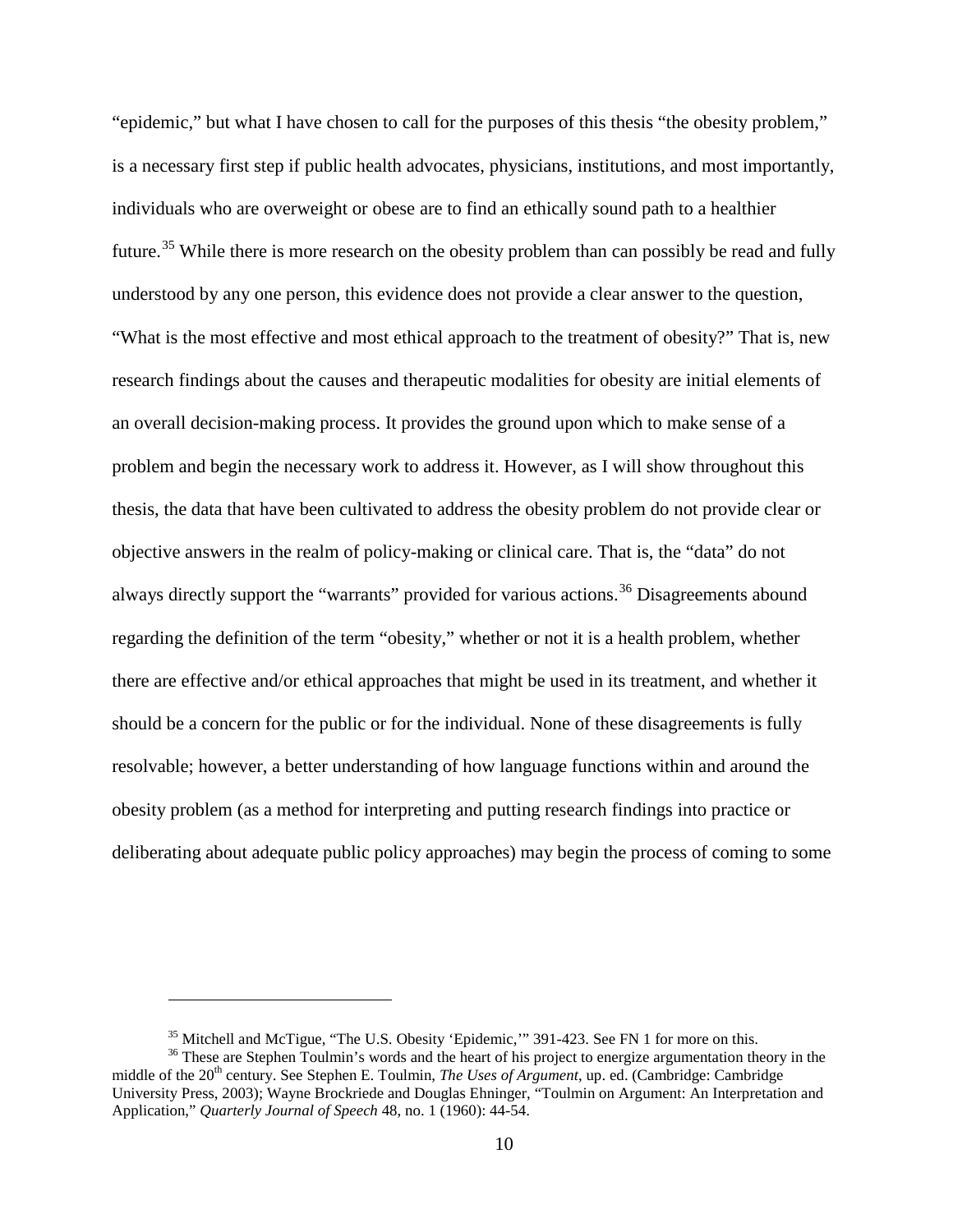"epidemic," but what I have chosen to call for the purposes of this thesis "the obesity problem," is a necessary first step if public health advocates, physicians, institutions, and most importantly, individuals who are overweight or obese are to find an ethically sound path to a healthier future.[35] While there is more research on the obesity problem than can possibly be read and fully understood by any one person, this evidence does not provide a clear answer to the question, "What is the most effective and most ethical approach to the treatment of obesity?" That is, new research findings about the causes and therapeutic modalities for obesity are initial elements of an overall decision-making process. It provides the ground upon which to make sense of a problem and begin the necessary work to address it. However, as I will show throughout this thesis, the data that have been cultivated to address the obesity problem do not provide clear or objective answers in the realm of policy-making or clinical care. That is, the "data" do not always directly support the "warrants" provided for various actions.[36] Disagreements abound regarding the definition of the term "obesity," whether or not it is a health problem, whether there are effective and/or ethical approaches that might be used in its treatment, and whether it should be a concern for the public or for the individual. None of these disagreements is fully resolvable; however, a better understanding of how language functions within and around the obesity problem (as a method for interpreting and putting research findings into practice or deliberating about adequate public policy approaches) may begin the process of coming to some

---

[35] Mitchell and McTigue, "The U.S. Obesity 'Epidemic,'" 391-423. See FN 1 for more on this.

[36] These are Stephen Toulmin's words and the heart of his project to energize argumentation theory in the middle of the 20th century. See Stephen E. Toulmin, *The Uses of Argument*, up. ed. (Cambridge: Cambridge University Press, 2003); Wayne Brockriede and Douglas Ehninger, "Toulmin on Argument: An Interpretation and Application," *Quarterly Journal of Speech* 48, no. 1 (1960): 44-54.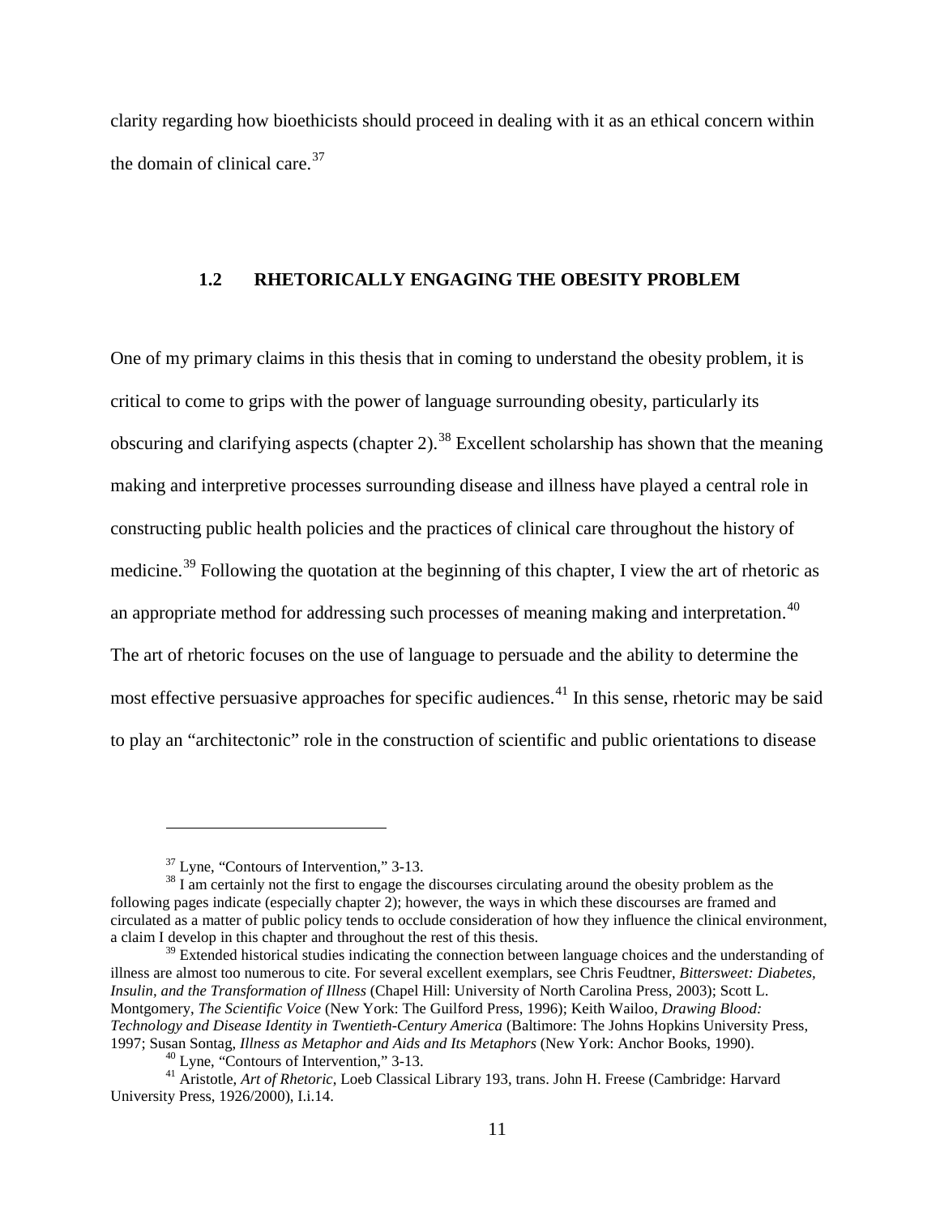clarity regarding how bioethicists should proceed in dealing with it as an ethical concern within the domain of clinical care.[37]

## 1.2 RHETORICALLY ENGAGING THE OBESITY PROBLEM

One of my primary claims in this thesis that in coming to understand the obesity problem, it is critical to come to grips with the power of language surrounding obesity, particularly its obscuring and clarifying aspects (chapter 2).[38] Excellent scholarship has shown that the meaning making and interpretive processes surrounding disease and illness have played a central role in constructing public health policies and the practices of clinical care throughout the history of medicine.[39] Following the quotation at the beginning of this chapter, I view the art of rhetoric as an appropriate method for addressing such processes of meaning making and interpretation.[40] The art of rhetoric focuses on the use of language to persuade and the ability to determine the most effective persuasive approaches for specific audiences.[41] In this sense, rhetoric may be said to play an "architectonic" role in the construction of scientific and public orientations to disease

---

[37] Lyne, "Contours of Intervention," 3-13.

[38] I am certainly not the first to engage the discourses circulating around the obesity problem as the following pages indicate (especially chapter 2); however, the ways in which these discourses are framed and circulated as a matter of public policy tends to occlude consideration of how they influence the clinical environment, a claim I develop in this chapter and throughout the rest of this thesis.

[39] Extended historical studies indicating the connection between language choices and the understanding of illness are almost too numerous to cite. For several excellent exemplars, see Chris Feudtner, *Bittersweet: Diabetes, Insulin, and the Transformation of Illness* (Chapel Hill: University of North Carolina Press, 2003); Scott L. Montgomery, *The Scientific Voice* (New York: The Guilford Press, 1996); Keith Wailoo, *Drawing Blood: Technology and Disease Identity in Twentieth-Century America* (Baltimore: The Johns Hopkins University Press, 1997; Susan Sontag, *Illness as Metaphor and Aids and Its Metaphors* (New York: Anchor Books, 1990).

[40] Lyne, "Contours of Intervention," 3-13.

[41] Aristotle, *Art of Rhetoric*, Loeb Classical Library 193, trans. John H. Freese (Cambridge: Harvard University Press, 1926/2000), I.i.14.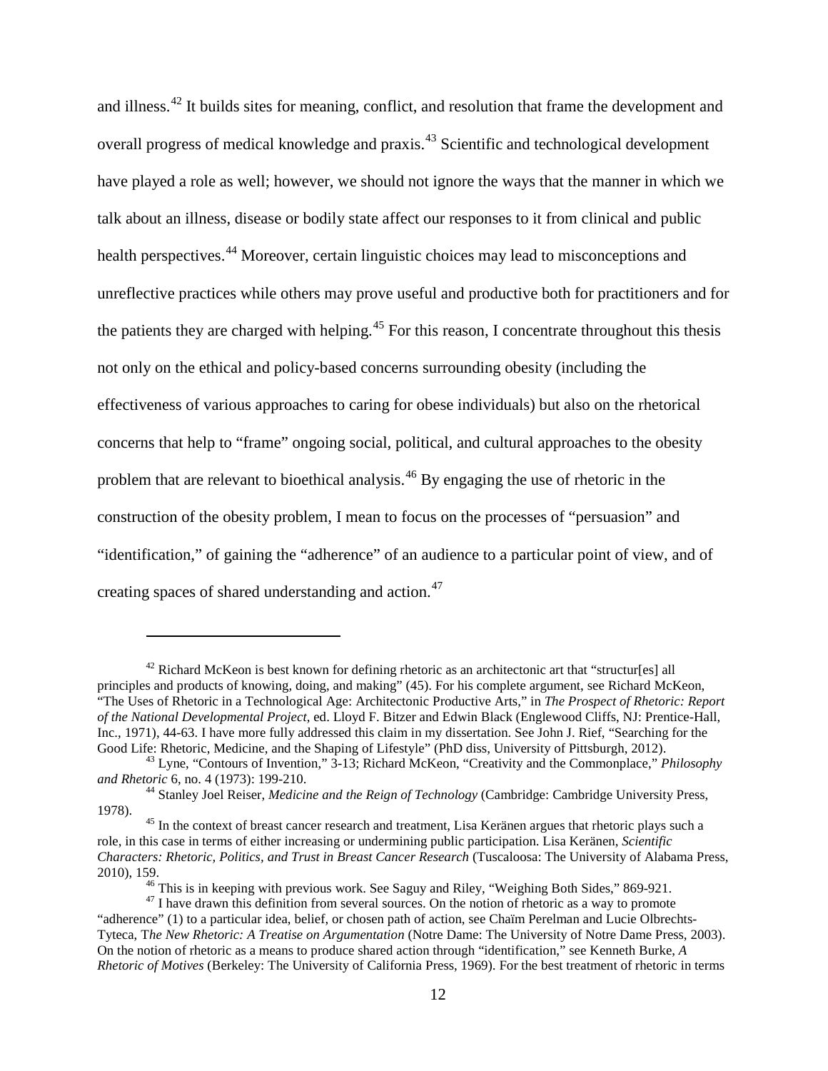and illness.[42] It builds sites for meaning, conflict, and resolution that frame the development and overall progress of medical knowledge and praxis.[43] Scientific and technological development have played a role as well; however, we should not ignore the ways that the manner in which we talk about an illness, disease or bodily state affect our responses to it from clinical and public health perspectives.[44] Moreover, certain linguistic choices may lead to misconceptions and unreflective practices while others may prove useful and productive both for practitioners and for the patients they are charged with helping.[45] For this reason, I concentrate throughout this thesis not only on the ethical and policy-based concerns surrounding obesity (including the effectiveness of various approaches to caring for obese individuals) but also on the rhetorical concerns that help to "frame" ongoing social, political, and cultural approaches to the obesity problem that are relevant to bioethical analysis.[46] By engaging the use of rhetoric in the construction of the obesity problem, I mean to focus on the processes of "persuasion" and "identification," of gaining the "adherence" of an audience to a particular point of view, and of creating spaces of shared understanding and action.[47]

---

[42] Richard McKeon is best known for defining rhetoric as an architectonic art that "structur[es] all principles and products of knowing, doing, and making" (45). For his complete argument, see Richard McKeon, "The Uses of Rhetoric in a Technological Age: Architectonic Productive Arts," in *The Prospect of Rhetoric: Report of the National Developmental Project*, ed. Lloyd F. Bitzer and Edwin Black (Englewood Cliffs, NJ: Prentice-Hall, Inc., 1971), 44-63. I have more fully addressed this claim in my dissertation. See John J. Rief, "Searching for the Good Life: Rhetoric, Medicine, and the Shaping of Lifestyle" (PhD diss, University of Pittsburgh, 2012).

[43] Lyne, "Contours of Invention," 3-13; Richard McKeon, "Creativity and the Commonplace," *Philosophy and Rhetoric* 6, no. 4 (1973): 199-210.

[44] Stanley Joel Reiser, *Medicine and the Reign of Technology* (Cambridge: Cambridge University Press, 1978).

[45] In the context of breast cancer research and treatment, Lisa Keränen argues that rhetoric plays such a role, in this case in terms of either increasing or undermining public participation. Lisa Keränen, *Scientific Characters: Rhetoric, Politics, and Trust in Breast Cancer Research* (Tuscaloosa: The University of Alabama Press, 2010), 159.

[46] This is in keeping with previous work. See Saguy and Riley, "Weighing Both Sides," 869-921.

[47] I have drawn this definition from several sources. On the notion of rhetoric as a way to promote "adherence" (1) to a particular idea, belief, or chosen path of action, see Chaïm Perelman and Lucie Olbrechts-Tyteca, T*he New Rhetoric: A Treatise on Argumentation* (Notre Dame: The University of Notre Dame Press, 2003). On the notion of rhetoric as a means to produce shared action through "identification," see Kenneth Burke, *A Rhetoric of Motives* (Berkeley: The University of California Press, 1969). For the best treatment of rhetoric in terms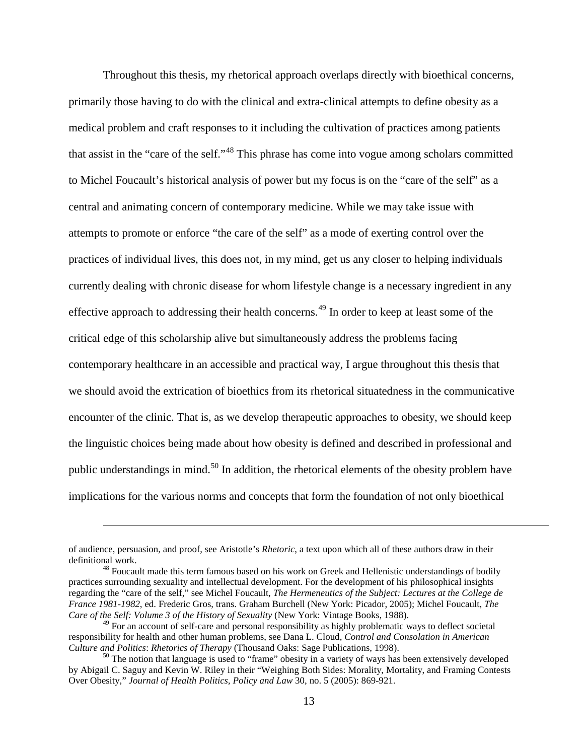Throughout this thesis, my rhetorical approach overlaps directly with bioethical concerns, primarily those having to do with the clinical and extra-clinical attempts to define obesity as a medical problem and craft responses to it including the cultivation of practices among patients that assist in the "care of the self."[48] This phrase has come into vogue among scholars committed to Michel Foucault's historical analysis of power but my focus is on the "care of the self" as a central and animating concern of contemporary medicine. While we may take issue with attempts to promote or enforce "the care of the self" as a mode of exerting control over the practices of individual lives, this does not, in my mind, get us any closer to helping individuals currently dealing with chronic disease for whom lifestyle change is a necessary ingredient in any effective approach to addressing their health concerns.[49] In order to keep at least some of the critical edge of this scholarship alive but simultaneously address the problems facing contemporary healthcare in an accessible and practical way, I argue throughout this thesis that we should avoid the extrication of bioethics from its rhetorical situatedness in the communicative encounter of the clinic. That is, as we develop therapeutic approaches to obesity, we should keep the linguistic choices being made about how obesity is defined and described in professional and public understandings in mind.[50] In addition, the rhetorical elements of the obesity problem have implications for the various norms and concepts that form the foundation of not only bioethical

---

of audience, persuasion, and proof, see Aristotle's *Rhetoric*, a text upon which all of these authors draw in their definitional work.

[48] Foucault made this term famous based on his work on Greek and Hellenistic understandings of bodily practices surrounding sexuality and intellectual development. For the development of his philosophical insights regarding the "care of the self," see Michel Foucault, *The Hermeneutics of the Subject: Lectures at the College de France 1981-1982*, ed. Frederic Gros, trans. Graham Burchell (New York: Picador, 2005); Michel Foucault, *The Care of the Self: Volume 3 of the History of Sexuality* (New York: Vintage Books, 1988).

[49] For an account of self-care and personal responsibility as highly problematic ways to deflect societal responsibility for health and other human problems, see Dana L. Cloud, *Control and Consolation in American Culture and Politics*: *Rhetorics of Therapy* (Thousand Oaks: Sage Publications, 1998).

[50] The notion that language is used to "frame" obesity in a variety of ways has been extensively developed by Abigail C. Saguy and Kevin W. Riley in their "Weighing Both Sides: Morality, Mortality, and Framing Contests Over Obesity," *Journal of Health Politics, Policy and Law* 30, no. 5 (2005): 869-921.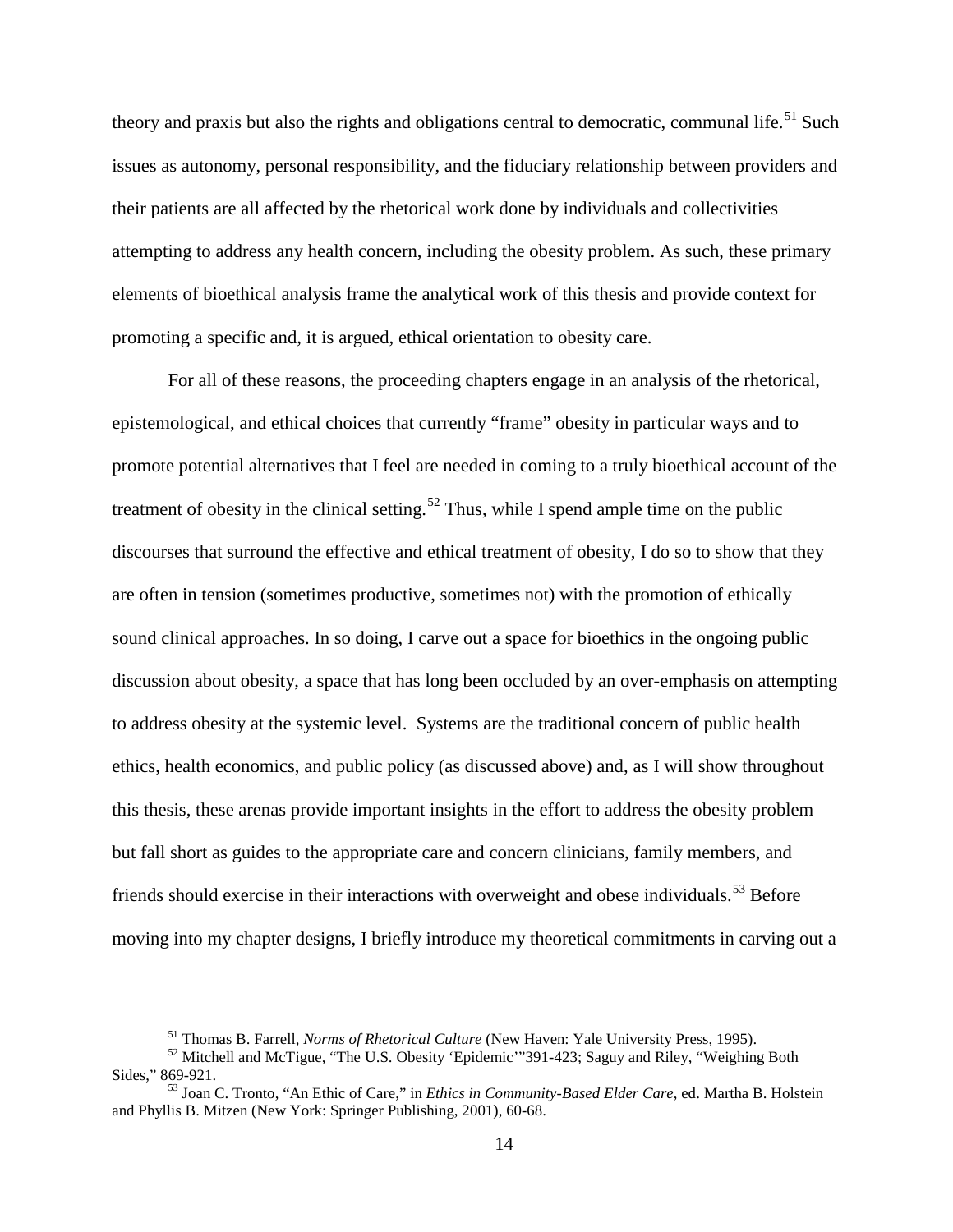theory and praxis but also the rights and obligations central to democratic, communal life.[51] Such issues as autonomy, personal responsibility, and the fiduciary relationship between providers and their patients are all affected by the rhetorical work done by individuals and collectivities attempting to address any health concern, including the obesity problem. As such, these primary elements of bioethical analysis frame the analytical work of this thesis and provide context for promoting a specific and, it is argued, ethical orientation to obesity care.

For all of these reasons, the proceeding chapters engage in an analysis of the rhetorical, epistemological, and ethical choices that currently "frame" obesity in particular ways and to promote potential alternatives that I feel are needed in coming to a truly bioethical account of the treatment of obesity in the clinical setting.[52] Thus, while I spend ample time on the public discourses that surround the effective and ethical treatment of obesity, I do so to show that they are often in tension (sometimes productive, sometimes not) with the promotion of ethically sound clinical approaches. In so doing, I carve out a space for bioethics in the ongoing public discussion about obesity, a space that has long been occluded by an over-emphasis on attempting to address obesity at the systemic level. Systems are the traditional concern of public health ethics, health economics, and public policy (as discussed above) and, as I will show throughout this thesis, these arenas provide important insights in the effort to address the obesity problem but fall short as guides to the appropriate care and concern clinicians, family members, and friends should exercise in their interactions with overweight and obese individuals.[53] Before moving into my chapter designs, I briefly introduce my theoretical commitments in carving out a

---

[51] Thomas B. Farrell, *Norms of Rhetorical Culture* (New Haven: Yale University Press, 1995).

[52] Mitchell and McTigue, "The U.S. Obesity 'Epidemic'"391-423; Saguy and Riley, "Weighing Both Sides," 869-921.

[53] Joan C. Tronto, "An Ethic of Care," in *Ethics in Community-Based Elder Care*, ed. Martha B. Holstein and Phyllis B. Mitzen (New York: Springer Publishing, 2001), 60-68.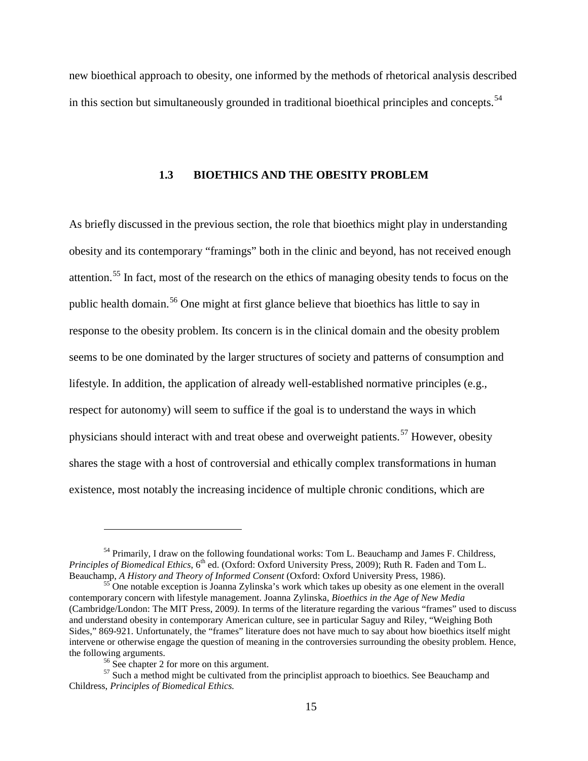new bioethical approach to obesity, one informed by the methods of rhetorical analysis described in this section but simultaneously grounded in traditional bioethical principles and concepts.[54]

### 1.3 BIOETHICS AND THE OBESITY PROBLEM

As briefly discussed in the previous section, the role that bioethics might play in understanding obesity and its contemporary "framings" both in the clinic and beyond, has not received enough attention.[55] In fact, most of the research on the ethics of managing obesity tends to focus on the public health domain.[56] One might at first glance believe that bioethics has little to say in response to the obesity problem. Its concern is in the clinical domain and the obesity problem seems to be one dominated by the larger structures of society and patterns of consumption and lifestyle. In addition, the application of already well-established normative principles (e.g., respect for autonomy) will seem to suffice if the goal is to understand the ways in which physicians should interact with and treat obese and overweight patients.[57] However, obesity shares the stage with a host of controversial and ethically complex transformations in human existence, most notably the increasing incidence of multiple chronic conditions, which are

---

[54] Primarily, I draw on the following foundational works: Tom L. Beauchamp and James F. Childress, *Principles of Biomedical Ethics*, 6th ed. (Oxford: Oxford University Press, 2009); Ruth R. Faden and Tom L. Beauchamp, *A History and Theory of Informed Consent* (Oxford: Oxford University Press, 1986).

[55] One notable exception is Joanna Zylinska's work which takes up obesity as one element in the overall contemporary concern with lifestyle management. Joanna Zylinska, *Bioethics in the Age of New Media* (Cambridge/London: The MIT Press, 2009). In terms of the literature regarding the various "frames" used to discuss and understand obesity in contemporary American culture, see in particular Saguy and Riley, "Weighing Both Sides," 869-921. Unfortunately, the "frames" literature does not have much to say about how bioethics itself might intervene or otherwise engage the question of meaning in the controversies surrounding the obesity problem. Hence, the following arguments.

[56] See chapter 2 for more on this argument.

[57] Such a method might be cultivated from the principlist approach to bioethics. See Beauchamp and Childress, *Principles of Biomedical Ethics.*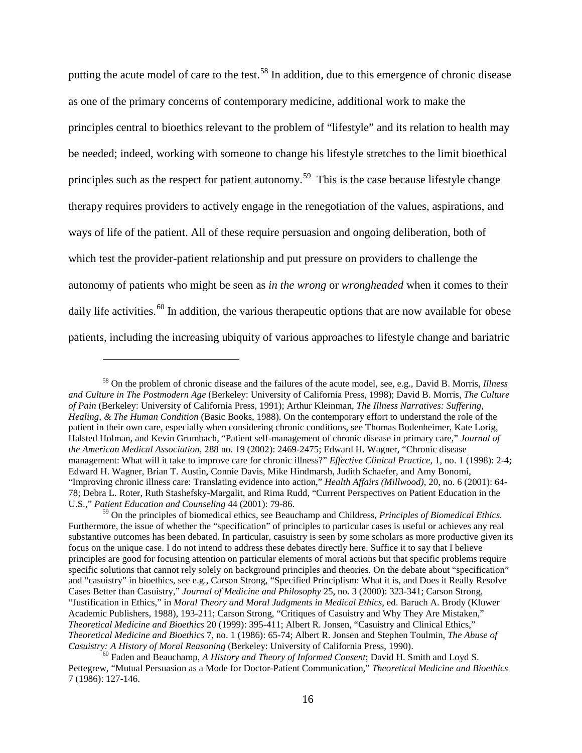putting the acute model of care to the test.[58] In addition, due to this emergence of chronic disease as one of the primary concerns of contemporary medicine, additional work to make the principles central to bioethics relevant to the problem of "lifestyle" and its relation to health may be needed; indeed, working with someone to change his lifestyle stretches to the limit bioethical principles such as the respect for patient autonomy.[59] This is the case because lifestyle change therapy requires providers to actively engage in the renegotiation of the values, aspirations, and ways of life of the patient. All of these require persuasion and ongoing deliberation, both of which test the provider-patient relationship and put pressure on providers to challenge the autonomy of patients who might be seen as *in the wrong* or *wrongheaded* when it comes to their daily life activities.[60] In addition, the various therapeutic options that are now available for obese patients, including the increasing ubiquity of various approaches to lifestyle change and bariatric

---

[58] On the problem of chronic disease and the failures of the acute model, see, e.g., David B. Morris, *Illness and Culture in The Postmodern Age* (Berkeley: University of California Press, 1998); David B. Morris, *The Culture of Pain* (Berkeley: University of California Press, 1991); Arthur Kleinman, *The Illness Narratives: Suffering, Healing, & The Human Condition* (Basic Books, 1988). On the contemporary effort to understand the role of the patient in their own care, especially when considering chronic conditions, see Thomas Bodenheimer, Kate Lorig, Halsted Holman, and Kevin Grumbach, "Patient self-management of chronic disease in primary care," *Journal of the American Medical Association*, 288 no. 19 (2002): 2469-2475; Edward H. Wagner, "Chronic disease management: What will it take to improve care for chronic illness?" *Effective Clinical Practice*, 1, no. 1 (1998): 2-4; Edward H. Wagner, Brian T. Austin, Connie Davis, Mike Hindmarsh, Judith Schaefer, and Amy Bonomi, "Improving chronic illness care: Translating evidence into action," *Health Affairs (Millwood)*, 20, no. 6 (2001): 64-78; Debra L. Roter, Ruth Stashefsky-Margalit, and Rima Rudd, "Current Perspectives on Patient Education in the U.S.," *Patient Education and Counseling* 44 (2001): 79-86.

[59] On the principles of biomedical ethics, see Beauchamp and Childress, *Principles of Biomedical Ethics.* Furthermore, the issue of whether the "specification" of principles to particular cases is useful or achieves any real substantive outcomes has been debated. In particular, casuistry is seen by some scholars as more productive given its focus on the unique case. I do not intend to address these debates directly here. Suffice it to say that I believe principles are good for focusing attention on particular elements of moral actions but that specific problems require specific solutions that cannot rely solely on background principles and theories. On the debate about "specification" and "casuistry" in bioethics, see e.g., Carson Strong, "Specified Principlism: What it is, and Does it Really Resolve Cases Better than Casuistry," *Journal of Medicine and Philosophy* 25, no. 3 (2000): 323-341; Carson Strong, "Justification in Ethics," in *Moral Theory and Moral Judgments in Medical Ethics*, ed. Baruch A. Brody (Kluwer Academic Publishers, 1988), 193-211; Carson Strong, "Critiques of Casuistry and Why They Are Mistaken," *Theoretical Medicine and Bioethics* 20 (1999): 395-411; Albert R. Jonsen, "Casuistry and Clinical Ethics," *Theoretical Medicine and Bioethics* 7, no. 1 (1986): 65-74; Albert R. Jonsen and Stephen Toulmin, *The Abuse of Casuistry: A History of Moral Reasoning* (Berkeley: University of California Press, 1990).

[60] Faden and Beauchamp, *A History and Theory of Informed Consent*; David H. Smith and Loyd S. Pettegrew, "Mutual Persuasion as a Mode for Doctor-Patient Communication," *Theoretical Medicine and Bioethics* 7 (1986): 127-146.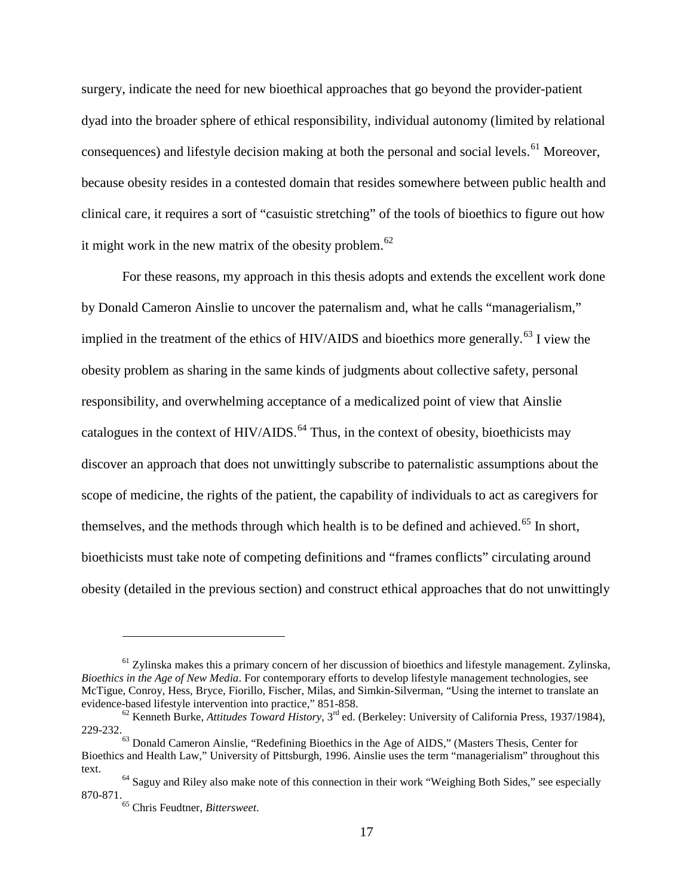surgery, indicate the need for new bioethical approaches that go beyond the provider-patient dyad into the broader sphere of ethical responsibility, individual autonomy (limited by relational consequences) and lifestyle decision making at both the personal and social levels.[61] Moreover, because obesity resides in a contested domain that resides somewhere between public health and clinical care, it requires a sort of "casuistic stretching" of the tools of bioethics to figure out how it might work in the new matrix of the obesity problem.[62]

For these reasons, my approach in this thesis adopts and extends the excellent work done by Donald Cameron Ainslie to uncover the paternalism and, what he calls "managerialism," implied in the treatment of the ethics of HIV/AIDS and bioethics more generally.[63] I view the obesity problem as sharing in the same kinds of judgments about collective safety, personal responsibility, and overwhelming acceptance of a medicalized point of view that Ainslie catalogues in the context of HIV/AIDS.[64] Thus, in the context of obesity, bioethicists may discover an approach that does not unwittingly subscribe to paternalistic assumptions about the scope of medicine, the rights of the patient, the capability of individuals to act as caregivers for themselves, and the methods through which health is to be defined and achieved.[65] In short, bioethicists must take note of competing definitions and "frames conflicts" circulating around obesity (detailed in the previous section) and construct ethical approaches that do not unwittingly

---

[61] Zylinska makes this a primary concern of her discussion of bioethics and lifestyle management. Zylinska, *Bioethics in the Age of New Media*. For contemporary efforts to develop lifestyle management technologies, see McTigue, Conroy, Hess, Bryce, Fiorillo, Fischer, Milas, and Simkin-Silverman, "Using the internet to translate an evidence-based lifestyle intervention into practice," 851-858.

[62] Kenneth Burke, *Attitudes Toward History*, 3rd ed. (Berkeley: University of California Press, 1937/1984), 229-232.

[63] Donald Cameron Ainslie, "Redefining Bioethics in the Age of AIDS," (Masters Thesis, Center for Bioethics and Health Law," University of Pittsburgh, 1996. Ainslie uses the term "managerialism" throughout this text.

[64] Saguy and Riley also make note of this connection in their work "Weighing Both Sides," see especially 870-871.

[65] Chris Feudtner, *Bittersweet*.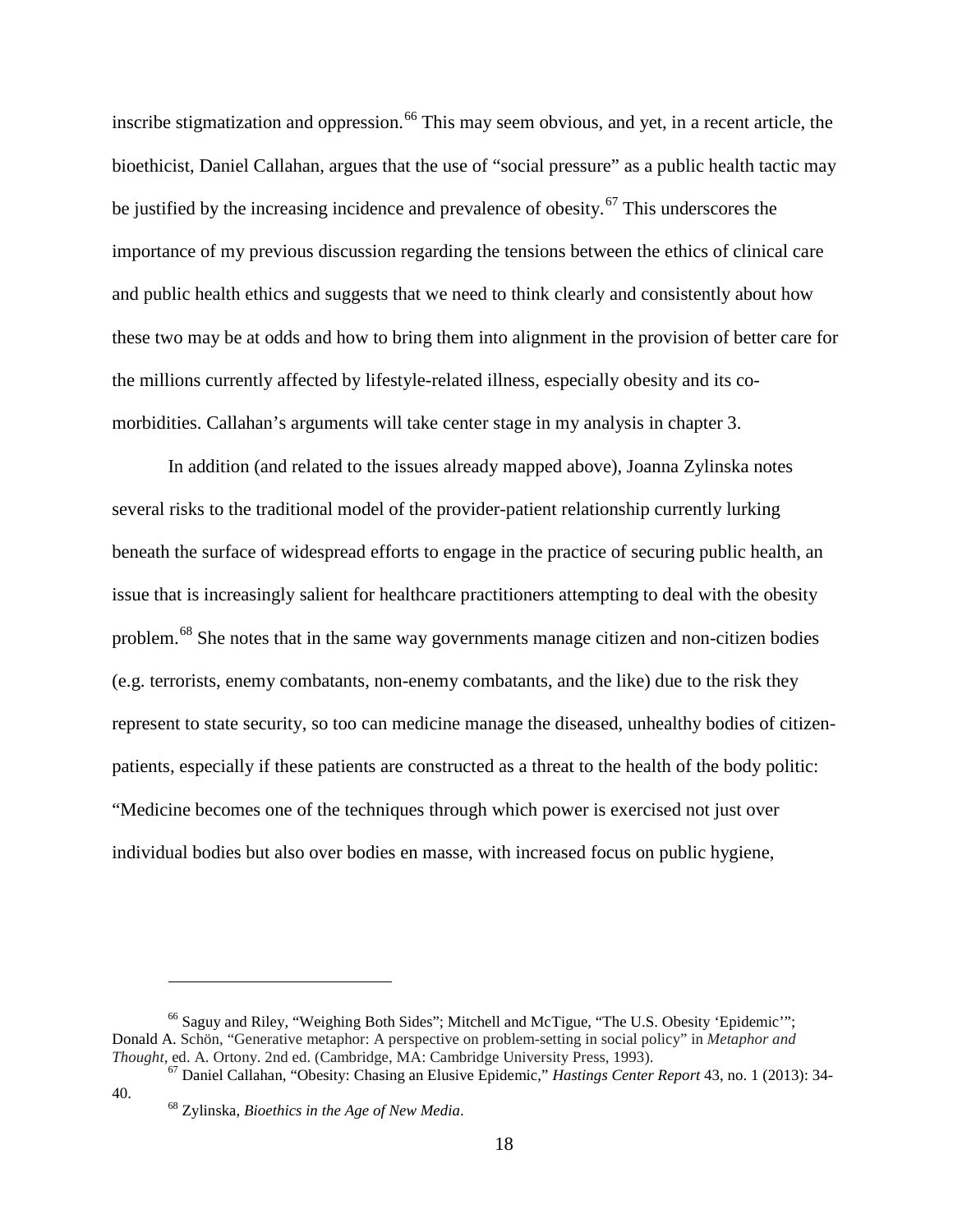inscribe stigmatization and oppression.[66] This may seem obvious, and yet, in a recent article, the bioethicist, Daniel Callahan, argues that the use of "social pressure" as a public health tactic may be justified by the increasing incidence and prevalence of obesity.[67] This underscores the importance of my previous discussion regarding the tensions between the ethics of clinical care and public health ethics and suggests that we need to think clearly and consistently about how these two may be at odds and how to bring them into alignment in the provision of better care for the millions currently affected by lifestyle-related illness, especially obesity and its co-morbidities. Callahan's arguments will take center stage in my analysis in chapter 3.

In addition (and related to the issues already mapped above), Joanna Zylinska notes several risks to the traditional model of the provider-patient relationship currently lurking beneath the surface of widespread efforts to engage in the practice of securing public health, an issue that is increasingly salient for healthcare practitioners attempting to deal with the obesity problem.[68] She notes that in the same way governments manage citizen and non-citizen bodies (e.g. terrorists, enemy combatants, non-enemy combatants, and the like) due to the risk they represent to state security, so too can medicine manage the diseased, unhealthy bodies of citizen-patients, especially if these patients are constructed as a threat to the health of the body politic: "Medicine becomes one of the techniques through which power is exercised not just over individual bodies but also over bodies en masse, with increased focus on public hygiene,

---

[66] Saguy and Riley, "Weighing Both Sides"; Mitchell and McTigue, "The U.S. Obesity 'Epidemic'"; Donald A. Schön, "Generative metaphor: A perspective on problem-setting in social policy" in *Metaphor and Thought*, ed. A. Ortony. 2nd ed. (Cambridge, MA: Cambridge University Press, 1993).

[67] Daniel Callahan, "Obesity: Chasing an Elusive Epidemic," *Hastings Center Report* 43, no. 1 (2013): 34-40.

[68] Zylinska, *Bioethics in the Age of New Media*.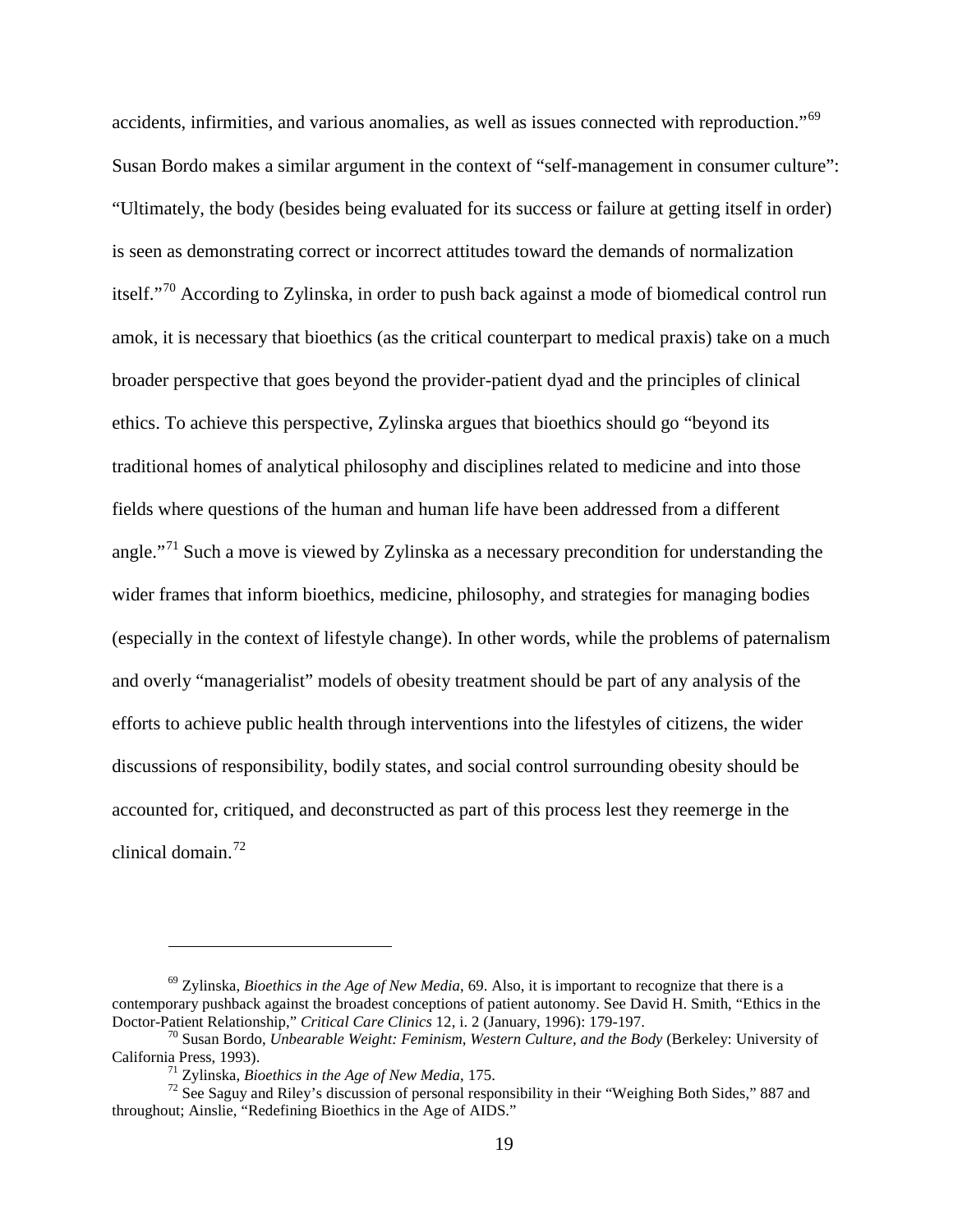accidents, infirmities, and various anomalies, as well as issues connected with reproduction."[69] Susan Bordo makes a similar argument in the context of "self-management in consumer culture": "Ultimately, the body (besides being evaluated for its success or failure at getting itself in order) is seen as demonstrating correct or incorrect attitudes toward the demands of normalization itself."[70] According to Zylinska, in order to push back against a mode of biomedical control run amok, it is necessary that bioethics (as the critical counterpart to medical praxis) take on a much broader perspective that goes beyond the provider-patient dyad and the principles of clinical ethics. To achieve this perspective, Zylinska argues that bioethics should go "beyond its traditional homes of analytical philosophy and disciplines related to medicine and into those fields where questions of the human and human life have been addressed from a different angle."[71] Such a move is viewed by Zylinska as a necessary precondition for understanding the wider frames that inform bioethics, medicine, philosophy, and strategies for managing bodies (especially in the context of lifestyle change). In other words, while the problems of paternalism and overly "managerialist" models of obesity treatment should be part of any analysis of the efforts to achieve public health through interventions into the lifestyles of citizens, the wider discussions of responsibility, bodily states, and social control surrounding obesity should be accounted for, critiqued, and deconstructed as part of this process lest they reemerge in the clinical domain.[72]

---

[69] Zylinska, *Bioethics in the Age of New Media*, 69. Also, it is important to recognize that there is a contemporary pushback against the broadest conceptions of patient autonomy. See David H. Smith, "Ethics in the Doctor-Patient Relationship," *Critical Care Clinics* 12, i. 2 (January, 1996): 179-197.

[70] Susan Bordo, *Unbearable Weight: Feminism, Western Culture, and the Body* (Berkeley: University of California Press, 1993).

[71] Zylinska, *Bioethics in the Age of New Media*, 175.

[72] See Saguy and Riley's discussion of personal responsibility in their "Weighing Both Sides," 887 and throughout; Ainslie, "Redefining Bioethics in the Age of AIDS."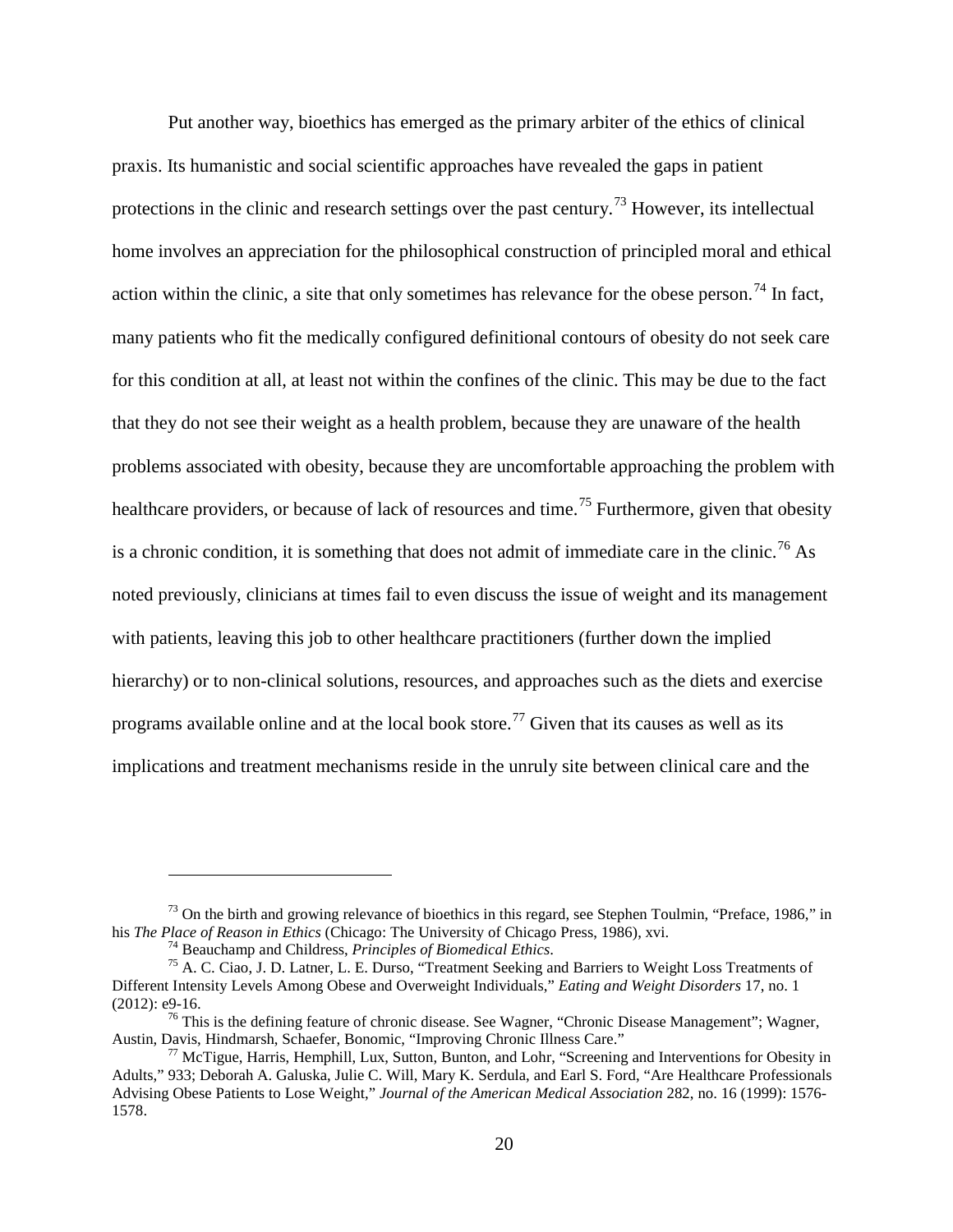Put another way, bioethics has emerged as the primary arbiter of the ethics of clinical praxis. Its humanistic and social scientific approaches have revealed the gaps in patient protections in the clinic and research settings over the past century.[73] However, its intellectual home involves an appreciation for the philosophical construction of principled moral and ethical action within the clinic, a site that only sometimes has relevance for the obese person.[74] In fact, many patients who fit the medically configured definitional contours of obesity do not seek care for this condition at all, at least not within the confines of the clinic. This may be due to the fact that they do not see their weight as a health problem, because they are unaware of the health problems associated with obesity, because they are uncomfortable approaching the problem with healthcare providers, or because of lack of resources and time.[75] Furthermore, given that obesity is a chronic condition, it is something that does not admit of immediate care in the clinic.[76] As noted previously, clinicians at times fail to even discuss the issue of weight and its management with patients, leaving this job to other healthcare practitioners (further down the implied hierarchy) or to non-clinical solutions, resources, and approaches such as the diets and exercise programs available online and at the local book store.[77] Given that its causes as well as its implications and treatment mechanisms reside in the unruly site between clinical care and the

---

[73] On the birth and growing relevance of bioethics in this regard, see Stephen Toulmin, "Preface, 1986," in his *The Place of Reason in Ethics* (Chicago: The University of Chicago Press, 1986), xvi.

[74] Beauchamp and Childress, *Principles of Biomedical Ethics*.

[75] A. C. Ciao, J. D. Latner, L. E. Durso, "Treatment Seeking and Barriers to Weight Loss Treatments of Different Intensity Levels Among Obese and Overweight Individuals," *Eating and Weight Disorders* 17, no. 1 (2012): e9-16.

[76] This is the defining feature of chronic disease. See Wagner, "Chronic Disease Management"; Wagner, Austin, Davis, Hindmarsh, Schaefer, Bonomic, "Improving Chronic Illness Care."

[77] McTigue, Harris, Hemphill, Lux, Sutton, Bunton, and Lohr, "Screening and Interventions for Obesity in Adults," 933; Deborah A. Galuska, Julie C. Will, Mary K. Serdula, and Earl S. Ford, "Are Healthcare Professionals Advising Obese Patients to Lose Weight," *Journal of the American Medical Association* 282, no. 16 (1999): 1576-1578.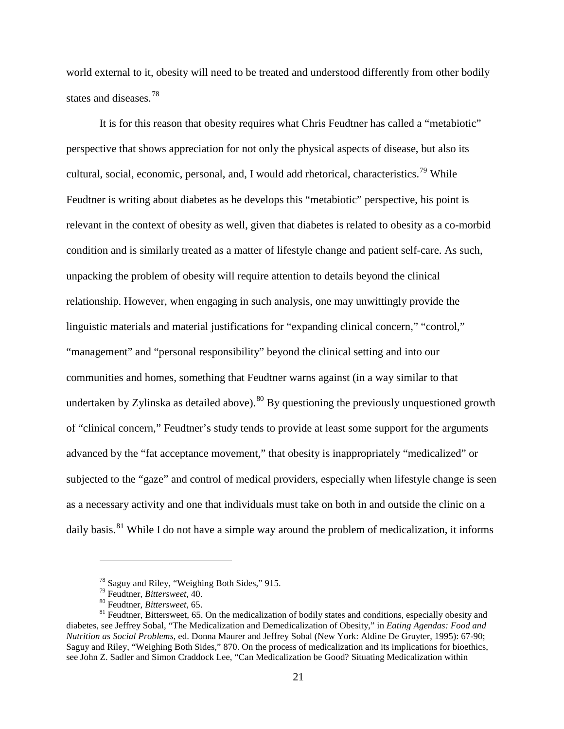world external to it, obesity will need to be treated and understood differently from other bodily states and diseases.[78]

It is for this reason that obesity requires what Chris Feudtner has called a "metabiotic" perspective that shows appreciation for not only the physical aspects of disease, but also its cultural, social, economic, personal, and, I would add rhetorical, characteristics.[79] While Feudtner is writing about diabetes as he develops this "metabiotic" perspective, his point is relevant in the context of obesity as well, given that diabetes is related to obesity as a co-morbid condition and is similarly treated as a matter of lifestyle change and patient self-care. As such, unpacking the problem of obesity will require attention to details beyond the clinical relationship. However, when engaging in such analysis, one may unwittingly provide the linguistic materials and material justifications for "expanding clinical concern," "control," "management" and "personal responsibility" beyond the clinical setting and into our communities and homes, something that Feudtner warns against (in a way similar to that undertaken by Zylinska as detailed above).[80] By questioning the previously unquestioned growth of "clinical concern," Feudtner's study tends to provide at least some support for the arguments advanced by the "fat acceptance movement," that obesity is inappropriately "medicalized" or subjected to the "gaze" and control of medical providers, especially when lifestyle change is seen as a necessary activity and one that individuals must take on both in and outside the clinic on a daily basis.[81] While I do not have a simple way around the problem of medicalization, it informs

---

[78] Saguy and Riley, "Weighing Both Sides," 915.

[79] Feudtner, *Bittersweet*, 40.

[80] Feudtner, *Bittersweet*, 65.

[81] Feudtner, Bittersweet, 65. On the medicalization of bodily states and conditions, especially obesity and diabetes, see Jeffrey Sobal, "The Medicalization and Demedicalization of Obesity," in *Eating Agendas: Food and Nutrition as Social Problems*, ed. Donna Maurer and Jeffrey Sobal (New York: Aldine De Gruyter, 1995): 67-90; Saguy and Riley, "Weighing Both Sides," 870. On the process of medicalization and its implications for bioethics, see John Z. Sadler and Simon Craddock Lee, "Can Medicalization be Good? Situating Medicalization within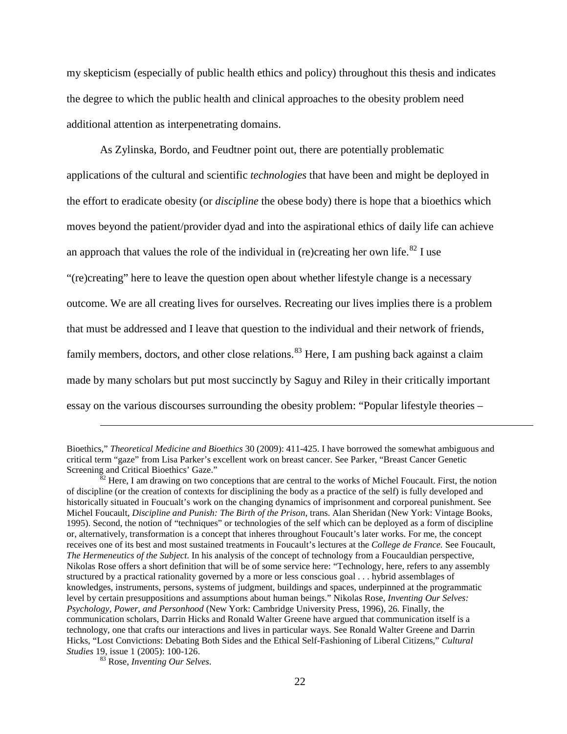my skepticism (especially of public health ethics and policy) throughout this thesis and indicates the degree to which the public health and clinical approaches to the obesity problem need additional attention as interpenetrating domains.

As Zylinska, Bordo, and Feudtner point out, there are potentially problematic applications of the cultural and scientific *technologies* that have been and might be deployed in the effort to eradicate obesity (or *discipline* the obese body) there is hope that a bioethics which moves beyond the patient/provider dyad and into the aspirational ethics of daily life can achieve an approach that values the role of the individual in (re)creating her own life.[82] I use "(re)creating" here to leave the question open about whether lifestyle change is a necessary outcome. We are all creating lives for ourselves. Recreating our lives implies there is a problem that must be addressed and I leave that question to the individual and their network of friends, family members, doctors, and other close relations.[83] Here, I am pushing back against a claim made by many scholars but put most succinctly by Saguy and Riley in their critically important essay on the various discourses surrounding the obesity problem: "Popular lifestyle theories –

---

Bioethics," *Theoretical Medicine and Bioethics* 30 (2009): 411-425. I have borrowed the somewhat ambiguous and critical term "gaze" from Lisa Parker's excellent work on breast cancer. See Parker, "Breast Cancer Genetic Screening and Critical Bioethics' Gaze."

[82] Here, I am drawing on two conceptions that are central to the works of Michel Foucault. First, the notion of discipline (or the creation of contexts for disciplining the body as a practice of the self) is fully developed and historically situated in Foucault's work on the changing dynamics of imprisonment and corporeal punishment. See Michel Foucault, *Discipline and Punish: The Birth of the Prison*, trans. Alan Sheridan (New York: Vintage Books, 1995). Second, the notion of "techniques" or technologies of the self which can be deployed as a form of discipline or, alternatively, transformation is a concept that inheres throughout Foucault's later works. For me, the concept receives one of its best and most sustained treatments in Foucault's lectures at the *College de France.* See Foucault, *The Hermeneutics of the Subject.* In his analysis of the concept of technology from a Foucauldian perspective, Nikolas Rose offers a short definition that will be of some service here: "Technology, here, refers to any assembly structured by a practical rationality governed by a more or less conscious goal . . . hybrid assemblages of knowledges, instruments, persons, systems of judgment, buildings and spaces, underpinned at the programmatic level by certain presuppositions and assumptions about human beings." Nikolas Rose, *Inventing Our Selves: Psychology, Power, and Personhood* (New York: Cambridge University Press, 1996), 26. Finally, the communication scholars, Darrin Hicks and Ronald Walter Greene have argued that communication itself is a technology, one that crafts our interactions and lives in particular ways. See Ronald Walter Greene and Darrin Hicks, "Lost Convictions: Debating Both Sides and the Ethical Self-Fashioning of Liberal Citizens," *Cultural Studies* 19, issue 1 (2005): 100-126.

[83] Rose, *Inventing Our Selves*.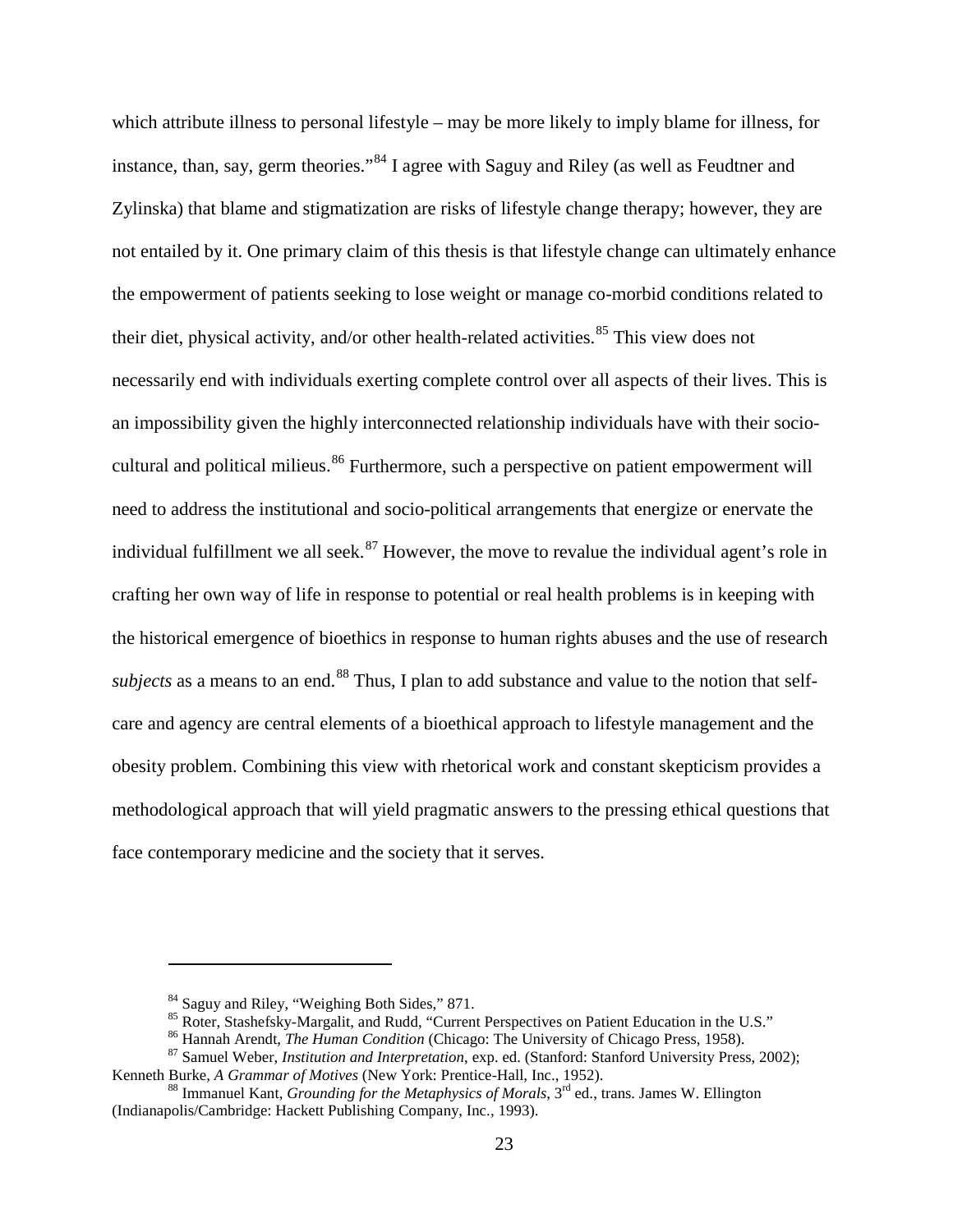which attribute illness to personal lifestyle – may be more likely to imply blame for illness, for instance, than, say, germ theories."[84] I agree with Saguy and Riley (as well as Feudtner and Zylinska) that blame and stigmatization are risks of lifestyle change therapy; however, they are not entailed by it. One primary claim of this thesis is that lifestyle change can ultimately enhance the empowerment of patients seeking to lose weight or manage co-morbid conditions related to their diet, physical activity, and/or other health-related activities.[85] This view does not necessarily end with individuals exerting complete control over all aspects of their lives. This is an impossibility given the highly interconnected relationship individuals have with their socio-cultural and political milieus.[86] Furthermore, such a perspective on patient empowerment will need to address the institutional and socio-political arrangements that energize or enervate the individual fulfillment we all seek.[87] However, the move to revalue the individual agent's role in crafting her own way of life in response to potential or real health problems is in keeping with the historical emergence of bioethics in response to human rights abuses and the use of research *subjects* as a means to an end.[88] Thus, I plan to add substance and value to the notion that self-care and agency are central elements of a bioethical approach to lifestyle management and the obesity problem. Combining this view with rhetorical work and constant skepticism provides a methodological approach that will yield pragmatic answers to the pressing ethical questions that face contemporary medicine and the society that it serves.

---

[84] Saguy and Riley, "Weighing Both Sides," 871.

[85] Roter, Stashefsky-Margalit, and Rudd, "Current Perspectives on Patient Education in the U.S."

[86] Hannah Arendt, *The Human Condition* (Chicago: The University of Chicago Press, 1958).

[87] Samuel Weber, *Institution and Interpretation*, exp. ed. (Stanford: Stanford University Press, 2002); Kenneth Burke, *A Grammar of Motives* (New York: Prentice-Hall, Inc., 1952).

[88] Immanuel Kant, *Grounding for the Metaphysics of Morals*, 3rd ed., trans. James W. Ellington (Indianapolis/Cambridge: Hackett Publishing Company, Inc., 1993).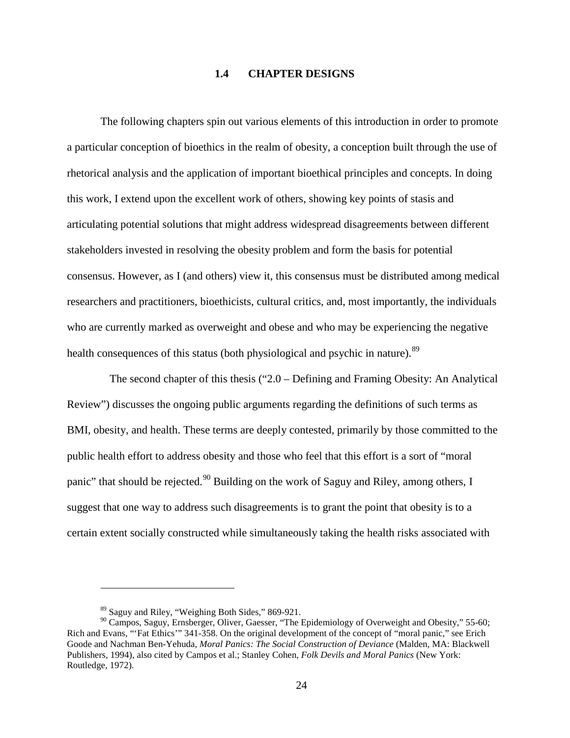## 1.4 CHAPTER DESIGNS

The following chapters spin out various elements of this introduction in order to promote a particular conception of bioethics in the realm of obesity, a conception built through the use of rhetorical analysis and the application of important bioethical principles and concepts. In doing this work, I extend upon the excellent work of others, showing key points of stasis and articulating potential solutions that might address widespread disagreements between different stakeholders invested in resolving the obesity problem and form the basis for potential consensus. However, as I (and others) view it, this consensus must be distributed among medical researchers and practitioners, bioethicists, cultural critics, and, most importantly, the individuals who are currently marked as overweight and obese and who may be experiencing the negative health consequences of this status (both physiological and psychic in nature).[89]

The second chapter of this thesis ("2.0 – Defining and Framing Obesity: An Analytical Review") discusses the ongoing public arguments regarding the definitions of such terms as BMI, obesity, and health. These terms are deeply contested, primarily by those committed to the public health effort to address obesity and those who feel that this effort is a sort of "moral panic" that should be rejected.[90] Building on the work of Saguy and Riley, among others, I suggest that one way to address such disagreements is to grant the point that obesity is to a certain extent socially constructed while simultaneously taking the health risks associated with

---

[89] Saguy and Riley, "Weighing Both Sides," 869-921.

[90] Campos, Saguy, Ernsberger, Oliver, Gaesser, "The Epidemiology of Overweight and Obesity," 55-60; Rich and Evans, "'Fat Ethics'" 341-358. On the original development of the concept of "moral panic," see Erich Goode and Nachman Ben-Yehuda, *Moral Panics: The Social Construction of Deviance* (Malden, MA: Blackwell Publishers, 1994), also cited by Campos et al.; Stanley Cohen, *Folk Devils and Moral Panics* (New York: Routledge, 1972).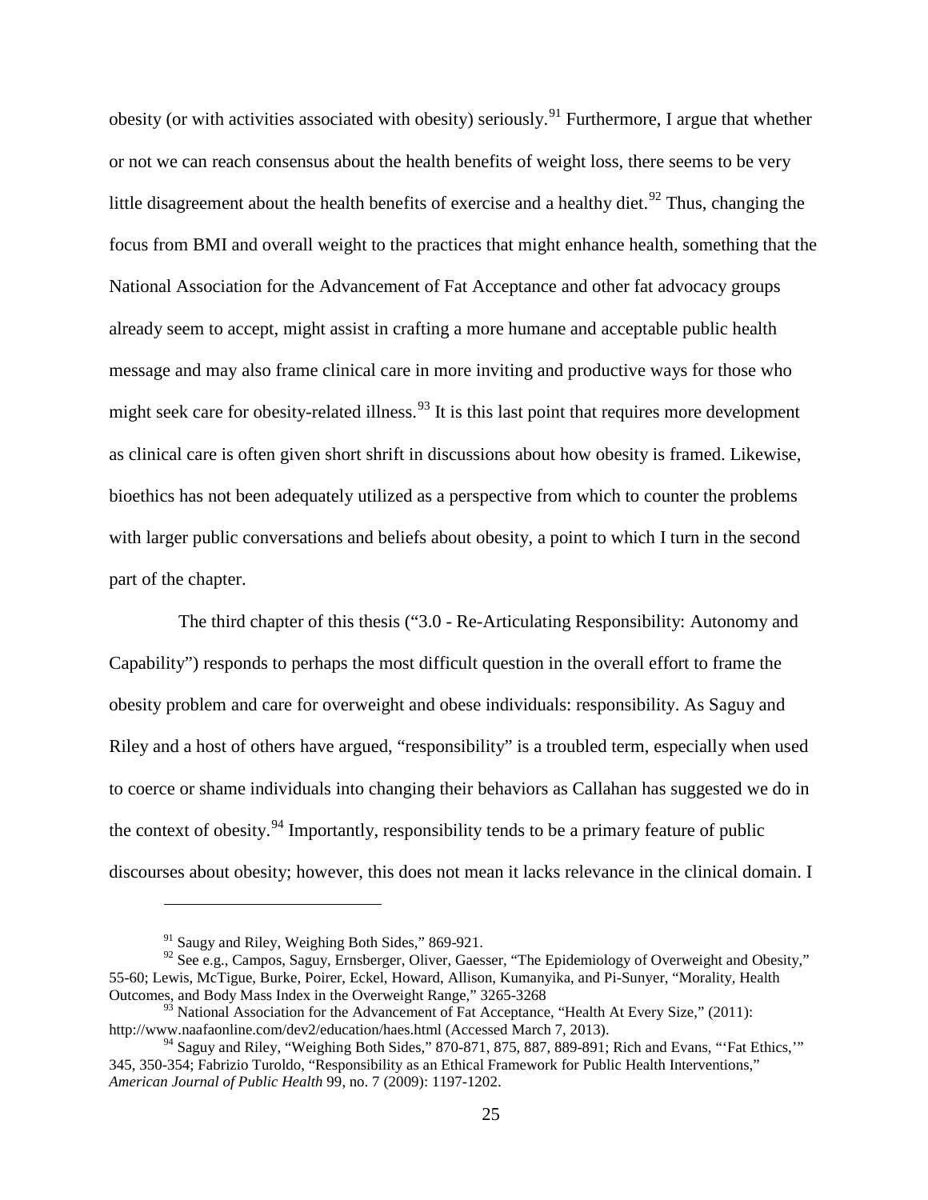obesity (or with activities associated with obesity) seriously.[91] Furthermore, I argue that whether or not we can reach consensus about the health benefits of weight loss, there seems to be very little disagreement about the health benefits of exercise and a healthy diet.[92] Thus, changing the focus from BMI and overall weight to the practices that might enhance health, something that the National Association for the Advancement of Fat Acceptance and other fat advocacy groups already seem to accept, might assist in crafting a more humane and acceptable public health message and may also frame clinical care in more inviting and productive ways for those who might seek care for obesity-related illness.[93] It is this last point that requires more development as clinical care is often given short shrift in discussions about how obesity is framed. Likewise, bioethics has not been adequately utilized as a perspective from which to counter the problems with larger public conversations and beliefs about obesity, a point to which I turn in the second part of the chapter.

The third chapter of this thesis ("3.0 - Re-Articulating Responsibility: Autonomy and Capability") responds to perhaps the most difficult question in the overall effort to frame the obesity problem and care for overweight and obese individuals: responsibility. As Saguy and Riley and a host of others have argued, "responsibility" is a troubled term, especially when used to coerce or shame individuals into changing their behaviors as Callahan has suggested we do in the context of obesity.[94] Importantly, responsibility tends to be a primary feature of public discourses about obesity; however, this does not mean it lacks relevance in the clinical domain. I

---

[91] Saugy and Riley, Weighing Both Sides," 869-921.

[92] See e.g., Campos, Saguy, Ernsberger, Oliver, Gaesser, "The Epidemiology of Overweight and Obesity," 55-60; Lewis, McTigue, Burke, Poirer, Eckel, Howard, Allison, Kumanyika, and Pi-Sunyer, "Morality, Health Outcomes, and Body Mass Index in the Overweight Range," 3265-3268

[93] National Association for the Advancement of Fat Acceptance, "Health At Every Size," (2011): http://www.naafaonline.com/dev2/education/haes.html (Accessed March 7, 2013).

[94] Saguy and Riley, "Weighing Both Sides," 870-871, 875, 887, 889-891; Rich and Evans, "'Fat Ethics,'" 345, 350-354; Fabrizio Turoldo, "Responsibility as an Ethical Framework for Public Health Interventions," *American Journal of Public Health* 99, no. 7 (2009): 1197-1202.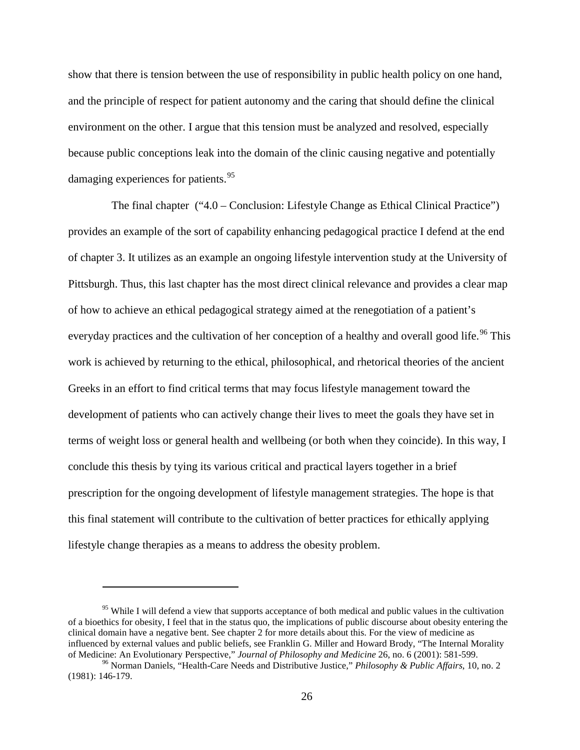show that there is tension between the use of responsibility in public health policy on one hand, and the principle of respect for patient autonomy and the caring that should define the clinical environment on the other. I argue that this tension must be analyzed and resolved, especially because public conceptions leak into the domain of the clinic causing negative and potentially damaging experiences for patients.[95]

The final chapter ("4.0 – Conclusion: Lifestyle Change as Ethical Clinical Practice") provides an example of the sort of capability enhancing pedagogical practice I defend at the end of chapter 3. It utilizes as an example an ongoing lifestyle intervention study at the University of Pittsburgh. Thus, this last chapter has the most direct clinical relevance and provides a clear map of how to achieve an ethical pedagogical strategy aimed at the renegotiation of a patient's everyday practices and the cultivation of her conception of a healthy and overall good life.[96] This work is achieved by returning to the ethical, philosophical, and rhetorical theories of the ancient Greeks in an effort to find critical terms that may focus lifestyle management toward the development of patients who can actively change their lives to meet the goals they have set in terms of weight loss or general health and wellbeing (or both when they coincide). In this way, I conclude this thesis by tying its various critical and practical layers together in a brief prescription for the ongoing development of lifestyle management strategies. The hope is that this final statement will contribute to the cultivation of better practices for ethically applying lifestyle change therapies as a means to address the obesity problem.

---

[95] While I will defend a view that supports acceptance of both medical and public values in the cultivation of a bioethics for obesity, I feel that in the status quo, the implications of public discourse about obesity entering the clinical domain have a negative bent. See chapter 2 for more details about this. For the view of medicine as influenced by external values and public beliefs, see Franklin G. Miller and Howard Brody, "The Internal Morality of Medicine: An Evolutionary Perspective," *Journal of Philosophy and Medicine* 26, no. 6 (2001): 581-599.

[96] Norman Daniels, "Health-Care Needs and Distributive Justice," *Philosophy & Public Affairs*, 10, no. 2 (1981): 146-179.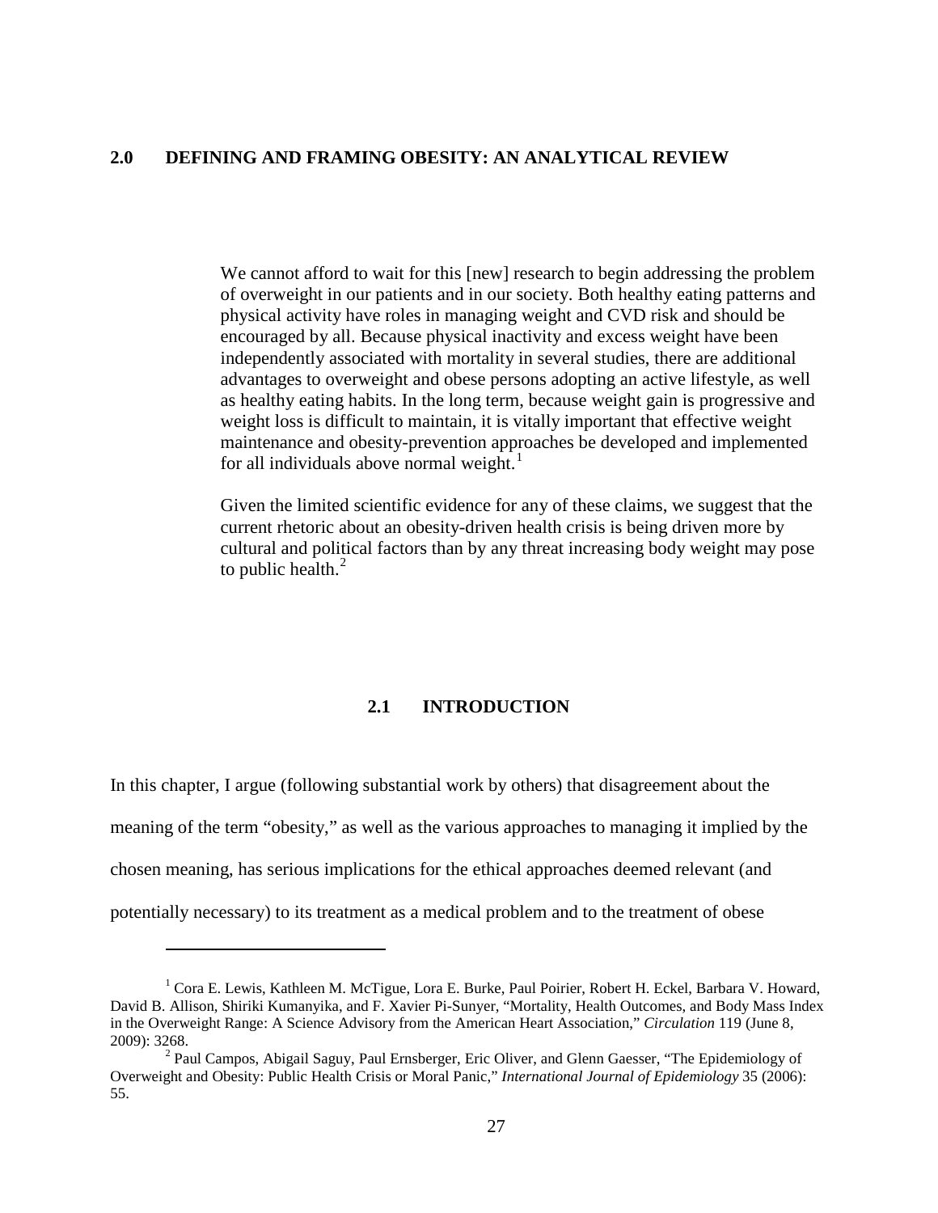## 2.0 DEFINING AND FRAMING OBESITY: AN ANALYTICAL REVIEW

> We cannot afford to wait for this [new] research to begin addressing the problem of overweight in our patients and in our society. Both healthy eating patterns and physical activity have roles in managing weight and CVD risk and should be encouraged by all. Because physical inactivity and excess weight have been independently associated with mortality in several studies, there are additional advantages to overweight and obese persons adopting an active lifestyle, as well as healthy eating habits. In the long term, because weight gain is progressive and weight loss is difficult to maintain, it is vitally important that effective weight maintenance and obesity-prevention approaches be developed and implemented for all individuals above normal weight.[1]

> Given the limited scientific evidence for any of these claims, we suggest that the current rhetoric about an obesity-driven health crisis is being driven more by cultural and political factors than by any threat increasing body weight may pose to public health.[2]

### 2.1 INTRODUCTION

In this chapter, I argue (following substantial work by others) that disagreement about the meaning of the term "obesity," as well as the various approaches to managing it implied by the chosen meaning, has serious implications for the ethical approaches deemed relevant (and potentially necessary) to its treatment as a medical problem and to the treatment of obese

---

[1] Cora E. Lewis, Kathleen M. McTigue, Lora E. Burke, Paul Poirier, Robert H. Eckel, Barbara V. Howard, David B. Allison, Shiriki Kumanyika, and F. Xavier Pi-Sunyer, "Mortality, Health Outcomes, and Body Mass Index in the Overweight Range: A Science Advisory from the American Heart Association," *Circulation* 119 (June 8, 2009): 3268.

[2] Paul Campos, Abigail Saguy, Paul Ernsberger, Eric Oliver, and Glenn Gaesser, "The Epidemiology of Overweight and Obesity: Public Health Crisis or Moral Panic," *International Journal of Epidemiology* 35 (2006): 55.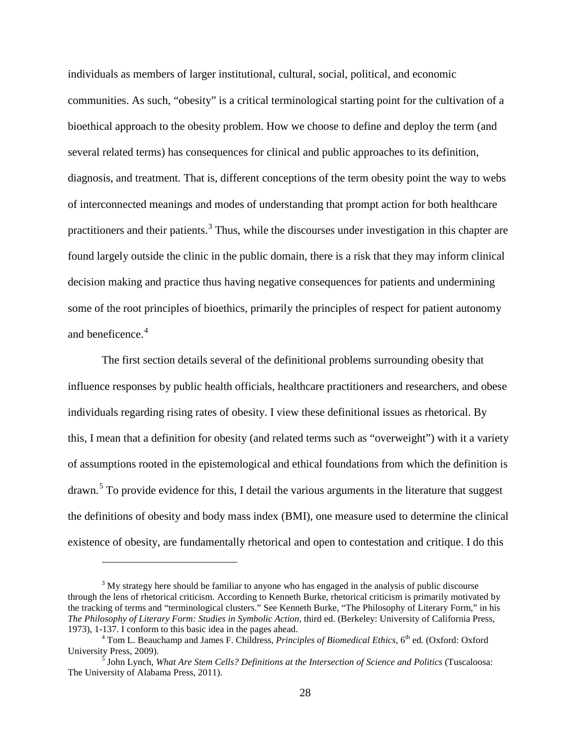individuals as members of larger institutional, cultural, social, political, and economic communities. As such, "obesity" is a critical terminological starting point for the cultivation of a bioethical approach to the obesity problem. How we choose to define and deploy the term (and several related terms) has consequences for clinical and public approaches to its definition, diagnosis, and treatment. That is, different conceptions of the term obesity point the way to webs of interconnected meanings and modes of understanding that prompt action for both healthcare practitioners and their patients.[3] Thus, while the discourses under investigation in this chapter are found largely outside the clinic in the public domain, there is a risk that they may inform clinical decision making and practice thus having negative consequences for patients and undermining some of the root principles of bioethics, primarily the principles of respect for patient autonomy and beneficence.[4]

The first section details several of the definitional problems surrounding obesity that influence responses by public health officials, healthcare practitioners and researchers, and obese individuals regarding rising rates of obesity. I view these definitional issues as rhetorical. By this, I mean that a definition for obesity (and related terms such as "overweight") with it a variety of assumptions rooted in the epistemological and ethical foundations from which the definition is drawn.[5] To provide evidence for this, I detail the various arguments in the literature that suggest the definitions of obesity and body mass index (BMI), one measure used to determine the clinical existence of obesity, are fundamentally rhetorical and open to contestation and critique. I do this

---

[3] My strategy here should be familiar to anyone who has engaged in the analysis of public discourse through the lens of rhetorical criticism. According to Kenneth Burke, rhetorical criticism is primarily motivated by the tracking of terms and "terminological clusters." See Kenneth Burke, "The Philosophy of Literary Form," in his *The Philosophy of Literary Form: Studies in Symbolic Action,* third ed. (Berkeley: University of California Press, 1973), 1-137. I conform to this basic idea in the pages ahead.

[4] Tom L. Beauchamp and James F. Childress, *Principles of Biomedical Ethics,* 6th ed. (Oxford: Oxford University Press, 2009).

[5] John Lynch, *What Are Stem Cells? Definitions at the Intersection of Science and Politics* (Tuscaloosa: The University of Alabama Press, 2011).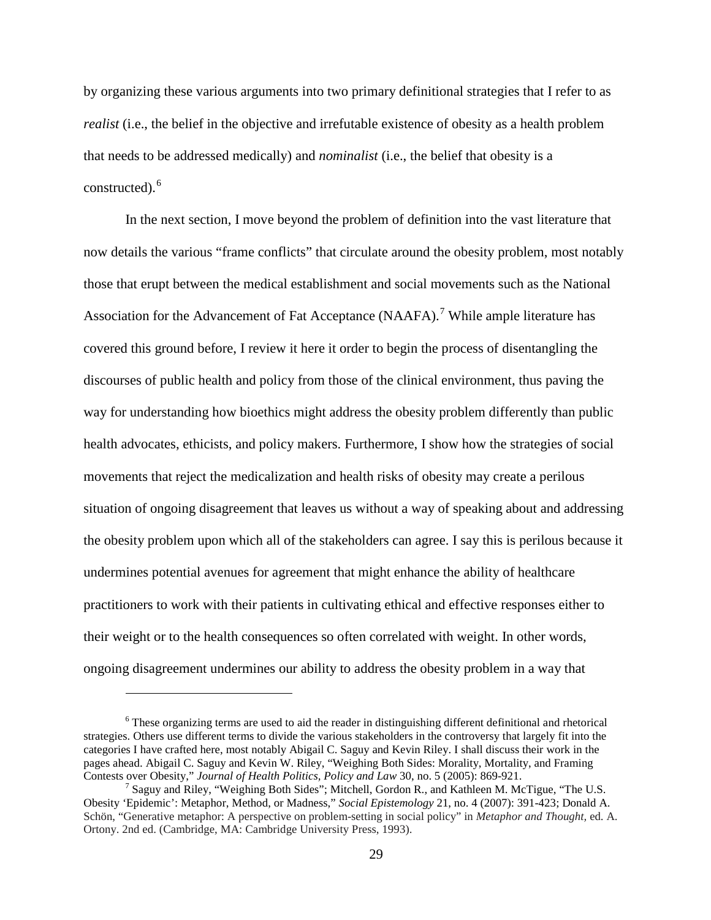by organizing these various arguments into two primary definitional strategies that I refer to as *realist* (i.e., the belief in the objective and irrefutable existence of obesity as a health problem that needs to be addressed medically) and *nominalist* (i.e., the belief that obesity is a constructed).[6]

In the next section, I move beyond the problem of definition into the vast literature that now details the various "frame conflicts" that circulate around the obesity problem, most notably those that erupt between the medical establishment and social movements such as the National Association for the Advancement of Fat Acceptance (NAAFA).[7] While ample literature has covered this ground before, I review it here it order to begin the process of disentangling the discourses of public health and policy from those of the clinical environment, thus paving the way for understanding how bioethics might address the obesity problem differently than public health advocates, ethicists, and policy makers. Furthermore, I show how the strategies of social movements that reject the medicalization and health risks of obesity may create a perilous situation of ongoing disagreement that leaves us without a way of speaking about and addressing the obesity problem upon which all of the stakeholders can agree. I say this is perilous because it undermines potential avenues for agreement that might enhance the ability of healthcare practitioners to work with their patients in cultivating ethical and effective responses either to their weight or to the health consequences so often correlated with weight. In other words, ongoing disagreement undermines our ability to address the obesity problem in a way that

---

[6] These organizing terms are used to aid the reader in distinguishing different definitional and rhetorical strategies. Others use different terms to divide the various stakeholders in the controversy that largely fit into the categories I have crafted here, most notably Abigail C. Saguy and Kevin Riley. I shall discuss their work in the pages ahead. Abigail C. Saguy and Kevin W. Riley, "Weighing Both Sides: Morality, Mortality, and Framing Contests over Obesity," *Journal of Health Politics, Policy and Law* 30, no. 5 (2005): 869-921.

[7] Saguy and Riley, "Weighing Both Sides"; Mitchell, Gordon R., and Kathleen M. McTigue, "The U.S. Obesity 'Epidemic': Metaphor, Method, or Madness," *Social Epistemology* 21, no. 4 (2007): 391-423; Donald A. Schön, "Generative metaphor: A perspective on problem-setting in social policy" in *Metaphor and Thought,* ed. A. Ortony. 2nd ed. (Cambridge, MA: Cambridge University Press, 1993).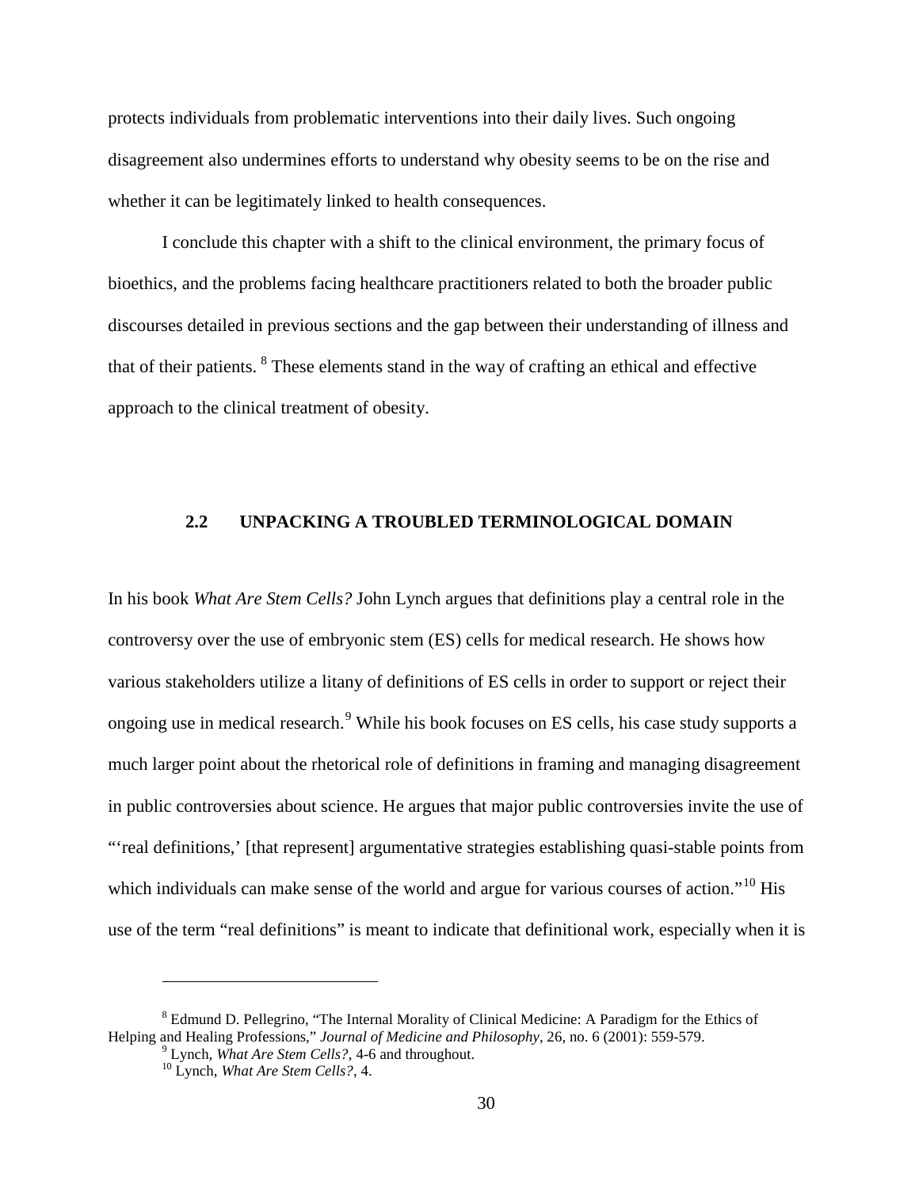protects individuals from problematic interventions into their daily lives. Such ongoing disagreement also undermines efforts to understand why obesity seems to be on the rise and whether it can be legitimately linked to health consequences.

I conclude this chapter with a shift to the clinical environment, the primary focus of bioethics, and the problems facing healthcare practitioners related to both the broader public discourses detailed in previous sections and the gap between their understanding of illness and that of their patients. [8] These elements stand in the way of crafting an ethical and effective approach to the clinical treatment of obesity.

## 2.2 UNPACKING A TROUBLED TERMINOLOGICAL DOMAIN

In his book *What Are Stem Cells?* John Lynch argues that definitions play a central role in the controversy over the use of embryonic stem (ES) cells for medical research. He shows how various stakeholders utilize a litany of definitions of ES cells in order to support or reject their ongoing use in medical research.[9] While his book focuses on ES cells, his case study supports a much larger point about the rhetorical role of definitions in framing and managing disagreement in public controversies about science. He argues that major public controversies invite the use of "'real definitions,' [that represent] argumentative strategies establishing quasi-stable points from which individuals can make sense of the world and argue for various courses of action."[10] His use of the term "real definitions" is meant to indicate that definitional work, especially when it is

---

[8] Edmund D. Pellegrino, "The Internal Morality of Clinical Medicine: A Paradigm for the Ethics of Helping and Healing Professions," *Journal of Medicine and Philosophy*, 26, no. 6 (2001): 559-579.

[9] Lynch, *What Are Stem Cells?*, 4-6 and throughout.

[10] Lynch, *What Are Stem Cells?*, 4.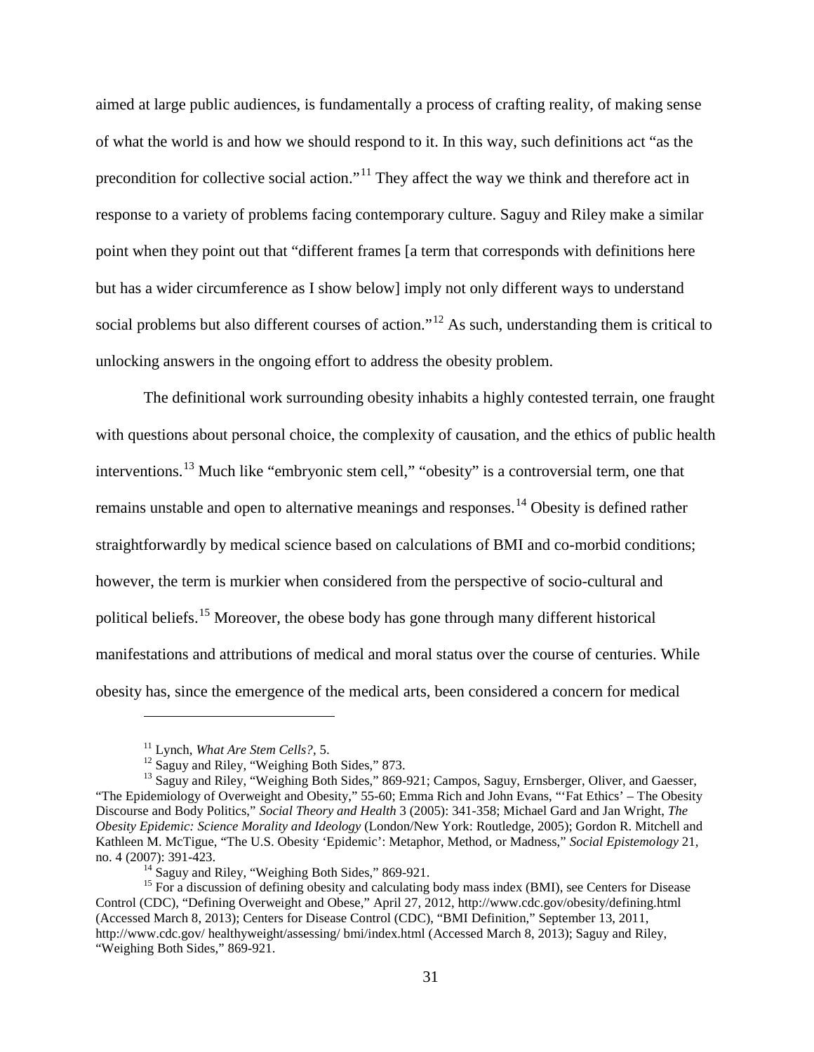aimed at large public audiences, is fundamentally a process of crafting reality, of making sense of what the world is and how we should respond to it. In this way, such definitions act "as the precondition for collective social action."[11] They affect the way we think and therefore act in response to a variety of problems facing contemporary culture. Saguy and Riley make a similar point when they point out that "different frames [a term that corresponds with definitions here but has a wider circumference as I show below] imply not only different ways to understand social problems but also different courses of action."[12] As such, understanding them is critical to unlocking answers in the ongoing effort to address the obesity problem.

The definitional work surrounding obesity inhabits a highly contested terrain, one fraught with questions about personal choice, the complexity of causation, and the ethics of public health interventions.[13] Much like "embryonic stem cell," "obesity" is a controversial term, one that remains unstable and open to alternative meanings and responses.[14] Obesity is defined rather straightforwardly by medical science based on calculations of BMI and co-morbid conditions; however, the term is murkier when considered from the perspective of socio-cultural and political beliefs.[15] Moreover, the obese body has gone through many different historical manifestations and attributions of medical and moral status over the course of centuries. While obesity has, since the emergence of the medical arts, been considered a concern for medical

---

[11] Lynch, *What Are Stem Cells?*, 5.

[12] Saguy and Riley, "Weighing Both Sides," 873.

[13] Saguy and Riley, "Weighing Both Sides," 869-921; Campos, Saguy, Ernsberger, Oliver, and Gaesser, "The Epidemiology of Overweight and Obesity," 55-60; Emma Rich and John Evans, "'Fat Ethics' – The Obesity Discourse and Body Politics," *Social Theory and Health* 3 (2005): 341-358; Michael Gard and Jan Wright, *The Obesity Epidemic: Science Morality and Ideology* (London/New York: Routledge, 2005); Gordon R. Mitchell and Kathleen M. McTigue, "The U.S. Obesity 'Epidemic': Metaphor, Method, or Madness," *Social Epistemology* 21, no. 4 (2007): 391-423.

[14] Saguy and Riley, "Weighing Both Sides," 869-921.

[15] For a discussion of defining obesity and calculating body mass index (BMI), see Centers for Disease Control (CDC), "Defining Overweight and Obese," April 27, 2012, http://www.cdc.gov/obesity/defining.html (Accessed March 8, 2013); Centers for Disease Control (CDC), "BMI Definition," September 13, 2011, http://www.cdc.gov/ healthyweight/assessing/ bmi/index.html (Accessed March 8, 2013); Saguy and Riley, "Weighing Both Sides," 869-921.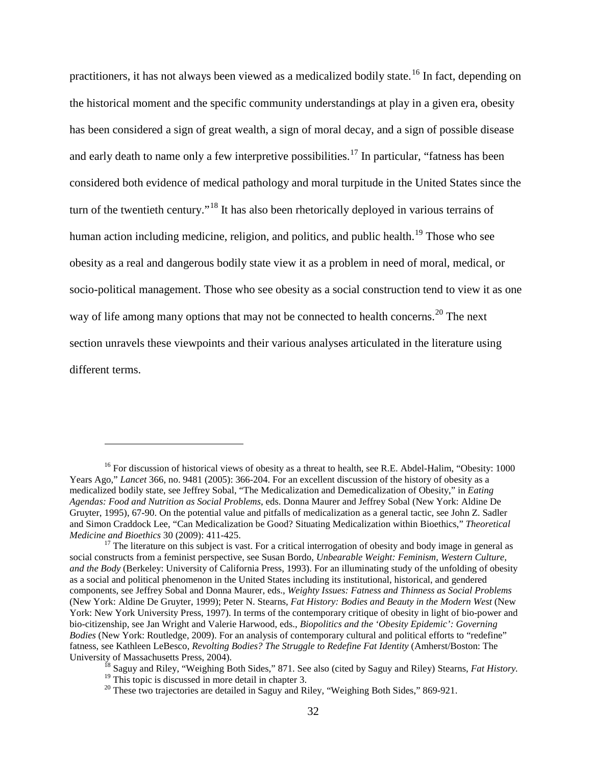practitioners, it has not always been viewed as a medicalized bodily state.[16] In fact, depending on the historical moment and the specific community understandings at play in a given era, obesity has been considered a sign of great wealth, a sign of moral decay, and a sign of possible disease and early death to name only a few interpretive possibilities.[17] In particular, "fatness has been considered both evidence of medical pathology and moral turpitude in the United States since the turn of the twentieth century."[18] It has also been rhetorically deployed in various terrains of human action including medicine, religion, and politics, and public health.[19] Those who see obesity as a real and dangerous bodily state view it as a problem in need of moral, medical, or socio-political management. Those who see obesity as a social construction tend to view it as one way of life among many options that may not be connected to health concerns.[20] The next section unravels these viewpoints and their various analyses articulated in the literature using different terms.

---

[16] For discussion of historical views of obesity as a threat to health, see R.E. Abdel-Halim, "Obesity: 1000 Years Ago," *Lancet* 366, no. 9481 (2005): 366-204. For an excellent discussion of the history of obesity as a medicalized bodily state, see Jeffrey Sobal, "The Medicalization and Demedicalization of Obesity," in *Eating Agendas: Food and Nutrition as Social Problems*, eds. Donna Maurer and Jeffrey Sobal (New York: Aldine De Gruyter, 1995), 67-90. On the potential value and pitfalls of medicalization as a general tactic, see John Z. Sadler and Simon Craddock Lee, "Can Medicalization be Good? Situating Medicalization within Bioethics," *Theoretical Medicine and Bioethics* 30 (2009): 411-425.

[17] The literature on this subject is vast. For a critical interrogation of obesity and body image in general as social constructs from a feminist perspective, see Susan Bordo, *Unbearable Weight: Feminism, Western Culture, and the Body* (Berkeley: University of California Press, 1993). For an illuminating study of the unfolding of obesity as a social and political phenomenon in the United States including its institutional, historical, and gendered components, see Jeffrey Sobal and Donna Maurer, eds., *Weighty Issues: Fatness and Thinness as Social Problems* (New York: Aldine De Gruyter, 1999); Peter N. Stearns, *Fat History: Bodies and Beauty in the Modern West* (New York: New York University Press, 1997). In terms of the contemporary critique of obesity in light of bio-power and bio-citizenship, see Jan Wright and Valerie Harwood, eds., *Biopolitics and the 'Obesity Epidemic': Governing Bodies* (New York: Routledge, 2009). For an analysis of contemporary cultural and political efforts to "redefine" fatness, see Kathleen LeBesco, *Revolting Bodies? The Struggle to Redefine Fat Identity* (Amherst/Boston: The University of Massachusetts Press, 2004).

[18] Saguy and Riley, "Weighing Both Sides," 871. See also (cited by Saguy and Riley) Stearns, *Fat History.*

[19] This topic is discussed in more detail in chapter 3.

[20] These two trajectories are detailed in Saguy and Riley, "Weighing Both Sides," 869-921.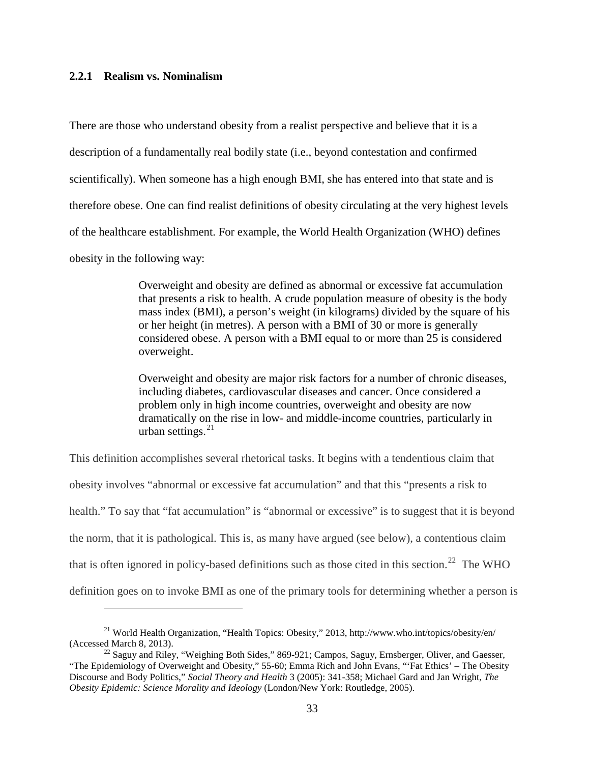### 2.2.1 Realism vs. Nominalism

There are those who understand obesity from a realist perspective and believe that it is a description of a fundamentally real bodily state (i.e., beyond contestation and confirmed scientifically). When someone has a high enough BMI, she has entered into that state and is therefore obese. One can find realist definitions of obesity circulating at the very highest levels of the healthcare establishment. For example, the World Health Organization (WHO) defines obesity in the following way:

> Overweight and obesity are defined as abnormal or excessive fat accumulation that presents a risk to health. A crude population measure of obesity is the body mass index (BMI), a person's weight (in kilograms) divided by the square of his or her height (in metres). A person with a BMI of 30 or more is generally considered obese. A person with a BMI equal to or more than 25 is considered overweight.
>
> Overweight and obesity are major risk factors for a number of chronic diseases, including diabetes, cardiovascular diseases and cancer. Once considered a problem only in high income countries, overweight and obesity are now dramatically on the rise in low- and middle-income countries, particularly in urban settings.[21]

This definition accomplishes several rhetorical tasks. It begins with a tendentious claim that obesity involves "abnormal or excessive fat accumulation" and that this "presents a risk to health." To say that "fat accumulation" is "abnormal or excessive" is to suggest that it is beyond the norm, that it is pathological. This is, as many have argued (see below), a contentious claim that is often ignored in policy-based definitions such as those cited in this section.[22] The WHO definition goes on to invoke BMI as one of the primary tools for determining whether a person is

---

[21] World Health Organization, "Health Topics: Obesity," 2013, http://www.who.int/topics/obesity/en/ (Accessed March 8, 2013).

[22] Saguy and Riley, "Weighing Both Sides," 869-921; Campos, Saguy, Ernsberger, Oliver, and Gaesser, "The Epidemiology of Overweight and Obesity," 55-60; Emma Rich and John Evans, "'Fat Ethics' – The Obesity Discourse and Body Politics," *Social Theory and Health* 3 (2005): 341-358; Michael Gard and Jan Wright, *The Obesity Epidemic: Science Morality and Ideology* (London/New York: Routledge, 2005).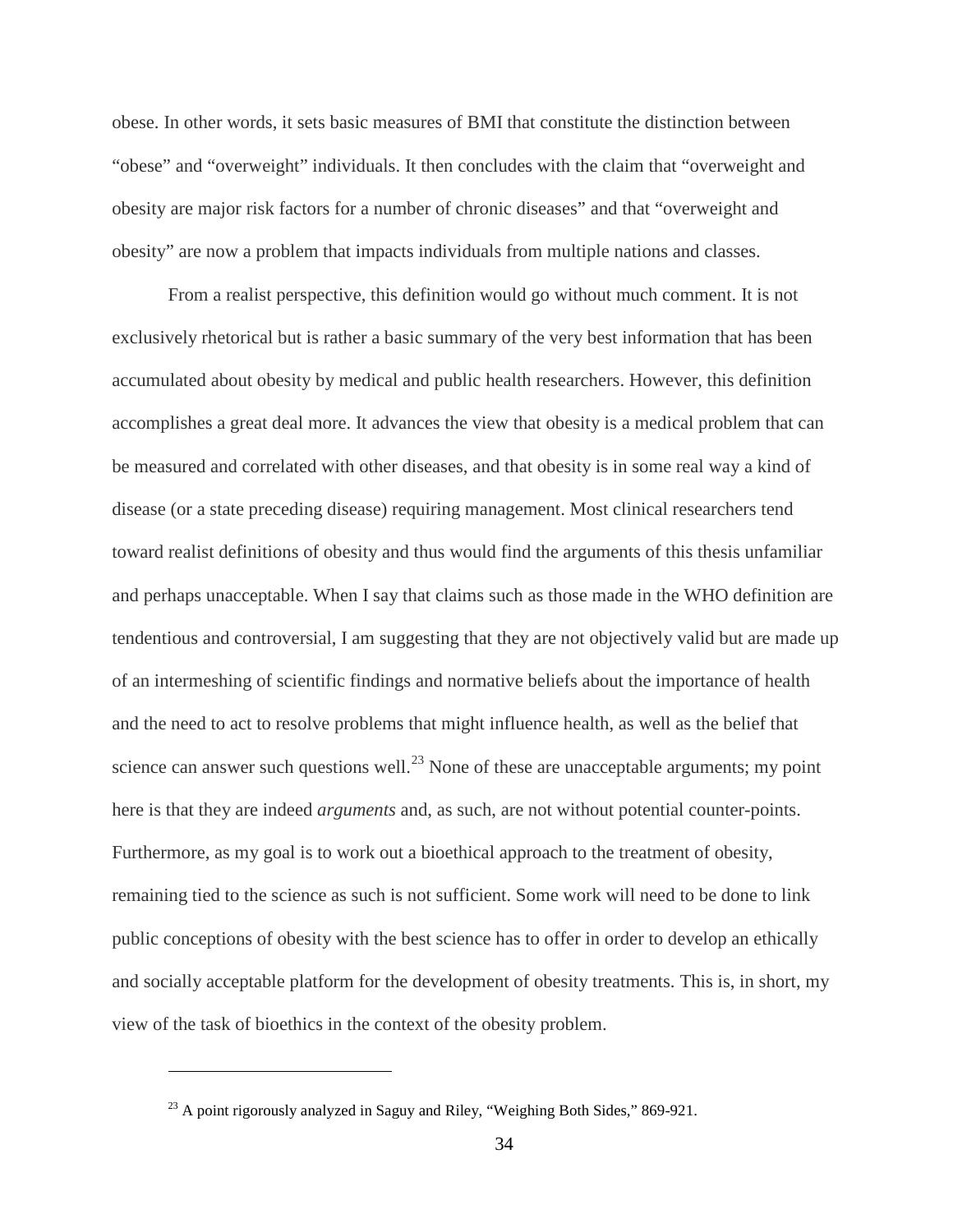obese. In other words, it sets basic measures of BMI that constitute the distinction between "obese" and "overweight" individuals. It then concludes with the claim that "overweight and obesity are major risk factors for a number of chronic diseases" and that "overweight and obesity" are now a problem that impacts individuals from multiple nations and classes.

From a realist perspective, this definition would go without much comment. It is not exclusively rhetorical but is rather a basic summary of the very best information that has been accumulated about obesity by medical and public health researchers. However, this definition accomplishes a great deal more. It advances the view that obesity is a medical problem that can be measured and correlated with other diseases, and that obesity is in some real way a kind of disease (or a state preceding disease) requiring management. Most clinical researchers tend toward realist definitions of obesity and thus would find the arguments of this thesis unfamiliar and perhaps unacceptable. When I say that claims such as those made in the WHO definition are tendentious and controversial, I am suggesting that they are not objectively valid but are made up of an intermeshing of scientific findings and normative beliefs about the importance of health and the need to act to resolve problems that might influence health, as well as the belief that science can answer such questions well.[23] None of these are unacceptable arguments; my point here is that they are indeed *arguments* and, as such, are not without potential counter-points. Furthermore, as my goal is to work out a bioethical approach to the treatment of obesity, remaining tied to the science as such is not sufficient. Some work will need to be done to link public conceptions of obesity with the best science has to offer in order to develop an ethically and socially acceptable platform for the development of obesity treatments. This is, in short, my view of the task of bioethics in the context of the obesity problem.

---

[23] A point rigorously analyzed in Saguy and Riley, "Weighing Both Sides," 869-921.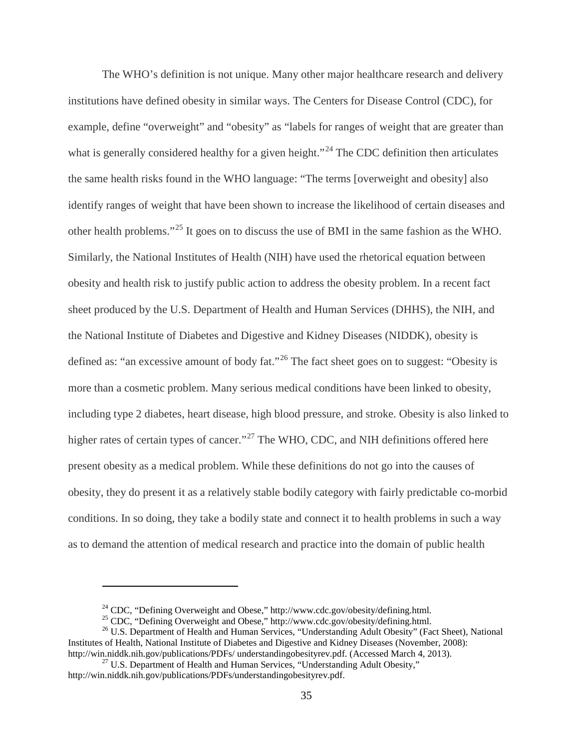The WHO's definition is not unique. Many other major healthcare research and delivery institutions have defined obesity in similar ways. The Centers for Disease Control (CDC), for example, define "overweight" and "obesity" as "labels for ranges of weight that are greater than what is generally considered healthy for a given height."[24] The CDC definition then articulates the same health risks found in the WHO language: "The terms [overweight and obesity] also identify ranges of weight that have been shown to increase the likelihood of certain diseases and other health problems."[25] It goes on to discuss the use of BMI in the same fashion as the WHO. Similarly, the National Institutes of Health (NIH) have used the rhetorical equation between obesity and health risk to justify public action to address the obesity problem. In a recent fact sheet produced by the U.S. Department of Health and Human Services (DHHS), the NIH, and the National Institute of Diabetes and Digestive and Kidney Diseases (NIDDK), obesity is defined as: "an excessive amount of body fat."[26] The fact sheet goes on to suggest: "Obesity is more than a cosmetic problem. Many serious medical conditions have been linked to obesity, including type 2 diabetes, heart disease, high blood pressure, and stroke. Obesity is also linked to higher rates of certain types of cancer."[27] The WHO, CDC, and NIH definitions offered here present obesity as a medical problem. While these definitions do not go into the causes of obesity, they do present it as a relatively stable bodily category with fairly predictable co-morbid conditions. In so doing, they take a bodily state and connect it to health problems in such a way as to demand the attention of medical research and practice into the domain of public health

---

[24] CDC, "Defining Overweight and Obese," http://www.cdc.gov/obesity/defining.html.

[25] CDC, "Defining Overweight and Obese," http://www.cdc.gov/obesity/defining.html.

[26] U.S. Department of Health and Human Services, "Understanding Adult Obesity" (Fact Sheet), National Institutes of Health, National Institute of Diabetes and Digestive and Kidney Diseases (November, 2008): http://win.niddk.nih.gov/publications/PDFs/ understandingobesityrev.pdf. (Accessed March 4, 2013).

[27] U.S. Department of Health and Human Services, "Understanding Adult Obesity," http://win.niddk.nih.gov/publications/PDFs/understandingobesityrev.pdf.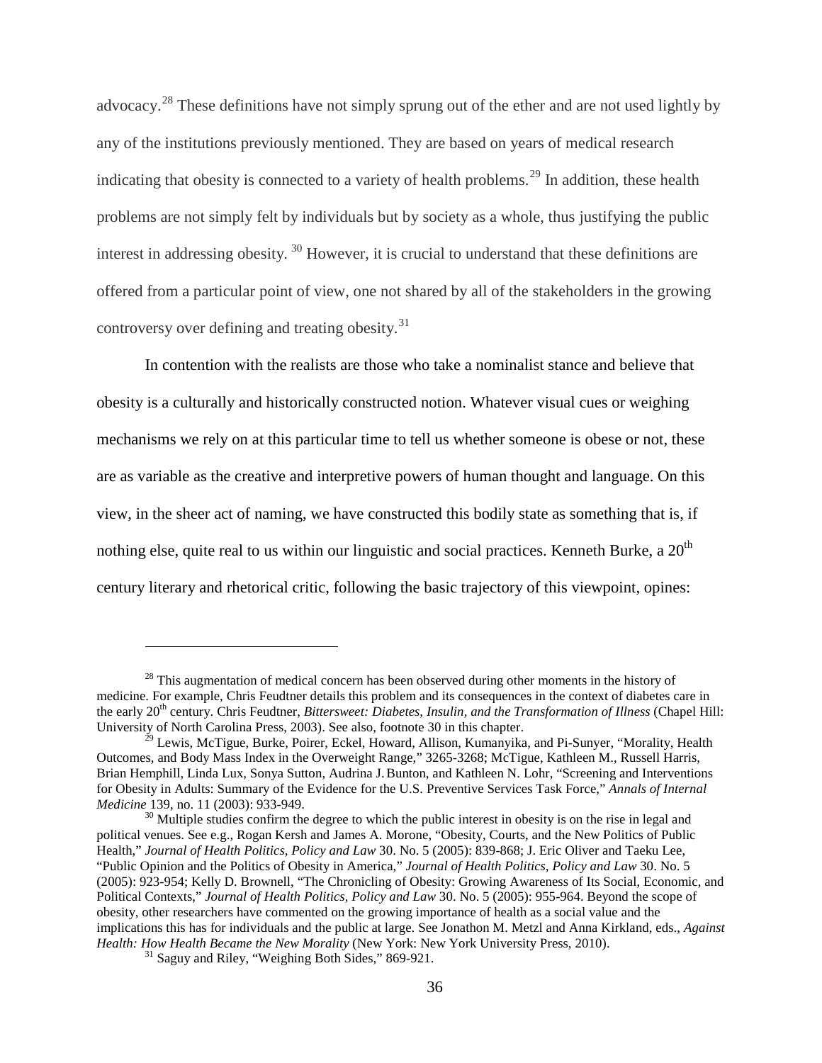advocacy.[28] These definitions have not simply sprung out of the ether and are not used lightly by any of the institutions previously mentioned. They are based on years of medical research indicating that obesity is connected to a variety of health problems.[29] In addition, these health problems are not simply felt by individuals but by society as a whole, thus justifying the public interest in addressing obesity. [30] However, it is crucial to understand that these definitions are offered from a particular point of view, one not shared by all of the stakeholders in the growing controversy over defining and treating obesity.[31]

In contention with the realists are those who take a nominalist stance and believe that obesity is a culturally and historically constructed notion. Whatever visual cues or weighing mechanisms we rely on at this particular time to tell us whether someone is obese or not, these are as variable as the creative and interpretive powers of human thought and language. On this view, in the sheer act of naming, we have constructed this bodily state as something that is, if nothing else, quite real to us within our linguistic and social practices. Kenneth Burke, a 20th century literary and rhetorical critic, following the basic trajectory of this viewpoint, opines:

---

[28] This augmentation of medical concern has been observed during other moments in the history of medicine. For example, Chris Feudtner details this problem and its consequences in the context of diabetes care in the early 20th century. Chris Feudtner, *Bittersweet: Diabetes, Insulin, and the Transformation of Illness* (Chapel Hill: University of North Carolina Press, 2003). See also, footnote 30 in this chapter.

[29] Lewis, McTigue, Burke, Poirer, Eckel, Howard, Allison, Kumanyika, and Pi-Sunyer, "Morality, Health Outcomes, and Body Mass Index in the Overweight Range," 3265-3268; McTigue, Kathleen M., Russell Harris, Brian Hemphill, Linda Lux, Sonya Sutton, Audrina J. Bunton, and Kathleen N. Lohr, "Screening and Interventions for Obesity in Adults: Summary of the Evidence for the U.S. Preventive Services Task Force," *Annals of Internal Medicine* 139, no. 11 (2003): 933-949.

[30] Multiple studies confirm the degree to which the public interest in obesity is on the rise in legal and political venues. See e.g., Rogan Kersh and James A. Morone, "Obesity, Courts, and the New Politics of Public Health," *Journal of Health Politics, Policy and Law* 30. No. 5 (2005): 839-868; J. Eric Oliver and Taeku Lee, "Public Opinion and the Politics of Obesity in America," *Journal of Health Politics, Policy and Law* 30. No. 5 (2005): 923-954; Kelly D. Brownell, "The Chronicling of Obesity: Growing Awareness of Its Social, Economic, and Political Contexts," *Journal of Health Politics, Policy and Law* 30. No. 5 (2005): 955-964. Beyond the scope of obesity, other researchers have commented on the growing importance of health as a social value and the implications this has for individuals and the public at large. See Jonathon M. Metzl and Anna Kirkland, eds., *Against Health: How Health Became the New Morality* (New York: New York University Press, 2010).

[31] Saguy and Riley, "Weighing Both Sides," 869-921.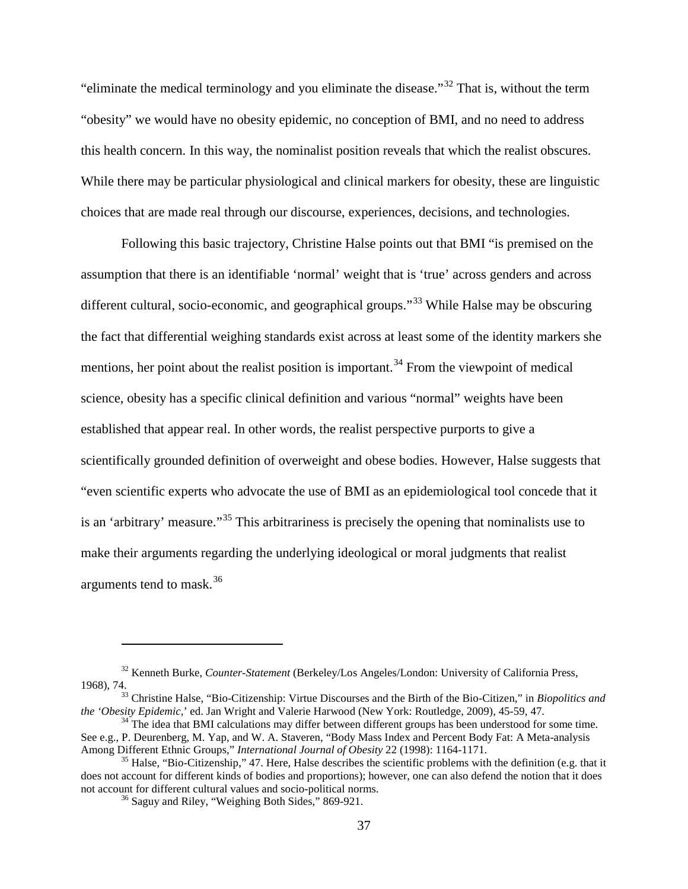"eliminate the medical terminology and you eliminate the disease."[32] That is, without the term "obesity" we would have no obesity epidemic, no conception of BMI, and no need to address this health concern. In this way, the nominalist position reveals that which the realist obscures. While there may be particular physiological and clinical markers for obesity, these are linguistic choices that are made real through our discourse, experiences, decisions, and technologies.

Following this basic trajectory, Christine Halse points out that BMI "is premised on the assumption that there is an identifiable 'normal' weight that is 'true' across genders and across different cultural, socio-economic, and geographical groups."[33] While Halse may be obscuring the fact that differential weighing standards exist across at least some of the identity markers she mentions, her point about the realist position is important.[34] From the viewpoint of medical science, obesity has a specific clinical definition and various "normal" weights have been established that appear real. In other words, the realist perspective purports to give a scientifically grounded definition of overweight and obese bodies. However, Halse suggests that "even scientific experts who advocate the use of BMI as an epidemiological tool concede that it is an 'arbitrary' measure."[35] This arbitrariness is precisely the opening that nominalists use to make their arguments regarding the underlying ideological or moral judgments that realist arguments tend to mask.[36]

---

[32] Kenneth Burke, *Counter-Statement* (Berkeley/Los Angeles/London: University of California Press, 1968), 74.

[33] Christine Halse, "Bio-Citizenship: Virtue Discourses and the Birth of the Bio-Citizen," in *Biopolitics and the 'Obesity Epidemic,'* ed. Jan Wright and Valerie Harwood (New York: Routledge, 2009), 45-59, 47.

[34] The idea that BMI calculations may differ between different groups has been understood for some time. See e.g., P. Deurenberg, M. Yap, and W. A. Staveren, "Body Mass Index and Percent Body Fat: A Meta-analysis Among Different Ethnic Groups," *International Journal of Obesity* 22 (1998): 1164-1171.

[35] Halse, "Bio-Citizenship," 47. Here, Halse describes the scientific problems with the definition (e.g. that it does not account for different kinds of bodies and proportions); however, one can also defend the notion that it does not account for different cultural values and socio-political norms.

[36] Saguy and Riley, "Weighing Both Sides," 869-921.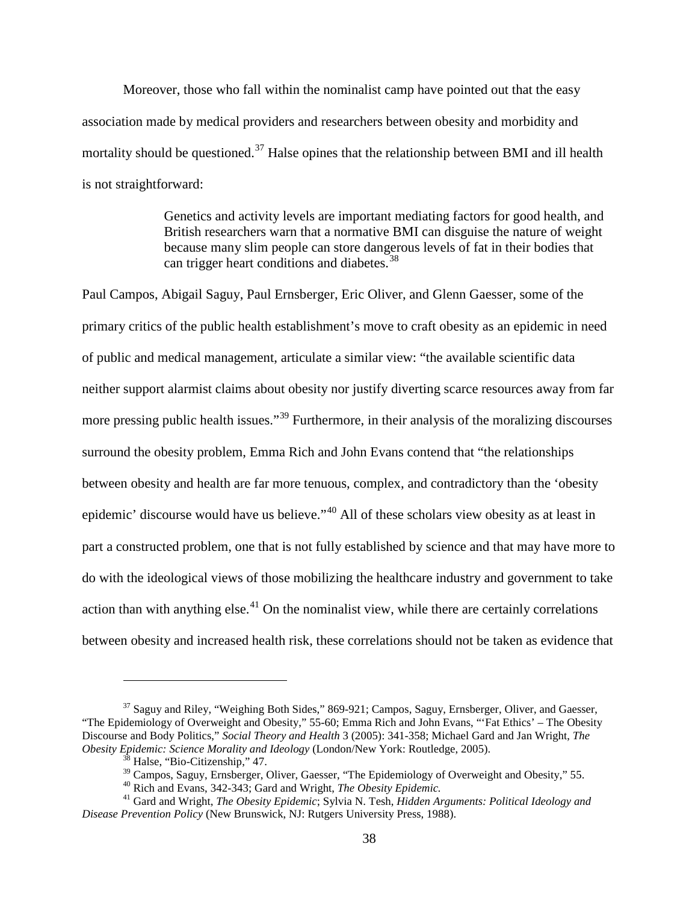Moreover, those who fall within the nominalist camp have pointed out that the easy association made by medical providers and researchers between obesity and morbidity and mortality should be questioned.[37] Halse opines that the relationship between BMI and ill health is not straightforward:

> Genetics and activity levels are important mediating factors for good health, and British researchers warn that a normative BMI can disguise the nature of weight because many slim people can store dangerous levels of fat in their bodies that can trigger heart conditions and diabetes.[38]

Paul Campos, Abigail Saguy, Paul Ernsberger, Eric Oliver, and Glenn Gaesser, some of the primary critics of the public health establishment's move to craft obesity as an epidemic in need of public and medical management, articulate a similar view: "the available scientific data neither support alarmist claims about obesity nor justify diverting scarce resources away from far more pressing public health issues."[39] Furthermore, in their analysis of the moralizing discourses surround the obesity problem, Emma Rich and John Evans contend that "the relationships between obesity and health are far more tenuous, complex, and contradictory than the 'obesity epidemic' discourse would have us believe."[40] All of these scholars view obesity as at least in part a constructed problem, one that is not fully established by science and that may have more to do with the ideological views of those mobilizing the healthcare industry and government to take action than with anything else.[41] On the nominalist view, while there are certainly correlations between obesity and increased health risk, these correlations should not be taken as evidence that

---

[37] Saguy and Riley, "Weighing Both Sides," 869-921; Campos, Saguy, Ernsberger, Oliver, and Gaesser, "The Epidemiology of Overweight and Obesity," 55-60; Emma Rich and John Evans, "'Fat Ethics' – The Obesity Discourse and Body Politics," *Social Theory and Health* 3 (2005): 341-358; Michael Gard and Jan Wright, *The Obesity Epidemic: Science Morality and Ideology* (London/New York: Routledge, 2005).

[38] Halse, "Bio-Citizenship," 47.

[39] Campos, Saguy, Ernsberger, Oliver, Gaesser, "The Epidemiology of Overweight and Obesity," 55.

[40] Rich and Evans, 342-343; Gard and Wright, *The Obesity Epidemic.*

[41] Gard and Wright, *The Obesity Epidemic*; Sylvia N. Tesh, *Hidden Arguments: Political Ideology and Disease Prevention Policy* (New Brunswick, NJ: Rutgers University Press, 1988).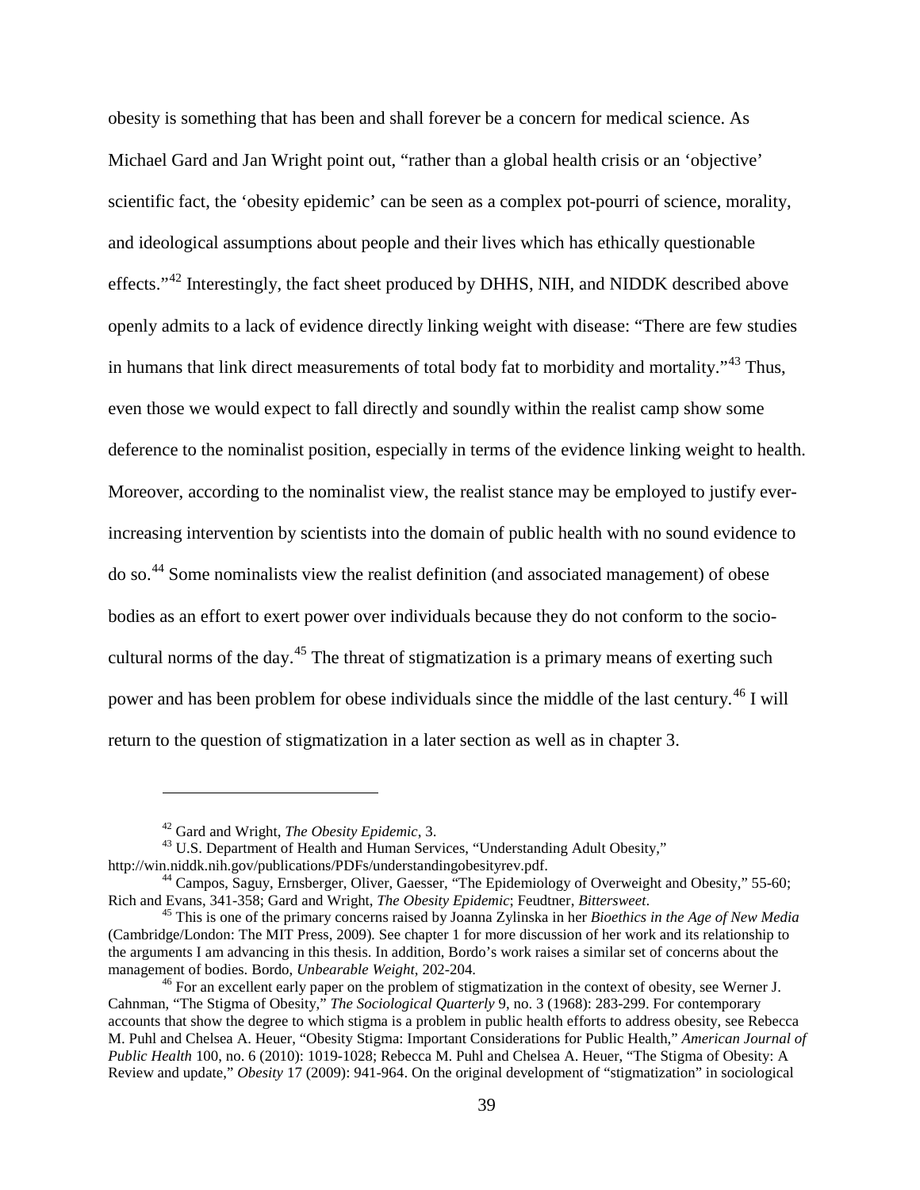obesity is something that has been and shall forever be a concern for medical science. As Michael Gard and Jan Wright point out, “rather than a global health crisis or an ‘objective’ scientific fact, the ‘obesity epidemic’ can be seen as a complex pot-pourri of science, morality, and ideological assumptions about people and their lives which has ethically questionable effects.”[42] Interestingly, the fact sheet produced by DHHS, NIH, and NIDDK described above openly admits to a lack of evidence directly linking weight with disease: “There are few studies in humans that link direct measurements of total body fat to morbidity and mortality.”[43] Thus, even those we would expect to fall directly and soundly within the realist camp show some deference to the nominalist position, especially in terms of the evidence linking weight to health. Moreover, according to the nominalist view, the realist stance may be employed to justify ever-increasing intervention by scientists into the domain of public health with no sound evidence to do so.[44] Some nominalists view the realist definition (and associated management) of obese bodies as an effort to exert power over individuals because they do not conform to the socio-cultural norms of the day.[45] The threat of stigmatization is a primary means of exerting such power and has been problem for obese individuals since the middle of the last century.[46] I will return to the question of stigmatization in a later section as well as in chapter 3.

---

[42] Gard and Wright, *The Obesity Epidemic*, 3.

[43] U.S. Department of Health and Human Services, “Understanding Adult Obesity,” http://win.niddk.nih.gov/publications/PDFs/understandingobesityrev.pdf.

[44] Campos, Saguy, Ernsberger, Oliver, Gaesser, “The Epidemiology of Overweight and Obesity,” 55-60; Rich and Evans, 341-358; Gard and Wright, *The Obesity Epidemic*; Feudtner, *Bittersweet*.

[45] This is one of the primary concerns raised by Joanna Zylinska in her *Bioethics in the Age of New Media* (Cambridge/London: The MIT Press, 2009). See chapter 1 for more discussion of her work and its relationship to the arguments I am advancing in this thesis. In addition, Bordo’s work raises a similar set of concerns about the management of bodies. Bordo, *Unbearable Weight*, 202-204.

[46] For an excellent early paper on the problem of stigmatization in the context of obesity, see Werner J. Cahnman, “The Stigma of Obesity,” *The Sociological Quarterly* 9, no. 3 (1968): 283-299. For contemporary accounts that show the degree to which stigma is a problem in public health efforts to address obesity, see Rebecca M. Puhl and Chelsea A. Heuer, “Obesity Stigma: Important Considerations for Public Health,” *American Journal of Public Health* 100, no. 6 (2010): 1019-1028; Rebecca M. Puhl and Chelsea A. Heuer, “The Stigma of Obesity: A Review and update,” *Obesity* 17 (2009): 941-964. On the original development of “stigmatization” in sociological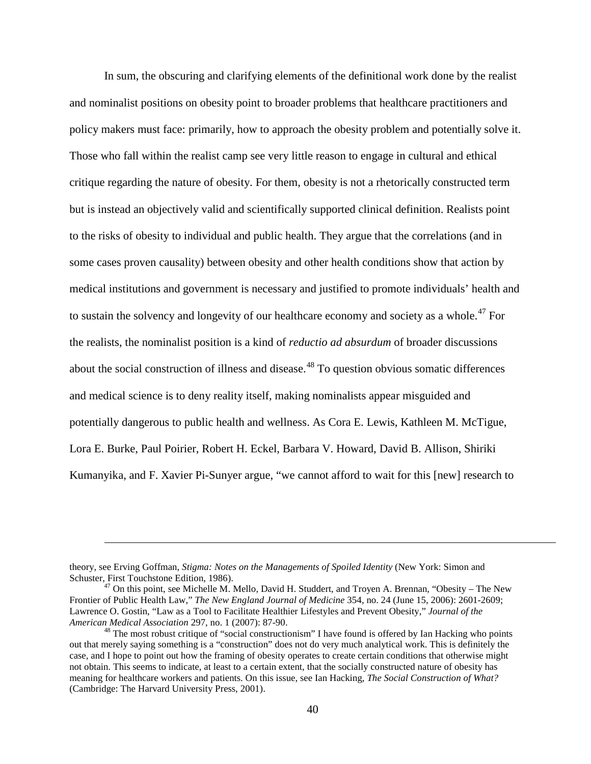In sum, the obscuring and clarifying elements of the definitional work done by the realist and nominalist positions on obesity point to broader problems that healthcare practitioners and policy makers must face: primarily, how to approach the obesity problem and potentially solve it. Those who fall within the realist camp see very little reason to engage in cultural and ethical critique regarding the nature of obesity. For them, obesity is not a rhetorically constructed term but is instead an objectively valid and scientifically supported clinical definition. Realists point to the risks of obesity to individual and public health. They argue that the correlations (and in some cases proven causality) between obesity and other health conditions show that action by medical institutions and government is necessary and justified to promote individuals' health and to sustain the solvency and longevity of our healthcare economy and society as a whole.[47] For the realists, the nominalist position is a kind of *reductio ad absurdum* of broader discussions about the social construction of illness and disease.[48] To question obvious somatic differences and medical science is to deny reality itself, making nominalists appear misguided and potentially dangerous to public health and wellness. As Cora E. Lewis, Kathleen M. McTigue, Lora E. Burke, Paul Poirier, Robert H. Eckel, Barbara V. Howard, David B. Allison, Shiriki Kumanyika, and F. Xavier Pi-Sunyer argue, "we cannot afford to wait for this [new] research to

---

theory, see Erving Goffman, *Stigma: Notes on the Managements of Spoiled Identity* (New York: Simon and Schuster, First Touchstone Edition, 1986).

[47] On this point, see Michelle M. Mello, David H. Studdert, and Troyen A. Brennan, "Obesity – The New Frontier of Public Health Law," *The New England Journal of Medicine* 354, no. 24 (June 15, 2006): 2601-2609; Lawrence O. Gostin, "Law as a Tool to Facilitate Healthier Lifestyles and Prevent Obesity," *Journal of the American Medical Association* 297, no. 1 (2007): 87-90.

[48] The most robust critique of "social constructionism" I have found is offered by Ian Hacking who points out that merely saying something is a "construction" does not do very much analytical work. This is definitely the case, and I hope to point out how the framing of obesity operates to create certain conditions that otherwise might not obtain. This seems to indicate, at least to a certain extent, that the socially constructed nature of obesity has meaning for healthcare workers and patients. On this issue, see Ian Hacking, *The Social Construction of What?* (Cambridge: The Harvard University Press, 2001).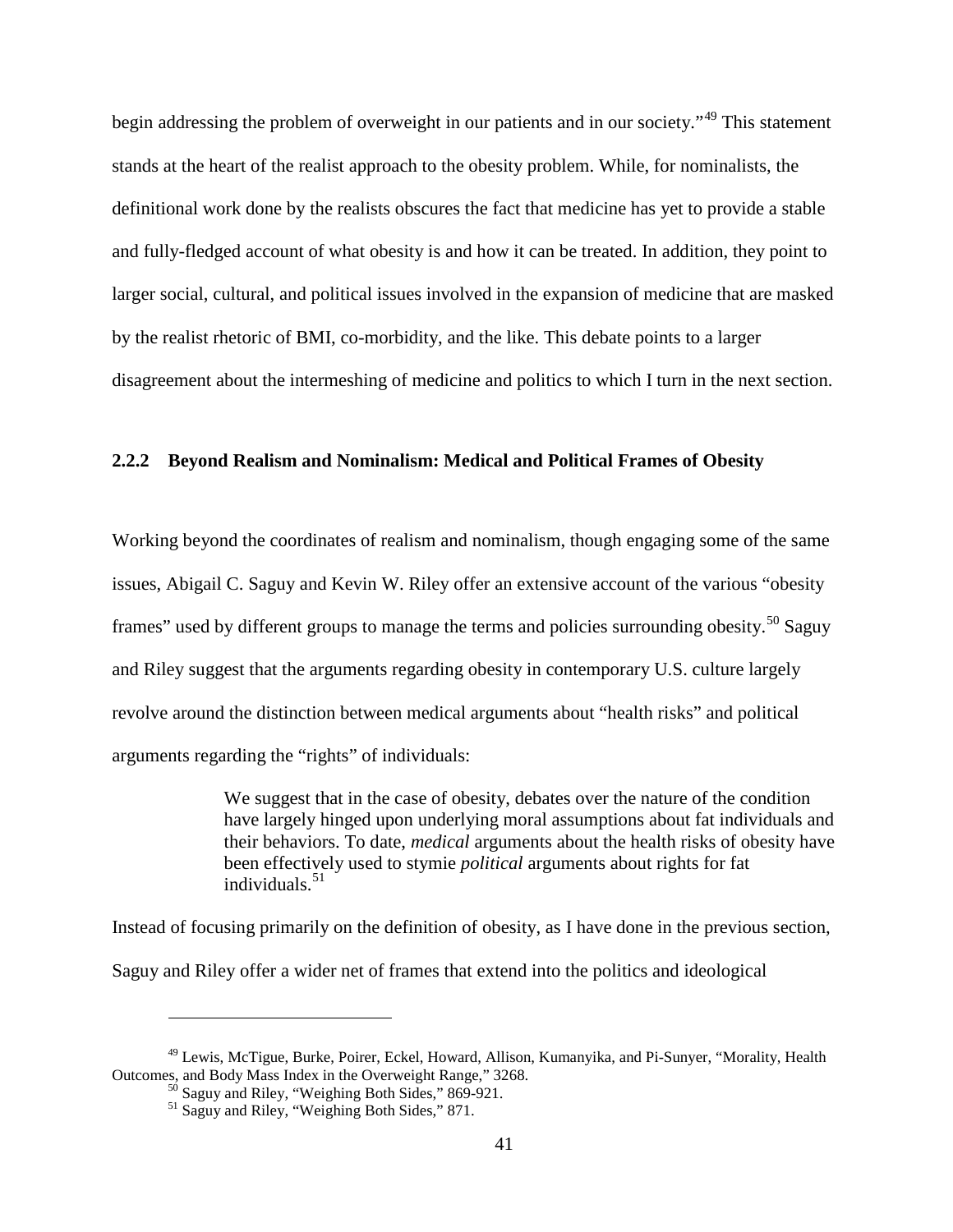begin addressing the problem of overweight in our patients and in our society."[49] This statement stands at the heart of the realist approach to the obesity problem. While, for nominalists, the definitional work done by the realists obscures the fact that medicine has yet to provide a stable and fully-fledged account of what obesity is and how it can be treated. In addition, they point to larger social, cultural, and political issues involved in the expansion of medicine that are masked by the realist rhetoric of BMI, co-morbidity, and the like. This debate points to a larger disagreement about the intermeshing of medicine and politics to which I turn in the next section.

### 2.2.2 Beyond Realism and Nominalism: Medical and Political Frames of Obesity

Working beyond the coordinates of realism and nominalism, though engaging some of the same issues, Abigail C. Saguy and Kevin W. Riley offer an extensive account of the various "obesity frames" used by different groups to manage the terms and policies surrounding obesity.[50] Saguy and Riley suggest that the arguments regarding obesity in contemporary U.S. culture largely revolve around the distinction between medical arguments about "health risks" and political arguments regarding the "rights" of individuals:

> We suggest that in the case of obesity, debates over the nature of the condition have largely hinged upon underlying moral assumptions about fat individuals and their behaviors. To date, *medical* arguments about the health risks of obesity have been effectively used to stymie *political* arguments about rights for fat individuals.[51]

Instead of focusing primarily on the definition of obesity, as I have done in the previous section, Saguy and Riley offer a wider net of frames that extend into the politics and ideological

---

[49] Lewis, McTigue, Burke, Poirer, Eckel, Howard, Allison, Kumanyika, and Pi-Sunyer, "Morality, Health Outcomes, and Body Mass Index in the Overweight Range," 3268.

[50] Saguy and Riley, "Weighing Both Sides," 869-921.

[51] Saguy and Riley, "Weighing Both Sides," 871.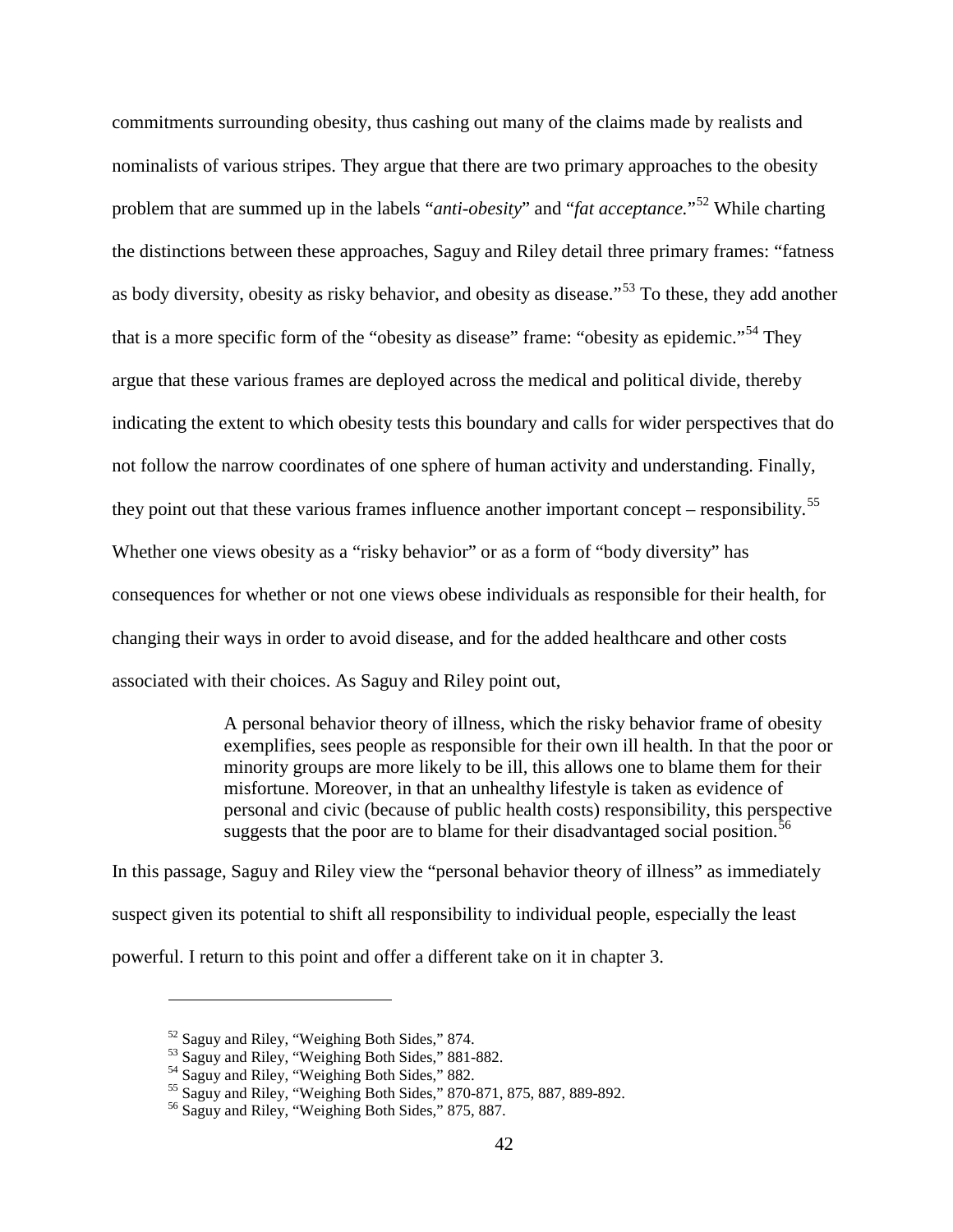commitments surrounding obesity, thus cashing out many of the claims made by realists and nominalists of various stripes. They argue that there are two primary approaches to the obesity problem that are summed up in the labels "*anti-obesity*" and "*fat acceptance.*"[52] While charting the distinctions between these approaches, Saguy and Riley detail three primary frames: "fatness as body diversity, obesity as risky behavior, and obesity as disease."[53] To these, they add another that is a more specific form of the "obesity as disease" frame: "obesity as epidemic."[54] They argue that these various frames are deployed across the medical and political divide, thereby indicating the extent to which obesity tests this boundary and calls for wider perspectives that do not follow the narrow coordinates of one sphere of human activity and understanding. Finally, they point out that these various frames influence another important concept – responsibility.[55] Whether one views obesity as a "risky behavior" or as a form of "body diversity" has consequences for whether or not one views obese individuals as responsible for their health, for changing their ways in order to avoid disease, and for the added healthcare and other costs associated with their choices. As Saguy and Riley point out,

> A personal behavior theory of illness, which the risky behavior frame of obesity exemplifies, sees people as responsible for their own ill health. In that the poor or minority groups are more likely to be ill, this allows one to blame them for their misfortune. Moreover, in that an unhealthy lifestyle is taken as evidence of personal and civic (because of public health costs) responsibility, this perspective suggests that the poor are to blame for their disadvantaged social position.[56]

In this passage, Saguy and Riley view the "personal behavior theory of illness" as immediately suspect given its potential to shift all responsibility to individual people, especially the least powerful. I return to this point and offer a different take on it in chapter 3.

---

[52] Saguy and Riley, "Weighing Both Sides," 874.
[53] Saguy and Riley, "Weighing Both Sides," 881-882.
[54] Saguy and Riley, "Weighing Both Sides," 882.
[55] Saguy and Riley, "Weighing Both Sides," 870-871, 875, 887, 889-892.
[56] Saguy and Riley, "Weighing Both Sides," 875, 887.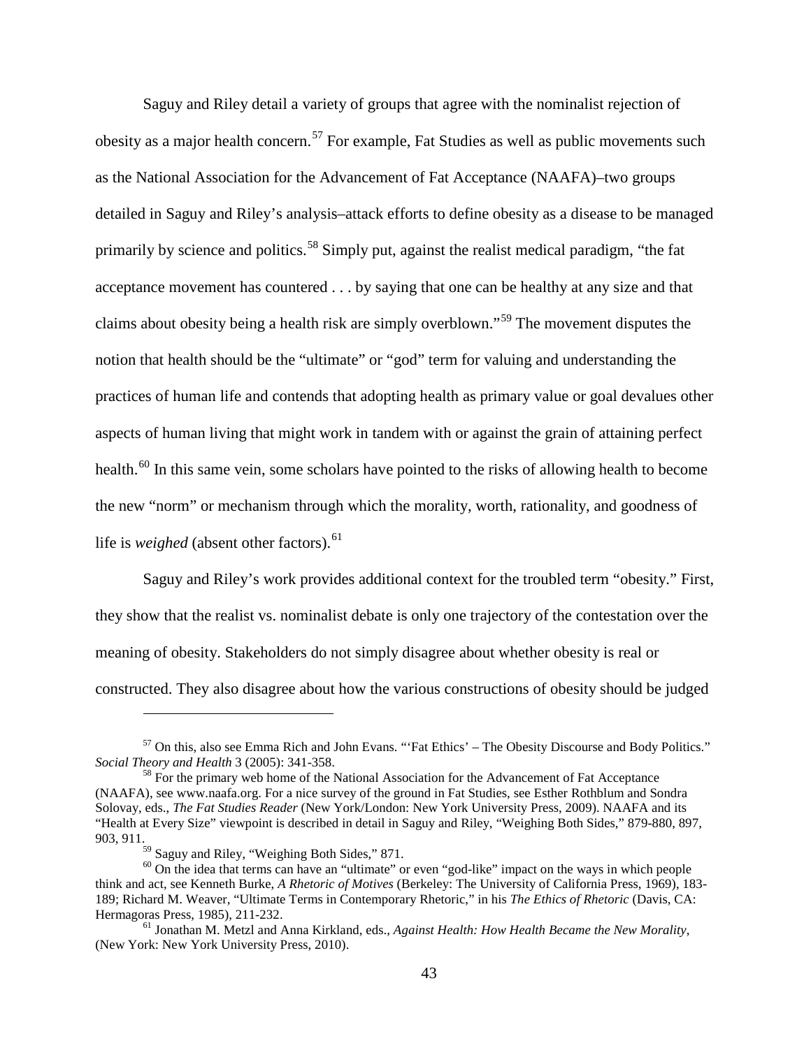Saguy and Riley detail a variety of groups that agree with the nominalist rejection of obesity as a major health concern.[57] For example, Fat Studies as well as public movements such as the National Association for the Advancement of Fat Acceptance (NAAFA)–two groups detailed in Saguy and Riley's analysis–attack efforts to define obesity as a disease to be managed primarily by science and politics.[58] Simply put, against the realist medical paradigm, "the fat acceptance movement has countered . . . by saying that one can be healthy at any size and that claims about obesity being a health risk are simply overblown."[59] The movement disputes the notion that health should be the "ultimate" or "god" term for valuing and understanding the practices of human life and contends that adopting health as primary value or goal devalues other aspects of human living that might work in tandem with or against the grain of attaining perfect health.[60] In this same vein, some scholars have pointed to the risks of allowing health to become the new "norm" or mechanism through which the morality, worth, rationality, and goodness of life is *weighed* (absent other factors).[61]

Saguy and Riley's work provides additional context for the troubled term "obesity." First, they show that the realist vs. nominalist debate is only one trajectory of the contestation over the meaning of obesity. Stakeholders do not simply disagree about whether obesity is real or constructed. They also disagree about how the various constructions of obesity should be judged

---

[57] On this, also see Emma Rich and John Evans. "'Fat Ethics' – The Obesity Discourse and Body Politics." *Social Theory and Health* 3 (2005): 341-358.

[58] For the primary web home of the National Association for the Advancement of Fat Acceptance (NAAFA), see www.naafa.org. For a nice survey of the ground in Fat Studies, see Esther Rothblum and Sondra Solovay, eds., *The Fat Studies Reader* (New York/London: New York University Press, 2009). NAAFA and its "Health at Every Size" viewpoint is described in detail in Saguy and Riley, "Weighing Both Sides," 879-880, 897, 903, 911.

[59] Saguy and Riley, "Weighing Both Sides," 871.

[60] On the idea that terms can have an "ultimate" or even "god-like" impact on the ways in which people think and act, see Kenneth Burke, *A Rhetoric of Motives* (Berkeley: The University of California Press, 1969), 183-189; Richard M. Weaver, "Ultimate Terms in Contemporary Rhetoric," in his *The Ethics of Rhetoric* (Davis, CA: Hermagoras Press, 1985), 211-232.

[61] Jonathan M. Metzl and Anna Kirkland, eds., *Against Health: How Health Became the New Morality*, (New York: New York University Press, 2010).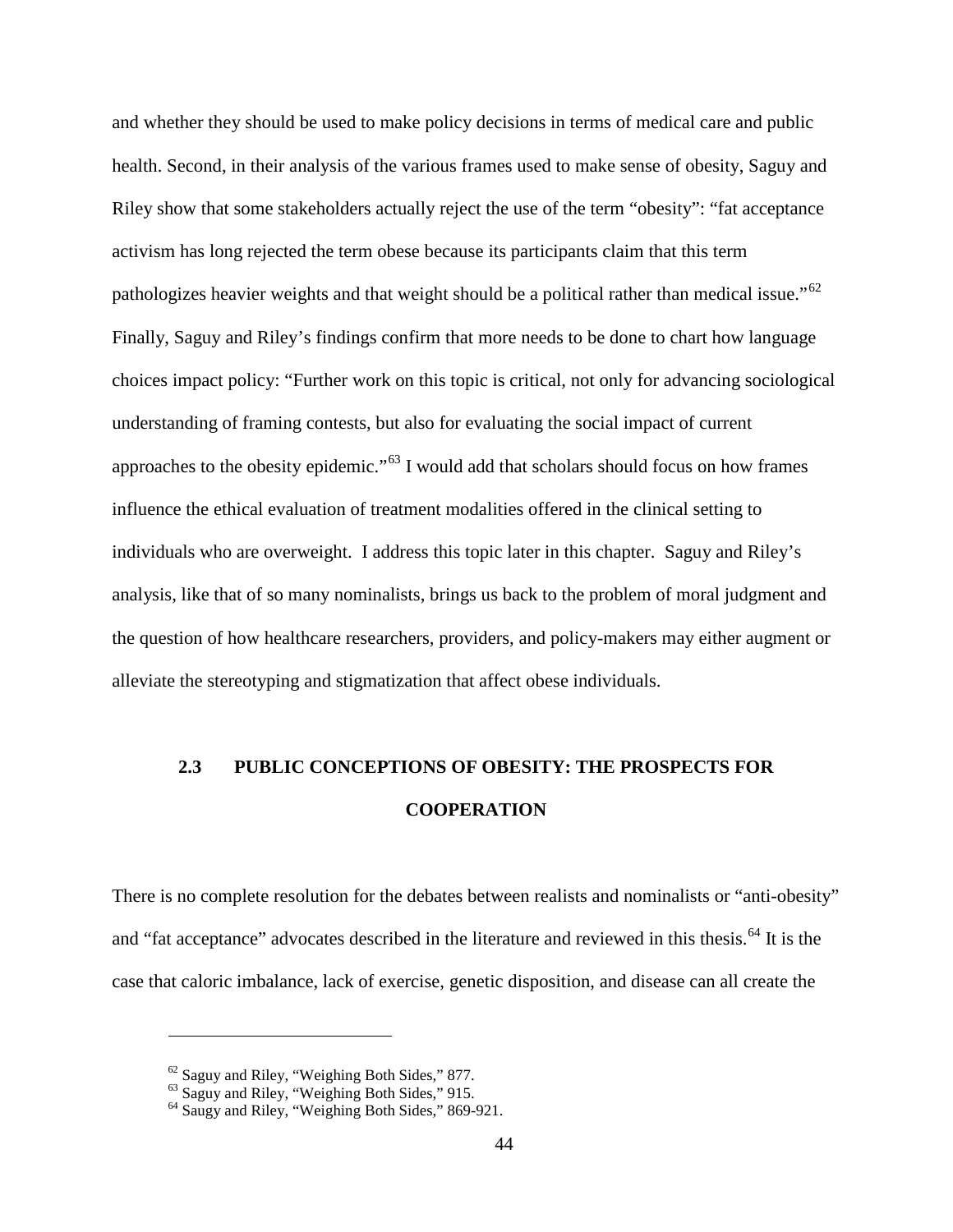and whether they should be used to make policy decisions in terms of medical care and public health. Second, in their analysis of the various frames used to make sense of obesity, Saguy and Riley show that some stakeholders actually reject the use of the term "obesity": "fat acceptance activism has long rejected the term obese because its participants claim that this term pathologizes heavier weights and that weight should be a political rather than medical issue."[62] Finally, Saguy and Riley's findings confirm that more needs to be done to chart how language choices impact policy: "Further work on this topic is critical, not only for advancing sociological understanding of framing contests, but also for evaluating the social impact of current approaches to the obesity epidemic."[63] I would add that scholars should focus on how frames influence the ethical evaluation of treatment modalities offered in the clinical setting to individuals who are overweight. I address this topic later in this chapter. Saguy and Riley's analysis, like that of so many nominalists, brings us back to the problem of moral judgment and the question of how healthcare researchers, providers, and policy-makers may either augment or alleviate the stereotyping and stigmatization that affect obese individuals.

## 2.3 PUBLIC CONCEPTIONS OF OBESITY: THE PROSPECTS FOR COOPERATION

There is no complete resolution for the debates between realists and nominalists or "anti-obesity" and "fat acceptance" advocates described in the literature and reviewed in this thesis.[64] It is the case that caloric imbalance, lack of exercise, genetic disposition, and disease can all create the

---

[62] Saguy and Riley, "Weighing Both Sides," 877.
[63] Saguy and Riley, "Weighing Both Sides," 915.
[64] Saugy and Riley, "Weighing Both Sides," 869-921.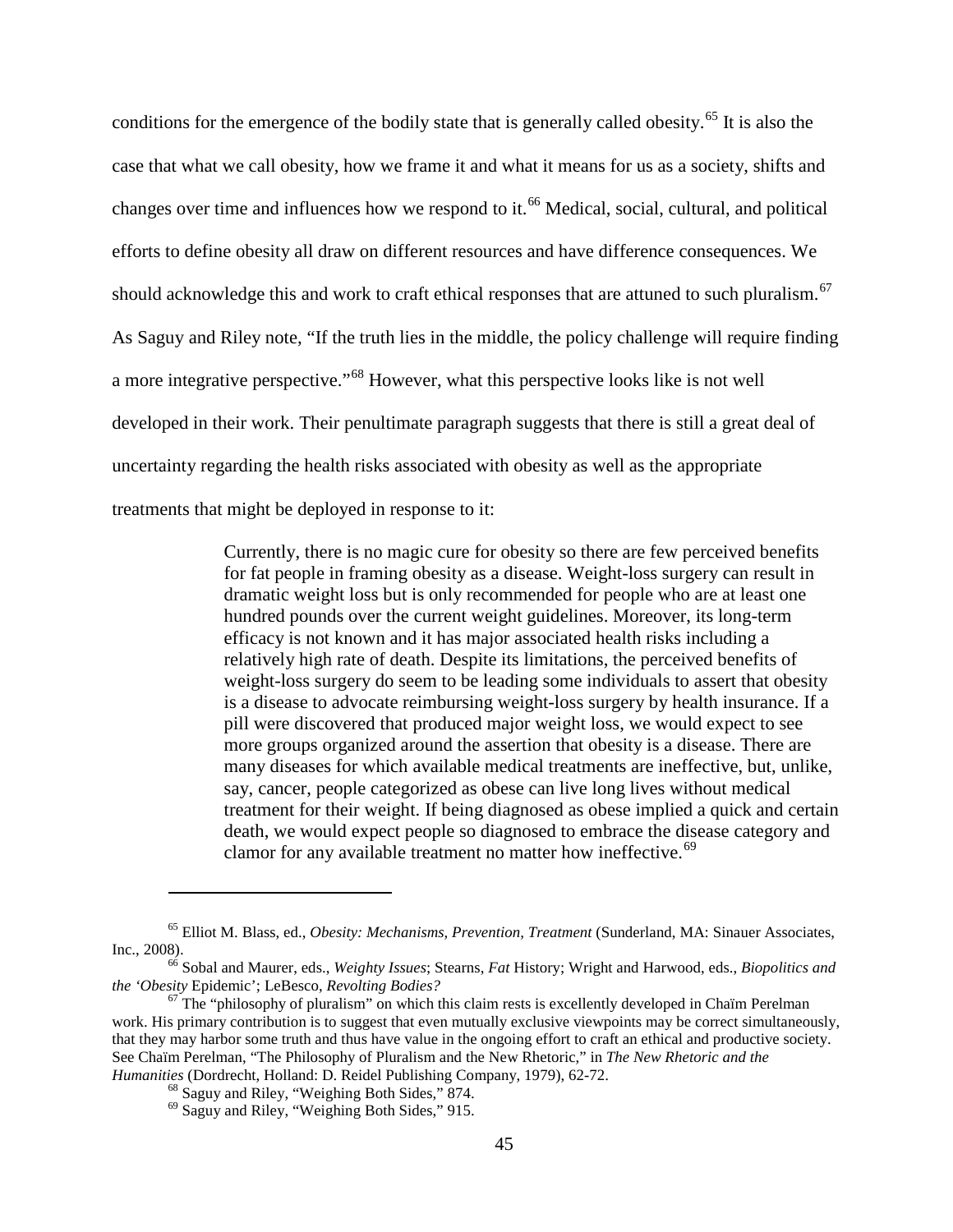conditions for the emergence of the bodily state that is generally called obesity.[65] It is also the case that what we call obesity, how we frame it and what it means for us as a society, shifts and changes over time and influences how we respond to it.[66] Medical, social, cultural, and political efforts to define obesity all draw on different resources and have difference consequences. We should acknowledge this and work to craft ethical responses that are attuned to such pluralism.[67] As Saguy and Riley note, "If the truth lies in the middle, the policy challenge will require finding a more integrative perspective."[68] However, what this perspective looks like is not well developed in their work. Their penultimate paragraph suggests that there is still a great deal of uncertainty regarding the health risks associated with obesity as well as the appropriate treatments that might be deployed in response to it:

> Currently, there is no magic cure for obesity so there are few perceived benefits for fat people in framing obesity as a disease. Weight-loss surgery can result in dramatic weight loss but is only recommended for people who are at least one hundred pounds over the current weight guidelines. Moreover, its long-term efficacy is not known and it has major associated health risks including a relatively high rate of death. Despite its limitations, the perceived benefits of weight-loss surgery do seem to be leading some individuals to assert that obesity is a disease to advocate reimbursing weight-loss surgery by health insurance. If a pill were discovered that produced major weight loss, we would expect to see more groups organized around the assertion that obesity is a disease. There are many diseases for which available medical treatments are ineffective, but, unlike, say, cancer, people categorized as obese can live long lives without medical treatment for their weight. If being diagnosed as obese implied a quick and certain death, we would expect people so diagnosed to embrace the disease category and clamor for any available treatment no matter how ineffective.[69]

---

[65] Elliot M. Blass, ed., *Obesity: Mechanisms, Prevention, Treatment* (Sunderland, MA: Sinauer Associates, Inc., 2008).

[66] Sobal and Maurer, eds., *Weighty Issues*; Stearns, *Fat* History; Wright and Harwood, eds., *Biopolitics and the 'Obesity* Epidemic'; LeBesco, *Revolting Bodies?*

[67] The "philosophy of pluralism" on which this claim rests is excellently developed in Chaïm Perelman work. His primary contribution is to suggest that even mutually exclusive viewpoints may be correct simultaneously, that they may harbor some truth and thus have value in the ongoing effort to craft an ethical and productive society. See Chaïm Perelman, "The Philosophy of Pluralism and the New Rhetoric," in *The New Rhetoric and the Humanities* (Dordrecht, Holland: D. Reidel Publishing Company, 1979), 62-72.

[68] Saguy and Riley, "Weighing Both Sides," 874.

[69] Saguy and Riley, "Weighing Both Sides," 915.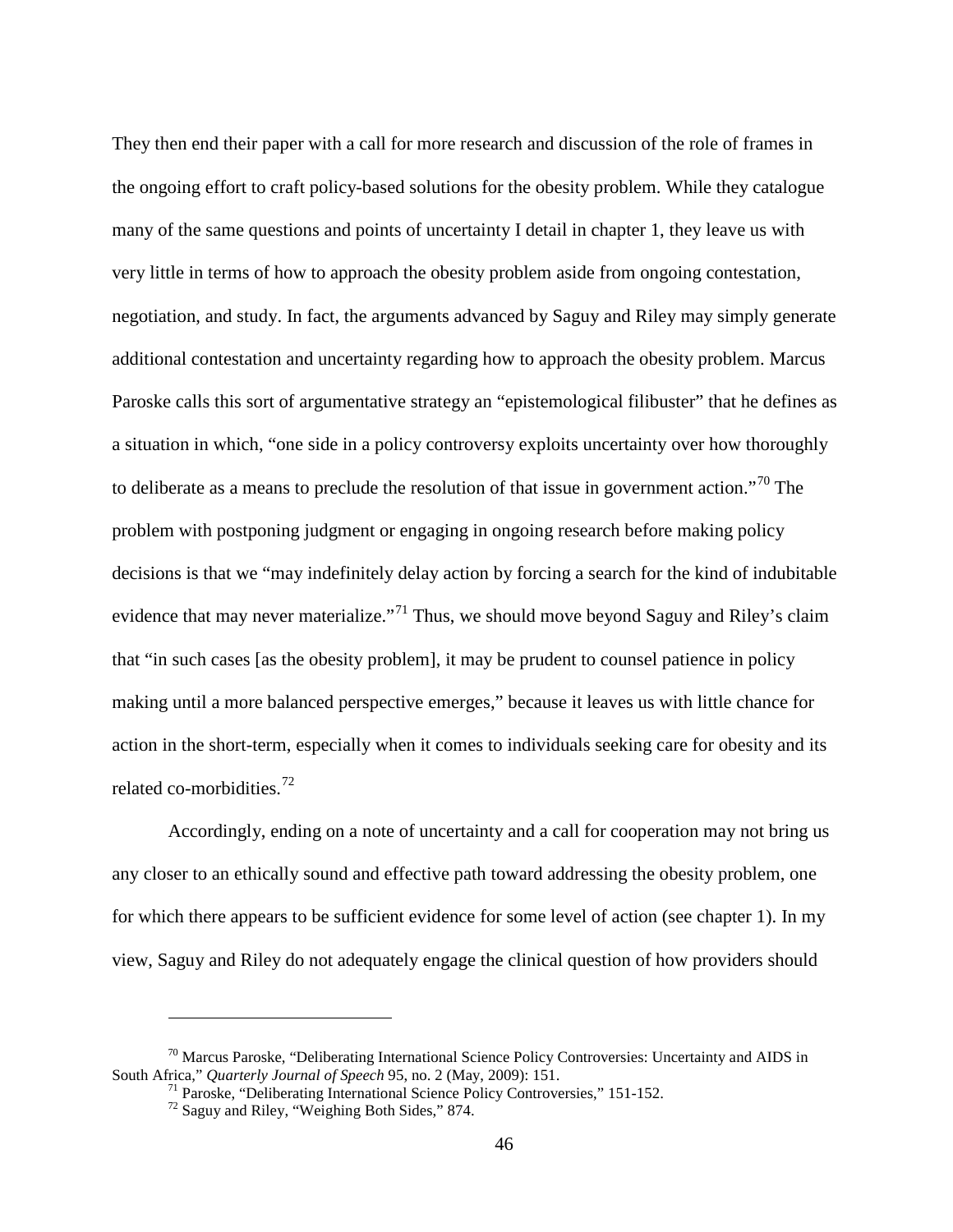They then end their paper with a call for more research and discussion of the role of frames in the ongoing effort to craft policy-based solutions for the obesity problem. While they catalogue many of the same questions and points of uncertainty I detail in chapter 1, they leave us with very little in terms of how to approach the obesity problem aside from ongoing contestation, negotiation, and study. In fact, the arguments advanced by Saguy and Riley may simply generate additional contestation and uncertainty regarding how to approach the obesity problem. Marcus Paroske calls this sort of argumentative strategy an "epistemological filibuster" that he defines as a situation in which, "one side in a policy controversy exploits uncertainty over how thoroughly to deliberate as a means to preclude the resolution of that issue in government action."[70] The problem with postponing judgment or engaging in ongoing research before making policy decisions is that we "may indefinitely delay action by forcing a search for the kind of indubitable evidence that may never materialize."[71] Thus, we should move beyond Saguy and Riley's claim that "in such cases [as the obesity problem], it may be prudent to counsel patience in policy making until a more balanced perspective emerges," because it leaves us with little chance for action in the short-term, especially when it comes to individuals seeking care for obesity and its related co-morbidities.[72]

Accordingly, ending on a note of uncertainty and a call for cooperation may not bring us any closer to an ethically sound and effective path toward addressing the obesity problem, one for which there appears to be sufficient evidence for some level of action (see chapter 1). In my view, Saguy and Riley do not adequately engage the clinical question of how providers should

---

[70] Marcus Paroske, "Deliberating International Science Policy Controversies: Uncertainty and AIDS in South Africa," *Quarterly Journal of Speech* 95, no. 2 (May, 2009): 151.

[71] Paroske, "Deliberating International Science Policy Controversies," 151-152.

[72] Saguy and Riley, "Weighing Both Sides," 874.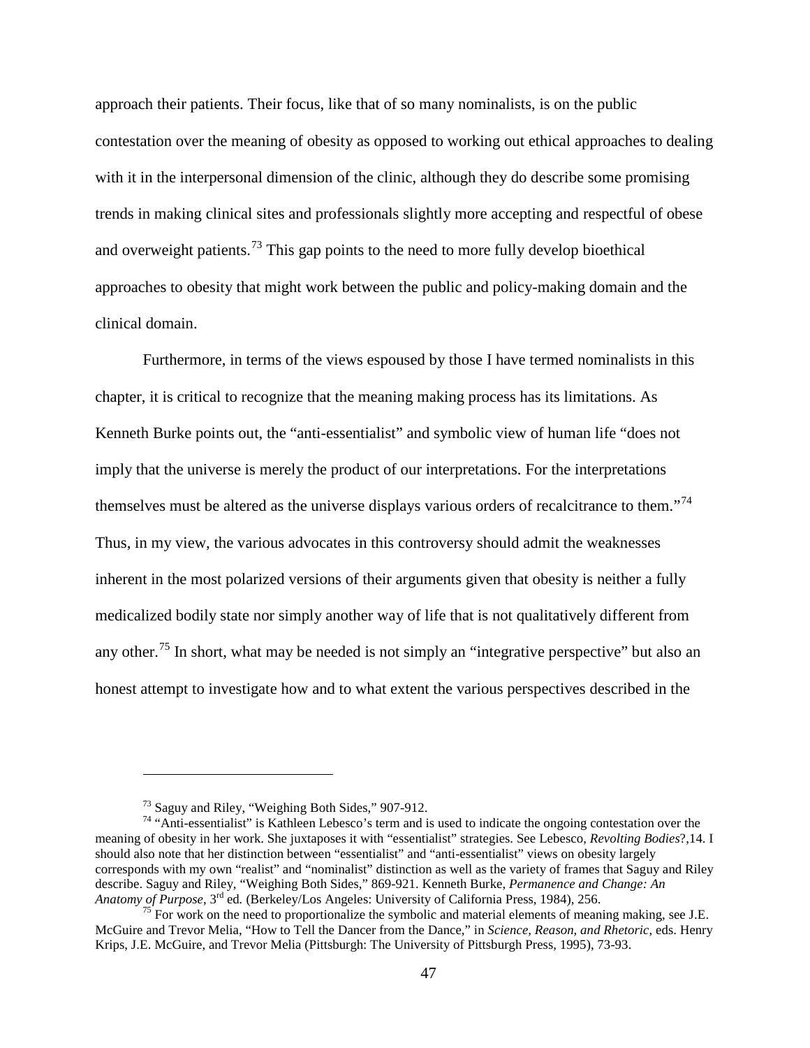approach their patients. Their focus, like that of so many nominalists, is on the public contestation over the meaning of obesity as opposed to working out ethical approaches to dealing with it in the interpersonal dimension of the clinic, although they do describe some promising trends in making clinical sites and professionals slightly more accepting and respectful of obese and overweight patients.[73] This gap points to the need to more fully develop bioethical approaches to obesity that might work between the public and policy-making domain and the clinical domain.

Furthermore, in terms of the views espoused by those I have termed nominalists in this chapter, it is critical to recognize that the meaning making process has its limitations. As Kenneth Burke points out, the "anti-essentialist" and symbolic view of human life "does not imply that the universe is merely the product of our interpretations. For the interpretations themselves must be altered as the universe displays various orders of recalcitrance to them."[74] Thus, in my view, the various advocates in this controversy should admit the weaknesses inherent in the most polarized versions of their arguments given that obesity is neither a fully medicalized bodily state nor simply another way of life that is not qualitatively different from any other.[75] In short, what may be needed is not simply an "integrative perspective" but also an honest attempt to investigate how and to what extent the various perspectives described in the

---

[73] Saguy and Riley, "Weighing Both Sides," 907-912.

[74] "Anti-essentialist" is Kathleen Lebesco's term and is used to indicate the ongoing contestation over the meaning of obesity in her work. She juxtaposes it with "essentialist" strategies. See Lebesco, *Revolting Bodies*?,14. I should also note that her distinction between "essentialist" and "anti-essentialist" views on obesity largely corresponds with my own "realist" and "nominalist" distinction as well as the variety of frames that Saguy and Riley describe. Saguy and Riley, "Weighing Both Sides," 869-921. Kenneth Burke, *Permanence and Change: An Anatomy of Purpose,* 3rd ed. (Berkeley/Los Angeles: University of California Press, 1984), 256.

[75] For work on the need to proportionalize the symbolic and material elements of meaning making, see J.E. McGuire and Trevor Melia, "How to Tell the Dancer from the Dance," in *Science, Reason, and Rhetoric*, eds. Henry Krips, J.E. McGuire, and Trevor Melia (Pittsburgh: The University of Pittsburgh Press, 1995), 73-93.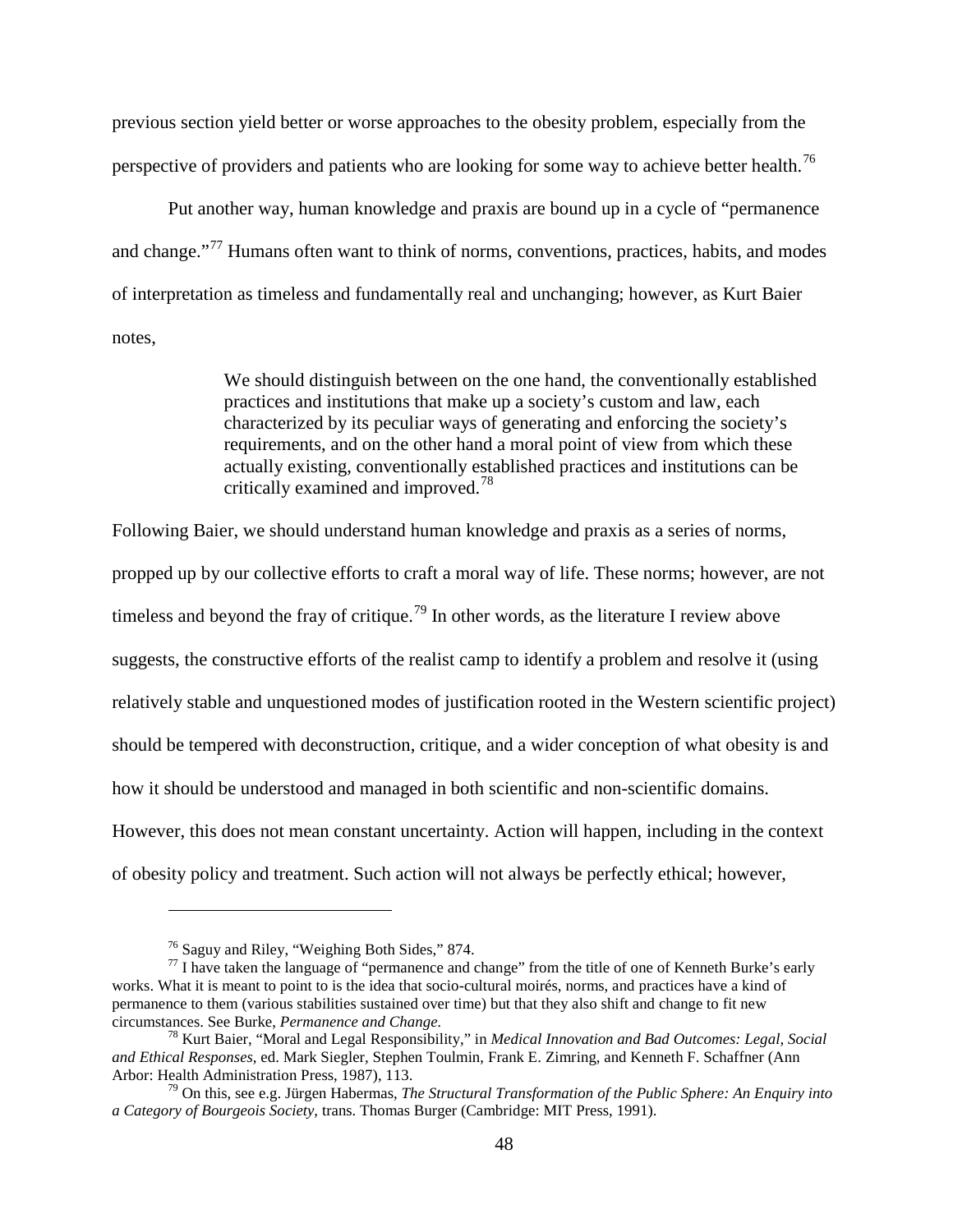previous section yield better or worse approaches to the obesity problem, especially from the perspective of providers and patients who are looking for some way to achieve better health.[76]

Put another way, human knowledge and praxis are bound up in a cycle of "permanence and change."[77] Humans often want to think of norms, conventions, practices, habits, and modes of interpretation as timeless and fundamentally real and unchanging; however, as Kurt Baier notes,

> We should distinguish between on the one hand, the conventionally established practices and institutions that make up a society's custom and law, each characterized by its peculiar ways of generating and enforcing the society's requirements, and on the other hand a moral point of view from which these actually existing, conventionally established practices and institutions can be critically examined and improved.[78]

Following Baier, we should understand human knowledge and praxis as a series of norms, propped up by our collective efforts to craft a moral way of life. These norms; however, are not timeless and beyond the fray of critique.[79] In other words, as the literature I review above suggests, the constructive efforts of the realist camp to identify a problem and resolve it (using relatively stable and unquestioned modes of justification rooted in the Western scientific project) should be tempered with deconstruction, critique, and a wider conception of what obesity is and how it should be understood and managed in both scientific and non-scientific domains. However, this does not mean constant uncertainty. Action will happen, including in the context of obesity policy and treatment. Such action will not always be perfectly ethical; however,

---

[76] Saguy and Riley, "Weighing Both Sides," 874.

[77] I have taken the language of "permanence and change" from the title of one of Kenneth Burke's early works. What it is meant to point to is the idea that socio-cultural moirés, norms, and practices have a kind of permanence to them (various stabilities sustained over time) but that they also shift and change to fit new circumstances. See Burke, *Permanence and Change*.

[78] Kurt Baier, "Moral and Legal Responsibility," in *Medical Innovation and Bad Outcomes: Legal, Social and Ethical Responses*, ed. Mark Siegler, Stephen Toulmin, Frank E. Zimring, and Kenneth F. Schaffner (Ann Arbor: Health Administration Press, 1987), 113.

[79] On this, see e.g. Jürgen Habermas, *The Structural Transformation of the Public Sphere: An Enquiry into a Category of Bourgeois Society*, trans. Thomas Burger (Cambridge: MIT Press, 1991).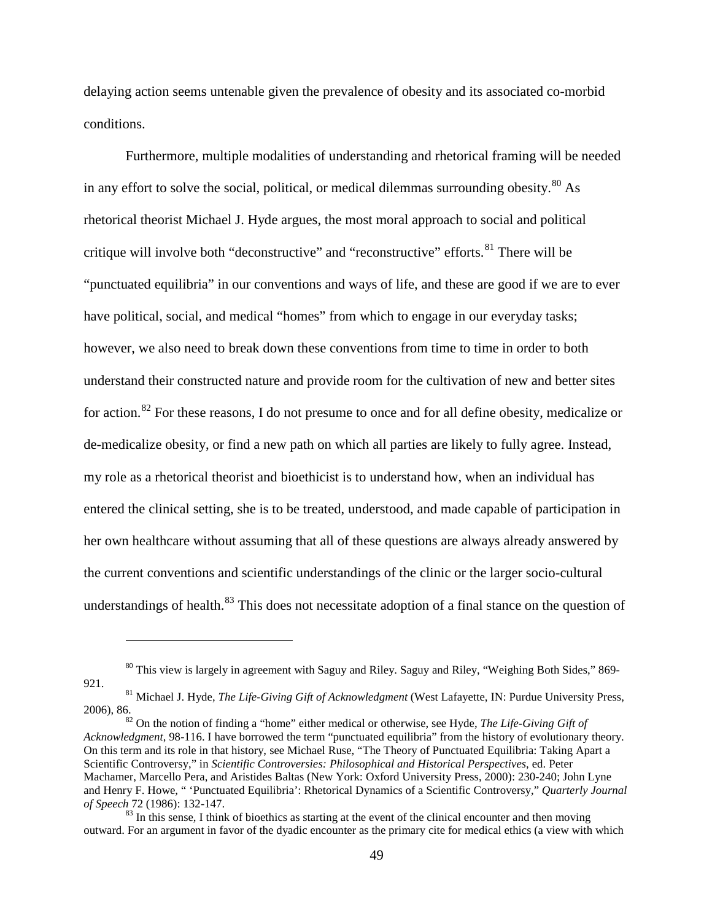delaying action seems untenable given the prevalence of obesity and its associated co-morbid conditions.

Furthermore, multiple modalities of understanding and rhetorical framing will be needed in any effort to solve the social, political, or medical dilemmas surrounding obesity.[80] As rhetorical theorist Michael J. Hyde argues, the most moral approach to social and political critique will involve both "deconstructive" and "reconstructive" efforts.[81] There will be "punctuated equilibria" in our conventions and ways of life, and these are good if we are to ever have political, social, and medical "homes" from which to engage in our everyday tasks; however, we also need to break down these conventions from time to time in order to both understand their constructed nature and provide room for the cultivation of new and better sites for action.[82] For these reasons, I do not presume to once and for all define obesity, medicalize or de-medicalize obesity, or find a new path on which all parties are likely to fully agree. Instead, my role as a rhetorical theorist and bioethicist is to understand how, when an individual has entered the clinical setting, she is to be treated, understood, and made capable of participation in her own healthcare without assuming that all of these questions are always already answered by the current conventions and scientific understandings of the clinic or the larger socio-cultural understandings of health.[83] This does not necessitate adoption of a final stance on the question of

---

[80] This view is largely in agreement with Saguy and Riley. Saguy and Riley, "Weighing Both Sides," 869-921.

[81] Michael J. Hyde, *The Life-Giving Gift of Acknowledgment* (West Lafayette, IN: Purdue University Press, 2006), 86.

[82] On the notion of finding a "home" either medical or otherwise, see Hyde, *The Life-Giving Gift of Acknowledgment*, 98-116. I have borrowed the term "punctuated equilibria" from the history of evolutionary theory. On this term and its role in that history, see Michael Ruse, "The Theory of Punctuated Equilibria: Taking Apart a Scientific Controversy," in *Scientific Controversies: Philosophical and Historical Perspectives*, ed. Peter Machamer, Marcello Pera, and Aristides Baltas (New York: Oxford University Press, 2000): 230-240; John Lyne and Henry F. Howe, " 'Punctuated Equilibria': Rhetorical Dynamics of a Scientific Controversy," *Quarterly Journal of Speech* 72 (1986): 132-147.

[83] In this sense, I think of bioethics as starting at the event of the clinical encounter and then moving outward. For an argument in favor of the dyadic encounter as the primary cite for medical ethics (a view with which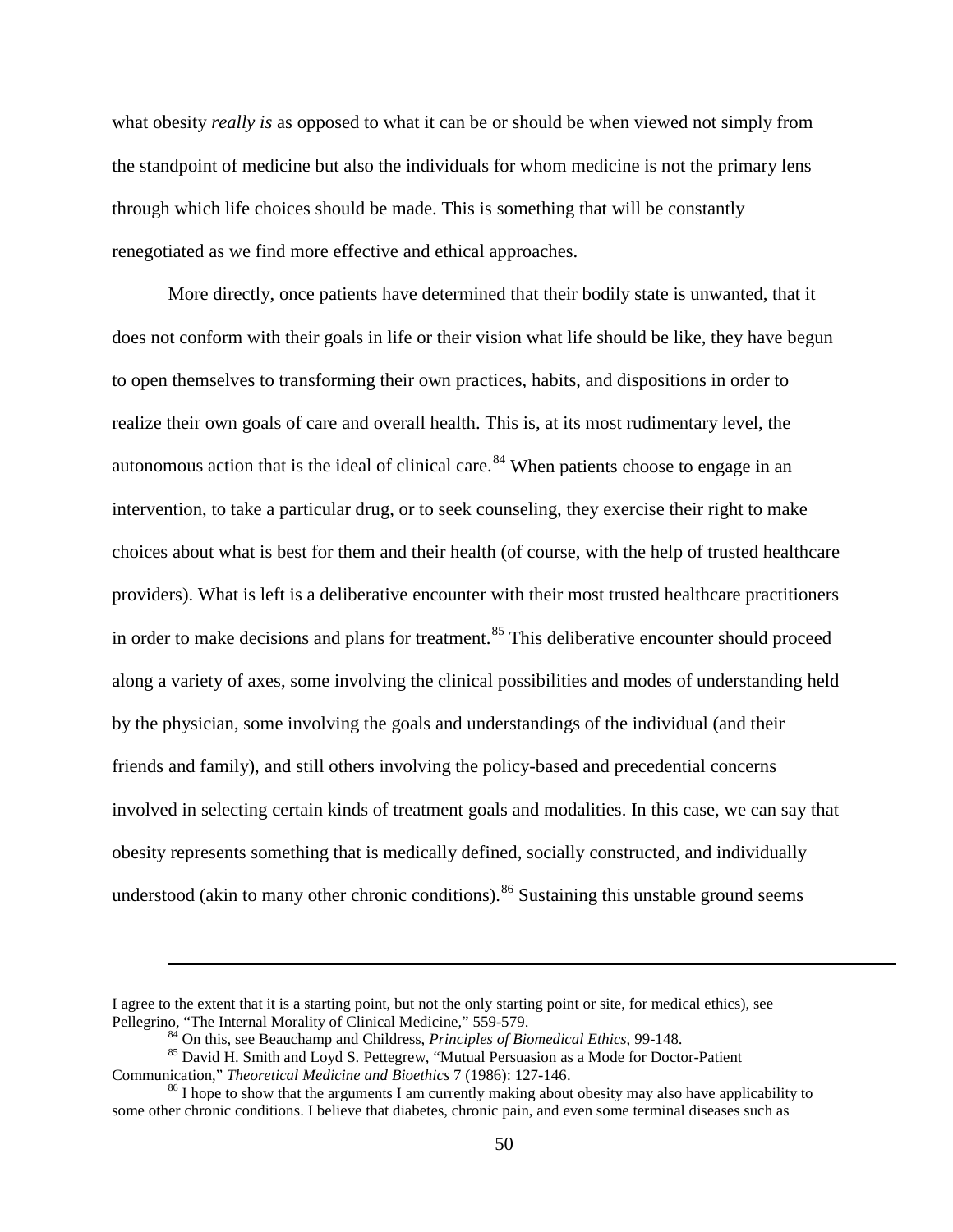what obesity *really is* as opposed to what it can be or should be when viewed not simply from the standpoint of medicine but also the individuals for whom medicine is not the primary lens through which life choices should be made. This is something that will be constantly renegotiated as we find more effective and ethical approaches.

More directly, once patients have determined that their bodily state is unwanted, that it does not conform with their goals in life or their vision what life should be like, they have begun to open themselves to transforming their own practices, habits, and dispositions in order to realize their own goals of care and overall health. This is, at its most rudimentary level, the autonomous action that is the ideal of clinical care.[84] When patients choose to engage in an intervention, to take a particular drug, or to seek counseling, they exercise their right to make choices about what is best for them and their health (of course, with the help of trusted healthcare providers). What is left is a deliberative encounter with their most trusted healthcare practitioners in order to make decisions and plans for treatment.[85] This deliberative encounter should proceed along a variety of axes, some involving the clinical possibilities and modes of understanding held by the physician, some involving the goals and understandings of the individual (and their friends and family), and still others involving the policy-based and precedential concerns involved in selecting certain kinds of treatment goals and modalities. In this case, we can say that obesity represents something that is medically defined, socially constructed, and individually understood (akin to many other chronic conditions).[86] Sustaining this unstable ground seems

---

I agree to the extent that it is a starting point, but not the only starting point or site, for medical ethics), see Pellegrino, "The Internal Morality of Clinical Medicine," 559-579.

[84] On this, see Beauchamp and Childress, *Principles of Biomedical Ethics*, 99-148.

[85] David H. Smith and Loyd S. Pettegrew, "Mutual Persuasion as a Mode for Doctor-Patient Communication," *Theoretical Medicine and Bioethics* 7 (1986): 127-146.

[86] I hope to show that the arguments I am currently making about obesity may also have applicability to some other chronic conditions. I believe that diabetes, chronic pain, and even some terminal diseases such as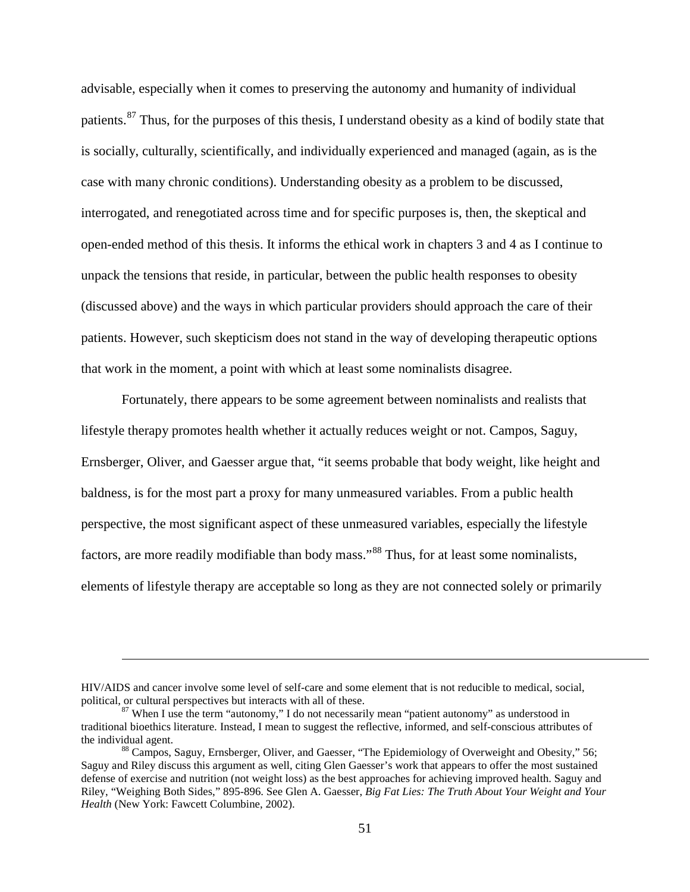advisable, especially when it comes to preserving the autonomy and humanity of individual patients.[87] Thus, for the purposes of this thesis, I understand obesity as a kind of bodily state that is socially, culturally, scientifically, and individually experienced and managed (again, as is the case with many chronic conditions). Understanding obesity as a problem to be discussed, interrogated, and renegotiated across time and for specific purposes is, then, the skeptical and open-ended method of this thesis. It informs the ethical work in chapters 3 and 4 as I continue to unpack the tensions that reside, in particular, between the public health responses to obesity (discussed above) and the ways in which particular providers should approach the care of their patients. However, such skepticism does not stand in the way of developing therapeutic options that work in the moment, a point with which at least some nominalists disagree.

Fortunately, there appears to be some agreement between nominalists and realists that lifestyle therapy promotes health whether it actually reduces weight or not. Campos, Saguy, Ernsberger, Oliver, and Gaesser argue that, "it seems probable that body weight, like height and baldness, is for the most part a proxy for many unmeasured variables. From a public health perspective, the most significant aspect of these unmeasured variables, especially the lifestyle factors, are more readily modifiable than body mass."[88] Thus, for at least some nominalists, elements of lifestyle therapy are acceptable so long as they are not connected solely or primarily

---

HIV/AIDS and cancer involve some level of self-care and some element that is not reducible to medical, social, political, or cultural perspectives but interacts with all of these.

[87] When I use the term "autonomy," I do not necessarily mean "patient autonomy" as understood in traditional bioethics literature. Instead, I mean to suggest the reflective, informed, and self-conscious attributes of the individual agent.

[88] Campos, Saguy, Ernsberger, Oliver, and Gaesser, "The Epidemiology of Overweight and Obesity," 56; Saguy and Riley discuss this argument as well, citing Glen Gaesser's work that appears to offer the most sustained defense of exercise and nutrition (not weight loss) as the best approaches for achieving improved health. Saguy and Riley, "Weighing Both Sides," 895-896. See Glen A. Gaesser, *Big Fat Lies: The Truth About Your Weight and Your Health* (New York: Fawcett Columbine, 2002).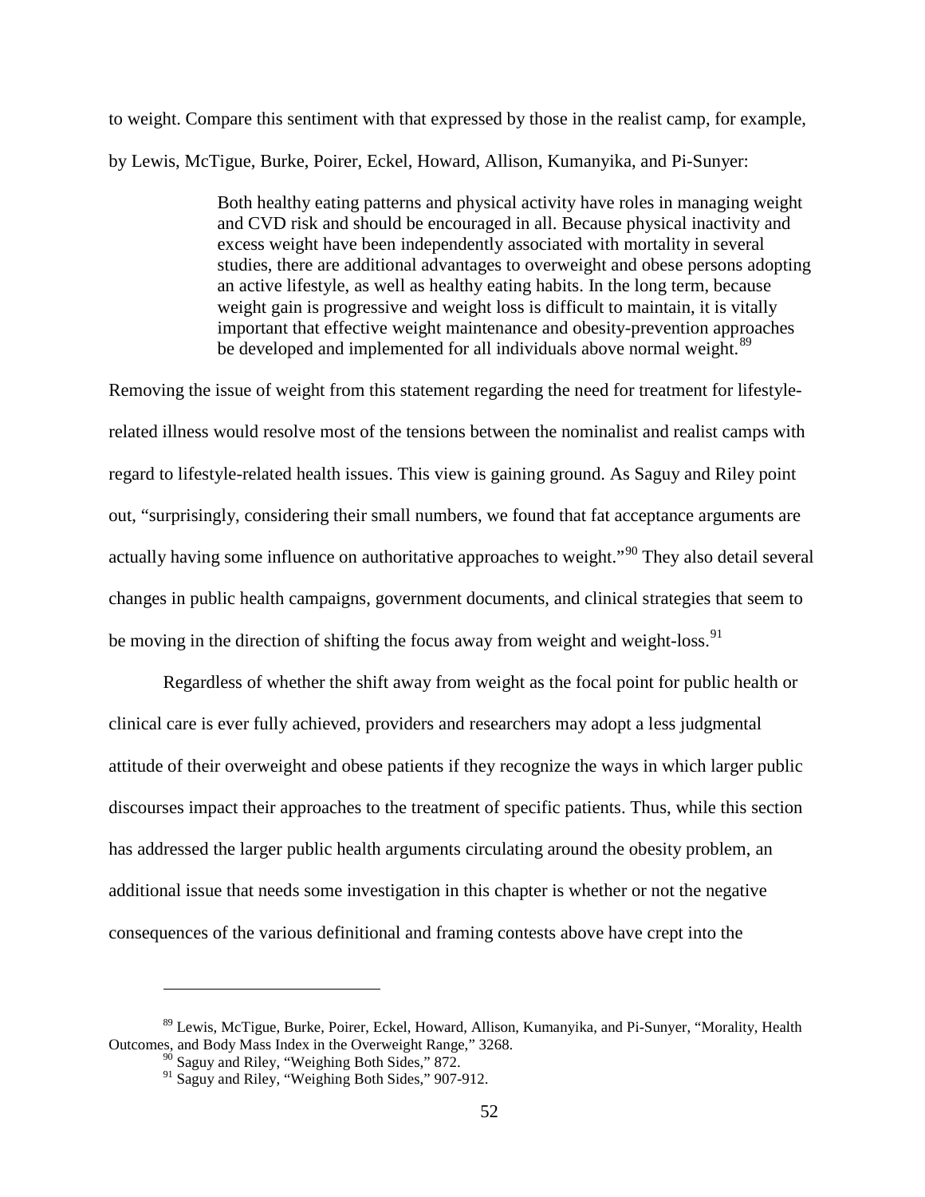to weight. Compare this sentiment with that expressed by those in the realist camp, for example, by Lewis, McTigue, Burke, Poirer, Eckel, Howard, Allison, Kumanyika, and Pi-Sunyer:

> Both healthy eating patterns and physical activity have roles in managing weight and CVD risk and should be encouraged in all. Because physical inactivity and excess weight have been independently associated with mortality in several studies, there are additional advantages to overweight and obese persons adopting an active lifestyle, as well as healthy eating habits. In the long term, because weight gain is progressive and weight loss is difficult to maintain, it is vitally important that effective weight maintenance and obesity-prevention approaches be developed and implemented for all individuals above normal weight.[89]

Removing the issue of weight from this statement regarding the need for treatment for lifestyle-related illness would resolve most of the tensions between the nominalist and realist camps with regard to lifestyle-related health issues. This view is gaining ground. As Saguy and Riley point out, "surprisingly, considering their small numbers, we found that fat acceptance arguments are actually having some influence on authoritative approaches to weight."[90] They also detail several changes in public health campaigns, government documents, and clinical strategies that seem to be moving in the direction of shifting the focus away from weight and weight-loss.[91]

Regardless of whether the shift away from weight as the focal point for public health or clinical care is ever fully achieved, providers and researchers may adopt a less judgmental attitude of their overweight and obese patients if they recognize the ways in which larger public discourses impact their approaches to the treatment of specific patients. Thus, while this section has addressed the larger public health arguments circulating around the obesity problem, an additional issue that needs some investigation in this chapter is whether or not the negative consequences of the various definitional and framing contests above have crept into the

---

[89] Lewis, McTigue, Burke, Poirer, Eckel, Howard, Allison, Kumanyika, and Pi-Sunyer, "Morality, Health Outcomes, and Body Mass Index in the Overweight Range," 3268.

[90] Saguy and Riley, "Weighing Both Sides," 872.

[91] Saguy and Riley, "Weighing Both Sides," 907-912.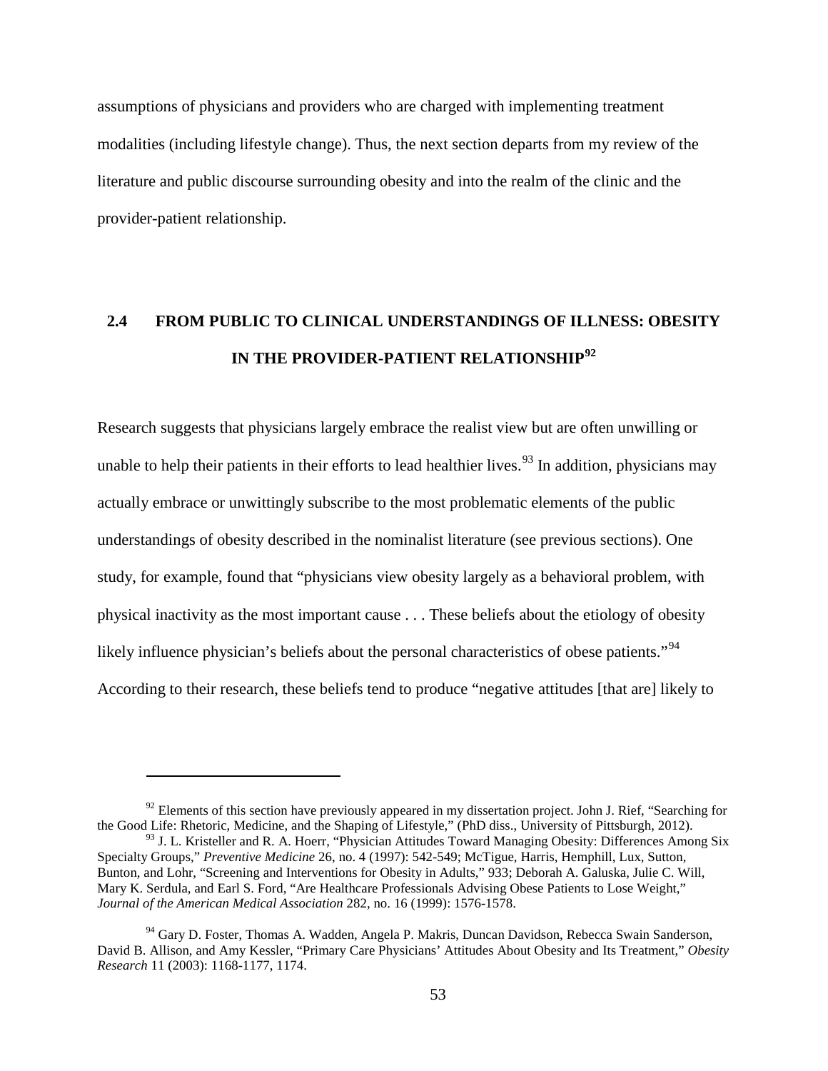assumptions of physicians and providers who are charged with implementing treatment modalities (including lifestyle change). Thus, the next section departs from my review of the literature and public discourse surrounding obesity and into the realm of the clinic and the provider-patient relationship.

## 2.4 FROM PUBLIC TO CLINICAL UNDERSTANDINGS OF ILLNESS: OBESITY IN THE PROVIDER-PATIENT RELATIONSHIP[92]

Research suggests that physicians largely embrace the realist view but are often unwilling or unable to help their patients in their efforts to lead healthier lives.[93] In addition, physicians may actually embrace or unwittingly subscribe to the most problematic elements of the public understandings of obesity described in the nominalist literature (see previous sections). One study, for example, found that "physicians view obesity largely as a behavioral problem, with physical inactivity as the most important cause . . . These beliefs about the etiology of obesity likely influence physician's beliefs about the personal characteristics of obese patients."[94] According to their research, these beliefs tend to produce "negative attitudes [that are] likely to

---

[92] Elements of this section have previously appeared in my dissertation project. John J. Rief, "Searching for the Good Life: Rhetoric, Medicine, and the Shaping of Lifestyle," (PhD diss., University of Pittsburgh, 2012).

[93] J. L. Kristeller and R. A. Hoerr, "Physician Attitudes Toward Managing Obesity: Differences Among Six Specialty Groups," *Preventive Medicine* 26, no. 4 (1997): 542-549; McTigue, Harris, Hemphill, Lux, Sutton, Bunton, and Lohr, "Screening and Interventions for Obesity in Adults," 933; Deborah A. Galuska, Julie C. Will, Mary K. Serdula, and Earl S. Ford, "Are Healthcare Professionals Advising Obese Patients to Lose Weight," *Journal of the American Medical Association* 282, no. 16 (1999): 1576-1578.

[94] Gary D. Foster, Thomas A. Wadden, Angela P. Makris, Duncan Davidson, Rebecca Swain Sanderson, David B. Allison, and Amy Kessler, "Primary Care Physicians' Attitudes About Obesity and Its Treatment," *Obesity Research* 11 (2003): 1168-1177, 1174.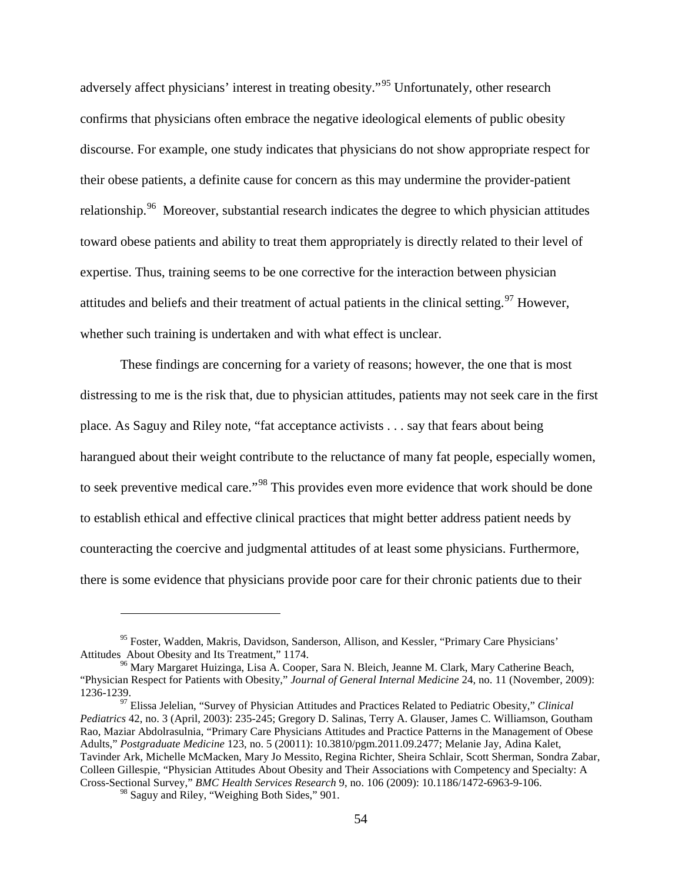adversely affect physicians' interest in treating obesity."[95] Unfortunately, other research confirms that physicians often embrace the negative ideological elements of public obesity discourse. For example, one study indicates that physicians do not show appropriate respect for their obese patients, a definite cause for concern as this may undermine the provider-patient relationship.[96] Moreover, substantial research indicates the degree to which physician attitudes toward obese patients and ability to treat them appropriately is directly related to their level of expertise. Thus, training seems to be one corrective for the interaction between physician attitudes and beliefs and their treatment of actual patients in the clinical setting.[97] However, whether such training is undertaken and with what effect is unclear.

These findings are concerning for a variety of reasons; however, the one that is most distressing to me is the risk that, due to physician attitudes, patients may not seek care in the first place. As Saguy and Riley note, "fat acceptance activists . . . say that fears about being harangued about their weight contribute to the reluctance of many fat people, especially women, to seek preventive medical care."[98] This provides even more evidence that work should be done to establish ethical and effective clinical practices that might better address patient needs by counteracting the coercive and judgmental attitudes of at least some physicians. Furthermore, there is some evidence that physicians provide poor care for their chronic patients due to their

---

[95] Foster, Wadden, Makris, Davidson, Sanderson, Allison, and Kessler, "Primary Care Physicians' Attitudes About Obesity and Its Treatment," 1174.

[96] Mary Margaret Huizinga, Lisa A. Cooper, Sara N. Bleich, Jeanne M. Clark, Mary Catherine Beach, "Physician Respect for Patients with Obesity," *Journal of General Internal Medicine* 24, no. 11 (November, 2009): 1236-1239.

[97] Elissa Jelelian, "Survey of Physician Attitudes and Practices Related to Pediatric Obesity," *Clinical Pediatrics* 42, no. 3 (April, 2003): 235-245; Gregory D. Salinas, Terry A. Glauser, James C. Williamson, Goutham Rao, Maziar Abdolrasulnia, "Primary Care Physicians Attitudes and Practice Patterns in the Management of Obese Adults," *Postgraduate Medicine* 123, no. 5 (20011): 10.3810/pgm.2011.09.2477; Melanie Jay, Adina Kalet, Tavinder Ark, Michelle McMacken, Mary Jo Messito, Regina Richter, Sheira Schlair, Scott Sherman, Sondra Zabar, Colleen Gillespie, "Physician Attitudes About Obesity and Their Associations with Competency and Specialty: A Cross-Sectional Survey," *BMC Health Services Research* 9, no. 106 (2009): 10.1186/1472-6963-9-106.

[98] Saguy and Riley, "Weighing Both Sides," 901.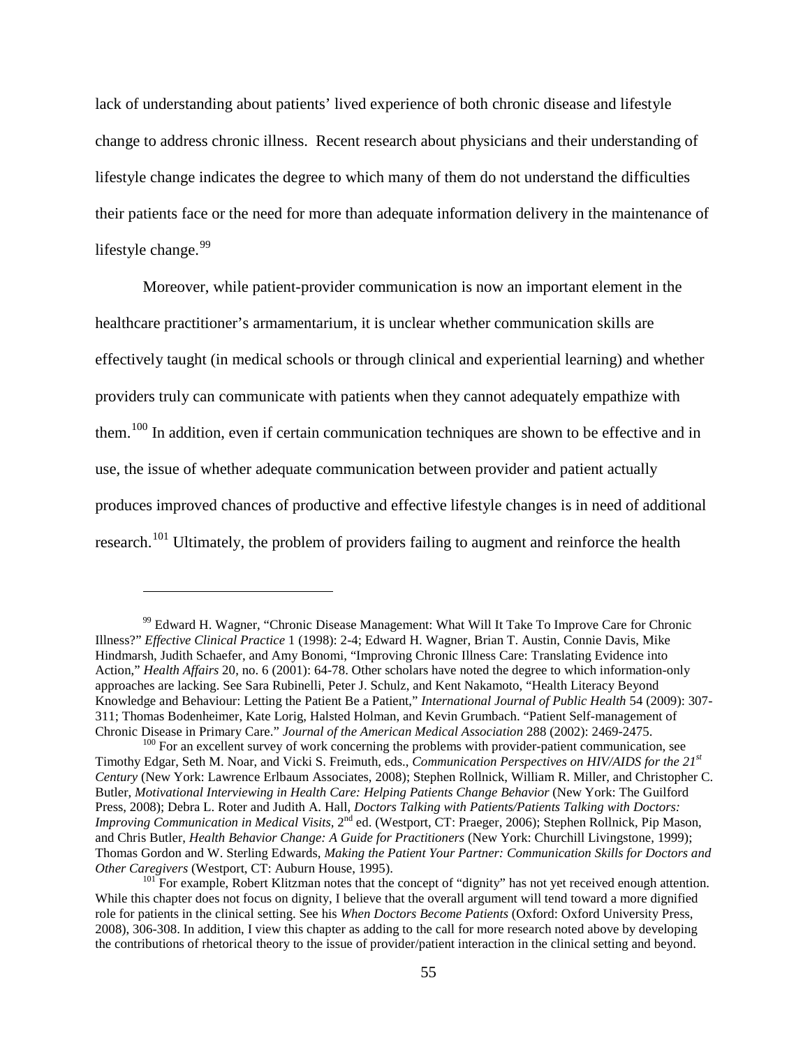lack of understanding about patients' lived experience of both chronic disease and lifestyle change to address chronic illness. Recent research about physicians and their understanding of lifestyle change indicates the degree to which many of them do not understand the difficulties their patients face or the need for more than adequate information delivery in the maintenance of lifestyle change.[99]

Moreover, while patient-provider communication is now an important element in the healthcare practitioner's armamentarium, it is unclear whether communication skills are effectively taught (in medical schools or through clinical and experiential learning) and whether providers truly can communicate with patients when they cannot adequately empathize with them.[100] In addition, even if certain communication techniques are shown to be effective and in use, the issue of whether adequate communication between provider and patient actually produces improved chances of productive and effective lifestyle changes is in need of additional research.[101] Ultimately, the problem of providers failing to augment and reinforce the health

---

[99] Edward H. Wagner, "Chronic Disease Management: What Will It Take To Improve Care for Chronic Illness?" *Effective Clinical Practice* 1 (1998): 2-4; Edward H. Wagner, Brian T. Austin, Connie Davis, Mike Hindmarsh, Judith Schaefer, and Amy Bonomi, "Improving Chronic Illness Care: Translating Evidence into Action," *Health Affairs* 20, no. 6 (2001): 64-78. Other scholars have noted the degree to which information-only approaches are lacking. See Sara Rubinelli, Peter J. Schulz, and Kent Nakamoto, "Health Literacy Beyond Knowledge and Behaviour: Letting the Patient Be a Patient," *International Journal of Public Health* 54 (2009): 307-311; Thomas Bodenheimer, Kate Lorig, Halsted Holman, and Kevin Grumbach. "Patient Self-management of Chronic Disease in Primary Care." *Journal of the American Medical Association* 288 (2002): 2469-2475.

[100] For an excellent survey of work concerning the problems with provider-patient communication, see Timothy Edgar, Seth M. Noar, and Vicki S. Freimuth, eds., *Communication Perspectives on HIV/AIDS for the 21st Century* (New York: Lawrence Erlbaum Associates, 2008); Stephen Rollnick, William R. Miller, and Christopher C. Butler, *Motivational Interviewing in Health Care: Helping Patients Change Behavior* (New York: The Guilford Press, 2008); Debra L. Roter and Judith A. Hall, *Doctors Talking with Patients/Patients Talking with Doctors: Improving Communication in Medical Visits*, 2nd ed. (Westport, CT: Praeger, 2006); Stephen Rollnick, Pip Mason, and Chris Butler, *Health Behavior Change: A Guide for Practitioners* (New York: Churchill Livingstone, 1999); Thomas Gordon and W. Sterling Edwards, *Making the Patient Your Partner: Communication Skills for Doctors and Other Caregivers* (Westport, CT: Auburn House, 1995).

[101] For example, Robert Klitzman notes that the concept of "dignity" has not yet received enough attention. While this chapter does not focus on dignity, I believe that the overall argument will tend toward a more dignified role for patients in the clinical setting. See his *When Doctors Become Patients* (Oxford: Oxford University Press, 2008), 306-308. In addition, I view this chapter as adding to the call for more research noted above by developing the contributions of rhetorical theory to the issue of provider/patient interaction in the clinical setting and beyond.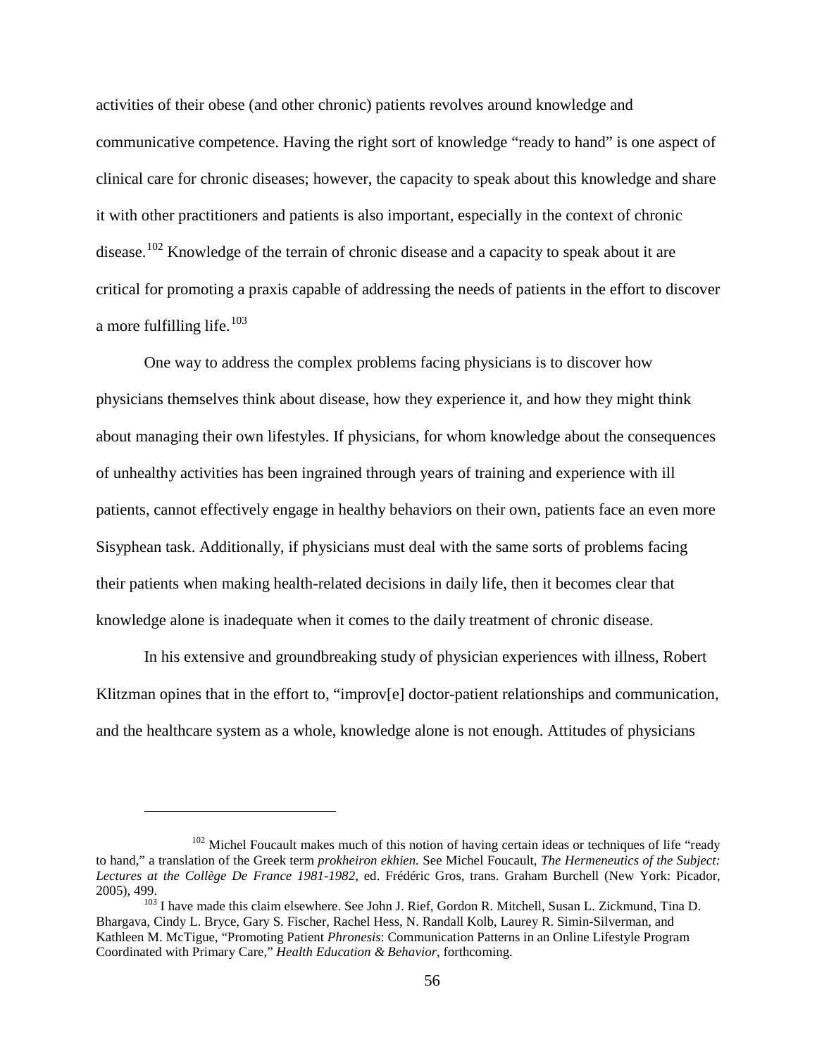activities of their obese (and other chronic) patients revolves around knowledge and communicative competence. Having the right sort of knowledge "ready to hand" is one aspect of clinical care for chronic diseases; however, the capacity to speak about this knowledge and share it with other practitioners and patients is also important, especially in the context of chronic disease.[102] Knowledge of the terrain of chronic disease and a capacity to speak about it are critical for promoting a praxis capable of addressing the needs of patients in the effort to discover a more fulfilling life.[103]

One way to address the complex problems facing physicians is to discover how physicians themselves think about disease, how they experience it, and how they might think about managing their own lifestyles. If physicians, for whom knowledge about the consequences of unhealthy activities has been ingrained through years of training and experience with ill patients, cannot effectively engage in healthy behaviors on their own, patients face an even more Sisyphean task. Additionally, if physicians must deal with the same sorts of problems facing their patients when making health-related decisions in daily life, then it becomes clear that knowledge alone is inadequate when it comes to the daily treatment of chronic disease.

In his extensive and groundbreaking study of physician experiences with illness, Robert Klitzman opines that in the effort to, "improv[e] doctor-patient relationships and communication, and the healthcare system as a whole, knowledge alone is not enough. Attitudes of physicians

---

[102] Michel Foucault makes much of this notion of having certain ideas or techniques of life "ready to hand," a translation of the Greek term *prokheiron ekhien.* See Michel Foucault, *The Hermeneutics of the Subject: Lectures at the Collège De France 1981-1982*, ed. Frédéric Gros, trans. Graham Burchell (New York: Picador, 2005), 499.

[103] I have made this claim elsewhere. See John J. Rief, Gordon R. Mitchell, Susan L. Zickmund, Tina D. Bhargava, Cindy L. Bryce, Gary S. Fischer, Rachel Hess, N. Randall Kolb, Laurey R. Simin-Silverman, and Kathleen M. McTigue, "Promoting Patient *Phronesis*: Communication Patterns in an Online Lifestyle Program Coordinated with Primary Care," *Health Education & Behavior*, forthcoming.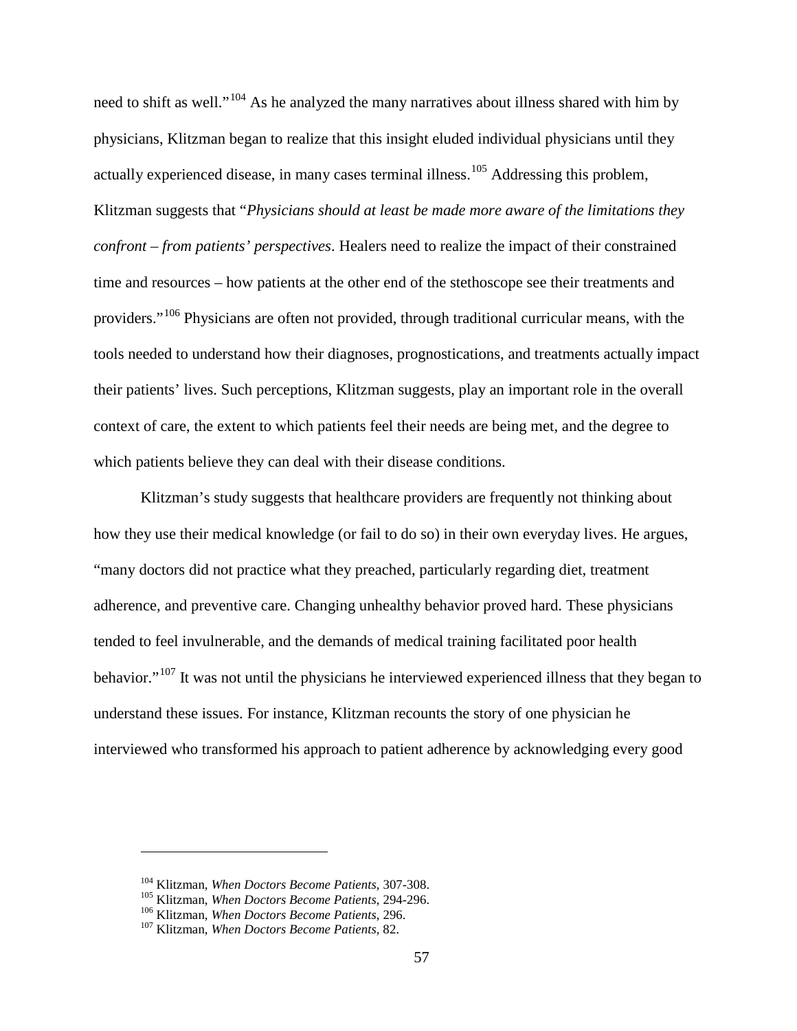need to shift as well."[104] As he analyzed the many narratives about illness shared with him by physicians, Klitzman began to realize that this insight eluded individual physicians until they actually experienced disease, in many cases terminal illness.[105] Addressing this problem, Klitzman suggests that "*Physicians should at least be made more aware of the limitations they confront – from patients' perspectives*. Healers need to realize the impact of their constrained time and resources – how patients at the other end of the stethoscope see their treatments and providers."[106] Physicians are often not provided, through traditional curricular means, with the tools needed to understand how their diagnoses, prognostications, and treatments actually impact their patients' lives. Such perceptions, Klitzman suggests, play an important role in the overall context of care, the extent to which patients feel their needs are being met, and the degree to which patients believe they can deal with their disease conditions.

Klitzman's study suggests that healthcare providers are frequently not thinking about how they use their medical knowledge (or fail to do so) in their own everyday lives. He argues, "many doctors did not practice what they preached, particularly regarding diet, treatment adherence, and preventive care. Changing unhealthy behavior proved hard. These physicians tended to feel invulnerable, and the demands of medical training facilitated poor health behavior."[107] It was not until the physicians he interviewed experienced illness that they began to understand these issues. For instance, Klitzman recounts the story of one physician he interviewed who transformed his approach to patient adherence by acknowledging every good

---

[104] Klitzman, *When Doctors Become Patients*, 307-308.
[105] Klitzman, *When Doctors Become Patients*, 294-296.
[106] Klitzman, *When Doctors Become Patients*, 296.
[107] Klitzman, *When Doctors Become Patients*, 82.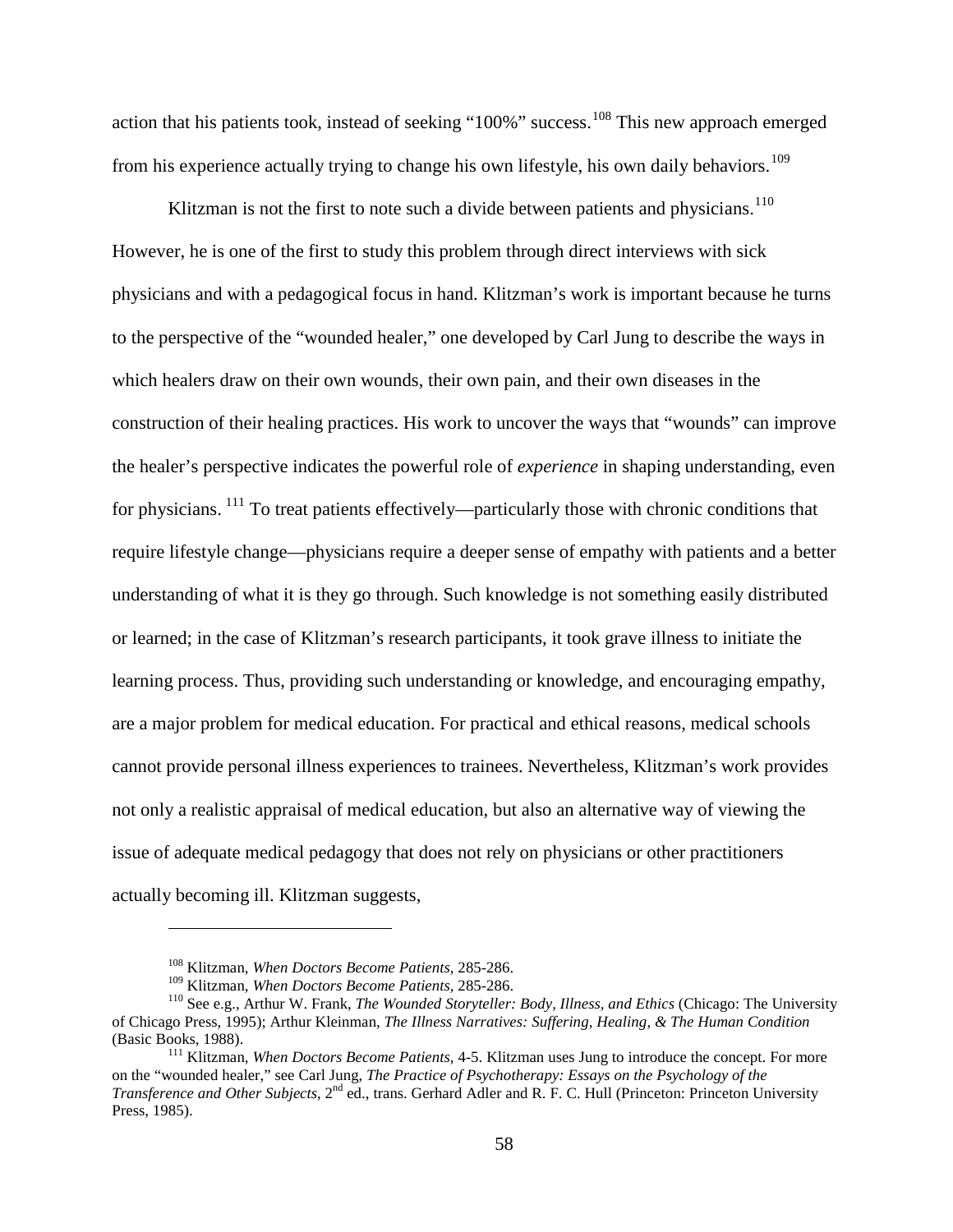action that his patients took, instead of seeking "100%" success.[108] This new approach emerged from his experience actually trying to change his own lifestyle, his own daily behaviors.[109]

Klitzman is not the first to note such a divide between patients and physicians.[110] However, he is one of the first to study this problem through direct interviews with sick physicians and with a pedagogical focus in hand. Klitzman's work is important because he turns to the perspective of the "wounded healer," one developed by Carl Jung to describe the ways in which healers draw on their own wounds, their own pain, and their own diseases in the construction of their healing practices. His work to uncover the ways that "wounds" can improve the healer's perspective indicates the powerful role of *experience* in shaping understanding, even for physicians.[111] To treat patients effectively—particularly those with chronic conditions that require lifestyle change—physicians require a deeper sense of empathy with patients and a better understanding of what it is they go through. Such knowledge is not something easily distributed or learned; in the case of Klitzman's research participants, it took grave illness to initiate the learning process. Thus, providing such understanding or knowledge, and encouraging empathy, are a major problem for medical education. For practical and ethical reasons, medical schools cannot provide personal illness experiences to trainees. Nevertheless, Klitzman's work provides not only a realistic appraisal of medical education, but also an alternative way of viewing the issue of adequate medical pedagogy that does not rely on physicians or other practitioners actually becoming ill. Klitzman suggests,

---

[108] Klitzman, *When Doctors Become Patients*, 285-286.

[109] Klitzman, *When Doctors Become Patients*, 285-286.

[110] See e.g., Arthur W. Frank, *The Wounded Storyteller: Body, Illness, and Ethics* (Chicago: The University of Chicago Press, 1995); Arthur Kleinman, *The Illness Narratives: Suffering, Healing, & The Human Condition* (Basic Books, 1988).

[111] Klitzman, *When Doctors Become Patients*, 4-5. Klitzman uses Jung to introduce the concept. For more on the "wounded healer," see Carl Jung, *The Practice of Psychotherapy: Essays on the Psychology of the Transference and Other Subjects*, 2nd ed., trans. Gerhard Adler and R. F. C. Hull (Princeton: Princeton University Press, 1985).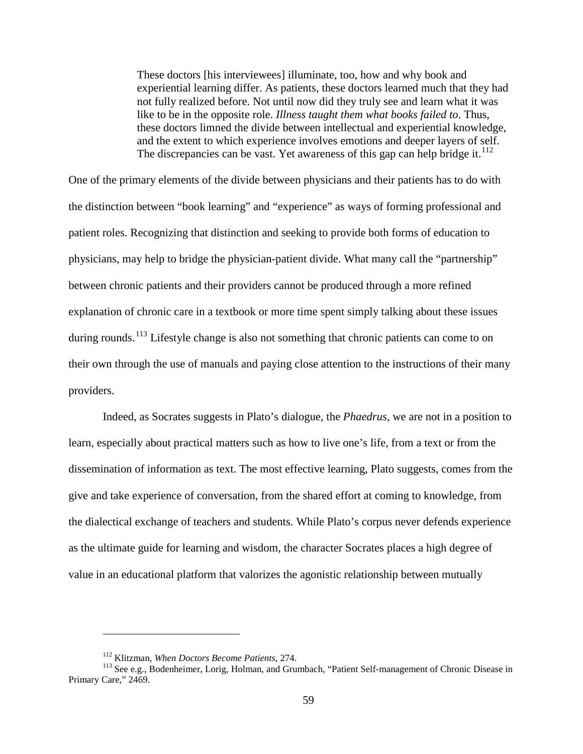> These doctors [his interviewees] illuminate, too, how and why book and experiential learning differ. As patients, these doctors learned much that they had not fully realized before. Not until now did they truly see and learn what it was like to be in the opposite role. *Illness taught them what books failed to*. Thus, these doctors limned the divide between intellectual and experiential knowledge, and the extent to which experience involves emotions and deeper layers of self. The discrepancies can be vast. Yet awareness of this gap can help bridge it.[112]

One of the primary elements of the divide between physicians and their patients has to do with the distinction between "book learning" and "experience" as ways of forming professional and patient roles. Recognizing that distinction and seeking to provide both forms of education to physicians, may help to bridge the physician-patient divide. What many call the "partnership" between chronic patients and their providers cannot be produced through a more refined explanation of chronic care in a textbook or more time spent simply talking about these issues during rounds.[113] Lifestyle change is also not something that chronic patients can come to on their own through the use of manuals and paying close attention to the instructions of their many providers.

Indeed, as Socrates suggests in Plato's dialogue, the *Phaedrus*, we are not in a position to learn, especially about practical matters such as how to live one's life, from a text or from the dissemination of information as text. The most effective learning, Plato suggests, comes from the give and take experience of conversation, from the shared effort at coming to knowledge, from the dialectical exchange of teachers and students. While Plato's corpus never defends experience as the ultimate guide for learning and wisdom, the character Socrates places a high degree of value in an educational platform that valorizes the agonistic relationship between mutually

---

[112] Klitzman, *When Doctors Become Patients*, 274.

[113] See e.g., Bodenheimer, Lorig, Holman, and Grumbach, "Patient Self-management of Chronic Disease in Primary Care," 2469.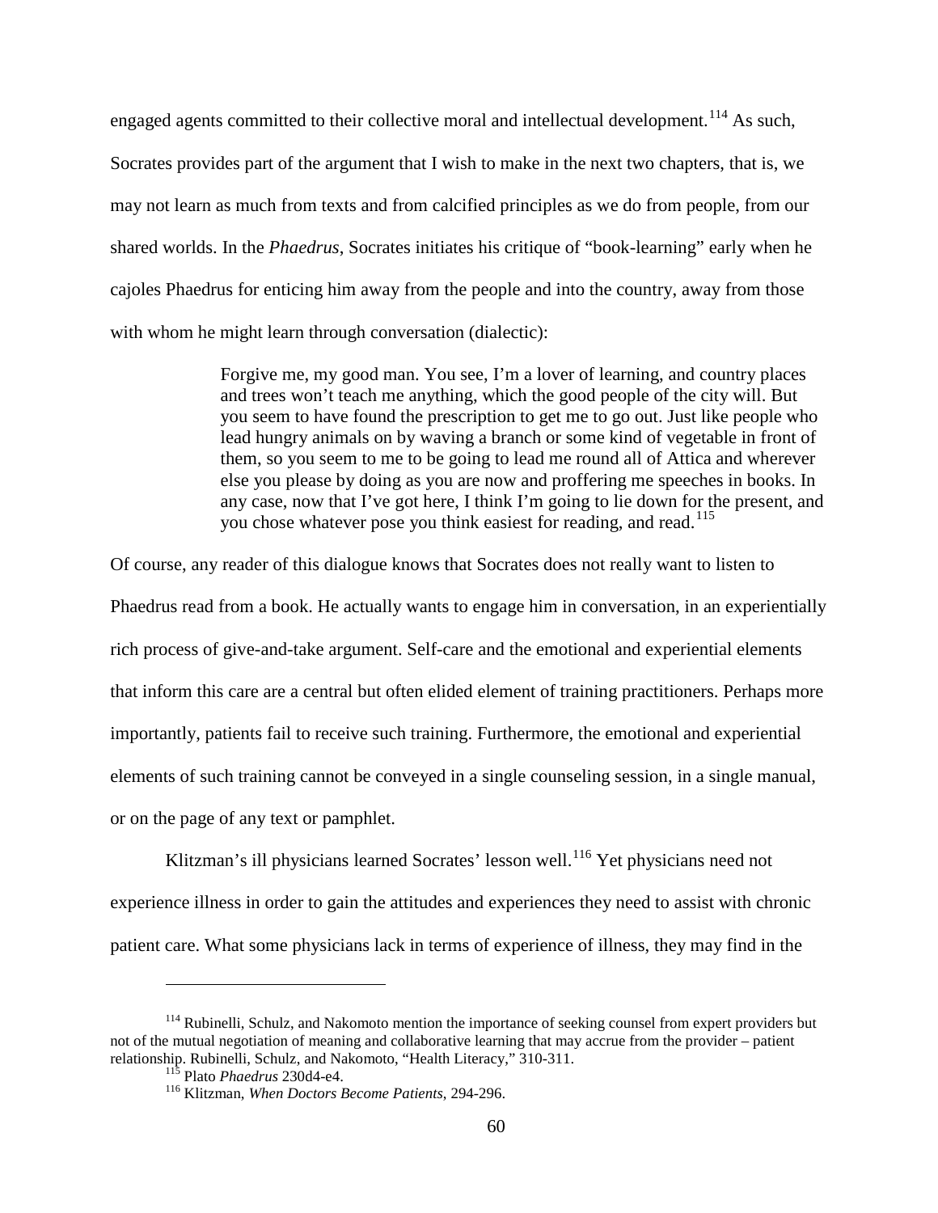engaged agents committed to their collective moral and intellectual development.[114] As such, Socrates provides part of the argument that I wish to make in the next two chapters, that is, we may not learn as much from texts and from calcified principles as we do from people, from our shared worlds. In the *Phaedrus*, Socrates initiates his critique of "book-learning" early when he cajoles Phaedrus for enticing him away from the people and into the country, away from those with whom he might learn through conversation (dialectic):

> Forgive me, my good man. You see, I'm a lover of learning, and country places and trees won't teach me anything, which the good people of the city will. But you seem to have found the prescription to get me to go out. Just like people who lead hungry animals on by waving a branch or some kind of vegetable in front of them, so you seem to me to be going to lead me round all of Attica and wherever else you please by doing as you are now and proffering me speeches in books. In any case, now that I've got here, I think I'm going to lie down for the present, and you chose whatever pose you think easiest for reading, and read.[115]

Of course, any reader of this dialogue knows that Socrates does not really want to listen to Phaedrus read from a book. He actually wants to engage him in conversation, in an experientially rich process of give-and-take argument. Self-care and the emotional and experiential elements that inform this care are a central but often elided element of training practitioners. Perhaps more importantly, patients fail to receive such training. Furthermore, the emotional and experiential elements of such training cannot be conveyed in a single counseling session, in a single manual, or on the page of any text or pamphlet.

Klitzman's ill physicians learned Socrates' lesson well.[116] Yet physicians need not experience illness in order to gain the attitudes and experiences they need to assist with chronic patient care. What some physicians lack in terms of experience of illness, they may find in the

---

[114] Rubinelli, Schulz, and Nakomoto mention the importance of seeking counsel from expert providers but not of the mutual negotiation of meaning and collaborative learning that may accrue from the provider – patient relationship. Rubinelli, Schulz, and Nakomoto, "Health Literacy," 310-311.

[115] Plato *Phaedrus* 230d4-e4.

[116] Klitzman, *When Doctors Become Patients*, 294-296.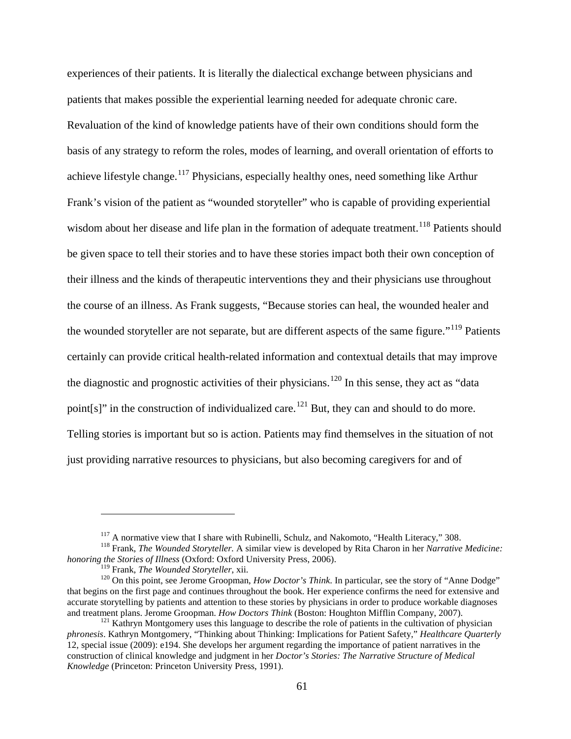experiences of their patients. It is literally the dialectical exchange between physicians and patients that makes possible the experiential learning needed for adequate chronic care. Revaluation of the kind of knowledge patients have of their own conditions should form the basis of any strategy to reform the roles, modes of learning, and overall orientation of efforts to achieve lifestyle change.[117] Physicians, especially healthy ones, need something like Arthur Frank's vision of the patient as "wounded storyteller" who is capable of providing experiential wisdom about her disease and life plan in the formation of adequate treatment.[118] Patients should be given space to tell their stories and to have these stories impact both their own conception of their illness and the kinds of therapeutic interventions they and their physicians use throughout the course of an illness. As Frank suggests, "Because stories can heal, the wounded healer and the wounded storyteller are not separate, but are different aspects of the same figure."[119] Patients certainly can provide critical health-related information and contextual details that may improve the diagnostic and prognostic activities of their physicians.[120] In this sense, they act as "data point[s]" in the construction of individualized care.[121] But, they can and should to do more. Telling stories is important but so is action. Patients may find themselves in the situation of not just providing narrative resources to physicians, but also becoming caregivers for and of

---

[117] A normative view that I share with Rubinelli, Schulz, and Nakomoto, "Health Literacy," 308.

[118] Frank, *The Wounded Storyteller.* A similar view is developed by Rita Charon in her *Narrative Medicine: honoring the Stories of Illness* (Oxford: Oxford University Press, 2006).

[119] Frank, *The Wounded Storyteller*, xii.

[120] On this point, see Jerome Groopman, *How Doctor's Think*. In particular, see the story of "Anne Dodge" that begins on the first page and continues throughout the book. Her experience confirms the need for extensive and accurate storytelling by patients and attention to these stories by physicians in order to produce workable diagnoses and treatment plans. Jerome Groopman. *How Doctors Think* (Boston: Houghton Mifflin Company, 2007).

[121] Kathryn Montgomery uses this language to describe the role of patients in the cultivation of physician *phronesis*. Kathryn Montgomery, "Thinking about Thinking: Implications for Patient Safety," *Healthcare Quarterly* 12, special issue (2009): e194. She develops her argument regarding the importance of patient narratives in the construction of clinical knowledge and judgment in her *Doctor's Stories: The Narrative Structure of Medical Knowledge* (Princeton: Princeton University Press, 1991).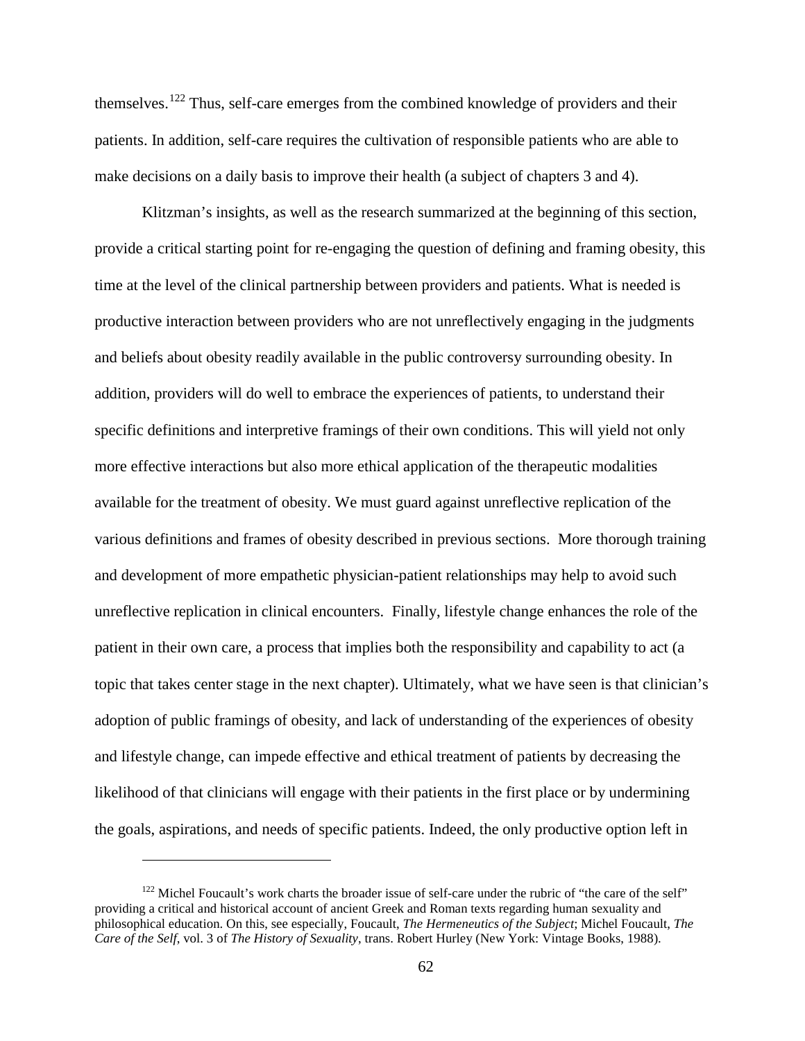themselves.[122] Thus, self-care emerges from the combined knowledge of providers and their patients. In addition, self-care requires the cultivation of responsible patients who are able to make decisions on a daily basis to improve their health (a subject of chapters 3 and 4).

Klitzman's insights, as well as the research summarized at the beginning of this section, provide a critical starting point for re-engaging the question of defining and framing obesity, this time at the level of the clinical partnership between providers and patients. What is needed is productive interaction between providers who are not unreflectively engaging in the judgments and beliefs about obesity readily available in the public controversy surrounding obesity. In addition, providers will do well to embrace the experiences of patients, to understand their specific definitions and interpretive framings of their own conditions. This will yield not only more effective interactions but also more ethical application of the therapeutic modalities available for the treatment of obesity. We must guard against unreflective replication of the various definitions and frames of obesity described in previous sections. More thorough training and development of more empathetic physician-patient relationships may help to avoid such unreflective replication in clinical encounters. Finally, lifestyle change enhances the role of the patient in their own care, a process that implies both the responsibility and capability to act (a topic that takes center stage in the next chapter). Ultimately, what we have seen is that clinician's adoption of public framings of obesity, and lack of understanding of the experiences of obesity and lifestyle change, can impede effective and ethical treatment of patients by decreasing the likelihood of that clinicians will engage with their patients in the first place or by undermining the goals, aspirations, and needs of specific patients. Indeed, the only productive option left in

---

[122] Michel Foucault's work charts the broader issue of self-care under the rubric of "the care of the self" providing a critical and historical account of ancient Greek and Roman texts regarding human sexuality and philosophical education. On this, see especially, Foucault, *The Hermeneutics of the Subject*; Michel Foucault, *The Care of the Self*, vol. 3 of *The History of Sexuality*, trans. Robert Hurley (New York: Vintage Books, 1988).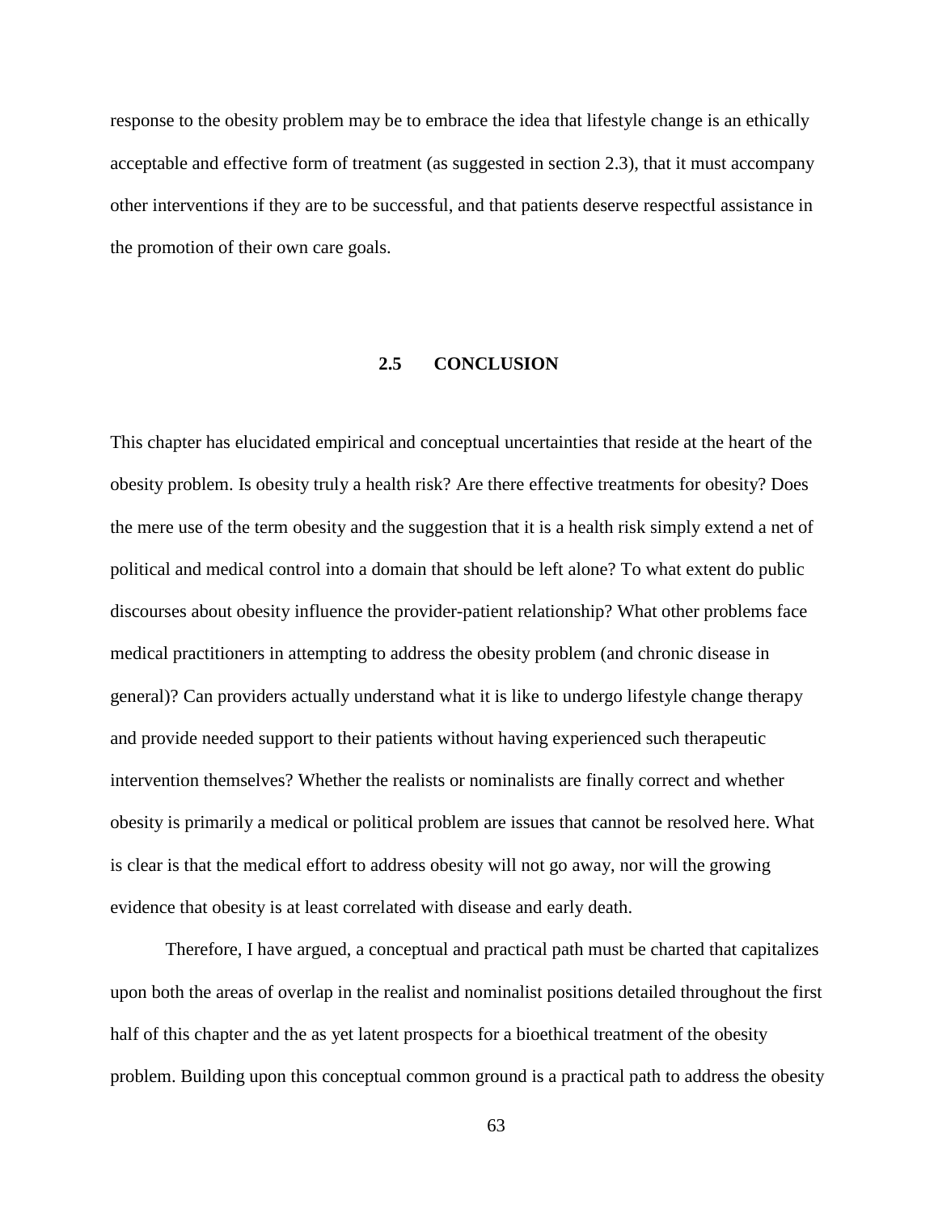response to the obesity problem may be to embrace the idea that lifestyle change is an ethically acceptable and effective form of treatment (as suggested in section 2.3), that it must accompany other interventions if they are to be successful, and that patients deserve respectful assistance in the promotion of their own care goals.

## 2.5 CONCLUSION

This chapter has elucidated empirical and conceptual uncertainties that reside at the heart of the obesity problem. Is obesity truly a health risk? Are there effective treatments for obesity? Does the mere use of the term obesity and the suggestion that it is a health risk simply extend a net of political and medical control into a domain that should be left alone? To what extent do public discourses about obesity influence the provider-patient relationship? What other problems face medical practitioners in attempting to address the obesity problem (and chronic disease in general)? Can providers actually understand what it is like to undergo lifestyle change therapy and provide needed support to their patients without having experienced such therapeutic intervention themselves? Whether the realists or nominalists are finally correct and whether obesity is primarily a medical or political problem are issues that cannot be resolved here. What is clear is that the medical effort to address obesity will not go away, nor will the growing evidence that obesity is at least correlated with disease and early death.

Therefore, I have argued, a conceptual and practical path must be charted that capitalizes upon both the areas of overlap in the realist and nominalist positions detailed throughout the first half of this chapter and the as yet latent prospects for a bioethical treatment of the obesity problem. Building upon this conceptual common ground is a practical path to address the obesity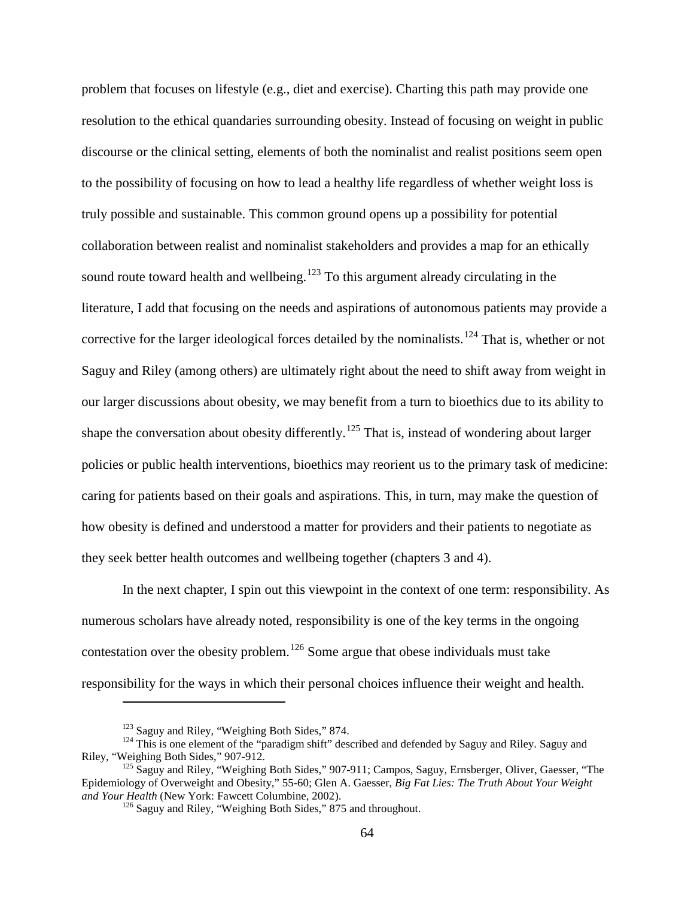problem that focuses on lifestyle (e.g., diet and exercise). Charting this path may provide one resolution to the ethical quandaries surrounding obesity. Instead of focusing on weight in public discourse or the clinical setting, elements of both the nominalist and realist positions seem open to the possibility of focusing on how to lead a healthy life regardless of whether weight loss is truly possible and sustainable. This common ground opens up a possibility for potential collaboration between realist and nominalist stakeholders and provides a map for an ethically sound route toward health and wellbeing.[123] To this argument already circulating in the literature, I add that focusing on the needs and aspirations of autonomous patients may provide a corrective for the larger ideological forces detailed by the nominalists.[124] That is, whether or not Saguy and Riley (among others) are ultimately right about the need to shift away from weight in our larger discussions about obesity, we may benefit from a turn to bioethics due to its ability to shape the conversation about obesity differently.[125] That is, instead of wondering about larger policies or public health interventions, bioethics may reorient us to the primary task of medicine: caring for patients based on their goals and aspirations. This, in turn, may make the question of how obesity is defined and understood a matter for providers and their patients to negotiate as they seek better health outcomes and wellbeing together (chapters 3 and 4).

In the next chapter, I spin out this viewpoint in the context of one term: responsibility. As numerous scholars have already noted, responsibility is one of the key terms in the ongoing contestation over the obesity problem.[126] Some argue that obese individuals must take responsibility for the ways in which their personal choices influence their weight and health.

---

[123] Saguy and Riley, "Weighing Both Sides," 874.

[124] This is one element of the "paradigm shift" described and defended by Saguy and Riley. Saguy and Riley, "Weighing Both Sides," 907-912.

[125] Saguy and Riley, "Weighing Both Sides," 907-911; Campos, Saguy, Ernsberger, Oliver, Gaesser, "The Epidemiology of Overweight and Obesity," 55-60; Glen A. Gaesser, *Big Fat Lies: The Truth About Your Weight and Your Health* (New York: Fawcett Columbine, 2002).

[126] Saguy and Riley, "Weighing Both Sides," 875 and throughout.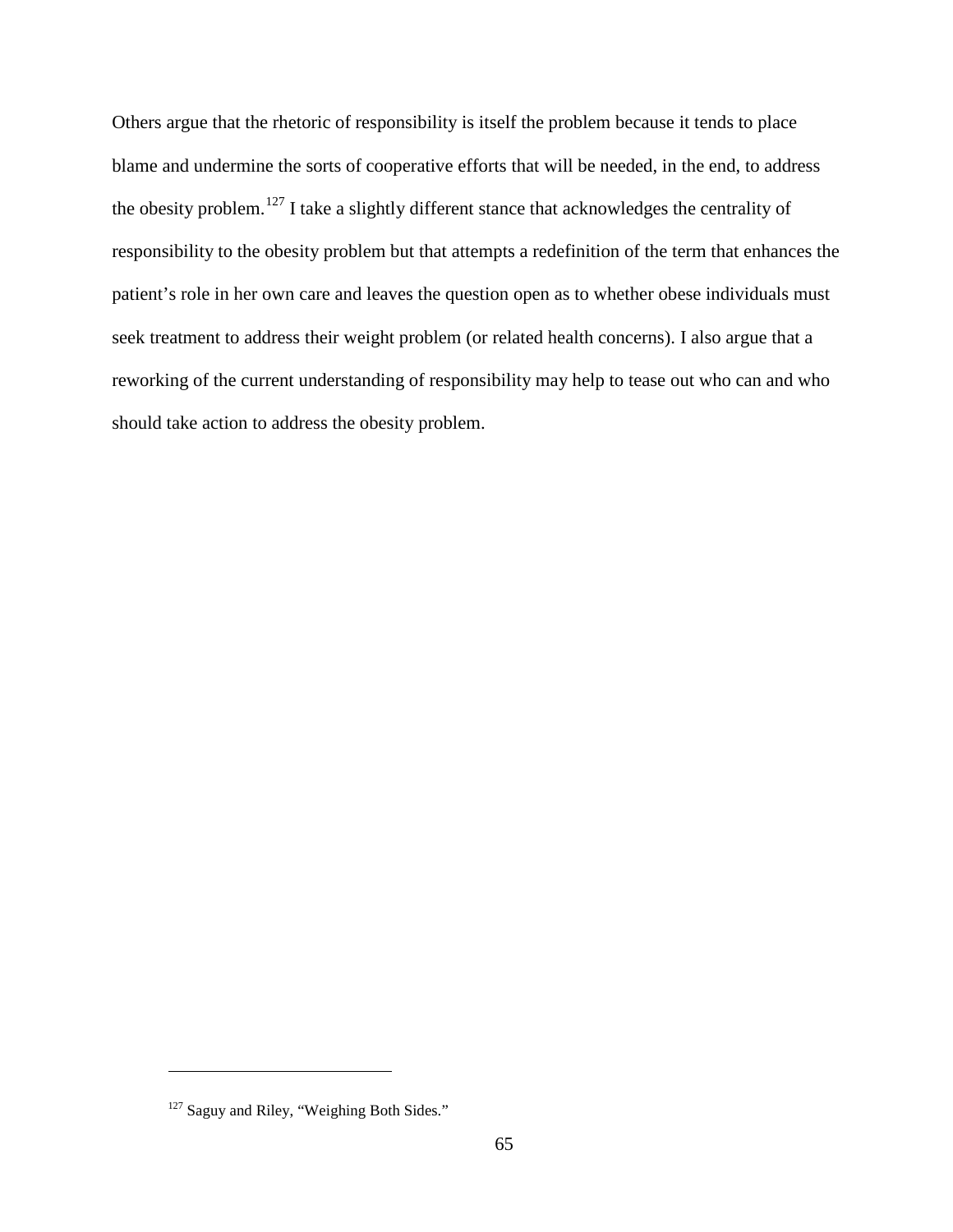Others argue that the rhetoric of responsibility is itself the problem because it tends to place blame and undermine the sorts of cooperative efforts that will be needed, in the end, to address the obesity problem.[127] I take a slightly different stance that acknowledges the centrality of responsibility to the obesity problem but that attempts a redefinition of the term that enhances the patient's role in her own care and leaves the question open as to whether obese individuals must seek treatment to address their weight problem (or related health concerns). I also argue that a reworking of the current understanding of responsibility may help to tease out who can and who should take action to address the obesity problem.

---

[127] Saguy and Riley, "Weighing Both Sides."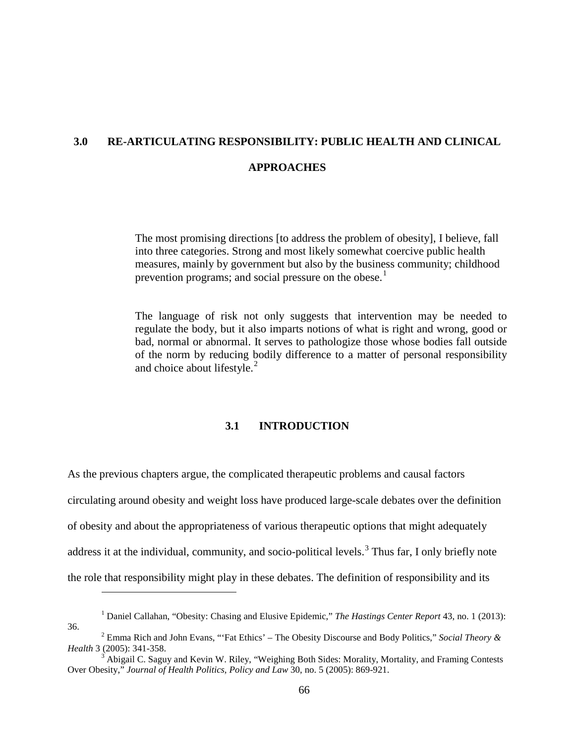# 3.0 RE-ARTICULATING RESPONSIBILITY: PUBLIC HEALTH AND CLINICAL APPROACHES

> The most promising directions [to address the problem of obesity], I believe, fall into three categories. Strong and most likely somewhat coercive public health measures, mainly by government but also by the business community; childhood prevention programs; and social pressure on the obese.[1]

> The language of risk not only suggests that intervention may be needed to regulate the body, but it also imparts notions of what is right and wrong, good or bad, normal or abnormal. It serves to pathologize those whose bodies fall outside of the norm by reducing bodily difference to a matter of personal responsibility and choice about lifestyle.[2]

## 3.1 INTRODUCTION

As the previous chapters argue, the complicated therapeutic problems and causal factors circulating around obesity and weight loss have produced large-scale debates over the definition of obesity and about the appropriateness of various therapeutic options that might adequately address it at the individual, community, and socio-political levels.[3] Thus far, I only briefly note the role that responsibility might play in these debates. The definition of responsibility and its

---

[1] Daniel Callahan, "Obesity: Chasing and Elusive Epidemic," *The Hastings Center Report* 43, no. 1 (2013): 36.

[2] Emma Rich and John Evans, "'Fat Ethics' – The Obesity Discourse and Body Politics," *Social Theory & Health* 3 (2005): 341-358.

[3] Abigail C. Saguy and Kevin W. Riley, "Weighing Both Sides: Morality, Mortality, and Framing Contests Over Obesity," *Journal of Health Politics, Policy and Law* 30, no. 5 (2005): 869-921.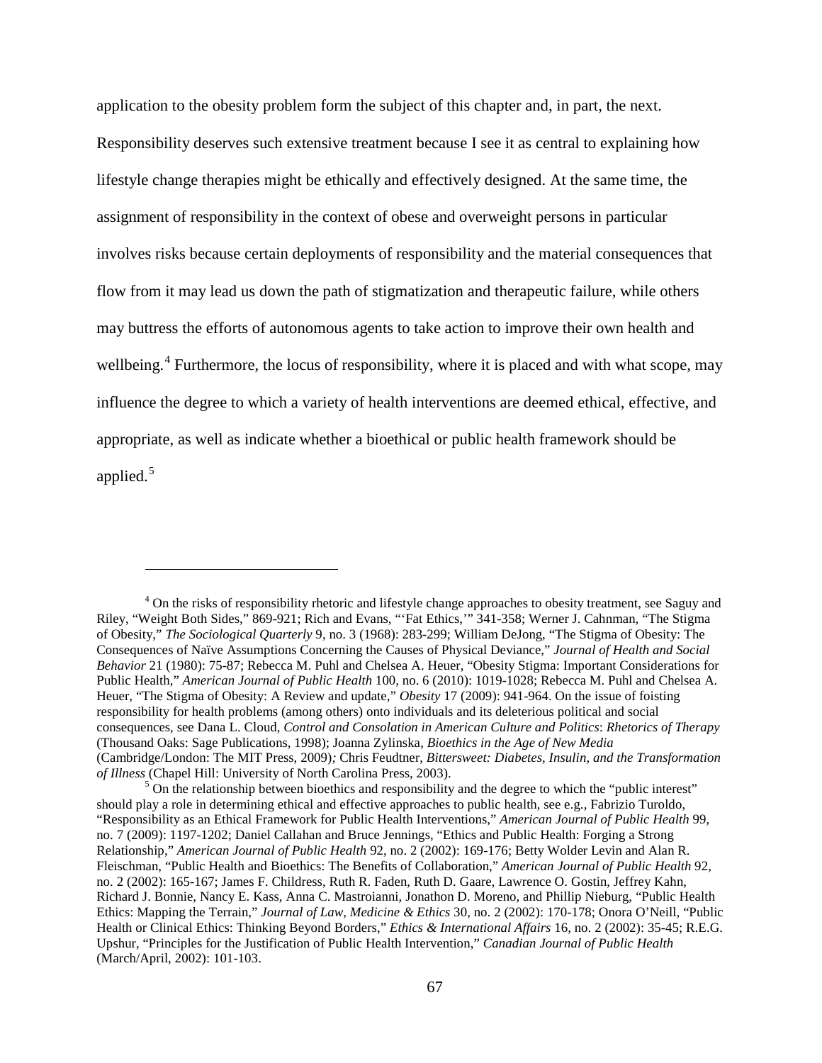application to the obesity problem form the subject of this chapter and, in part, the next. Responsibility deserves such extensive treatment because I see it as central to explaining how lifestyle change therapies might be ethically and effectively designed. At the same time, the assignment of responsibility in the context of obese and overweight persons in particular involves risks because certain deployments of responsibility and the material consequences that flow from it may lead us down the path of stigmatization and therapeutic failure, while others may buttress the efforts of autonomous agents to take action to improve their own health and wellbeing.[4] Furthermore, the locus of responsibility, where it is placed and with what scope, may influence the degree to which a variety of health interventions are deemed ethical, effective, and appropriate, as well as indicate whether a bioethical or public health framework should be applied.[5]

---

[4] On the risks of responsibility rhetoric and lifestyle change approaches to obesity treatment, see Saguy and Riley, "Weight Both Sides," 869-921; Rich and Evans, "'Fat Ethics,'" 341-358; Werner J. Cahnman, "The Stigma of Obesity," *The Sociological Quarterly* 9, no. 3 (1968): 283-299; William DeJong, "The Stigma of Obesity: The Consequences of Naïve Assumptions Concerning the Causes of Physical Deviance," *Journal of Health and Social Behavior* 21 (1980): 75-87; Rebecca M. Puhl and Chelsea A. Heuer, "Obesity Stigma: Important Considerations for Public Health," *American Journal of Public Health* 100, no. 6 (2010): 1019-1028; Rebecca M. Puhl and Chelsea A. Heuer, "The Stigma of Obesity: A Review and update," *Obesity* 17 (2009): 941-964. On the issue of foisting responsibility for health problems (among others) onto individuals and its deleterious political and social consequences, see Dana L. Cloud, *Control and Consolation in American Culture and Politics*: *Rhetorics of Therapy* (Thousand Oaks: Sage Publications, 1998); Joanna Zylinska, *Bioethics in the Age of New Media* (Cambridge/London: The MIT Press, 2009); Chris Feudtner, *Bittersweet: Diabetes, Insulin, and the Transformation of Illness* (Chapel Hill: University of North Carolina Press, 2003).

[5] On the relationship between bioethics and responsibility and the degree to which the "public interest" should play a role in determining ethical and effective approaches to public health, see e.g., Fabrizio Turoldo, "Responsibility as an Ethical Framework for Public Health Interventions," *American Journal of Public Health* 99, no. 7 (2009): 1197-1202; Daniel Callahan and Bruce Jennings, "Ethics and Public Health: Forging a Strong Relationship," *American Journal of Public Health* 92, no. 2 (2002): 169-176; Betty Wolder Levin and Alan R. Fleischman, "Public Health and Bioethics: The Benefits of Collaboration," *American Journal of Public Health* 92, no. 2 (2002): 165-167; James F. Childress, Ruth R. Faden, Ruth D. Gaare, Lawrence O. Gostin, Jeffrey Kahn, Richard J. Bonnie, Nancy E. Kass, Anna C. Mastroianni, Jonathon D. Moreno, and Phillip Nieburg, "Public Health Ethics: Mapping the Terrain," *Journal of Law, Medicine & Ethics* 30, no. 2 (2002): 170-178; Onora O'Neill, "Public Health or Clinical Ethics: Thinking Beyond Borders," *Ethics & International Affairs* 16, no. 2 (2002): 35-45; R.E.G. Upshur, "Principles for the Justification of Public Health Intervention," *Canadian Journal of Public Health* (March/April, 2002): 101-103.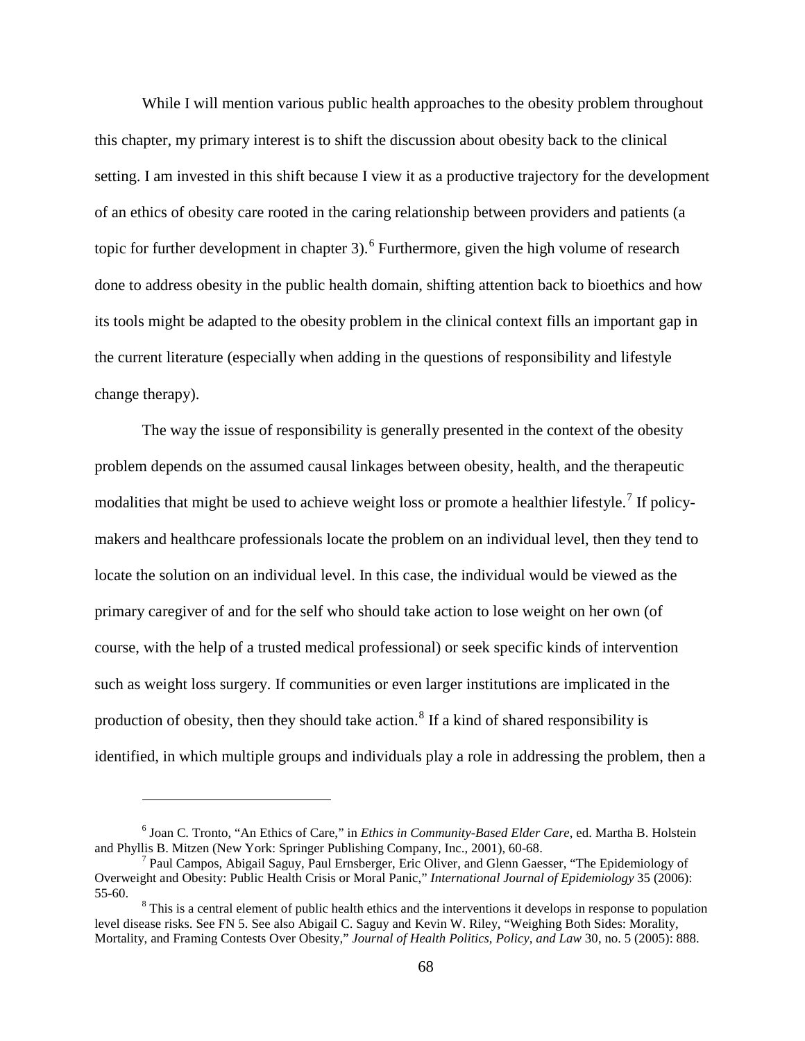While I will mention various public health approaches to the obesity problem throughout this chapter, my primary interest is to shift the discussion about obesity back to the clinical setting. I am invested in this shift because I view it as a productive trajectory for the development of an ethics of obesity care rooted in the caring relationship between providers and patients (a topic for further development in chapter 3).[6] Furthermore, given the high volume of research done to address obesity in the public health domain, shifting attention back to bioethics and how its tools might be adapted to the obesity problem in the clinical context fills an important gap in the current literature (especially when adding in the questions of responsibility and lifestyle change therapy).

The way the issue of responsibility is generally presented in the context of the obesity problem depends on the assumed causal linkages between obesity, health, and the therapeutic modalities that might be used to achieve weight loss or promote a healthier lifestyle.[7] If policy-makers and healthcare professionals locate the problem on an individual level, then they tend to locate the solution on an individual level. In this case, the individual would be viewed as the primary caregiver of and for the self who should take action to lose weight on her own (of course, with the help of a trusted medical professional) or seek specific kinds of intervention such as weight loss surgery. If communities or even larger institutions are implicated in the production of obesity, then they should take action.[8] If a kind of shared responsibility is identified, in which multiple groups and individuals play a role in addressing the problem, then a

---

[6] Joan C. Tronto, "An Ethics of Care," in *Ethics in Community-Based Elder Care*, ed. Martha B. Holstein and Phyllis B. Mitzen (New York: Springer Publishing Company, Inc., 2001), 60-68.

[7] Paul Campos, Abigail Saguy, Paul Ernsberger, Eric Oliver, and Glenn Gaesser, "The Epidemiology of Overweight and Obesity: Public Health Crisis or Moral Panic," *International Journal of Epidemiology* 35 (2006): 55-60.

[8] This is a central element of public health ethics and the interventions it develops in response to population level disease risks. See FN 5. See also Abigail C. Saguy and Kevin W. Riley, "Weighing Both Sides: Morality, Mortality, and Framing Contests Over Obesity," *Journal of Health Politics, Policy, and Law* 30, no. 5 (2005): 888.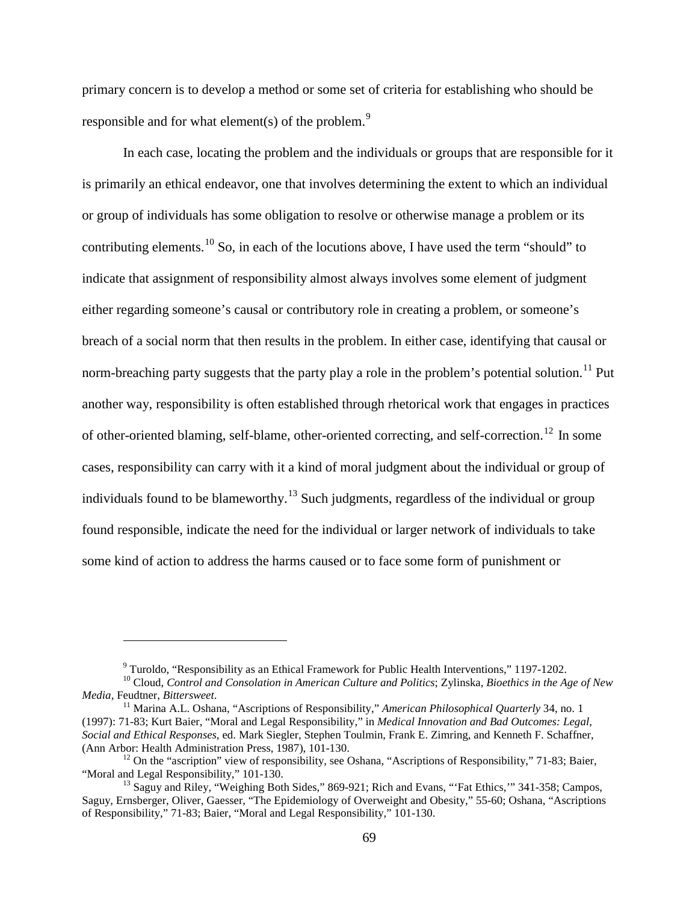primary concern is to develop a method or some set of criteria for establishing who should be responsible and for what element(s) of the problem.[9]

In each case, locating the problem and the individuals or groups that are responsible for it is primarily an ethical endeavor, one that involves determining the extent to which an individual or group of individuals has some obligation to resolve or otherwise manage a problem or its contributing elements.[10] So, in each of the locutions above, I have used the term "should" to indicate that assignment of responsibility almost always involves some element of judgment either regarding someone's causal or contributory role in creating a problem, or someone's breach of a social norm that then results in the problem. In either case, identifying that causal or norm-breaching party suggests that the party play a role in the problem's potential solution.[11] Put another way, responsibility is often established through rhetorical work that engages in practices of other-oriented blaming, self-blame, other-oriented correcting, and self-correction.[12] In some cases, responsibility can carry with it a kind of moral judgment about the individual or group of individuals found to be blameworthy.[13] Such judgments, regardless of the individual or group found responsible, indicate the need for the individual or larger network of individuals to take some kind of action to address the harms caused or to face some form of punishment or

---

[9] Turoldo, "Responsibility as an Ethical Framework for Public Health Interventions," 1197-1202.

[10] Cloud, *Control and Consolation in American Culture and Politics*; Zylinska, *Bioethics in the Age of New Media*, Feudtner, *Bittersweet*.

[11] Marina A.L. Oshana, "Ascriptions of Responsibility," *American Philosophical Quarterly* 34, no. 1 (1997): 71-83; Kurt Baier, "Moral and Legal Responsibility," in *Medical Innovation and Bad Outcomes: Legal, Social and Ethical Responses*, ed. Mark Siegler, Stephen Toulmin, Frank E. Zimring, and Kenneth F. Schaffner, (Ann Arbor: Health Administration Press, 1987), 101-130.

[12] On the "ascription" view of responsibility, see Oshana, "Ascriptions of Responsibility," 71-83; Baier, "Moral and Legal Responsibility," 101-130.

[13] Saguy and Riley, "Weighing Both Sides," 869-921; Rich and Evans, "'Fat Ethics,'" 341-358; Campos, Saguy, Ernsberger, Oliver, Gaesser, "The Epidemiology of Overweight and Obesity," 55-60; Oshana, "Ascriptions of Responsibility," 71-83; Baier, "Moral and Legal Responsibility," 101-130.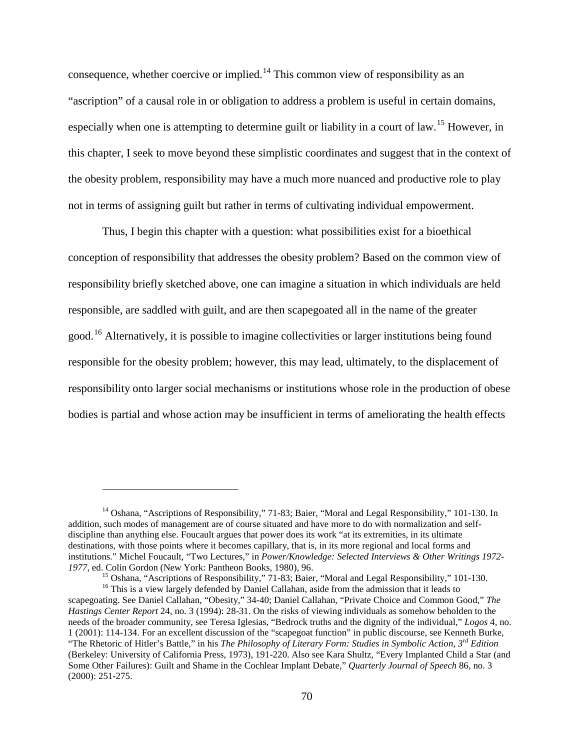consequence, whether coercive or implied.[14] This common view of responsibility as an "ascription" of a causal role in or obligation to address a problem is useful in certain domains, especially when one is attempting to determine guilt or liability in a court of law.[15] However, in this chapter, I seek to move beyond these simplistic coordinates and suggest that in the context of the obesity problem, responsibility may have a much more nuanced and productive role to play not in terms of assigning guilt but rather in terms of cultivating individual empowerment.

Thus, I begin this chapter with a question: what possibilities exist for a bioethical conception of responsibility that addresses the obesity problem? Based on the common view of responsibility briefly sketched above, one can imagine a situation in which individuals are held responsible, are saddled with guilt, and are then scapegoated all in the name of the greater good.[16] Alternatively, it is possible to imagine collectivities or larger institutions being found responsible for the obesity problem; however, this may lead, ultimately, to the displacement of responsibility onto larger social mechanisms or institutions whose role in the production of obese bodies is partial and whose action may be insufficient in terms of ameliorating the health effects

---

[14] Oshana, "Ascriptions of Responsibility," 71-83; Baier, "Moral and Legal Responsibility," 101-130. In addition, such modes of management are of course situated and have more to do with normalization and self-discipline than anything else. Foucault argues that power does its work "at its extremities, in its ultimate destinations, with those points where it becomes capillary, that is, in its more regional and local forms and institutions." Michel Foucault, "Two Lectures," in *Power/Knowledge: Selected Interviews & Other Writings 1972-1977*, ed. Colin Gordon (New York: Pantheon Books, 1980), 96.

[15] Oshana, "Ascriptions of Responsibility," 71-83; Baier, "Moral and Legal Responsibility," 101-130.

[16] This is a view largely defended by Daniel Callahan, aside from the admission that it leads to scapegoating. See Daniel Callahan, "Obesity," 34-40; Daniel Callahan, "Private Choice and Common Good," *The Hastings Center Report* 24, no. 3 (1994): 28-31. On the risks of viewing individuals as somehow beholden to the needs of the broader community, see Teresa Iglesias, "Bedrock truths and the dignity of the individual," *Logos* 4, no. 1 (2001): 114-134. For an excellent discussion of the "scapegoat function" in public discourse, see Kenneth Burke, "The Rhetoric of Hitler's Battle," in his *The Philosophy of Literary Form: Studies in Symbolic Action, 3rd Edition* (Berkeley: University of California Press, 1973), 191-220. Also see Kara Shultz, "Every Implanted Child a Star (and Some Other Failures): Guilt and Shame in the Cochlear Implant Debate," *Quarterly Journal of Speech* 86, no. 3 (2000): 251-275.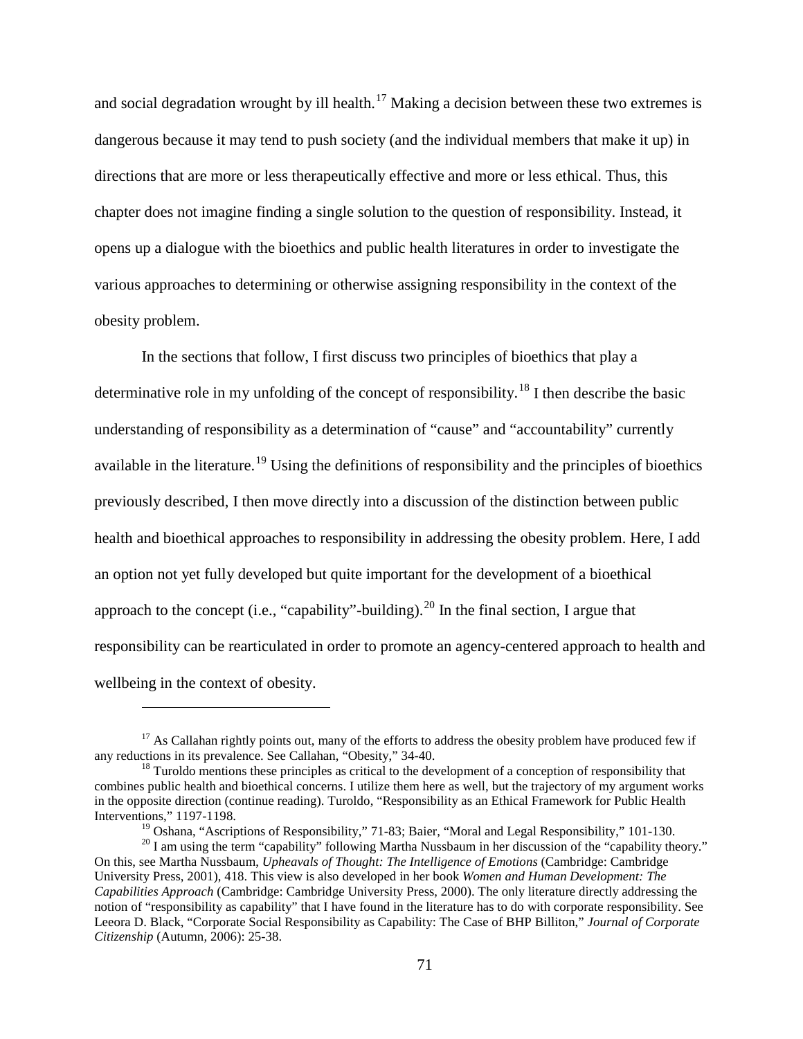and social degradation wrought by ill health.[17] Making a decision between these two extremes is dangerous because it may tend to push society (and the individual members that make it up) in directions that are more or less therapeutically effective and more or less ethical. Thus, this chapter does not imagine finding a single solution to the question of responsibility. Instead, it opens up a dialogue with the bioethics and public health literatures in order to investigate the various approaches to determining or otherwise assigning responsibility in the context of the obesity problem.

In the sections that follow, I first discuss two principles of bioethics that play a determinative role in my unfolding of the concept of responsibility.[18] I then describe the basic understanding of responsibility as a determination of "cause" and "accountability" currently available in the literature.[19] Using the definitions of responsibility and the principles of bioethics previously described, I then move directly into a discussion of the distinction between public health and bioethical approaches to responsibility in addressing the obesity problem. Here, I add an option not yet fully developed but quite important for the development of a bioethical approach to the concept (i.e., "capability"-building).[20] In the final section, I argue that responsibility can be rearticulated in order to promote an agency-centered approach to health and wellbeing in the context of obesity.

---

[17] As Callahan rightly points out, many of the efforts to address the obesity problem have produced few if any reductions in its prevalence. See Callahan, "Obesity," 34-40.

[18] Turoldo mentions these principles as critical to the development of a conception of responsibility that combines public health and bioethical concerns. I utilize them here as well, but the trajectory of my argument works in the opposite direction (continue reading). Turoldo, "Responsibility as an Ethical Framework for Public Health Interventions," 1197-1198.

[19] Oshana, "Ascriptions of Responsibility," 71-83; Baier, "Moral and Legal Responsibility," 101-130.

[20] I am using the term "capability" following Martha Nussbaum in her discussion of the "capability theory." On this, see Martha Nussbaum, *Upheavals of Thought: The Intelligence of Emotions* (Cambridge: Cambridge University Press, 2001), 418. This view is also developed in her book *Women and Human Development: The Capabilities Approach* (Cambridge: Cambridge University Press, 2000). The only literature directly addressing the notion of "responsibility as capability" that I have found in the literature has to do with corporate responsibility. See Leeora D. Black, "Corporate Social Responsibility as Capability: The Case of BHP Billiton," *Journal of Corporate Citizenship* (Autumn, 2006): 25-38.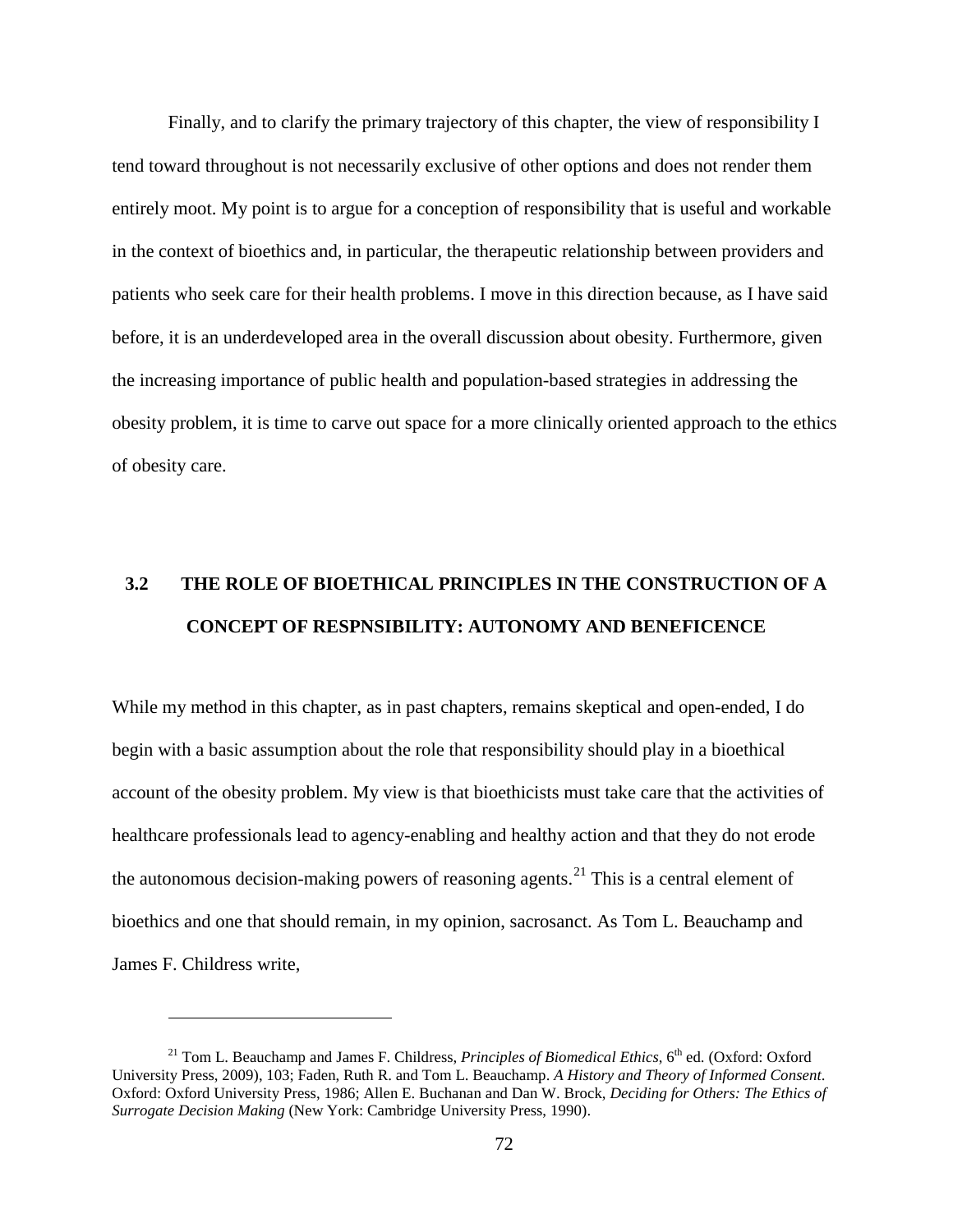Finally, and to clarify the primary trajectory of this chapter, the view of responsibility I tend toward throughout is not necessarily exclusive of other options and does not render them entirely moot. My point is to argue for a conception of responsibility that is useful and workable in the context of bioethics and, in particular, the therapeutic relationship between providers and patients who seek care for their health problems. I move in this direction because, as I have said before, it is an underdeveloped area in the overall discussion about obesity. Furthermore, given the increasing importance of public health and population-based strategies in addressing the obesity problem, it is time to carve out space for a more clinically oriented approach to the ethics of obesity care.

## 3.2 THE ROLE OF BIOETHICAL PRINCIPLES IN THE CONSTRUCTION OF A CONCEPT OF RESPNSIBILITY: AUTONOMY AND BENEFICENCE

While my method in this chapter, as in past chapters, remains skeptical and open-ended, I do begin with a basic assumption about the role that responsibility should play in a bioethical account of the obesity problem. My view is that bioethicists must take care that the activities of healthcare professionals lead to agency-enabling and healthy action and that they do not erode the autonomous decision-making powers of reasoning agents.[21] This is a central element of bioethics and one that should remain, in my opinion, sacrosanct. As Tom L. Beauchamp and James F. Childress write,

---

[21] Tom L. Beauchamp and James F. Childress, *Principles of Biomedical Ethics*, 6th ed. (Oxford: Oxford University Press, 2009), 103; Faden, Ruth R. and Tom L. Beauchamp. *A History and Theory of Informed Consent*. Oxford: Oxford University Press, 1986; Allen E. Buchanan and Dan W. Brock, *Deciding for Others: The Ethics of Surrogate Decision Making* (New York: Cambridge University Press, 1990).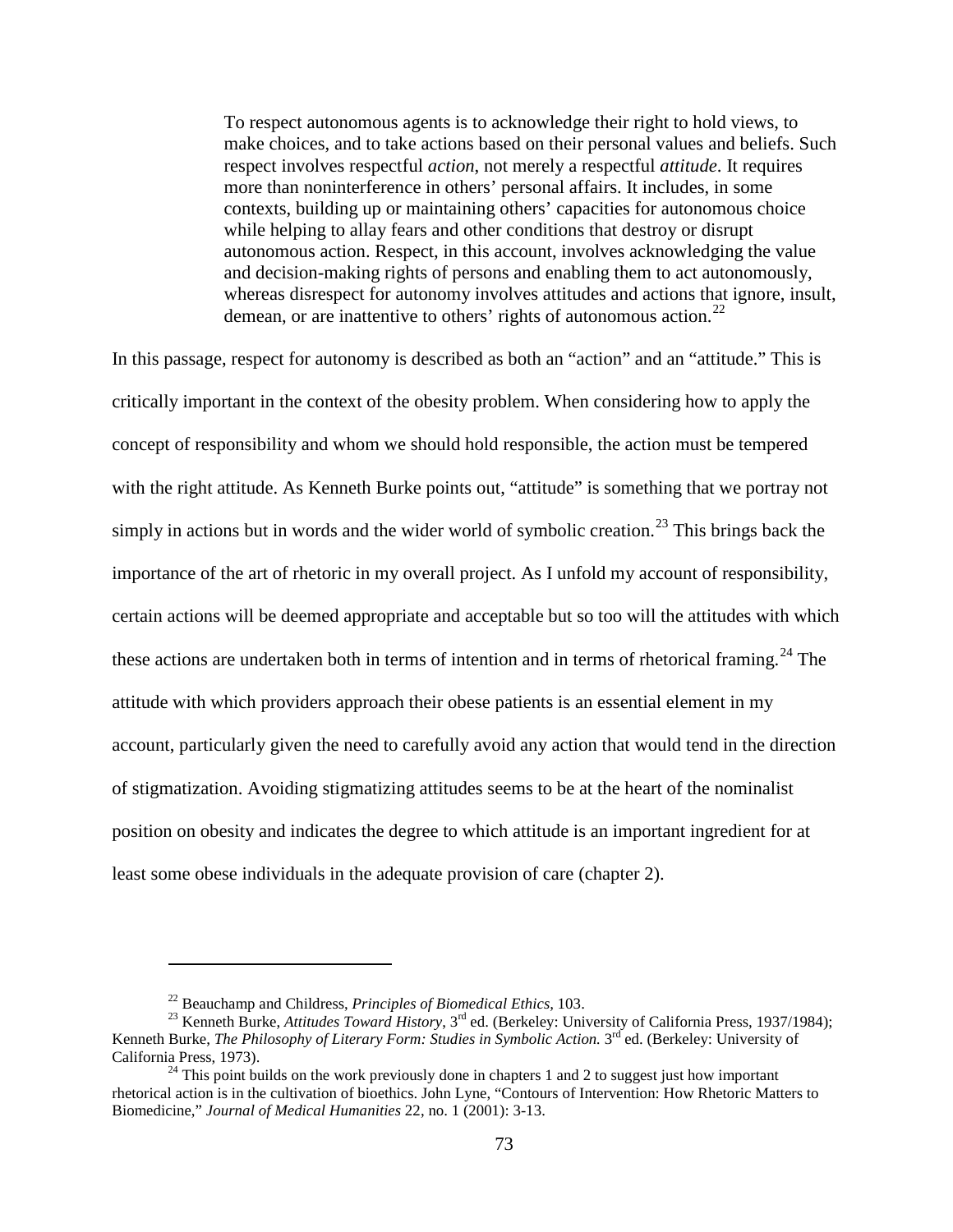> To respect autonomous agents is to acknowledge their right to hold views, to make choices, and to take actions based on their personal values and beliefs. Such respect involves respectful *action*, not merely a respectful *attitude*. It requires more than noninterference in others' personal affairs. It includes, in some contexts, building up or maintaining others' capacities for autonomous choice while helping to allay fears and other conditions that destroy or disrupt autonomous action. Respect, in this account, involves acknowledging the value and decision-making rights of persons and enabling them to act autonomously, whereas disrespect for autonomy involves attitudes and actions that ignore, insult, demean, or are inattentive to others' rights of autonomous action.[22]

In this passage, respect for autonomy is described as both an "action" and an "attitude." This is critically important in the context of the obesity problem. When considering how to apply the concept of responsibility and whom we should hold responsible, the action must be tempered with the right attitude. As Kenneth Burke points out, "attitude" is something that we portray not simply in actions but in words and the wider world of symbolic creation.[23] This brings back the importance of the art of rhetoric in my overall project. As I unfold my account of responsibility, certain actions will be deemed appropriate and acceptable but so too will the attitudes with which these actions are undertaken both in terms of intention and in terms of rhetorical framing.[24] The attitude with which providers approach their obese patients is an essential element in my account, particularly given the need to carefully avoid any action that would tend in the direction of stigmatization. Avoiding stigmatizing attitudes seems to be at the heart of the nominalist position on obesity and indicates the degree to which attitude is an important ingredient for at least some obese individuals in the adequate provision of care (chapter 2).

---

[22] Beauchamp and Childress, *Principles of Biomedical Ethics,* 103.

[23] Kenneth Burke, *Attitudes Toward History*, 3rd ed. (Berkeley: University of California Press, 1937/1984); Kenneth Burke, *The Philosophy of Literary Form: Studies in Symbolic Action.* 3rd ed. (Berkeley: University of California Press, 1973).

[24] This point builds on the work previously done in chapters 1 and 2 to suggest just how important rhetorical action is in the cultivation of bioethics. John Lyne, "Contours of Intervention: How Rhetoric Matters to Biomedicine," *Journal of Medical Humanities* 22, no. 1 (2001): 3-13.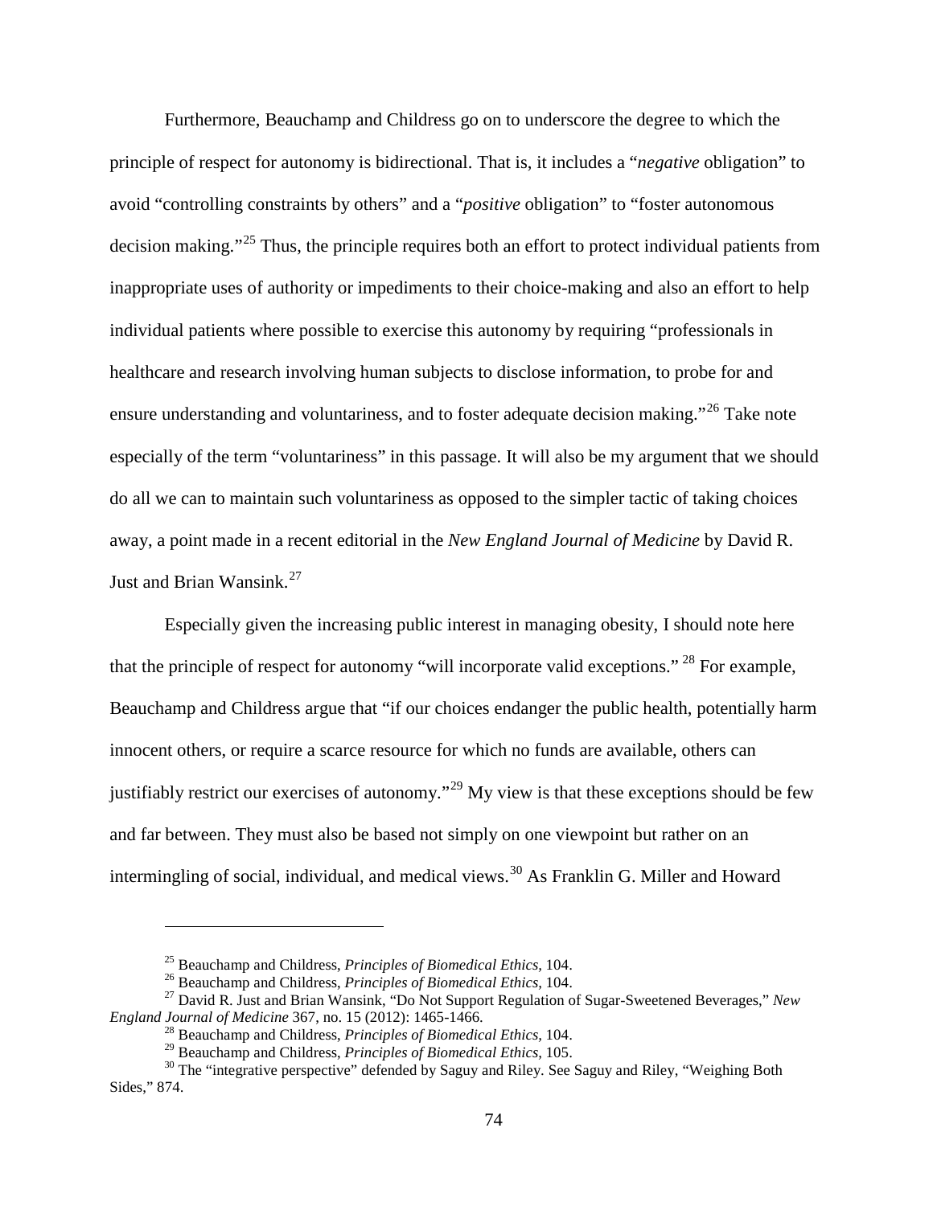Furthermore, Beauchamp and Childress go on to underscore the degree to which the principle of respect for autonomy is bidirectional. That is, it includes a "*negative* obligation" to avoid "controlling constraints by others" and a "*positive* obligation" to "foster autonomous decision making."[25] Thus, the principle requires both an effort to protect individual patients from inappropriate uses of authority or impediments to their choice-making and also an effort to help individual patients where possible to exercise this autonomy by requiring "professionals in healthcare and research involving human subjects to disclose information, to probe for and ensure understanding and voluntariness, and to foster adequate decision making."[26] Take note especially of the term "voluntariness" in this passage. It will also be my argument that we should do all we can to maintain such voluntariness as opposed to the simpler tactic of taking choices away, a point made in a recent editorial in the *New England Journal of Medicine* by David R. Just and Brian Wansink.[27]

Especially given the increasing public interest in managing obesity, I should note here that the principle of respect for autonomy "will incorporate valid exceptions." [28] For example, Beauchamp and Childress argue that "if our choices endanger the public health, potentially harm innocent others, or require a scarce resource for which no funds are available, others can justifiably restrict our exercises of autonomy."[29] My view is that these exceptions should be few and far between. They must also be based not simply on one viewpoint but rather on an intermingling of social, individual, and medical views.[30] As Franklin G. Miller and Howard

---

[25] Beauchamp and Childress, *Principles of Biomedical Ethics,* 104.

[26] Beauchamp and Childress, *Principles of Biomedical Ethics,* 104.

[27] David R. Just and Brian Wansink, "Do Not Support Regulation of Sugar-Sweetened Beverages," *New England Journal of Medicine* 367, no. 15 (2012): 1465-1466.

[28] Beauchamp and Childress, *Principles of Biomedical Ethics,* 104.

[29] Beauchamp and Childress, *Principles of Biomedical Ethics,* 105.

[30] The "integrative perspective" defended by Saguy and Riley. See Saguy and Riley, "Weighing Both Sides," 874.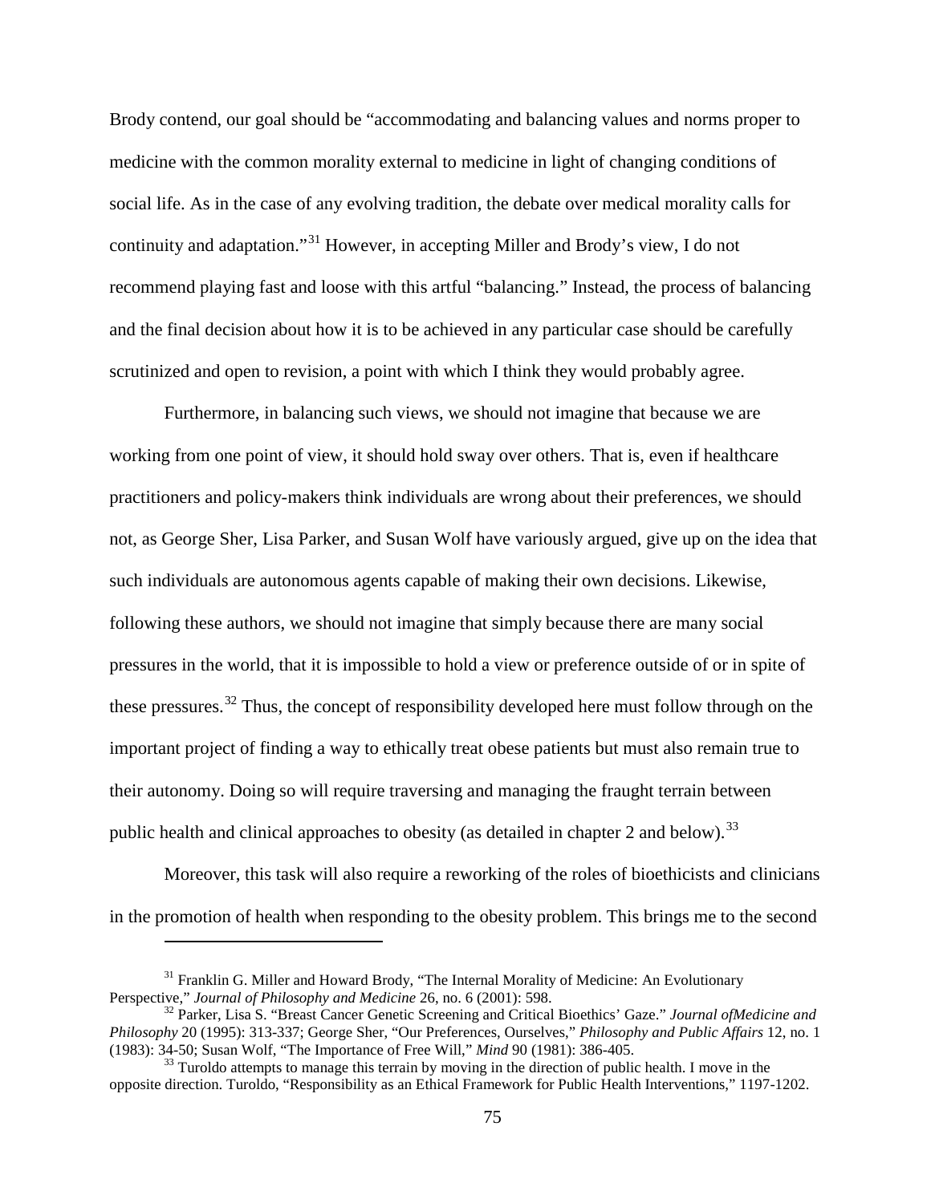Brody contend, our goal should be "accommodating and balancing values and norms proper to medicine with the common morality external to medicine in light of changing conditions of social life. As in the case of any evolving tradition, the debate over medical morality calls for continuity and adaptation."[31] However, in accepting Miller and Brody's view, I do not recommend playing fast and loose with this artful "balancing." Instead, the process of balancing and the final decision about how it is to be achieved in any particular case should be carefully scrutinized and open to revision, a point with which I think they would probably agree.

Furthermore, in balancing such views, we should not imagine that because we are working from one point of view, it should hold sway over others. That is, even if healthcare practitioners and policy-makers think individuals are wrong about their preferences, we should not, as George Sher, Lisa Parker, and Susan Wolf have variously argued, give up on the idea that such individuals are autonomous agents capable of making their own decisions. Likewise, following these authors, we should not imagine that simply because there are many social pressures in the world, that it is impossible to hold a view or preference outside of or in spite of these pressures.[32] Thus, the concept of responsibility developed here must follow through on the important project of finding a way to ethically treat obese patients but must also remain true to their autonomy. Doing so will require traversing and managing the fraught terrain between public health and clinical approaches to obesity (as detailed in chapter 2 and below).[33]

Moreover, this task will also require a reworking of the roles of bioethicists and clinicians in the promotion of health when responding to the obesity problem. This brings me to the second

---

[31] Franklin G. Miller and Howard Brody, "The Internal Morality of Medicine: An Evolutionary Perspective," *Journal of Philosophy and Medicine* 26, no. 6 (2001): 598.

[32] Parker, Lisa S. "Breast Cancer Genetic Screening and Critical Bioethics' Gaze." *Journal ofMedicine and Philosophy* 20 (1995): 313-337; George Sher, "Our Preferences, Ourselves," *Philosophy and Public Affairs* 12, no. 1 (1983): 34-50; Susan Wolf, "The Importance of Free Will," *Mind* 90 (1981): 386-405.

[33] Turoldo attempts to manage this terrain by moving in the direction of public health. I move in the opposite direction. Turoldo, "Responsibility as an Ethical Framework for Public Health Interventions," 1197-1202.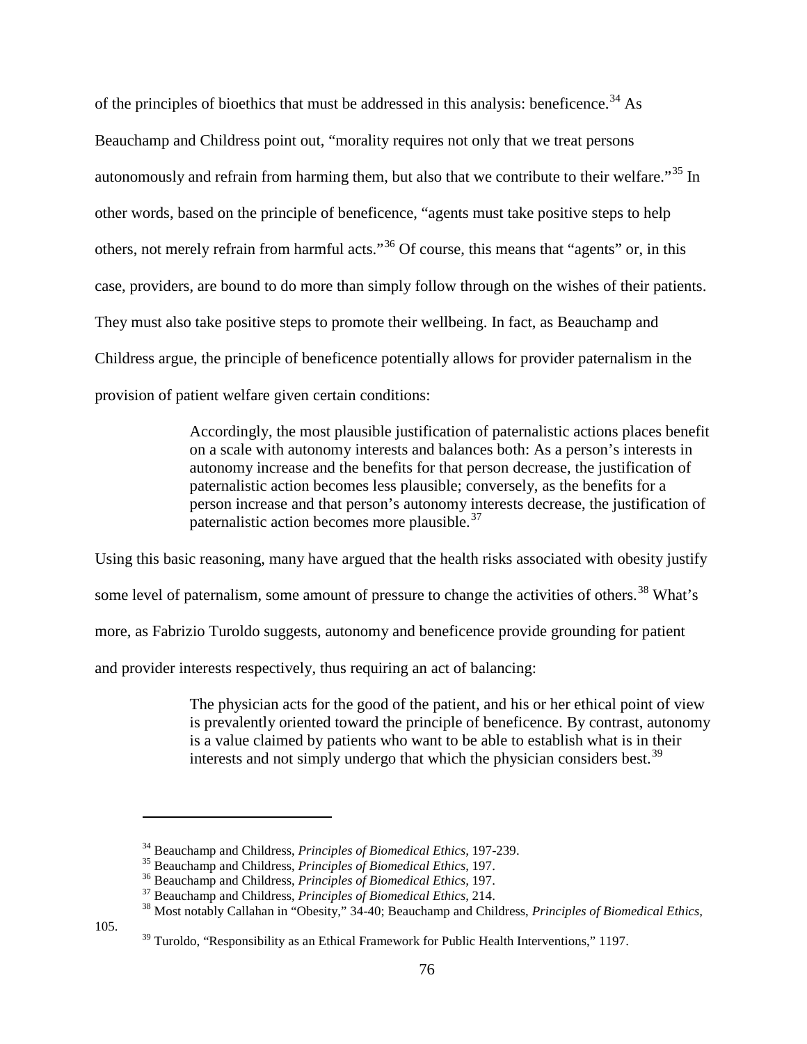of the principles of bioethics that must be addressed in this analysis: beneficence.[34] As Beauchamp and Childress point out, "morality requires not only that we treat persons autonomously and refrain from harming them, but also that we contribute to their welfare."[35] In other words, based on the principle of beneficence, "agents must take positive steps to help others, not merely refrain from harmful acts."[36] Of course, this means that "agents" or, in this case, providers, are bound to do more than simply follow through on the wishes of their patients. They must also take positive steps to promote their wellbeing. In fact, as Beauchamp and Childress argue, the principle of beneficence potentially allows for provider paternalism in the provision of patient welfare given certain conditions:

> Accordingly, the most plausible justification of paternalistic actions places benefit on a scale with autonomy interests and balances both: As a person's interests in autonomy increase and the benefits for that person decrease, the justification of paternalistic action becomes less plausible; conversely, as the benefits for a person increase and that person's autonomy interests decrease, the justification of paternalistic action becomes more plausible.[37]

Using this basic reasoning, many have argued that the health risks associated with obesity justify some level of paternalism, some amount of pressure to change the activities of others.[38] What's more, as Fabrizio Turoldo suggests, autonomy and beneficence provide grounding for patient and provider interests respectively, thus requiring an act of balancing:

> The physician acts for the good of the patient, and his or her ethical point of view is prevalently oriented toward the principle of beneficence. By contrast, autonomy is a value claimed by patients who want to be able to establish what is in their interests and not simply undergo that which the physician considers best.[39]

---

[34] Beauchamp and Childress, *Principles of Biomedical Ethics,* 197-239.

[35] Beauchamp and Childress, *Principles of Biomedical Ethics,* 197.

[36] Beauchamp and Childress, *Principles of Biomedical Ethics,* 197.

[37] Beauchamp and Childress, *Principles of Biomedical Ethics,* 214.

[38] Most notably Callahan in "Obesity," 34-40; Beauchamp and Childress, *Principles of Biomedical Ethics,* 105.

[39] Turoldo, "Responsibility as an Ethical Framework for Public Health Interventions," 1197.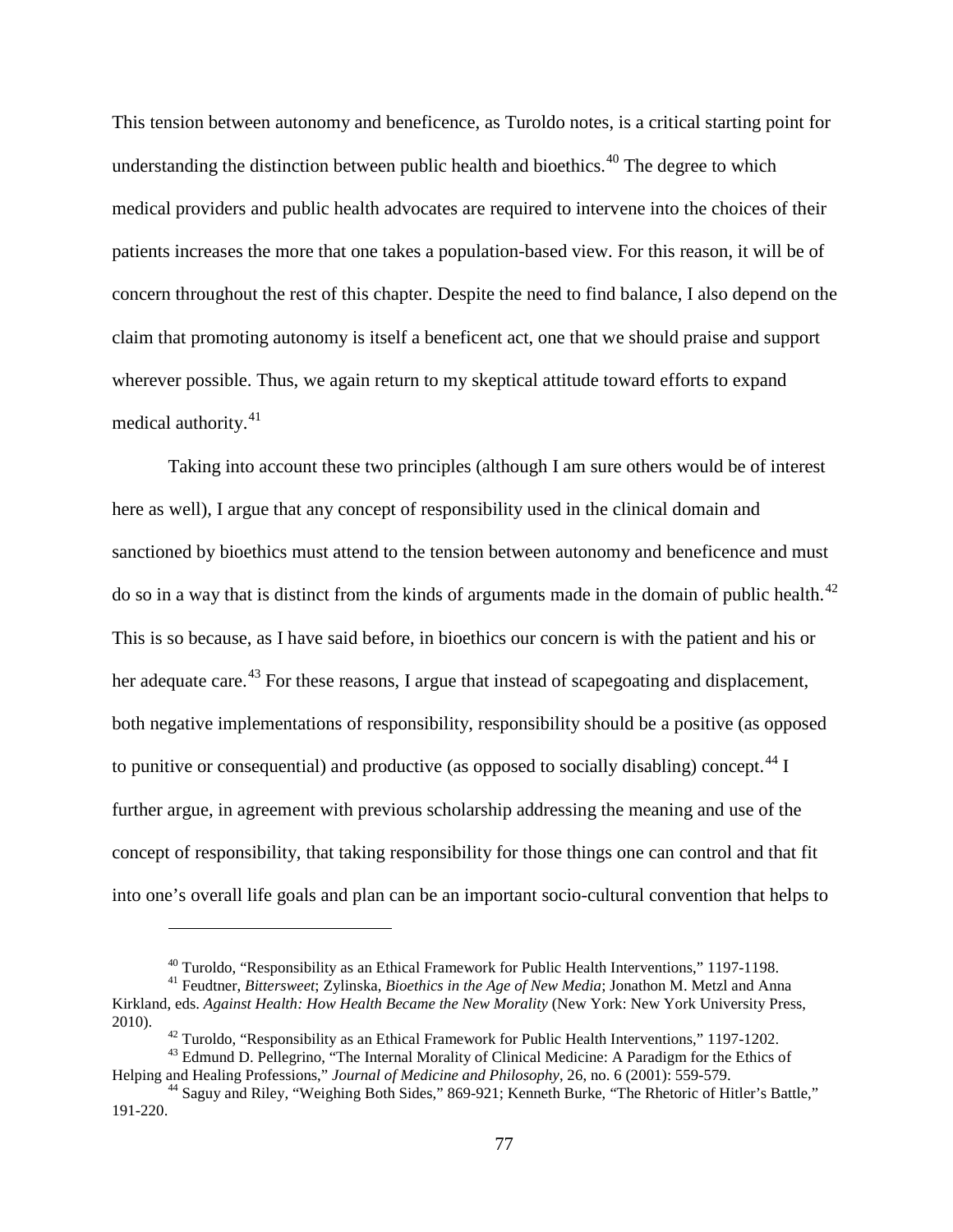This tension between autonomy and beneficence, as Turoldo notes, is a critical starting point for understanding the distinction between public health and bioethics.[40] The degree to which medical providers and public health advocates are required to intervene into the choices of their patients increases the more that one takes a population-based view. For this reason, it will be of concern throughout the rest of this chapter. Despite the need to find balance, I also depend on the claim that promoting autonomy is itself a beneficent act, one that we should praise and support wherever possible. Thus, we again return to my skeptical attitude toward efforts to expand medical authority.[41]

Taking into account these two principles (although I am sure others would be of interest here as well), I argue that any concept of responsibility used in the clinical domain and sanctioned by bioethics must attend to the tension between autonomy and beneficence and must do so in a way that is distinct from the kinds of arguments made in the domain of public health.[42] This is so because, as I have said before, in bioethics our concern is with the patient and his or her adequate care.[43] For these reasons, I argue that instead of scapegoating and displacement, both negative implementations of responsibility, responsibility should be a positive (as opposed to punitive or consequential) and productive (as opposed to socially disabling) concept.[44] I further argue, in agreement with previous scholarship addressing the meaning and use of the concept of responsibility, that taking responsibility for those things one can control and that fit into one's overall life goals and plan can be an important socio-cultural convention that helps to

---

[40] Turoldo, "Responsibility as an Ethical Framework for Public Health Interventions," 1197-1198.

[41] Feudtner, *Bittersweet*; Zylinska, *Bioethics in the Age of New Media*; Jonathon M. Metzl and Anna Kirkland, eds. *Against Health: How Health Became the New Morality* (New York: New York University Press, 2010).

[42] Turoldo, "Responsibility as an Ethical Framework for Public Health Interventions," 1197-1202.

[43] Edmund D. Pellegrino, "The Internal Morality of Clinical Medicine: A Paradigm for the Ethics of Helping and Healing Professions," *Journal of Medicine and Philosophy*, 26, no. 6 (2001): 559-579.

[44] Saguy and Riley, "Weighing Both Sides," 869-921; Kenneth Burke, "The Rhetoric of Hitler's Battle," 191-220.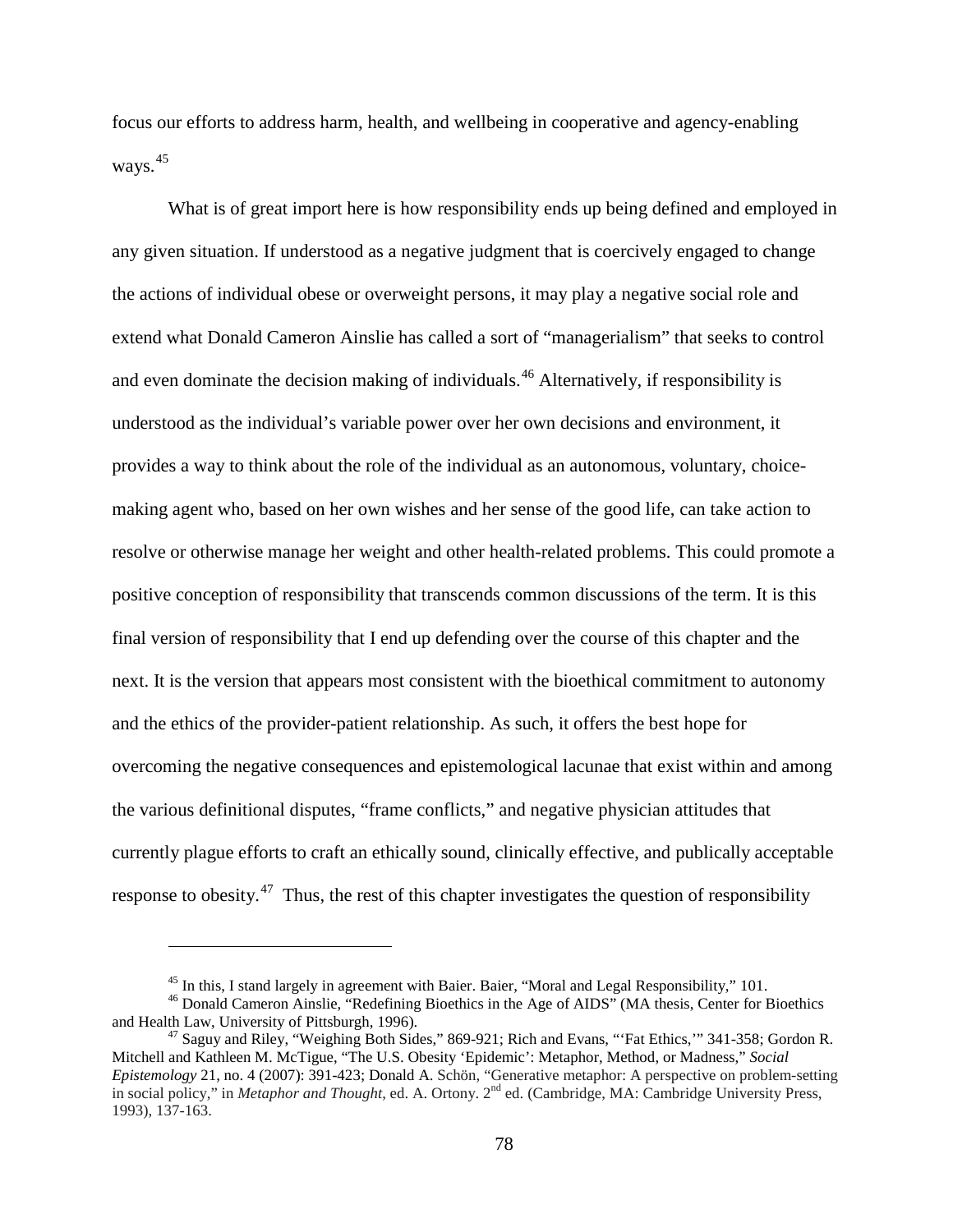focus our efforts to address harm, health, and wellbeing in cooperative and agency-enabling ways.[45]

What is of great import here is how responsibility ends up being defined and employed in any given situation. If understood as a negative judgment that is coercively engaged to change the actions of individual obese or overweight persons, it may play a negative social role and extend what Donald Cameron Ainslie has called a sort of "managerialism" that seeks to control and even dominate the decision making of individuals.[46] Alternatively, if responsibility is understood as the individual's variable power over her own decisions and environment, it provides a way to think about the role of the individual as an autonomous, voluntary, choice-making agent who, based on her own wishes and her sense of the good life, can take action to resolve or otherwise manage her weight and other health-related problems. This could promote a positive conception of responsibility that transcends common discussions of the term. It is this final version of responsibility that I end up defending over the course of this chapter and the next. It is the version that appears most consistent with the bioethical commitment to autonomy and the ethics of the provider-patient relationship. As such, it offers the best hope for overcoming the negative consequences and epistemological lacunae that exist within and among the various definitional disputes, "frame conflicts," and negative physician attitudes that currently plague efforts to craft an ethically sound, clinically effective, and publically acceptable response to obesity.[47] Thus, the rest of this chapter investigates the question of responsibility

---

[45] In this, I stand largely in agreement with Baier. Baier, "Moral and Legal Responsibility," 101.

[46] Donald Cameron Ainslie, "Redefining Bioethics in the Age of AIDS" (MA thesis, Center for Bioethics and Health Law, University of Pittsburgh, 1996).

[47] Saguy and Riley, "Weighing Both Sides," 869-921; Rich and Evans, "'Fat Ethics,'" 341-358; Gordon R. Mitchell and Kathleen M. McTigue, "The U.S. Obesity 'Epidemic': Metaphor, Method, or Madness," *Social Epistemology* 21, no. 4 (2007): 391-423; Donald A. Schön, "Generative metaphor: A perspective on problem-setting in social policy," in *Metaphor and Thought*, ed. A. Ortony. 2nd ed. (Cambridge, MA: Cambridge University Press, 1993), 137-163.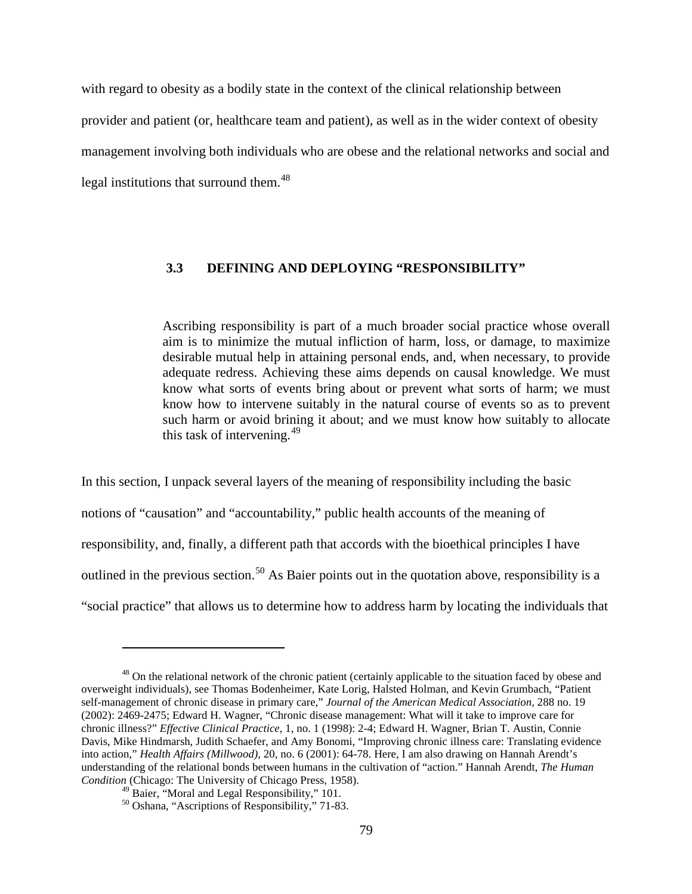with regard to obesity as a bodily state in the context of the clinical relationship between provider and patient (or, healthcare team and patient), as well as in the wider context of obesity management involving both individuals who are obese and the relational networks and social and legal institutions that surround them.[48]

### 3.3 DEFINING AND DEPLOYING "RESPONSIBILITY"

> Ascribing responsibility is part of a much broader social practice whose overall aim is to minimize the mutual infliction of harm, loss, or damage, to maximize desirable mutual help in attaining personal ends, and, when necessary, to provide adequate redress. Achieving these aims depends on causal knowledge. We must know what sorts of events bring about or prevent what sorts of harm; we must know how to intervene suitably in the natural course of events so as to prevent such harm or avoid brining it about; and we must know how suitably to allocate this task of intervening.[49]

In this section, I unpack several layers of the meaning of responsibility including the basic notions of "causation" and "accountability," public health accounts of the meaning of responsibility, and, finally, a different path that accords with the bioethical principles I have outlined in the previous section.[50] As Baier points out in the quotation above, responsibility is a "social practice" that allows us to determine how to address harm by locating the individuals that

---

[48] On the relational network of the chronic patient (certainly applicable to the situation faced by obese and overweight individuals), see Thomas Bodenheimer, Kate Lorig, Halsted Holman, and Kevin Grumbach, "Patient self-management of chronic disease in primary care," *Journal of the American Medical Association*, 288 no. 19 (2002): 2469-2475; Edward H. Wagner, "Chronic disease management: What will it take to improve care for chronic illness?" *Effective Clinical Practice*, 1, no. 1 (1998): 2-4; Edward H. Wagner, Brian T. Austin, Connie Davis, Mike Hindmarsh, Judith Schaefer, and Amy Bonomi, "Improving chronic illness care: Translating evidence into action," *Health Affairs (Millwood)*, 20, no. 6 (2001): 64-78. Here, I am also drawing on Hannah Arendt's understanding of the relational bonds between humans in the cultivation of "action." Hannah Arendt, *The Human Condition* (Chicago: The University of Chicago Press, 1958).

[49] Baier, "Moral and Legal Responsibility," 101.

[50] Oshana, "Ascriptions of Responsibility," 71-83.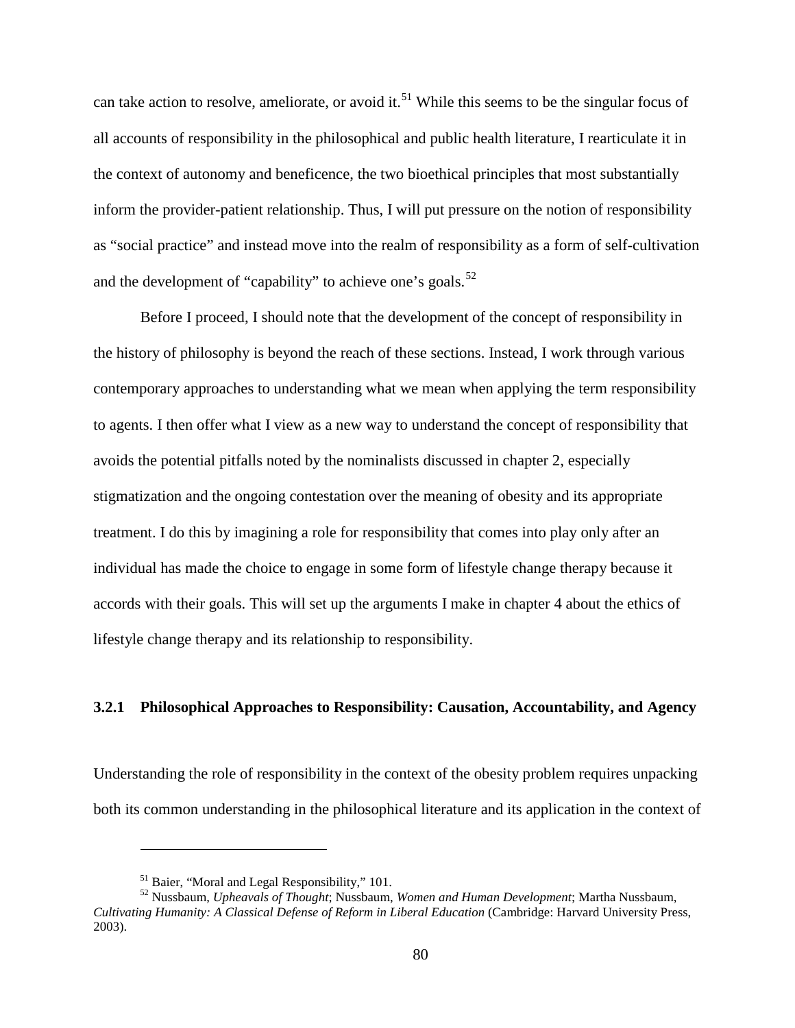can take action to resolve, ameliorate, or avoid it.[51] While this seems to be the singular focus of all accounts of responsibility in the philosophical and public health literature, I rearticulate it in the context of autonomy and beneficence, the two bioethical principles that most substantially inform the provider-patient relationship. Thus, I will put pressure on the notion of responsibility as "social practice" and instead move into the realm of responsibility as a form of self-cultivation and the development of "capability" to achieve one's goals.[52]

Before I proceed, I should note that the development of the concept of responsibility in the history of philosophy is beyond the reach of these sections. Instead, I work through various contemporary approaches to understanding what we mean when applying the term responsibility to agents. I then offer what I view as a new way to understand the concept of responsibility that avoids the potential pitfalls noted by the nominalists discussed in chapter 2, especially stigmatization and the ongoing contestation over the meaning of obesity and its appropriate treatment. I do this by imagining a role for responsibility that comes into play only after an individual has made the choice to engage in some form of lifestyle change therapy because it accords with their goals. This will set up the arguments I make in chapter 4 about the ethics of lifestyle change therapy and its relationship to responsibility.

### 3.2.1 Philosophical Approaches to Responsibility: Causation, Accountability, and Agency

Understanding the role of responsibility in the context of the obesity problem requires unpacking both its common understanding in the philosophical literature and its application in the context of

---

[51] Baier, "Moral and Legal Responsibility," 101.

[52] Nussbaum, *Upheavals of Thought*; Nussbaum, *Women and Human Development*; Martha Nussbaum, *Cultivating Humanity: A Classical Defense of Reform in Liberal Education* (Cambridge: Harvard University Press, 2003).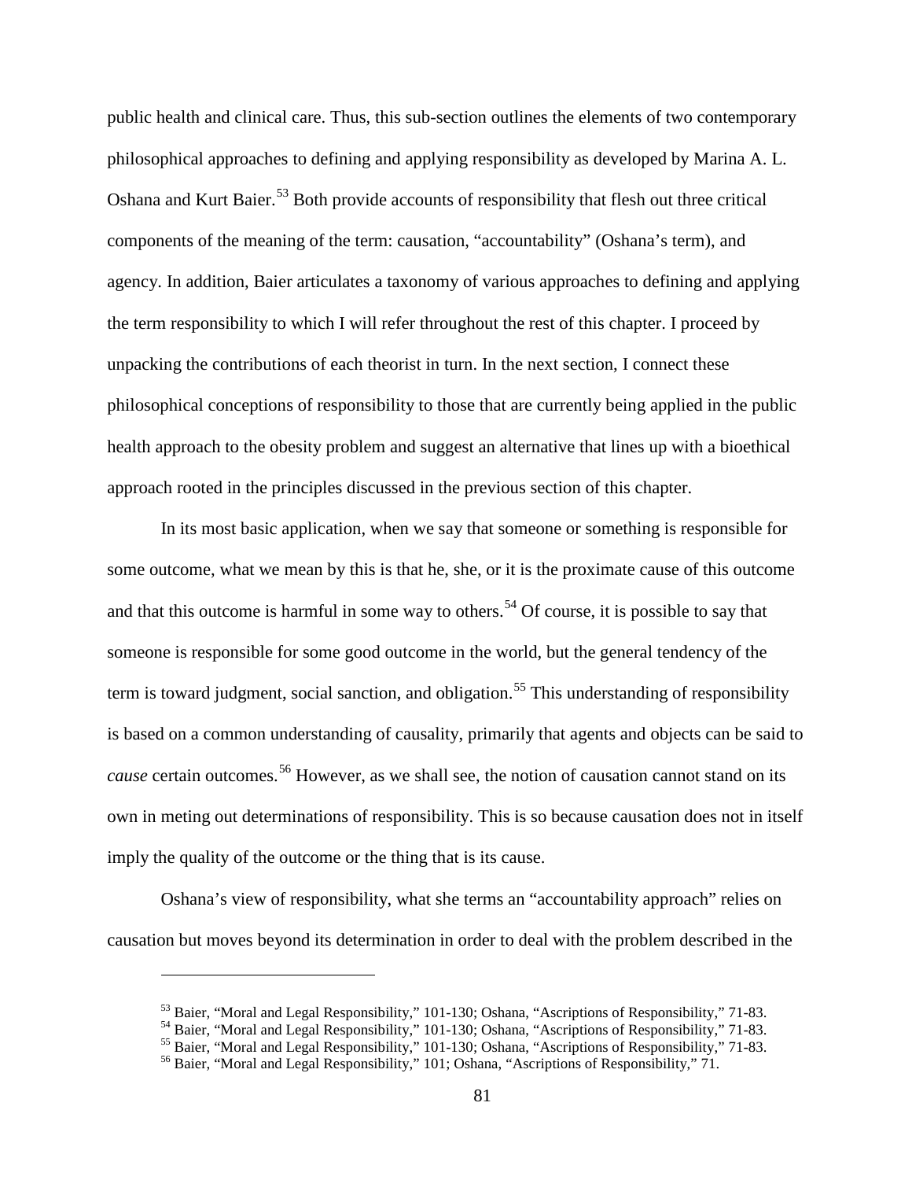public health and clinical care. Thus, this sub-section outlines the elements of two contemporary philosophical approaches to defining and applying responsibility as developed by Marina A. L. Oshana and Kurt Baier.[53] Both provide accounts of responsibility that flesh out three critical components of the meaning of the term: causation, "accountability" (Oshana's term), and agency. In addition, Baier articulates a taxonomy of various approaches to defining and applying the term responsibility to which I will refer throughout the rest of this chapter. I proceed by unpacking the contributions of each theorist in turn. In the next section, I connect these philosophical conceptions of responsibility to those that are currently being applied in the public health approach to the obesity problem and suggest an alternative that lines up with a bioethical approach rooted in the principles discussed in the previous section of this chapter.

In its most basic application, when we say that someone or something is responsible for some outcome, what we mean by this is that he, she, or it is the proximate cause of this outcome and that this outcome is harmful in some way to others.[54] Of course, it is possible to say that someone is responsible for some good outcome in the world, but the general tendency of the term is toward judgment, social sanction, and obligation.[55] This understanding of responsibility is based on a common understanding of causality, primarily that agents and objects can be said to *cause* certain outcomes.[56] However, as we shall see, the notion of causation cannot stand on its own in meting out determinations of responsibility. This is so because causation does not in itself imply the quality of the outcome or the thing that is its cause.

Oshana's view of responsibility, what she terms an "accountability approach" relies on causation but moves beyond its determination in order to deal with the problem described in the

---

[53] Baier, "Moral and Legal Responsibility," 101-130; Oshana, "Ascriptions of Responsibility," 71-83.

[54] Baier, "Moral and Legal Responsibility," 101-130; Oshana, "Ascriptions of Responsibility," 71-83.

[55] Baier, "Moral and Legal Responsibility," 101-130; Oshana, "Ascriptions of Responsibility," 71-83.

[56] Baier, "Moral and Legal Responsibility," 101; Oshana, "Ascriptions of Responsibility," 71.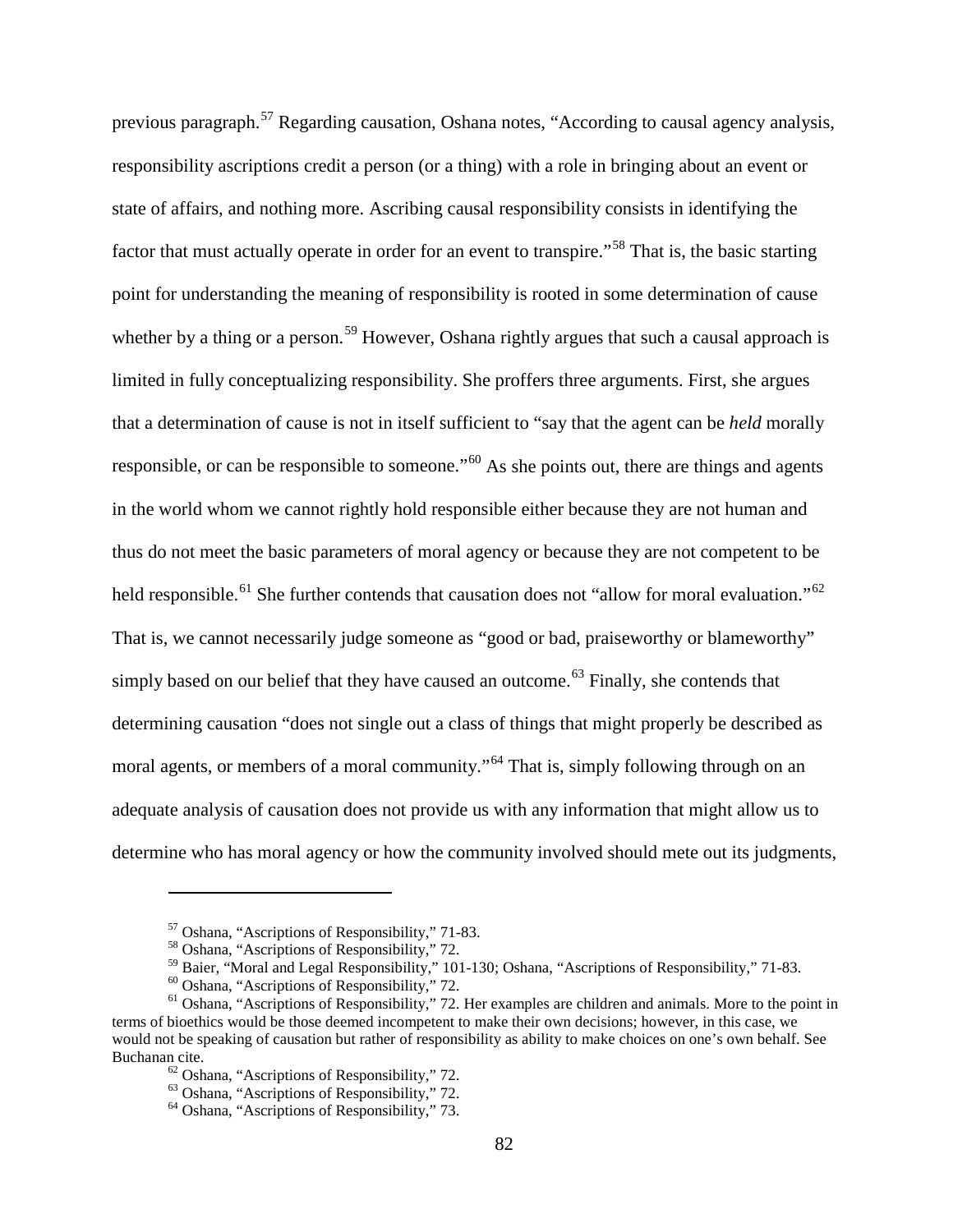previous paragraph.[57] Regarding causation, Oshana notes, "According to causal agency analysis, responsibility ascriptions credit a person (or a thing) with a role in bringing about an event or state of affairs, and nothing more. Ascribing causal responsibility consists in identifying the factor that must actually operate in order for an event to transpire."[58] That is, the basic starting point for understanding the meaning of responsibility is rooted in some determination of cause whether by a thing or a person.[59] However, Oshana rightly argues that such a causal approach is limited in fully conceptualizing responsibility. She proffers three arguments. First, she argues that a determination of cause is not in itself sufficient to "say that the agent can be *held* morally responsible, or can be responsible to someone."[60] As she points out, there are things and agents in the world whom we cannot rightly hold responsible either because they are not human and thus do not meet the basic parameters of moral agency or because they are not competent to be held responsible.[61] She further contends that causation does not "allow for moral evaluation."[62] That is, we cannot necessarily judge someone as "good or bad, praiseworthy or blameworthy" simply based on our belief that they have caused an outcome.[63] Finally, she contends that determining causation "does not single out a class of things that might properly be described as moral agents, or members of a moral community."[64] That is, simply following through on an adequate analysis of causation does not provide us with any information that might allow us to determine who has moral agency or how the community involved should mete out its judgments,

---

[57] Oshana, "Ascriptions of Responsibility," 71-83.

[58] Oshana, "Ascriptions of Responsibility," 72.

[59] Baier, "Moral and Legal Responsibility," 101-130; Oshana, "Ascriptions of Responsibility," 71-83.

[60] Oshana, "Ascriptions of Responsibility," 72.

[61] Oshana, "Ascriptions of Responsibility," 72. Her examples are children and animals. More to the point in terms of bioethics would be those deemed incompetent to make their own decisions; however, in this case, we would not be speaking of causation but rather of responsibility as ability to make choices on one's own behalf. See Buchanan cite.

[62] Oshana, "Ascriptions of Responsibility," 72.

[63] Oshana, "Ascriptions of Responsibility," 72.

[64] Oshana, "Ascriptions of Responsibility," 73.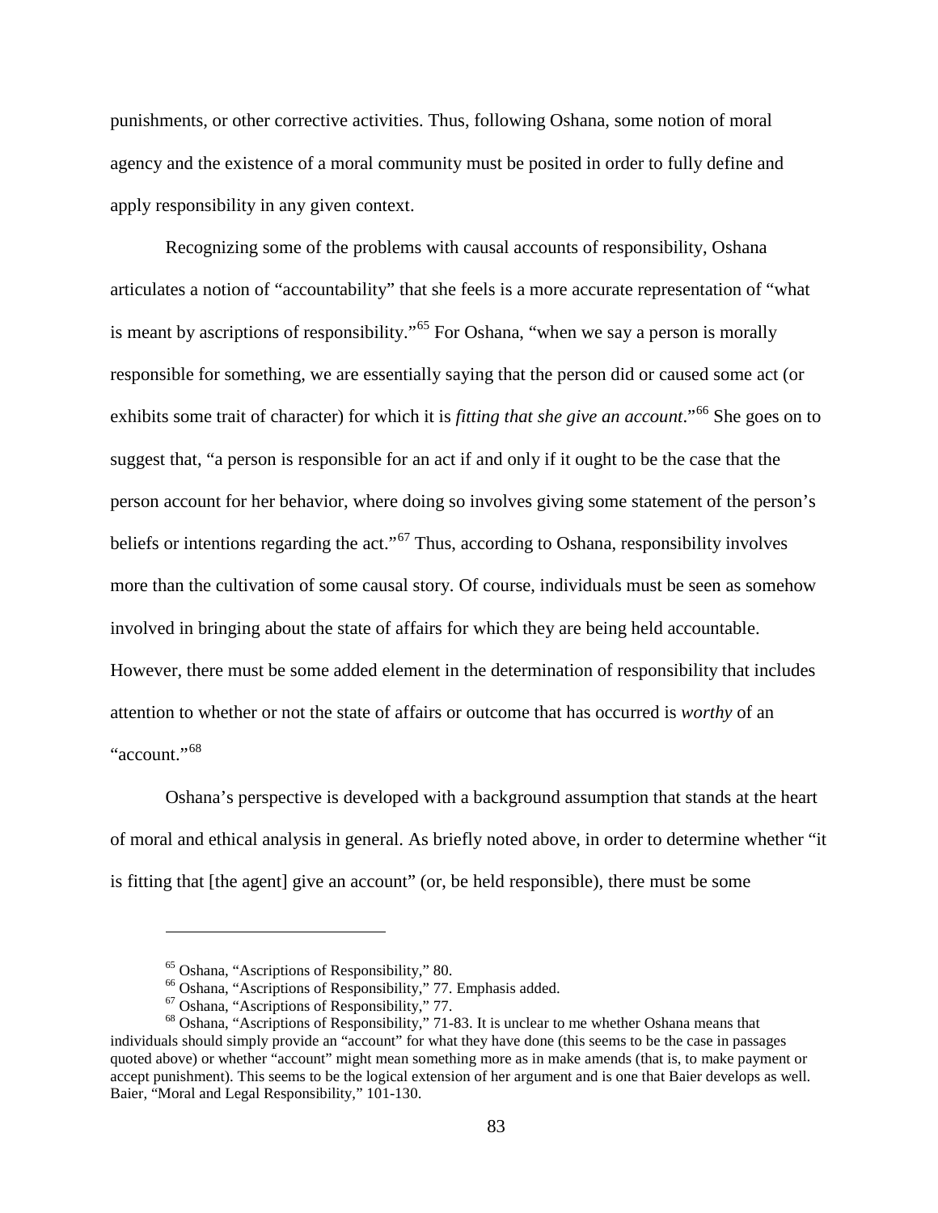punishments, or other corrective activities. Thus, following Oshana, some notion of moral agency and the existence of a moral community must be posited in order to fully define and apply responsibility in any given context.

Recognizing some of the problems with causal accounts of responsibility, Oshana articulates a notion of "accountability" that she feels is a more accurate representation of "what is meant by ascriptions of responsibility."[65] For Oshana, "when we say a person is morally responsible for something, we are essentially saying that the person did or caused some act (or exhibits some trait of character) for which it is *fitting that she give an account*."[66] She goes on to suggest that, "a person is responsible for an act if and only if it ought to be the case that the person account for her behavior, where doing so involves giving some statement of the person's beliefs or intentions regarding the act."[67] Thus, according to Oshana, responsibility involves more than the cultivation of some causal story. Of course, individuals must be seen as somehow involved in bringing about the state of affairs for which they are being held accountable. However, there must be some added element in the determination of responsibility that includes attention to whether or not the state of affairs or outcome that has occurred is *worthy* of an "account."[68]

Oshana's perspective is developed with a background assumption that stands at the heart of moral and ethical analysis in general. As briefly noted above, in order to determine whether "it is fitting that [the agent] give an account" (or, be held responsible), there must be some

---

[65] Oshana, "Ascriptions of Responsibility," 80.

[66] Oshana, "Ascriptions of Responsibility," 77. Emphasis added.

[67] Oshana, "Ascriptions of Responsibility," 77.

[68] Oshana, "Ascriptions of Responsibility," 71-83. It is unclear to me whether Oshana means that individuals should simply provide an "account" for what they have done (this seems to be the case in passages quoted above) or whether "account" might mean something more as in make amends (that is, to make payment or accept punishment). This seems to be the logical extension of her argument and is one that Baier develops as well. Baier, "Moral and Legal Responsibility," 101-130.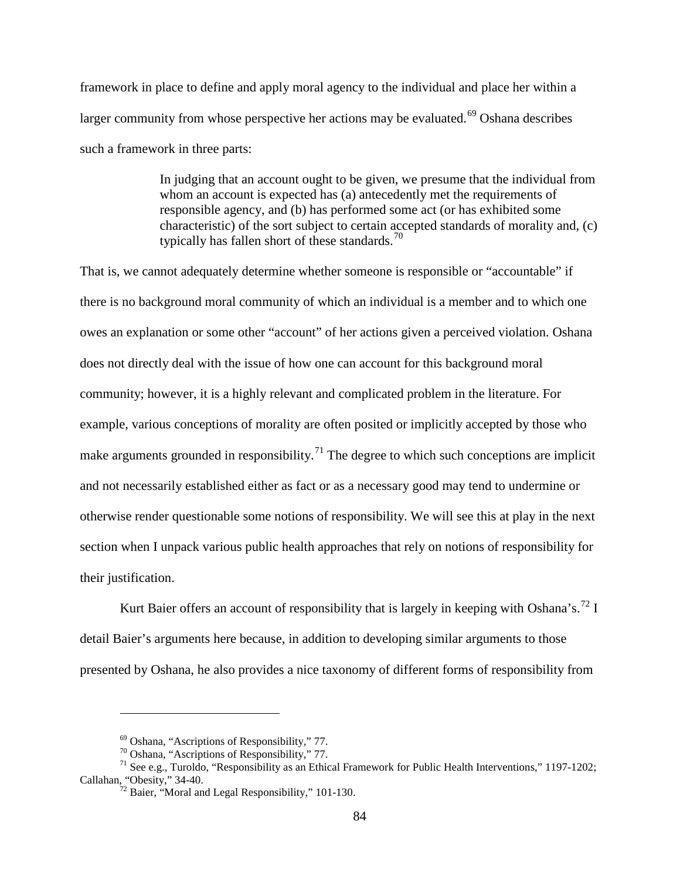framework in place to define and apply moral agency to the individual and place her within a larger community from whose perspective her actions may be evaluated.[69] Oshana describes such a framework in three parts:

> In judging that an account ought to be given, we presume that the individual from whom an account is expected has (a) antecedently met the requirements of responsible agency, and (b) has performed some act (or has exhibited some characteristic) of the sort subject to certain accepted standards of morality and, (c) typically has fallen short of these standards.[70]

That is, we cannot adequately determine whether someone is responsible or "accountable" if there is no background moral community of which an individual is a member and to which one owes an explanation or some other "account" of her actions given a perceived violation. Oshana does not directly deal with the issue of how one can account for this background moral community; however, it is a highly relevant and complicated problem in the literature. For example, various conceptions of morality are often posited or implicitly accepted by those who make arguments grounded in responsibility.[71] The degree to which such conceptions are implicit and not necessarily established either as fact or as a necessary good may tend to undermine or otherwise render questionable some notions of responsibility. We will see this at play in the next section when I unpack various public health approaches that rely on notions of responsibility for their justification.

Kurt Baier offers an account of responsibility that is largely in keeping with Oshana's.[72] I detail Baier's arguments here because, in addition to developing similar arguments to those presented by Oshana, he also provides a nice taxonomy of different forms of responsibility from

---

[69] Oshana, "Ascriptions of Responsibility," 77.

[70] Oshana, "Ascriptions of Responsibility," 77.

[71] See e.g., Turoldo, "Responsibility as an Ethical Framework for Public Health Interventions," 1197-1202; Callahan, "Obesity," 34-40.

[72] Baier, "Moral and Legal Responsibility," 101-130.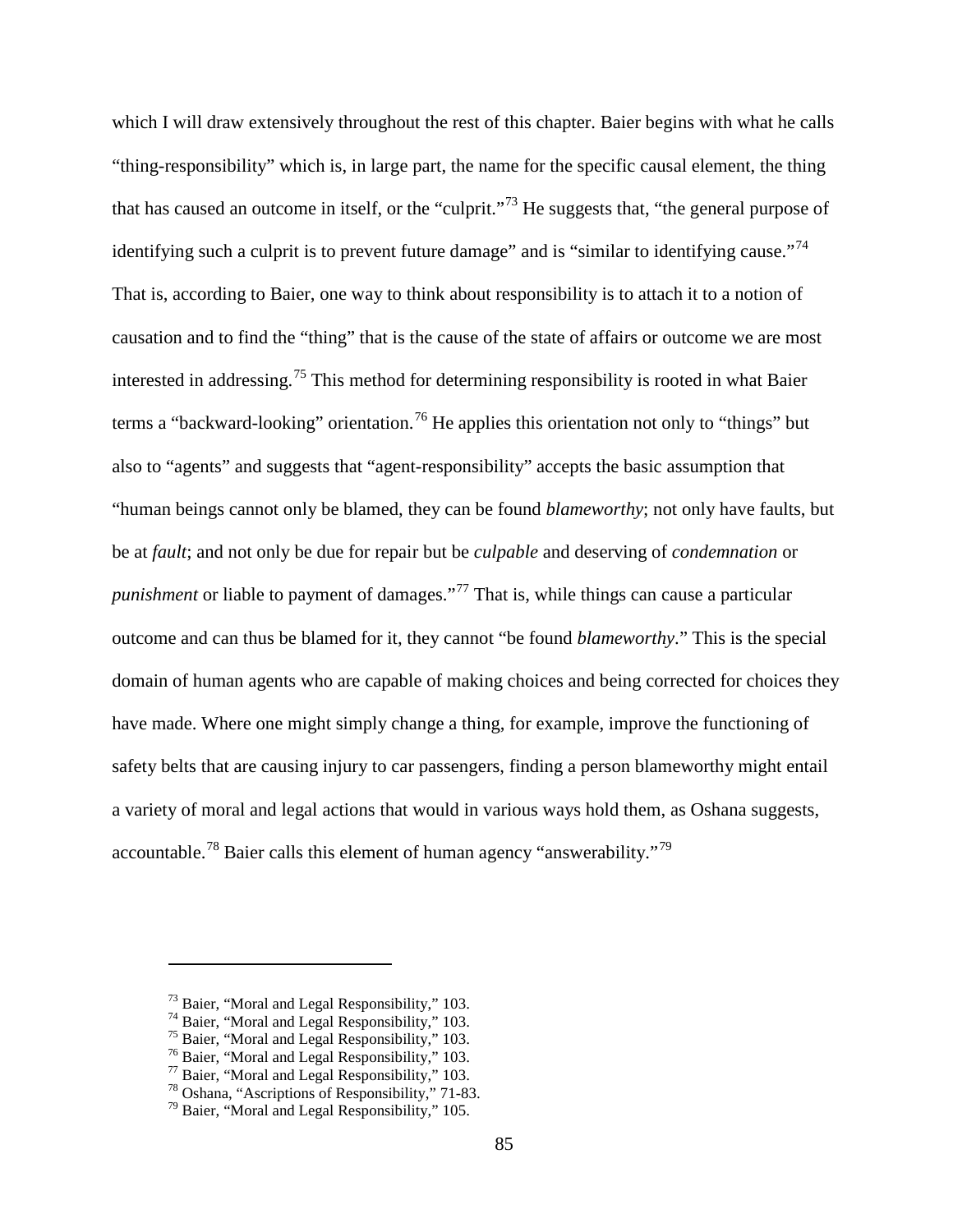which I will draw extensively throughout the rest of this chapter. Baier begins with what he calls "thing-responsibility" which is, in large part, the name for the specific causal element, the thing that has caused an outcome in itself, or the "culprit."[73] He suggests that, "the general purpose of identifying such a culprit is to prevent future damage" and is "similar to identifying cause."[74] That is, according to Baier, one way to think about responsibility is to attach it to a notion of causation and to find the "thing" that is the cause of the state of affairs or outcome we are most interested in addressing.[75] This method for determining responsibility is rooted in what Baier terms a "backward-looking" orientation.[76] He applies this orientation not only to "things" but also to "agents" and suggests that "agent-responsibility" accepts the basic assumption that "human beings cannot only be blamed, they can be found *blameworthy*; not only have faults, but be at *fault*; and not only be due for repair but be *culpable* and deserving of *condemnation* or *punishment* or liable to payment of damages."[77] That is, while things can cause a particular outcome and can thus be blamed for it, they cannot "be found *blameworthy*." This is the special domain of human agents who are capable of making choices and being corrected for choices they have made. Where one might simply change a thing, for example, improve the functioning of safety belts that are causing injury to car passengers, finding a person blameworthy might entail a variety of moral and legal actions that would in various ways hold them, as Oshana suggests, accountable.[78] Baier calls this element of human agency "answerability."[79]

---

[73] Baier, "Moral and Legal Responsibility," 103.
[74] Baier, "Moral and Legal Responsibility," 103.
[75] Baier, "Moral and Legal Responsibility," 103.
[76] Baier, "Moral and Legal Responsibility," 103.
[77] Baier, "Moral and Legal Responsibility," 103.
[78] Oshana, "Ascriptions of Responsibility," 71-83.
[79] Baier, "Moral and Legal Responsibility," 105.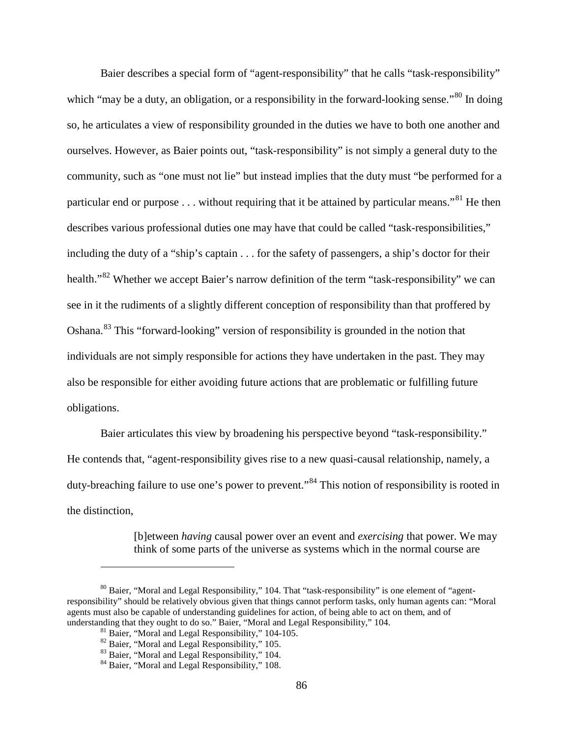Baier describes a special form of "agent-responsibility" that he calls "task-responsibility" which "may be a duty, an obligation, or a responsibility in the forward-looking sense."[80] In doing so, he articulates a view of responsibility grounded in the duties we have to both one another and ourselves. However, as Baier points out, "task-responsibility" is not simply a general duty to the community, such as "one must not lie" but instead implies that the duty must "be performed for a particular end or purpose . . . without requiring that it be attained by particular means."[81] He then describes various professional duties one may have that could be called "task-responsibilities," including the duty of a "ship's captain . . . for the safety of passengers, a ship's doctor for their health."[82] Whether we accept Baier's narrow definition of the term "task-responsibility" we can see in it the rudiments of a slightly different conception of responsibility than that proffered by Oshana.[83] This "forward-looking" version of responsibility is grounded in the notion that individuals are not simply responsible for actions they have undertaken in the past. They may also be responsible for either avoiding future actions that are problematic or fulfilling future obligations.

Baier articulates this view by broadening his perspective beyond "task-responsibility." He contends that, "agent-responsibility gives rise to a new quasi-causal relationship, namely, a duty-breaching failure to use one's power to prevent."[84] This notion of responsibility is rooted in the distinction,

> [b]etween *having* causal power over an event and *exercising* that power. We may think of some parts of the universe as systems which in the normal course are

---

[80] Baier, "Moral and Legal Responsibility," 104. That "task-responsibility" is one element of "agent-responsibility" should be relatively obvious given that things cannot perform tasks, only human agents can: "Moral agents must also be capable of understanding guidelines for action, of being able to act on them, and of understanding that they ought to do so." Baier, "Moral and Legal Responsibility," 104.

[81] Baier, "Moral and Legal Responsibility," 104-105.

[82] Baier, "Moral and Legal Responsibility," 105.

[83] Baier, "Moral and Legal Responsibility," 104.

[84] Baier, "Moral and Legal Responsibility," 108.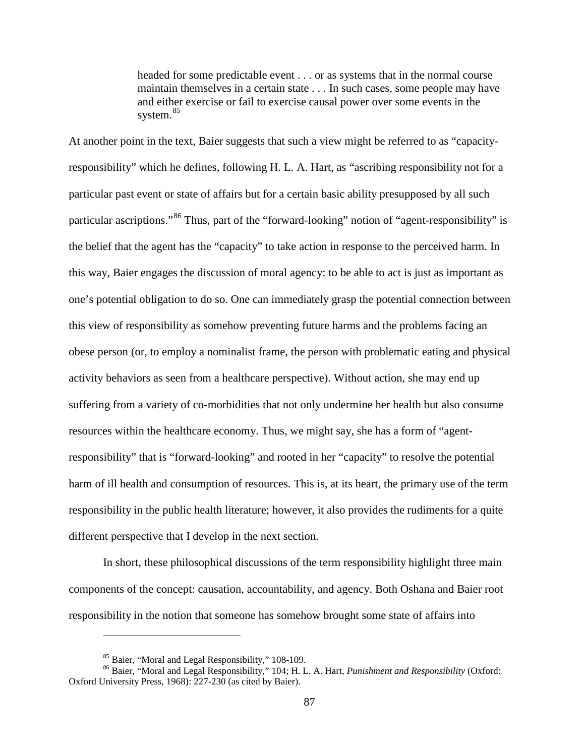> headed for some predictable event . . . or as systems that in the normal course maintain themselves in a certain state . . . In such cases, some people may have and either exercise or fail to exercise causal power over some events in the system.[85]

At another point in the text, Baier suggests that such a view might be referred to as "capacity-responsibility" which he defines, following H. L. A. Hart, as "ascribing responsibility not for a particular past event or state of affairs but for a certain basic ability presupposed by all such particular ascriptions."[86] Thus, part of the "forward-looking" notion of "agent-responsibility" is the belief that the agent has the "capacity" to take action in response to the perceived harm. In this way, Baier engages the discussion of moral agency: to be able to act is just as important as one's potential obligation to do so. One can immediately grasp the potential connection between this view of responsibility as somehow preventing future harms and the problems facing an obese person (or, to employ a nominalist frame, the person with problematic eating and physical activity behaviors as seen from a healthcare perspective). Without action, she may end up suffering from a variety of co-morbidities that not only undermine her health but also consume resources within the healthcare economy. Thus, we might say, she has a form of "agent-responsibility" that is "forward-looking" and rooted in her "capacity" to resolve the potential harm of ill health and consumption of resources. This is, at its heart, the primary use of the term responsibility in the public health literature; however, it also provides the rudiments for a quite different perspective that I develop in the next section.

In short, these philosophical discussions of the term responsibility highlight three main components of the concept: causation, accountability, and agency. Both Oshana and Baier root responsibility in the notion that someone has somehow brought some state of affairs into

---

[85] Baier, "Moral and Legal Responsibility," 108-109.

[86] Baier, "Moral and Legal Responsibility," 104; H. L. A. Hart, *Punishment and Responsibility* (Oxford: Oxford University Press, 1968): 227-230 (as cited by Baier).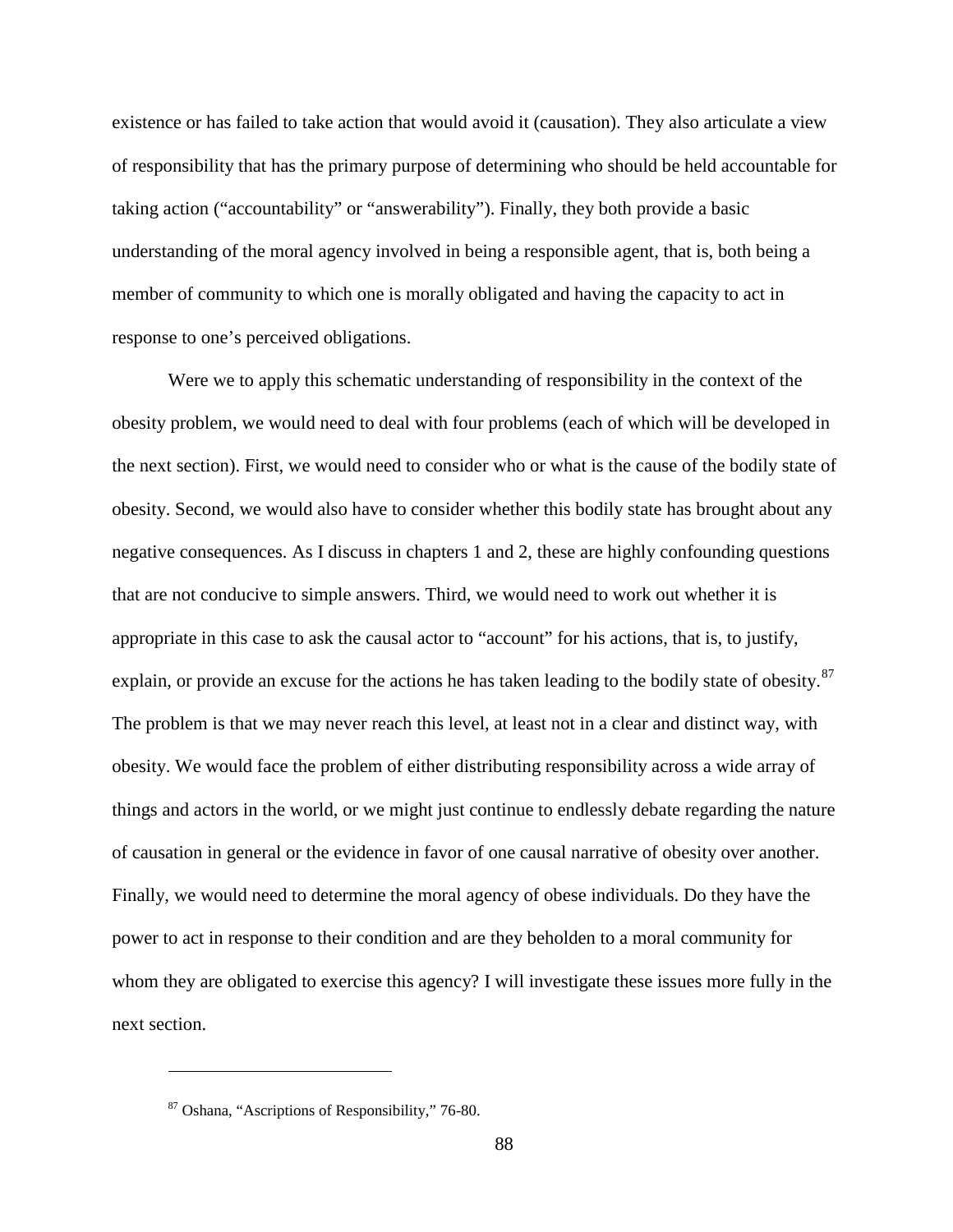existence or has failed to take action that would avoid it (causation). They also articulate a view of responsibility that has the primary purpose of determining who should be held accountable for taking action ("accountability" or "answerability"). Finally, they both provide a basic understanding of the moral agency involved in being a responsible agent, that is, both being a member of community to which one is morally obligated and having the capacity to act in response to one's perceived obligations.

Were we to apply this schematic understanding of responsibility in the context of the obesity problem, we would need to deal with four problems (each of which will be developed in the next section). First, we would need to consider who or what is the cause of the bodily state of obesity. Second, we would also have to consider whether this bodily state has brought about any negative consequences. As I discuss in chapters 1 and 2, these are highly confounding questions that are not conducive to simple answers. Third, we would need to work out whether it is appropriate in this case to ask the causal actor to "account" for his actions, that is, to justify, explain, or provide an excuse for the actions he has taken leading to the bodily state of obesity.[87] The problem is that we may never reach this level, at least not in a clear and distinct way, with obesity. We would face the problem of either distributing responsibility across a wide array of things and actors in the world, or we might just continue to endlessly debate regarding the nature of causation in general or the evidence in favor of one causal narrative of obesity over another. Finally, we would need to determine the moral agency of obese individuals. Do they have the power to act in response to their condition and are they beholden to a moral community for whom they are obligated to exercise this agency? I will investigate these issues more fully in the next section.

---

[87] Oshana, "Ascriptions of Responsibility," 76-80.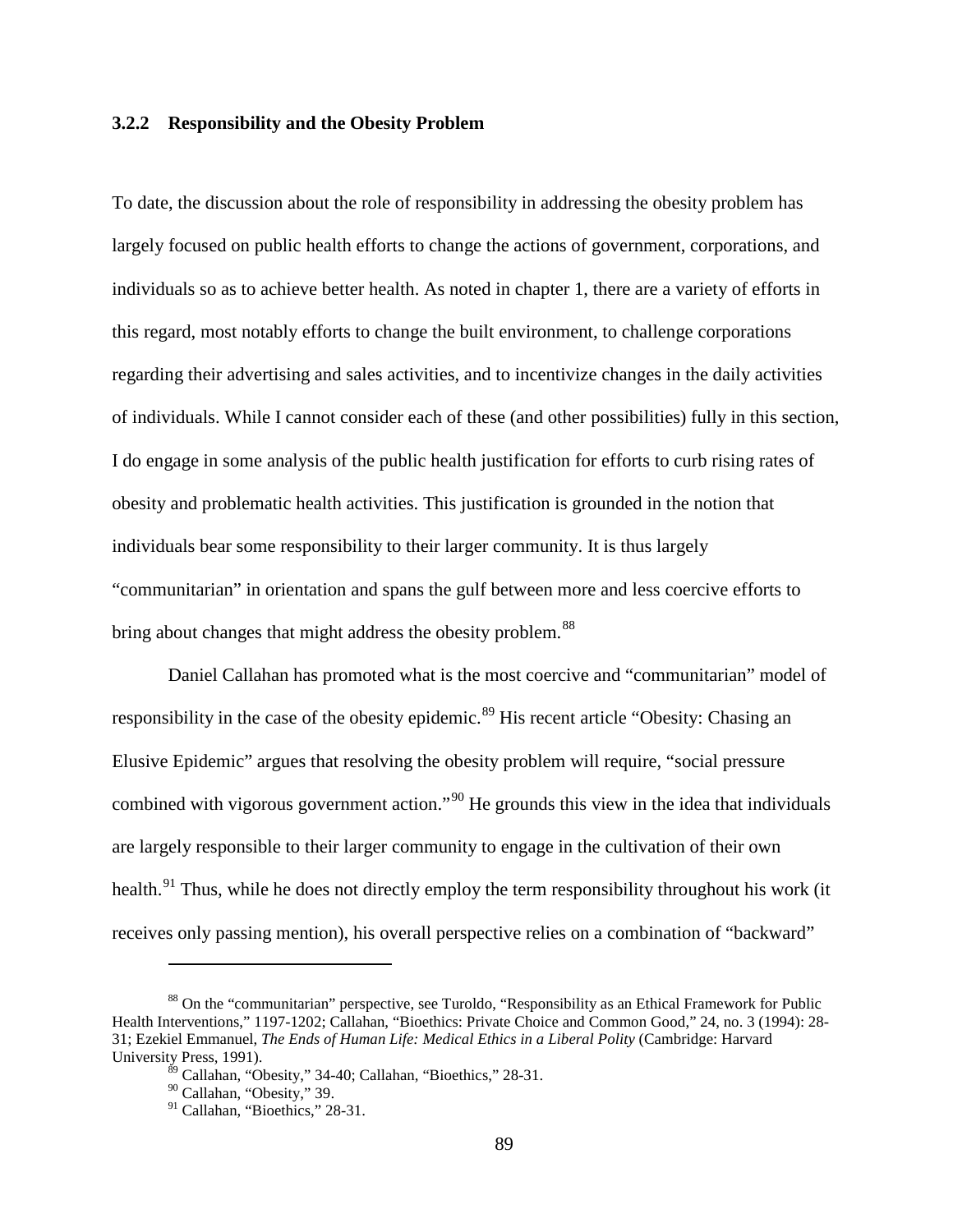### 3.2.2 Responsibility and the Obesity Problem

To date, the discussion about the role of responsibility in addressing the obesity problem has largely focused on public health efforts to change the actions of government, corporations, and individuals so as to achieve better health. As noted in chapter 1, there are a variety of efforts in this regard, most notably efforts to change the built environment, to challenge corporations regarding their advertising and sales activities, and to incentivize changes in the daily activities of individuals. While I cannot consider each of these (and other possibilities) fully in this section, I do engage in some analysis of the public health justification for efforts to curb rising rates of obesity and problematic health activities. This justification is grounded in the notion that individuals bear some responsibility to their larger community. It is thus largely "communitarian" in orientation and spans the gulf between more and less coercive efforts to bring about changes that might address the obesity problem.[88]

Daniel Callahan has promoted what is the most coercive and "communitarian" model of responsibility in the case of the obesity epidemic.[89] His recent article "Obesity: Chasing an Elusive Epidemic" argues that resolving the obesity problem will require, "social pressure combined with vigorous government action."[90] He grounds this view in the idea that individuals are largely responsible to their larger community to engage in the cultivation of their own health.[91] Thus, while he does not directly employ the term responsibility throughout his work (it receives only passing mention), his overall perspective relies on a combination of "backward"

---

[88] On the "communitarian" perspective, see Turoldo, "Responsibility as an Ethical Framework for Public Health Interventions," 1197-1202; Callahan, "Bioethics: Private Choice and Common Good," 24, no. 3 (1994): 28-31; Ezekiel Emmanuel, *The Ends of Human Life: Medical Ethics in a Liberal Polity* (Cambridge: Harvard University Press, 1991).

[89] Callahan, "Obesity," 34-40; Callahan, "Bioethics," 28-31.

[90] Callahan, "Obesity," 39.

[91] Callahan, "Bioethics," 28-31.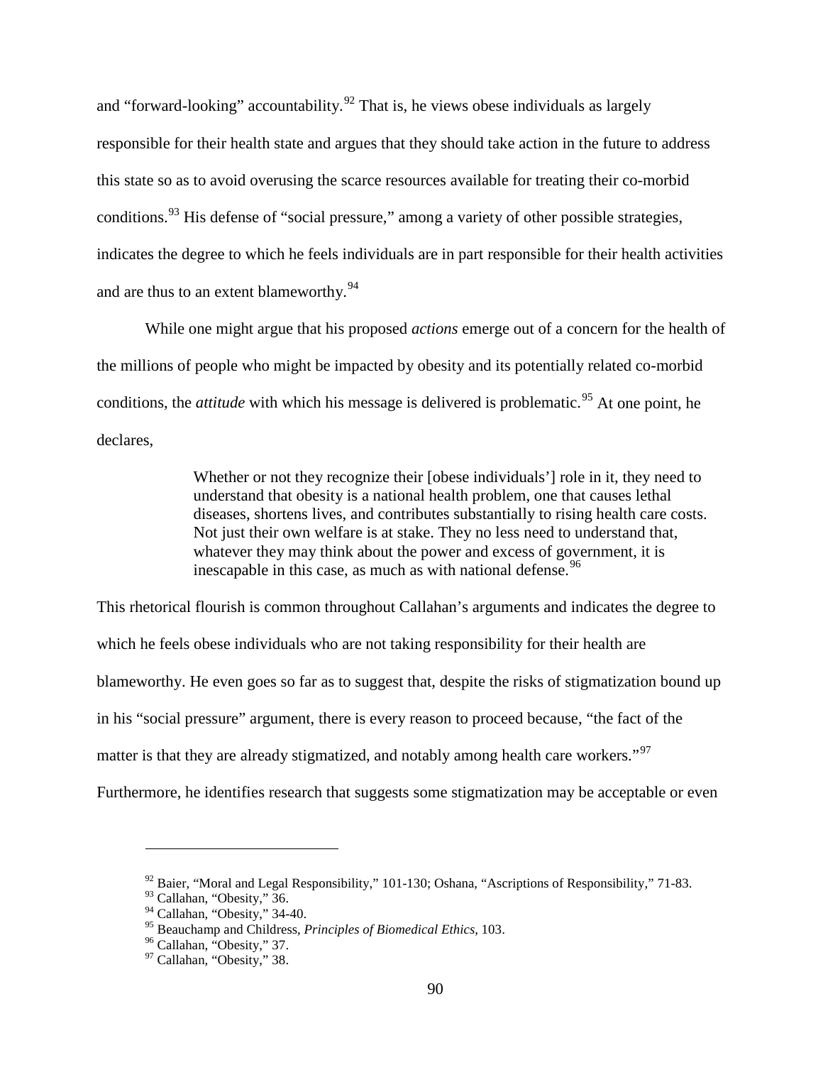and "forward-looking" accountability.[92] That is, he views obese individuals as largely responsible for their health state and argues that they should take action in the future to address this state so as to avoid overusing the scarce resources available for treating their co-morbid conditions.[93] His defense of "social pressure," among a variety of other possible strategies, indicates the degree to which he feels individuals are in part responsible for their health activities and are thus to an extent blameworthy.[94]

While one might argue that his proposed *actions* emerge out of a concern for the health of the millions of people who might be impacted by obesity and its potentially related co-morbid conditions, the *attitude* with which his message is delivered is problematic.[95] At one point, he declares,

> Whether or not they recognize their [obese individuals'] role in it, they need to understand that obesity is a national health problem, one that causes lethal diseases, shortens lives, and contributes substantially to rising health care costs. Not just their own welfare is at stake. They no less need to understand that, whatever they may think about the power and excess of government, it is inescapable in this case, as much as with national defense.[96]

This rhetorical flourish is common throughout Callahan's arguments and indicates the degree to which he feels obese individuals who are not taking responsibility for their health are blameworthy. He even goes so far as to suggest that, despite the risks of stigmatization bound up in his "social pressure" argument, there is every reason to proceed because, "the fact of the matter is that they are already stigmatized, and notably among health care workers."[97] Furthermore, he identifies research that suggests some stigmatization may be acceptable or even

---

[92] Baier, "Moral and Legal Responsibility," 101-130; Oshana, "Ascriptions of Responsibility," 71-83.

[93] Callahan, "Obesity," 36.

[94] Callahan, "Obesity," 34-40.

[95] Beauchamp and Childress, *Principles of Biomedical Ethics*, 103.

[96] Callahan, "Obesity," 37.

[97] Callahan, "Obesity," 38.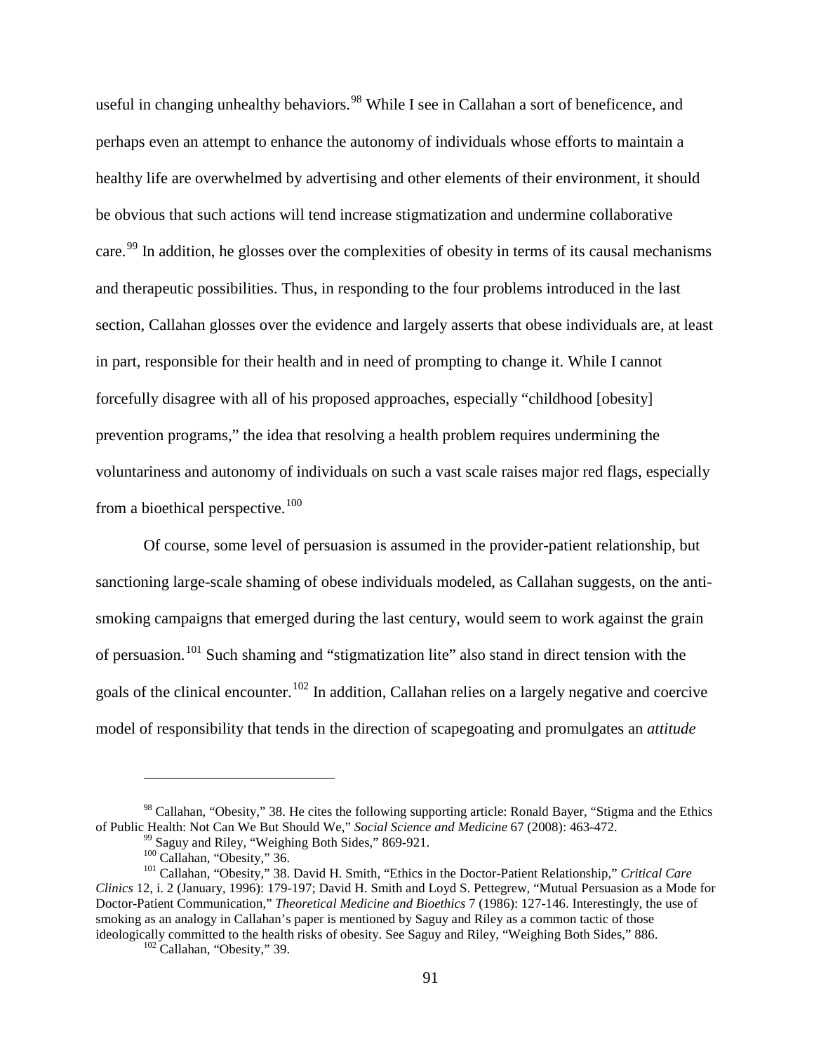useful in changing unhealthy behaviors.[98] While I see in Callahan a sort of beneficence, and perhaps even an attempt to enhance the autonomy of individuals whose efforts to maintain a healthy life are overwhelmed by advertising and other elements of their environment, it should be obvious that such actions will tend increase stigmatization and undermine collaborative care.[99] In addition, he glosses over the complexities of obesity in terms of its causal mechanisms and therapeutic possibilities. Thus, in responding to the four problems introduced in the last section, Callahan glosses over the evidence and largely asserts that obese individuals are, at least in part, responsible for their health and in need of prompting to change it. While I cannot forcefully disagree with all of his proposed approaches, especially "childhood [obesity] prevention programs," the idea that resolving a health problem requires undermining the voluntariness and autonomy of individuals on such a vast scale raises major red flags, especially from a bioethical perspective.[100]

Of course, some level of persuasion is assumed in the provider-patient relationship, but sanctioning large-scale shaming of obese individuals modeled, as Callahan suggests, on the anti-smoking campaigns that emerged during the last century, would seem to work against the grain of persuasion.[101] Such shaming and "stigmatization lite" also stand in direct tension with the goals of the clinical encounter.[102] In addition, Callahan relies on a largely negative and coercive model of responsibility that tends in the direction of scapegoating and promulgates an *attitude*

---

[98] Callahan, "Obesity," 38. He cites the following supporting article: Ronald Bayer, "Stigma and the Ethics of Public Health: Not Can We But Should We," *Social Science and Medicine* 67 (2008): 463-472.

[99] Saguy and Riley, "Weighing Both Sides," 869-921.

[100] Callahan, "Obesity," 36.

[101] Callahan, "Obesity," 38. David H. Smith, "Ethics in the Doctor-Patient Relationship," *Critical Care Clinics* 12, i. 2 (January, 1996): 179-197; David H. Smith and Loyd S. Pettegrew, "Mutual Persuasion as a Mode for Doctor-Patient Communication," *Theoretical Medicine and Bioethics* 7 (1986): 127-146. Interestingly, the use of smoking as an analogy in Callahan's paper is mentioned by Saguy and Riley as a common tactic of those ideologically committed to the health risks of obesity. See Saguy and Riley, "Weighing Both Sides," 886.

[102] Callahan, "Obesity," 39.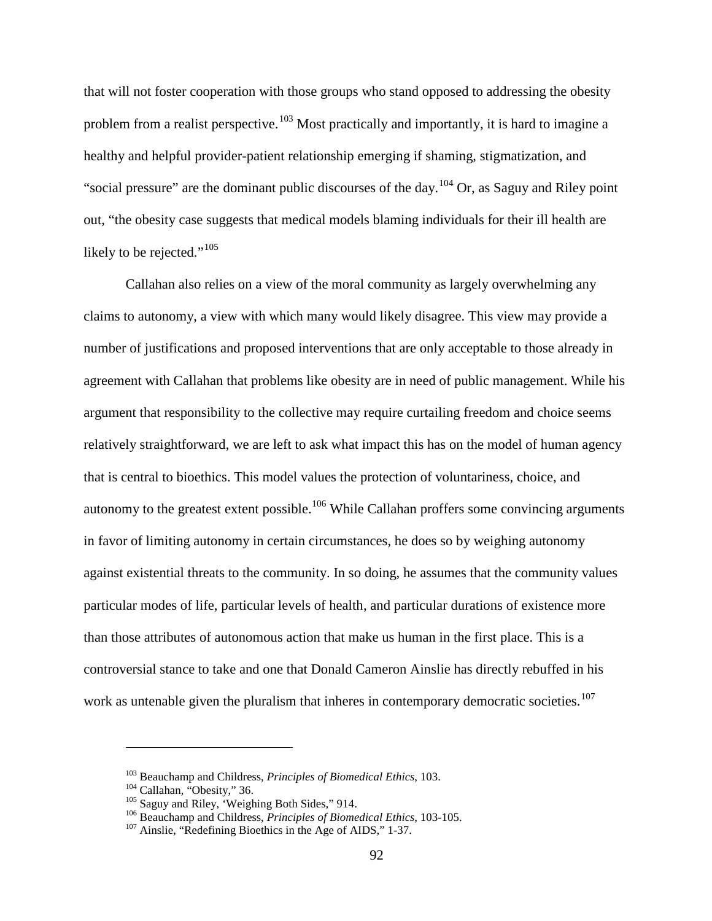that will not foster cooperation with those groups who stand opposed to addressing the obesity problem from a realist perspective.[103] Most practically and importantly, it is hard to imagine a healthy and helpful provider-patient relationship emerging if shaming, stigmatization, and "social pressure" are the dominant public discourses of the day.[104] Or, as Saguy and Riley point out, "the obesity case suggests that medical models blaming individuals for their ill health are likely to be rejected."[105]

Callahan also relies on a view of the moral community as largely overwhelming any claims to autonomy, a view with which many would likely disagree. This view may provide a number of justifications and proposed interventions that are only acceptable to those already in agreement with Callahan that problems like obesity are in need of public management. While his argument that responsibility to the collective may require curtailing freedom and choice seems relatively straightforward, we are left to ask what impact this has on the model of human agency that is central to bioethics. This model values the protection of voluntariness, choice, and autonomy to the greatest extent possible.[106] While Callahan proffers some convincing arguments in favor of limiting autonomy in certain circumstances, he does so by weighing autonomy against existential threats to the community. In so doing, he assumes that the community values particular modes of life, particular levels of health, and particular durations of existence more than those attributes of autonomous action that make us human in the first place. This is a controversial stance to take and one that Donald Cameron Ainslie has directly rebuffed in his work as untenable given the pluralism that inheres in contemporary democratic societies.[107]

---

[103] Beauchamp and Childress, *Principles of Biomedical Ethics*, 103.
[104] Callahan, "Obesity," 36.
[105] Saguy and Riley, 'Weighing Both Sides," 914.
[106] Beauchamp and Childress, *Principles of Biomedical Ethics*, 103-105.
[107] Ainslie, "Redefining Bioethics in the Age of AIDS," 1-37.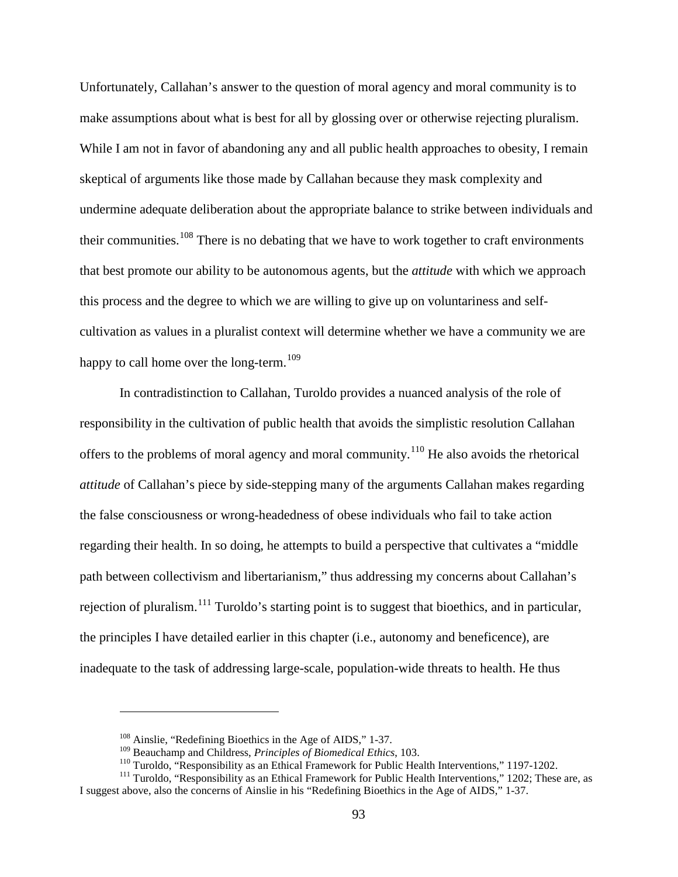Unfortunately, Callahan's answer to the question of moral agency and moral community is to make assumptions about what is best for all by glossing over or otherwise rejecting pluralism. While I am not in favor of abandoning any and all public health approaches to obesity, I remain skeptical of arguments like those made by Callahan because they mask complexity and undermine adequate deliberation about the appropriate balance to strike between individuals and their communities.[108] There is no debating that we have to work together to craft environments that best promote our ability to be autonomous agents, but the *attitude* with which we approach this process and the degree to which we are willing to give up on voluntariness and self-cultivation as values in a pluralist context will determine whether we have a community we are happy to call home over the long-term.[109]

In contradistinction to Callahan, Turoldo provides a nuanced analysis of the role of responsibility in the cultivation of public health that avoids the simplistic resolution Callahan offers to the problems of moral agency and moral community.[110] He also avoids the rhetorical *attitude* of Callahan's piece by side-stepping many of the arguments Callahan makes regarding the false consciousness or wrong-headedness of obese individuals who fail to take action regarding their health. In so doing, he attempts to build a perspective that cultivates a "middle path between collectivism and libertarianism," thus addressing my concerns about Callahan's rejection of pluralism.[111] Turoldo's starting point is to suggest that bioethics, and in particular, the principles I have detailed earlier in this chapter (i.e., autonomy and beneficence), are inadequate to the task of addressing large-scale, population-wide threats to health. He thus

---

[108] Ainslie, "Redefining Bioethics in the Age of AIDS," 1-37.

[109] Beauchamp and Childress, *Principles of Biomedical Ethics*, 103.

[110] Turoldo, "Responsibility as an Ethical Framework for Public Health Interventions," 1197-1202.

[111] Turoldo, "Responsibility as an Ethical Framework for Public Health Interventions," 1202; These are, as I suggest above, also the concerns of Ainslie in his "Redefining Bioethics in the Age of AIDS," 1-37.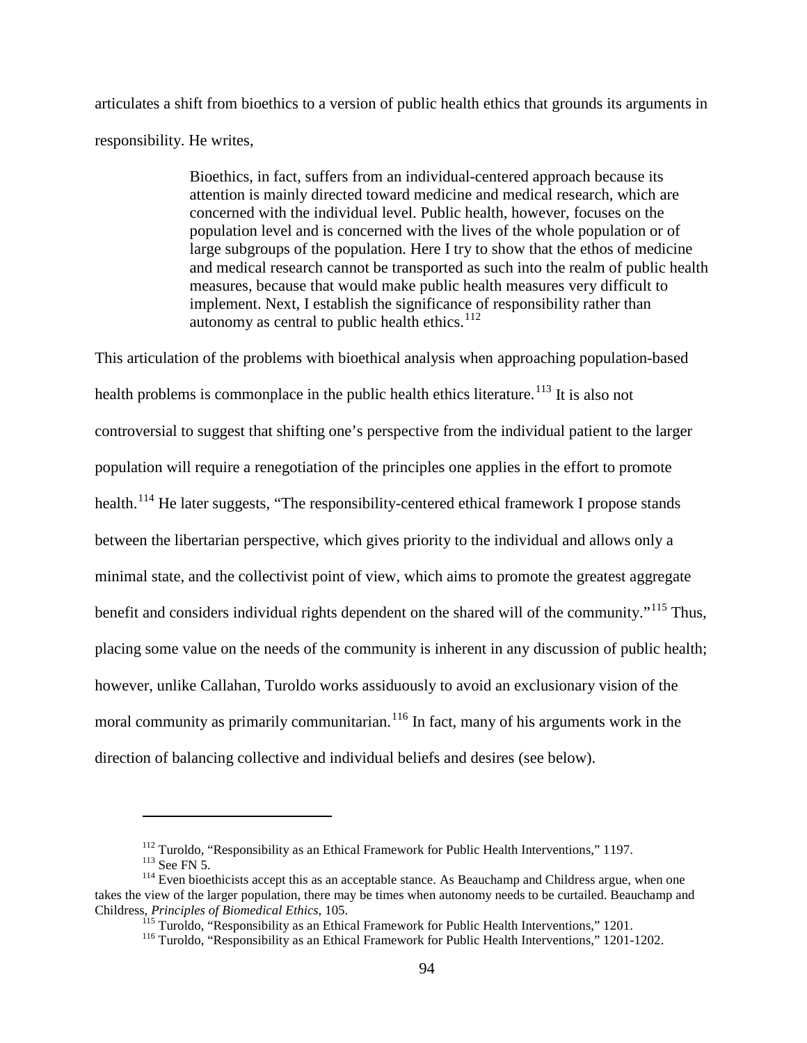articulates a shift from bioethics to a version of public health ethics that grounds its arguments in responsibility. He writes,

> Bioethics, in fact, suffers from an individual-centered approach because its attention is mainly directed toward medicine and medical research, which are concerned with the individual level. Public health, however, focuses on the population level and is concerned with the lives of the whole population or of large subgroups of the population. Here I try to show that the ethos of medicine and medical research cannot be transported as such into the realm of public health measures, because that would make public health measures very difficult to implement. Next, I establish the significance of responsibility rather than autonomy as central to public health ethics.[112]

This articulation of the problems with bioethical analysis when approaching population-based health problems is commonplace in the public health ethics literature.[113] It is also not controversial to suggest that shifting one's perspective from the individual patient to the larger population will require a renegotiation of the principles one applies in the effort to promote health.[114] He later suggests, "The responsibility-centered ethical framework I propose stands between the libertarian perspective, which gives priority to the individual and allows only a minimal state, and the collectivist point of view, which aims to promote the greatest aggregate benefit and considers individual rights dependent on the shared will of the community."[115] Thus, placing some value on the needs of the community is inherent in any discussion of public health; however, unlike Callahan, Turoldo works assiduously to avoid an exclusionary vision of the moral community as primarily communitarian.[116] In fact, many of his arguments work in the direction of balancing collective and individual beliefs and desires (see below).

---

[112] Turoldo, "Responsibility as an Ethical Framework for Public Health Interventions," 1197.

[113] See FN 5.

[114] Even bioethicists accept this as an acceptable stance. As Beauchamp and Childress argue, when one takes the view of the larger population, there may be times when autonomy needs to be curtailed. Beauchamp and Childress, *Principles of Biomedical Ethics*, 105.

[115] Turoldo, "Responsibility as an Ethical Framework for Public Health Interventions," 1201.

[116] Turoldo, "Responsibility as an Ethical Framework for Public Health Interventions," 1201-1202.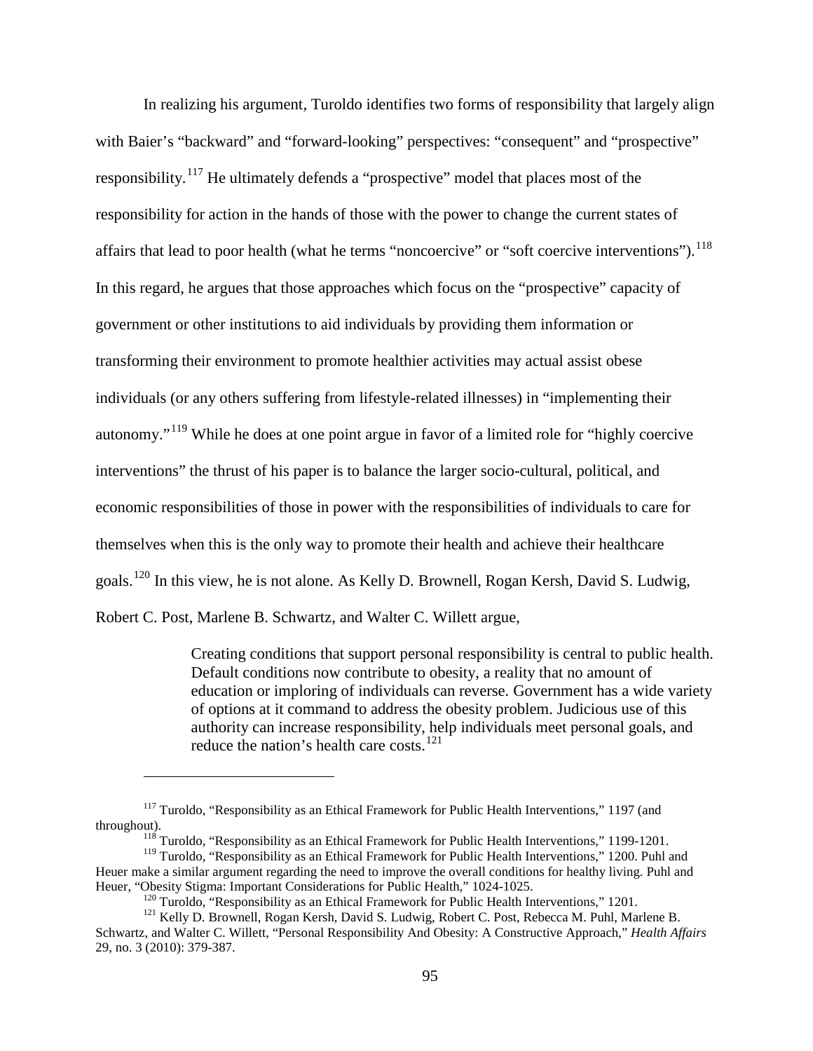In realizing his argument, Turoldo identifies two forms of responsibility that largely align with Baier's "backward" and "forward-looking" perspectives: "consequent" and "prospective" responsibility.[117] He ultimately defends a "prospective" model that places most of the responsibility for action in the hands of those with the power to change the current states of affairs that lead to poor health (what he terms "noncoercive" or "soft coercive interventions").[118] In this regard, he argues that those approaches which focus on the "prospective" capacity of government or other institutions to aid individuals by providing them information or transforming their environment to promote healthier activities may actual assist obese individuals (or any others suffering from lifestyle-related illnesses) in "implementing their autonomy."[119] While he does at one point argue in favor of a limited role for "highly coercive interventions" the thrust of his paper is to balance the larger socio-cultural, political, and economic responsibilities of those in power with the responsibilities of individuals to care for themselves when this is the only way to promote their health and achieve their healthcare goals.[120] In this view, he is not alone. As Kelly D. Brownell, Rogan Kersh, David S. Ludwig, Robert C. Post, Marlene B. Schwartz, and Walter C. Willett argue,

> Creating conditions that support personal responsibility is central to public health. Default conditions now contribute to obesity, a reality that no amount of education or imploring of individuals can reverse. Government has a wide variety of options at it command to address the obesity problem. Judicious use of this authority can increase responsibility, help individuals meet personal goals, and reduce the nation's health care costs.[121]

---

[117] Turoldo, "Responsibility as an Ethical Framework for Public Health Interventions," 1197 (and throughout).

[118] Turoldo, "Responsibility as an Ethical Framework for Public Health Interventions," 1199-1201.

[119] Turoldo, "Responsibility as an Ethical Framework for Public Health Interventions," 1200. Puhl and Heuer make a similar argument regarding the need to improve the overall conditions for healthy living. Puhl and Heuer, "Obesity Stigma: Important Considerations for Public Health," 1024-1025.

[120] Turoldo, "Responsibility as an Ethical Framework for Public Health Interventions," 1201.

[121] Kelly D. Brownell, Rogan Kersh, David S. Ludwig, Robert C. Post, Rebecca M. Puhl, Marlene B. Schwartz, and Walter C. Willett, "Personal Responsibility And Obesity: A Constructive Approach," *Health Affairs* 29, no. 3 (2010): 379-387.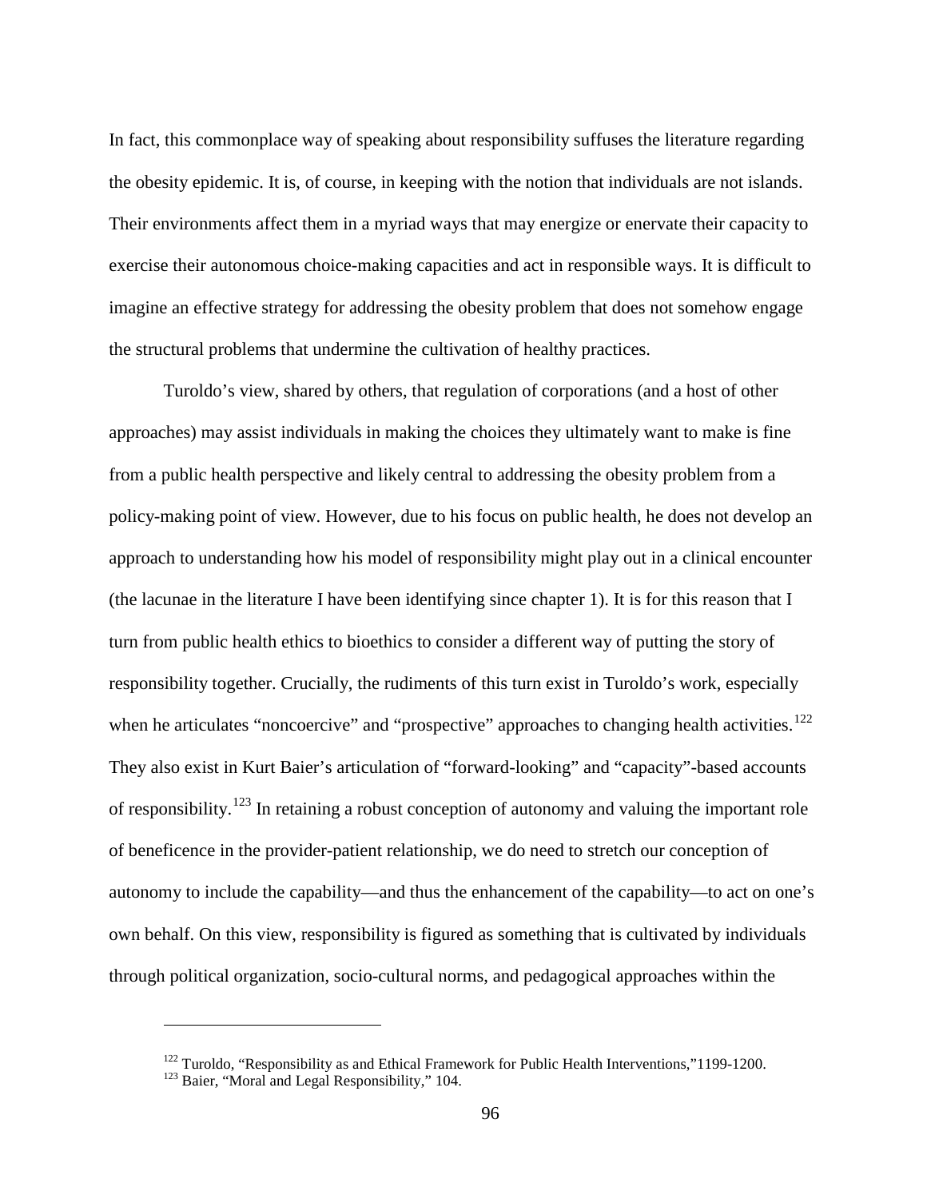In fact, this commonplace way of speaking about responsibility suffuses the literature regarding the obesity epidemic. It is, of course, in keeping with the notion that individuals are not islands. Their environments affect them in a myriad ways that may energize or enervate their capacity to exercise their autonomous choice-making capacities and act in responsible ways. It is difficult to imagine an effective strategy for addressing the obesity problem that does not somehow engage the structural problems that undermine the cultivation of healthy practices.

Turoldo's view, shared by others, that regulation of corporations (and a host of other approaches) may assist individuals in making the choices they ultimately want to make is fine from a public health perspective and likely central to addressing the obesity problem from a policy-making point of view. However, due to his focus on public health, he does not develop an approach to understanding how his model of responsibility might play out in a clinical encounter (the lacunae in the literature I have been identifying since chapter 1). It is for this reason that I turn from public health ethics to bioethics to consider a different way of putting the story of responsibility together. Crucially, the rudiments of this turn exist in Turoldo's work, especially when he articulates "noncoercive" and "prospective" approaches to changing health activities.[122] They also exist in Kurt Baier's articulation of "forward-looking" and "capacity"-based accounts of responsibility.[123] In retaining a robust conception of autonomy and valuing the important role of beneficence in the provider-patient relationship, we do need to stretch our conception of autonomy to include the capability—and thus the enhancement of the capability—to act on one's own behalf. On this view, responsibility is figured as something that is cultivated by individuals through political organization, socio-cultural norms, and pedagogical approaches within the

---

[122] Turoldo, "Responsibility as and Ethical Framework for Public Health Interventions,"1199-1200.

[123] Baier, "Moral and Legal Responsibility," 104.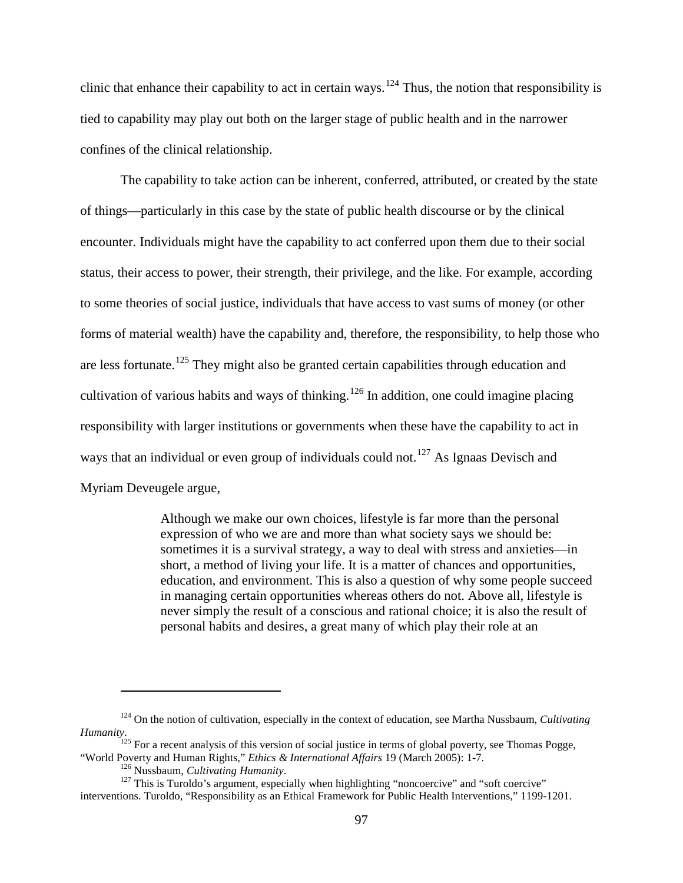clinic that enhance their capability to act in certain ways.[124] Thus, the notion that responsibility is tied to capability may play out both on the larger stage of public health and in the narrower confines of the clinical relationship.

The capability to take action can be inherent, conferred, attributed, or created by the state of things—particularly in this case by the state of public health discourse or by the clinical encounter. Individuals might have the capability to act conferred upon them due to their social status, their access to power, their strength, their privilege, and the like. For example, according to some theories of social justice, individuals that have access to vast sums of money (or other forms of material wealth) have the capability and, therefore, the responsibility, to help those who are less fortunate.[125] They might also be granted certain capabilities through education and cultivation of various habits and ways of thinking.[126] In addition, one could imagine placing responsibility with larger institutions or governments when these have the capability to act in ways that an individual or even group of individuals could not.[127] As Ignaas Devisch and Myriam Deveugele argue,

> Although we make our own choices, lifestyle is far more than the personal expression of who we are and more than what society says we should be: sometimes it is a survival strategy, a way to deal with stress and anxieties—in short, a method of living your life. It is a matter of chances and opportunities, education, and environment. This is also a question of why some people succeed in managing certain opportunities whereas others do not. Above all, lifestyle is never simply the result of a conscious and rational choice; it is also the result of personal habits and desires, a great many of which play their role at an

---

[124] On the notion of cultivation, especially in the context of education, see Martha Nussbaum, *Cultivating Humanity*.

[125] For a recent analysis of this version of social justice in terms of global poverty, see Thomas Pogge, "World Poverty and Human Rights," *Ethics & International Affairs* 19 (March 2005): 1-7.

[126] Nussbaum, *Cultivating Humanity*.

[127] This is Turoldo's argument, especially when highlighting "noncoercive" and "soft coercive" interventions. Turoldo, "Responsibility as an Ethical Framework for Public Health Interventions," 1199-1201.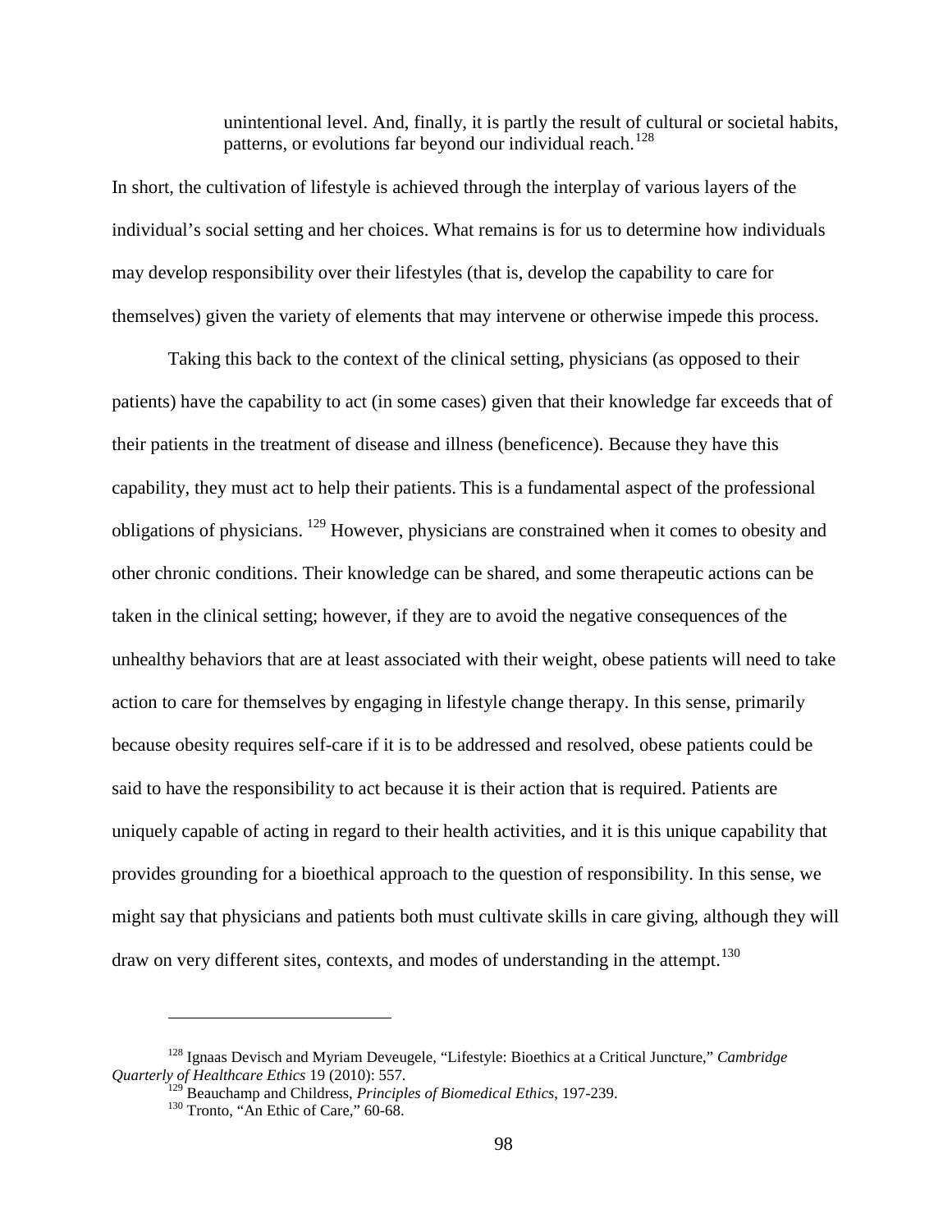> unintentional level. And, finally, it is partly the result of cultural or societal habits, patterns, or evolutions far beyond our individual reach.[128]

In short, the cultivation of lifestyle is achieved through the interplay of various layers of the individual's social setting and her choices. What remains is for us to determine how individuals may develop responsibility over their lifestyles (that is, develop the capability to care for themselves) given the variety of elements that may intervene or otherwise impede this process.

Taking this back to the context of the clinical setting, physicians (as opposed to their patients) have the capability to act (in some cases) given that their knowledge far exceeds that of their patients in the treatment of disease and illness (beneficence). Because they have this capability, they must act to help their patients. This is a fundamental aspect of the professional obligations of physicians.[129] However, physicians are constrained when it comes to obesity and other chronic conditions. Their knowledge can be shared, and some therapeutic actions can be taken in the clinical setting; however, if they are to avoid the negative consequences of the unhealthy behaviors that are at least associated with their weight, obese patients will need to take action to care for themselves by engaging in lifestyle change therapy. In this sense, primarily because obesity requires self-care if it is to be addressed and resolved, obese patients could be said to have the responsibility to act because it is their action that is required. Patients are uniquely capable of acting in regard to their health activities, and it is this unique capability that provides grounding for a bioethical approach to the question of responsibility. In this sense, we might say that physicians and patients both must cultivate skills in care giving, although they will draw on very different sites, contexts, and modes of understanding in the attempt.[130]

---

[128] Ignaas Devisch and Myriam Deveugele, "Lifestyle: Bioethics at a Critical Juncture," *Cambridge Quarterly of Healthcare Ethics* 19 (2010): 557.

[129] Beauchamp and Childress, *Principles of Biomedical Ethics*, 197-239.

[130] Tronto, "An Ethic of Care," 60-68.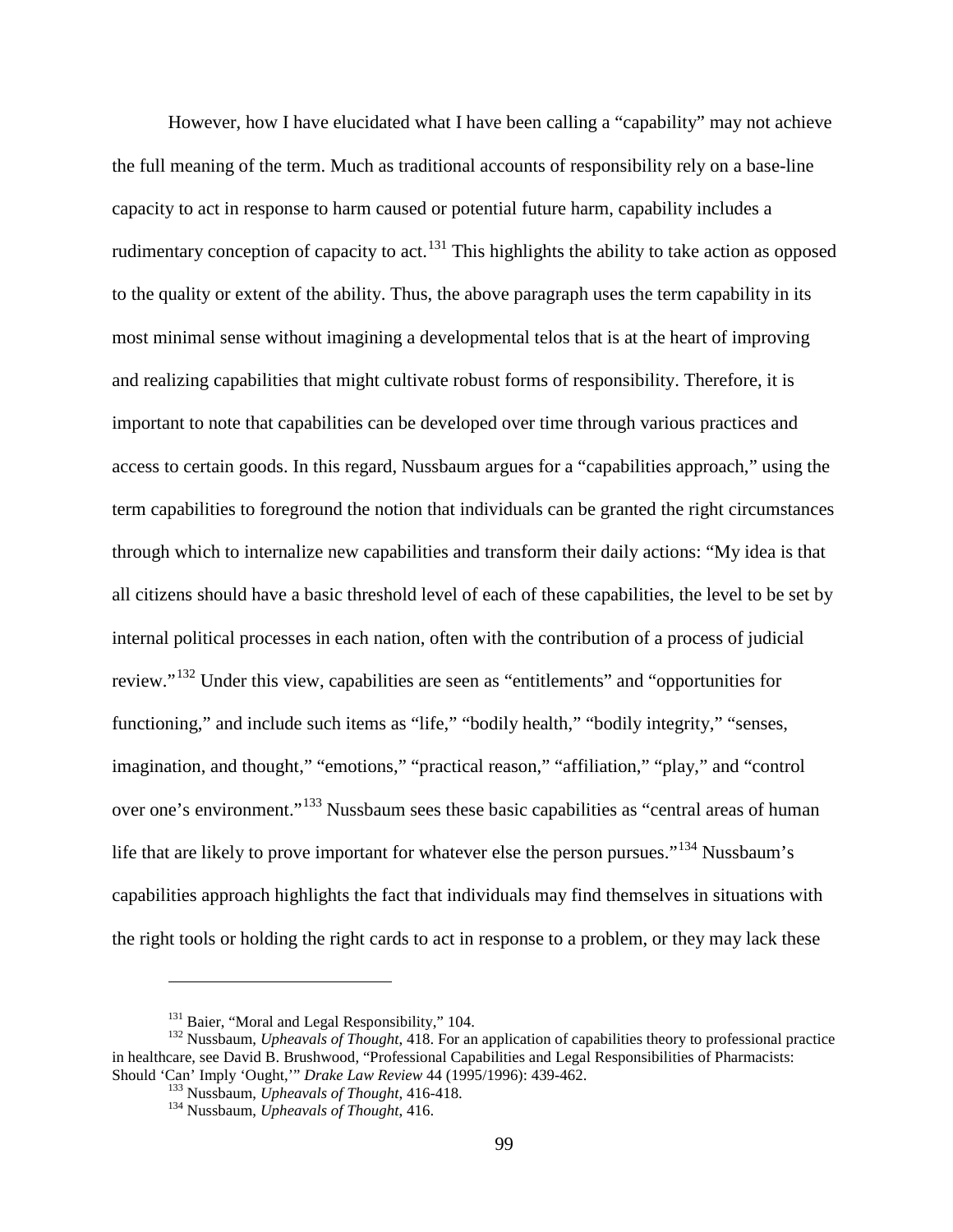However, how I have elucidated what I have been calling a "capability" may not achieve the full meaning of the term. Much as traditional accounts of responsibility rely on a base-line capacity to act in response to harm caused or potential future harm, capability includes a rudimentary conception of capacity to act.[131] This highlights the ability to take action as opposed to the quality or extent of the ability. Thus, the above paragraph uses the term capability in its most minimal sense without imagining a developmental telos that is at the heart of improving and realizing capabilities that might cultivate robust forms of responsibility. Therefore, it is important to note that capabilities can be developed over time through various practices and access to certain goods. In this regard, Nussbaum argues for a "capabilities approach," using the term capabilities to foreground the notion that individuals can be granted the right circumstances through which to internalize new capabilities and transform their daily actions: "My idea is that all citizens should have a basic threshold level of each of these capabilities, the level to be set by internal political processes in each nation, often with the contribution of a process of judicial review."[132] Under this view, capabilities are seen as "entitlements" and "opportunities for functioning," and include such items as "life," "bodily health," "bodily integrity," "senses, imagination, and thought," "emotions," "practical reason," "affiliation," "play," and "control over one's environment."[133] Nussbaum sees these basic capabilities as "central areas of human life that are likely to prove important for whatever else the person pursues."[134] Nussbaum's capabilities approach highlights the fact that individuals may find themselves in situations with the right tools or holding the right cards to act in response to a problem, or they may lack these

---

[131] Baier, "Moral and Legal Responsibility," 104.

[132] Nussbaum, *Upheavals of Thought*, 418. For an application of capabilities theory to professional practice in healthcare, see David B. Brushwood, "Professional Capabilities and Legal Responsibilities of Pharmacists: Should 'Can' Imply 'Ought,'" *Drake Law Review* 44 (1995/1996): 439-462.

[133] Nussbaum, *Upheavals of Thought*, 416-418.

[134] Nussbaum, *Upheavals of Thought*, 416.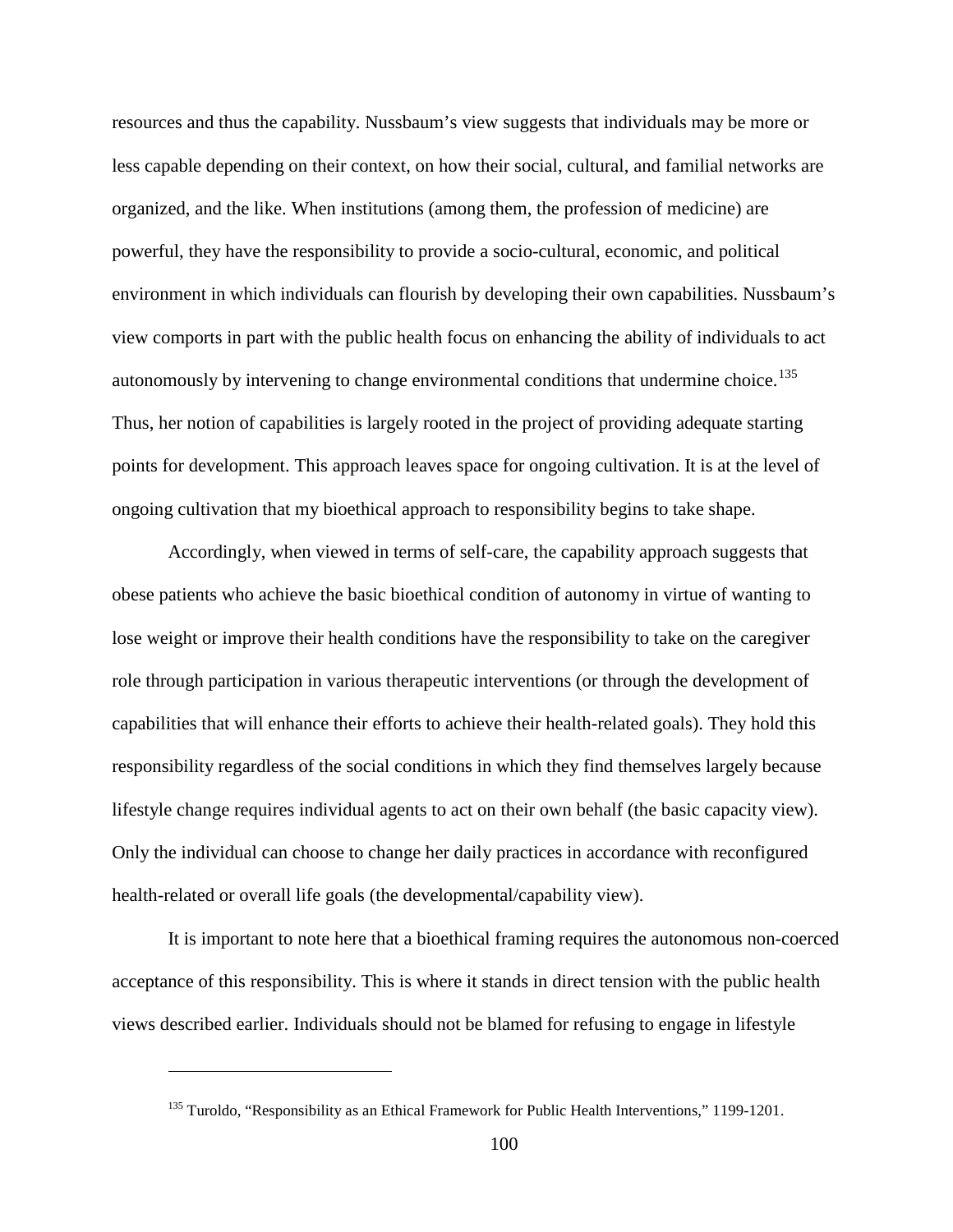resources and thus the capability. Nussbaum's view suggests that individuals may be more or less capable depending on their context, on how their social, cultural, and familial networks are organized, and the like. When institutions (among them, the profession of medicine) are powerful, they have the responsibility to provide a socio-cultural, economic, and political environment in which individuals can flourish by developing their own capabilities. Nussbaum's view comports in part with the public health focus on enhancing the ability of individuals to act autonomously by intervening to change environmental conditions that undermine choice.[135] Thus, her notion of capabilities is largely rooted in the project of providing adequate starting points for development. This approach leaves space for ongoing cultivation. It is at the level of ongoing cultivation that my bioethical approach to responsibility begins to take shape.

Accordingly, when viewed in terms of self-care, the capability approach suggests that obese patients who achieve the basic bioethical condition of autonomy in virtue of wanting to lose weight or improve their health conditions have the responsibility to take on the caregiver role through participation in various therapeutic interventions (or through the development of capabilities that will enhance their efforts to achieve their health-related goals). They hold this responsibility regardless of the social conditions in which they find themselves largely because lifestyle change requires individual agents to act on their own behalf (the basic capacity view). Only the individual can choose to change her daily practices in accordance with reconfigured health-related or overall life goals (the developmental/capability view).

It is important to note here that a bioethical framing requires the autonomous non-coerced acceptance of this responsibility. This is where it stands in direct tension with the public health views described earlier. Individuals should not be blamed for refusing to engage in lifestyle

[135] Turoldo, "Responsibility as an Ethical Framework for Public Health Interventions," 1199-1201.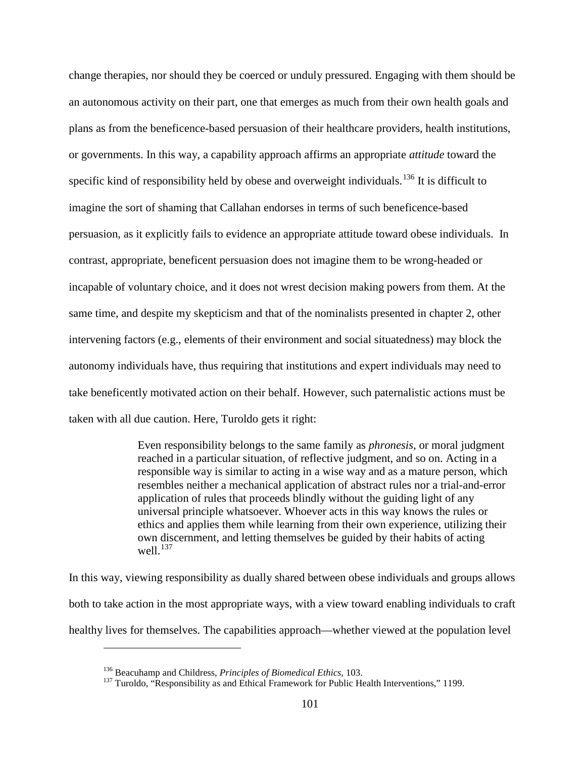change therapies, nor should they be coerced or unduly pressured. Engaging with them should be an autonomous activity on their part, one that emerges as much from their own health goals and plans as from the beneficence-based persuasion of their healthcare providers, health institutions, or governments. In this way, a capability approach affirms an appropriate *attitude* toward the specific kind of responsibility held by obese and overweight individuals.[136] It is difficult to imagine the sort of shaming that Callahan endorses in terms of such beneficence-based persuasion, as it explicitly fails to evidence an appropriate attitude toward obese individuals. In contrast, appropriate, beneficent persuasion does not imagine them to be wrong-headed or incapable of voluntary choice, and it does not wrest decision making powers from them. At the same time, and despite my skepticism and that of the nominalists presented in chapter 2, other intervening factors (e.g., elements of their environment and social situatedness) may block the autonomy individuals have, thus requiring that institutions and expert individuals may need to take beneficently motivated action on their behalf. However, such paternalistic actions must be taken with all due caution. Here, Turoldo gets it right:

> Even responsibility belongs to the same family as *phronesis*, or moral judgment reached in a particular situation, of reflective judgment, and so on. Acting in a responsible way is similar to acting in a wise way and as a mature person, which resembles neither a mechanical application of abstract rules nor a trial-and-error application of rules that proceeds blindly without the guiding light of any universal principle whatsoever. Whoever acts in this way knows the rules or ethics and applies them while learning from their own experience, utilizing their own discernment, and letting themselves be guided by their habits of acting well.[137]

In this way, viewing responsibility as dually shared between obese individuals and groups allows both to take action in the most appropriate ways, with a view toward enabling individuals to craft healthy lives for themselves. The capabilities approach—whether viewed at the population level

---

[136] Beacuhamp and Childress, *Principles of Biomedical Ethics*, 103.

[137] Turoldo, "Responsibility as and Ethical Framework for Public Health Interventions," 1199.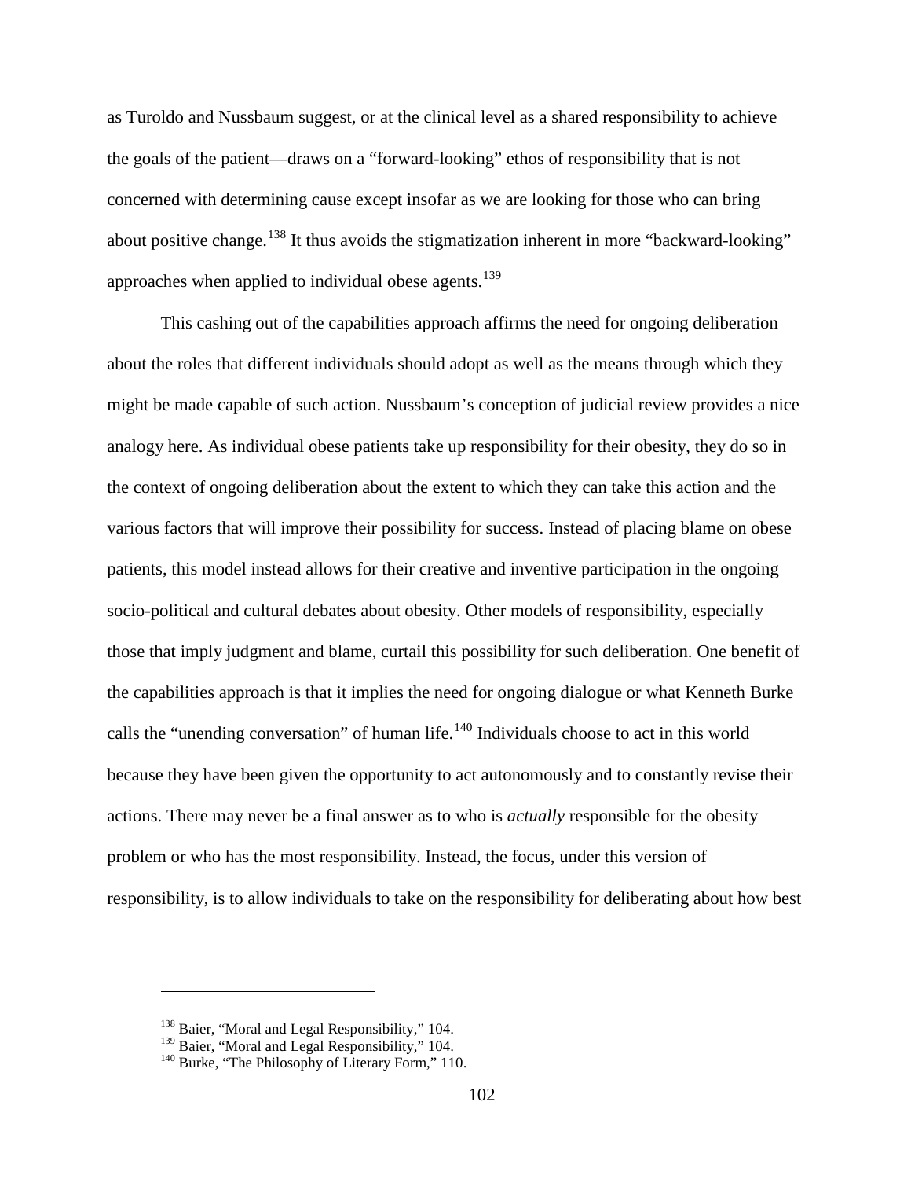as Turoldo and Nussbaum suggest, or at the clinical level as a shared responsibility to achieve the goals of the patient—draws on a "forward-looking" ethos of responsibility that is not concerned with determining cause except insofar as we are looking for those who can bring about positive change.[138] It thus avoids the stigmatization inherent in more "backward-looking" approaches when applied to individual obese agents.[139]

This cashing out of the capabilities approach affirms the need for ongoing deliberation about the roles that different individuals should adopt as well as the means through which they might be made capable of such action. Nussbaum's conception of judicial review provides a nice analogy here. As individual obese patients take up responsibility for their obesity, they do so in the context of ongoing deliberation about the extent to which they can take this action and the various factors that will improve their possibility for success. Instead of placing blame on obese patients, this model instead allows for their creative and inventive participation in the ongoing socio-political and cultural debates about obesity. Other models of responsibility, especially those that imply judgment and blame, curtail this possibility for such deliberation. One benefit of the capabilities approach is that it implies the need for ongoing dialogue or what Kenneth Burke calls the "unending conversation" of human life.[140] Individuals choose to act in this world because they have been given the opportunity to act autonomously and to constantly revise their actions. There may never be a final answer as to who is *actually* responsible for the obesity problem or who has the most responsibility. Instead, the focus, under this version of responsibility, is to allow individuals to take on the responsibility for deliberating about how best

---

[138] Baier, "Moral and Legal Responsibility," 104.
[139] Baier, "Moral and Legal Responsibility," 104.
[140] Burke, "The Philosophy of Literary Form," 110.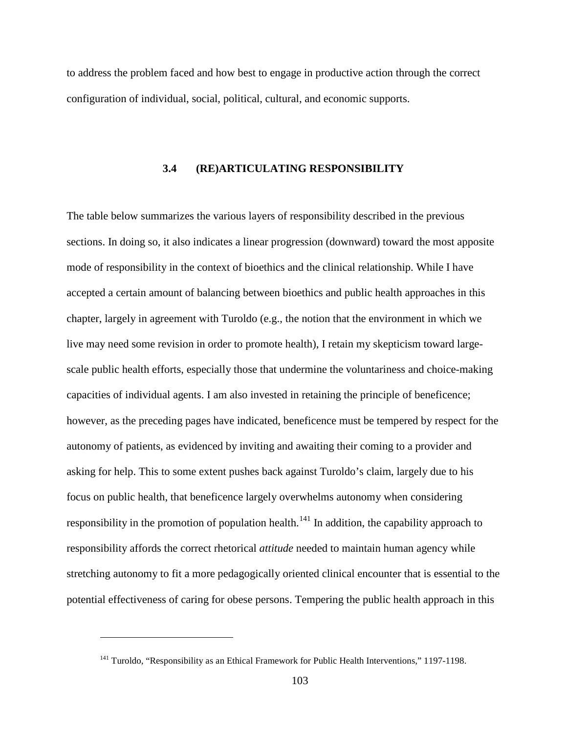to address the problem faced and how best to engage in productive action through the correct configuration of individual, social, political, cultural, and economic supports.

## 3.4 (RE)ARTICULATING RESPONSIBILITY

The table below summarizes the various layers of responsibility described in the previous sections. In doing so, it also indicates a linear progression (downward) toward the most apposite mode of responsibility in the context of bioethics and the clinical relationship. While I have accepted a certain amount of balancing between bioethics and public health approaches in this chapter, largely in agreement with Turoldo (e.g., the notion that the environment in which we live may need some revision in order to promote health), I retain my skepticism toward large-scale public health efforts, especially those that undermine the voluntariness and choice-making capacities of individual agents. I am also invested in retaining the principle of beneficence; however, as the preceding pages have indicated, beneficence must be tempered by respect for the autonomy of patients, as evidenced by inviting and awaiting their coming to a provider and asking for help. This to some extent pushes back against Turoldo's claim, largely due to his focus on public health, that beneficence largely overwhelms autonomy when considering responsibility in the promotion of population health.[141] In addition, the capability approach to responsibility affords the correct rhetorical *attitude* needed to maintain human agency while stretching autonomy to fit a more pedagogically oriented clinical encounter that is essential to the potential effectiveness of caring for obese persons. Tempering the public health approach in this

[141] Turoldo, "Responsibility as an Ethical Framework for Public Health Interventions," 1197-1198.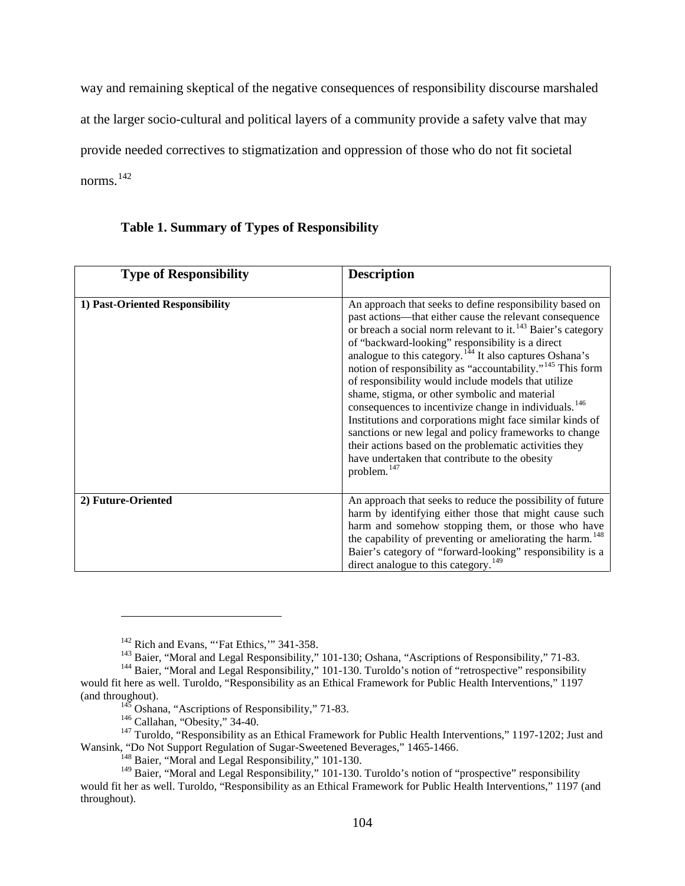way and remaining skeptical of the negative consequences of responsibility discourse marshaled at the larger socio-cultural and political layers of a community provide a safety valve that may provide needed correctives to stigmatization and oppression of those who do not fit societal norms.[142]

**Table 1. Summary of Types of Responsibility**

| Type of Responsibility | Description |
|---|---|
| **1) Past-Oriented Responsibility** | An approach that seeks to define responsibility based on past actions—that either cause the relevant consequence or breach a social norm relevant to it.[143] Baier's category of "backward-looking" responsibility is a direct analogue to this category.[144] It also captures Oshana's notion of responsibility as "accountability."[145] This form of responsibility would include models that utilize shame, stigma, or other symbolic and material consequences to incentivize change in individuals.[146] Institutions and corporations might face similar kinds of sanctions or new legal and policy frameworks to change their actions based on the problematic activities they have undertaken that contribute to the obesity problem.[147] |
| **2) Future-Oriented** | An approach that seeks to reduce the possibility of future harm by identifying either those that might cause such harm and somehow stopping them, or those who have the capability of preventing or ameliorating the harm.[148] Baier's category of "forward-looking" responsibility is a direct analogue to this category.[149] |

---

[142] Rich and Evans, "'Fat Ethics,'" 341-358.

[143] Baier, "Moral and Legal Responsibility," 101-130; Oshana, "Ascriptions of Responsibility," 71-83.

[144] Baier, "Moral and Legal Responsibility," 101-130. Turoldo's notion of "retrospective" responsibility would fit here as well. Turoldo, "Responsibility as an Ethical Framework for Public Health Interventions," 1197 (and throughout).

[145] Oshana, "Ascriptions of Responsibility," 71-83.

[146] Callahan, "Obesity," 34-40.

[147] Turoldo, "Responsibility as an Ethical Framework for Public Health Interventions," 1197-1202; Just and Wansink, "Do Not Support Regulation of Sugar-Sweetened Beverages," 1465-1466.

[148] Baier, "Moral and Legal Responsibility," 101-130.

[149] Baier, "Moral and Legal Responsibility," 101-130. Turoldo's notion of "prospective" responsibility would fit her as well. Turoldo, "Responsibility as an Ethical Framework for Public Health Interventions," 1197 (and throughout).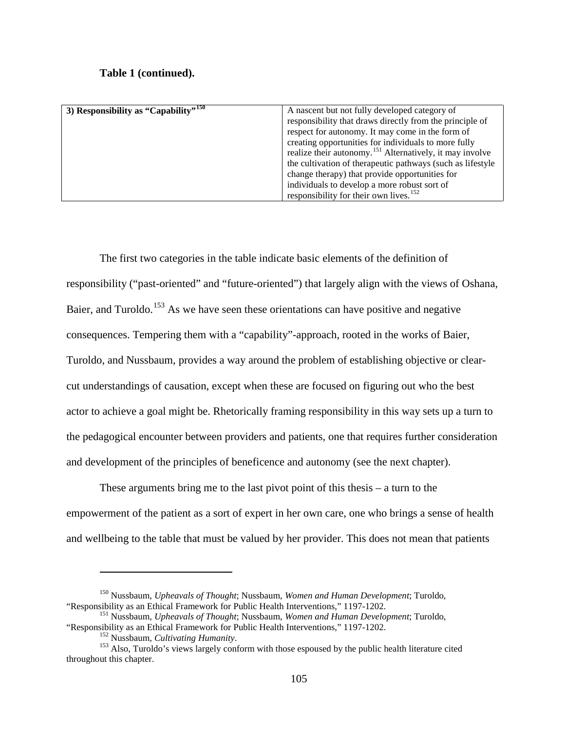**Table 1 (continued).**

| 3) Responsibility as "Capability"[150] | A nascent but not fully developed category of responsibility that draws directly from the principle of respect for autonomy. It may come in the form of creating opportunities for individuals to more fully realize their autonomy.[151] Alternatively, it may involve the cultivation of therapeutic pathways (such as lifestyle change therapy) that provide opportunities for individuals to develop a more robust sort of responsibility for their own lives.[152] |
|---|---|

The first two categories in the table indicate basic elements of the definition of responsibility ("past-oriented" and "future-oriented") that largely align with the views of Oshana, Baier, and Turoldo.[153] As we have seen these orientations can have positive and negative consequences. Tempering them with a "capability"-approach, rooted in the works of Baier, Turoldo, and Nussbaum, provides a way around the problem of establishing objective or clear-cut understandings of causation, except when these are focused on figuring out who the best actor to achieve a goal might be. Rhetorically framing responsibility in this way sets up a turn to the pedagogical encounter between providers and patients, one that requires further consideration and development of the principles of beneficence and autonomy (see the next chapter).

These arguments bring me to the last pivot point of this thesis – a turn to the empowerment of the patient as a sort of expert in her own care, one who brings a sense of health and wellbeing to the table that must be valued by her provider. This does not mean that patients

---

[150] Nussbaum, *Upheavals of Thought*; Nussbaum, *Women and Human Development*; Turoldo, "Responsibility as an Ethical Framework for Public Health Interventions," 1197-1202.

[151] Nussbaum, *Upheavals of Thought*; Nussbaum, *Women and Human Development*; Turoldo, "Responsibility as an Ethical Framework for Public Health Interventions," 1197-1202.

[152] Nussbaum, *Cultivating Humanity*.

[153] Also, Turoldo's views largely conform with those espoused by the public health literature cited throughout this chapter.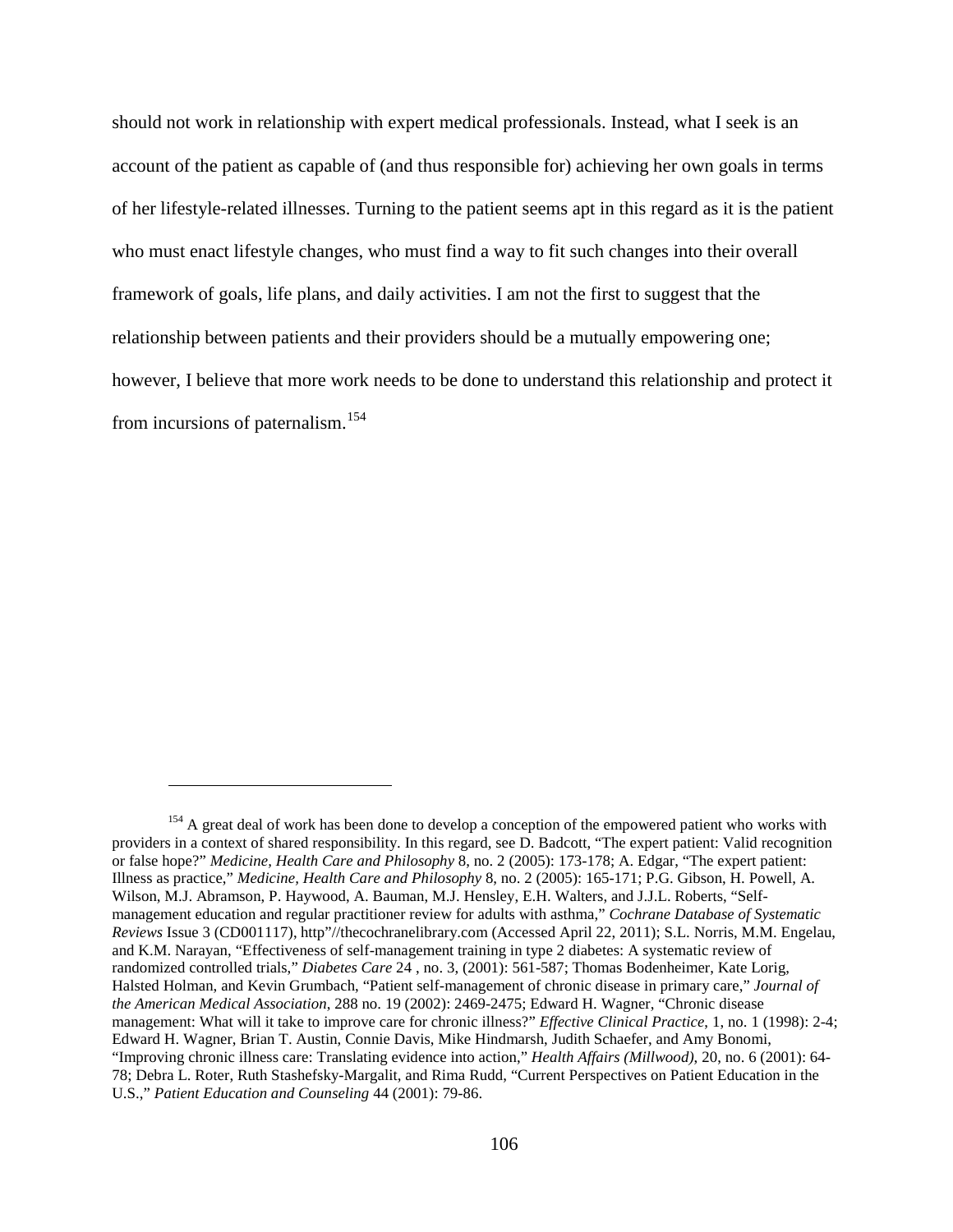should not work in relationship with expert medical professionals. Instead, what I seek is an account of the patient as capable of (and thus responsible for) achieving her own goals in terms of her lifestyle-related illnesses. Turning to the patient seems apt in this regard as it is the patient who must enact lifestyle changes, who must find a way to fit such changes into their overall framework of goals, life plans, and daily activities. I am not the first to suggest that the relationship between patients and their providers should be a mutually empowering one; however, I believe that more work needs to be done to understand this relationship and protect it from incursions of paternalism.[154]

---

[154] A great deal of work has been done to develop a conception of the empowered patient who works with providers in a context of shared responsibility. In this regard, see D. Badcott, "The expert patient: Valid recognition or false hope?" *Medicine, Health Care and Philosophy* 8, no. 2 (2005): 173-178; A. Edgar, "The expert patient: Illness as practice," *Medicine, Health Care and Philosophy* 8, no. 2 (2005): 165-171; P.G. Gibson, H. Powell, A. Wilson, M.J. Abramson, P. Haywood, A. Bauman, M.J. Hensley, E.H. Walters, and J.J.L. Roberts, "Self-management education and regular practitioner review for adults with asthma," *Cochrane Database of Systematic Reviews* Issue 3 (CD001117), http"//thecochranelibrary.com (Accessed April 22, 2011); S.L. Norris, M.M. Engelau, and K.M. Narayan, "Effectiveness of self-management training in type 2 diabetes: A systematic review of randomized controlled trials," *Diabetes Care* 24 , no. 3, (2001): 561-587; Thomas Bodenheimer, Kate Lorig, Halsted Holman, and Kevin Grumbach, "Patient self-management of chronic disease in primary care," *Journal of the American Medical Association*, 288 no. 19 (2002): 2469-2475; Edward H. Wagner, "Chronic disease management: What will it take to improve care for chronic illness?" *Effective Clinical Practice*, 1, no. 1 (1998): 2-4; Edward H. Wagner, Brian T. Austin, Connie Davis, Mike Hindmarsh, Judith Schaefer, and Amy Bonomi, "Improving chronic illness care: Translating evidence into action," *Health Affairs (Millwood)*, 20, no. 6 (2001): 64-78; Debra L. Roter, Ruth Stashefsky-Margalit, and Rima Rudd, "Current Perspectives on Patient Education in the U.S.," *Patient Education and Counseling* 44 (2001): 79-86.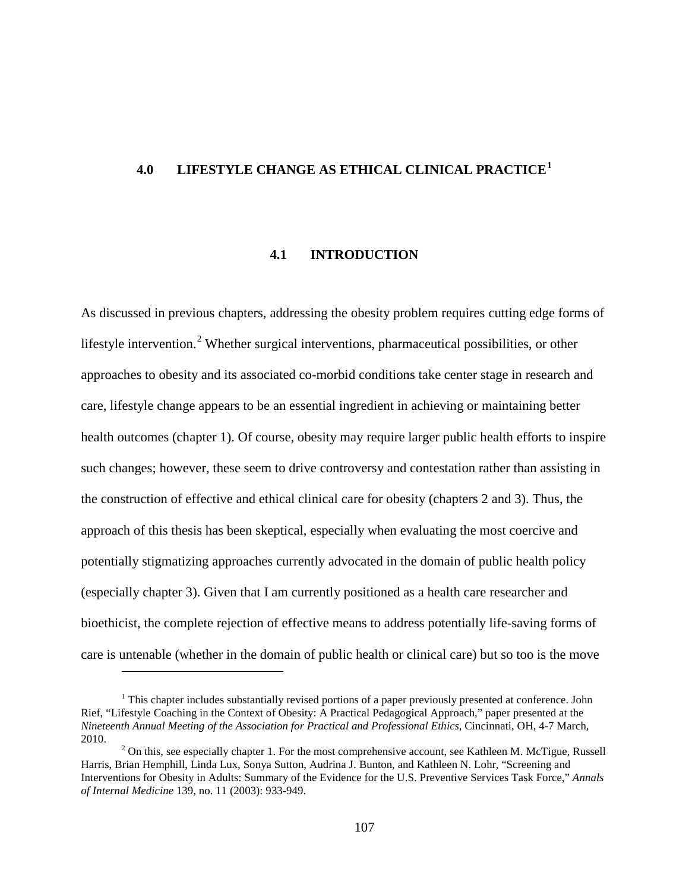# 4.0 LIFESTYLE CHANGE AS ETHICAL CLINICAL PRACTICE[1]

## 4.1 INTRODUCTION

As discussed in previous chapters, addressing the obesity problem requires cutting edge forms of lifestyle intervention.[2] Whether surgical interventions, pharmaceutical possibilities, or other approaches to obesity and its associated co-morbid conditions take center stage in research and care, lifestyle change appears to be an essential ingredient in achieving or maintaining better health outcomes (chapter 1). Of course, obesity may require larger public health efforts to inspire such changes; however, these seem to drive controversy and contestation rather than assisting in the construction of effective and ethical clinical care for obesity (chapters 2 and 3). Thus, the approach of this thesis has been skeptical, especially when evaluating the most coercive and potentially stigmatizing approaches currently advocated in the domain of public health policy (especially chapter 3). Given that I am currently positioned as a health care researcher and bioethicist, the complete rejection of effective means to address potentially life-saving forms of care is untenable (whether in the domain of public health or clinical care) but so too is the move

---

[1] This chapter includes substantially revised portions of a paper previously presented at conference. John Rief, "Lifestyle Coaching in the Context of Obesity: A Practical Pedagogical Approach," paper presented at the *Nineteenth Annual Meeting of the Association for Practical and Professional Ethics*, Cincinnati, OH, 4-7 March, 2010.

[2] On this, see especially chapter 1. For the most comprehensive account, see Kathleen M. McTigue, Russell Harris, Brian Hemphill, Linda Lux, Sonya Sutton, Audrina J. Bunton, and Kathleen N. Lohr, "Screening and Interventions for Obesity in Adults: Summary of the Evidence for the U.S. Preventive Services Task Force," *Annals of Internal Medicine* 139, no. 11 (2003): 933-949.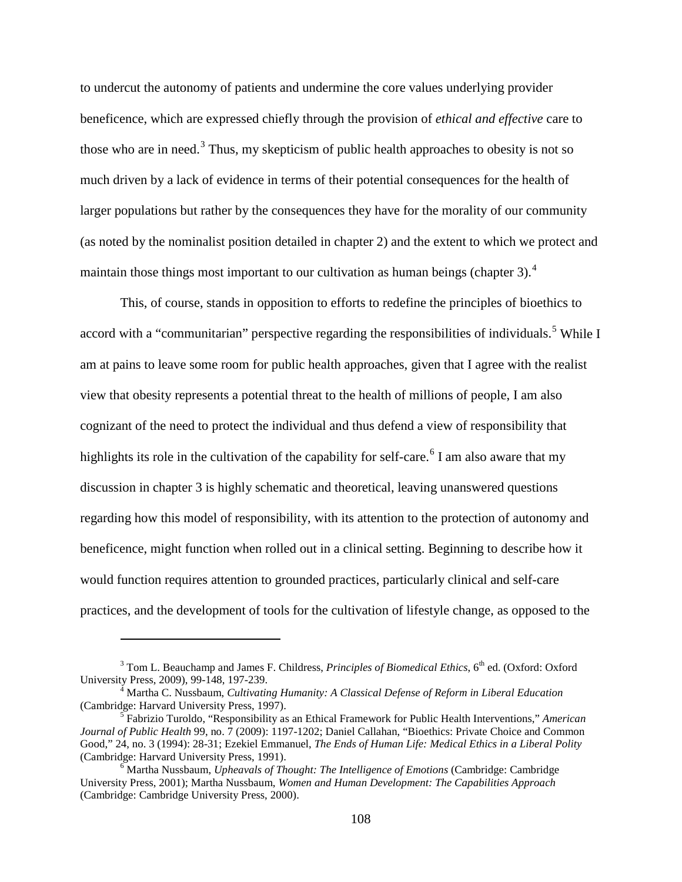to undercut the autonomy of patients and undermine the core values underlying provider beneficence, which are expressed chiefly through the provision of *ethical and effective* care to those who are in need.[3] Thus, my skepticism of public health approaches to obesity is not so much driven by a lack of evidence in terms of their potential consequences for the health of larger populations but rather by the consequences they have for the morality of our community (as noted by the nominalist position detailed in chapter 2) and the extent to which we protect and maintain those things most important to our cultivation as human beings (chapter 3).[4]

This, of course, stands in opposition to efforts to redefine the principles of bioethics to accord with a "communitarian" perspective regarding the responsibilities of individuals.[5] While I am at pains to leave some room for public health approaches, given that I agree with the realist view that obesity represents a potential threat to the health of millions of people, I am also cognizant of the need to protect the individual and thus defend a view of responsibility that highlights its role in the cultivation of the capability for self-care.[6] I am also aware that my discussion in chapter 3 is highly schematic and theoretical, leaving unanswered questions regarding how this model of responsibility, with its attention to the protection of autonomy and beneficence, might function when rolled out in a clinical setting. Beginning to describe how it would function requires attention to grounded practices, particularly clinical and self-care practices, and the development of tools for the cultivation of lifestyle change, as opposed to the

---

[3] Tom L. Beauchamp and James F. Childress, *Principles of Biomedical Ethics*, 6th ed. (Oxford: Oxford University Press, 2009), 99-148, 197-239.

[4] Martha C. Nussbaum, *Cultivating Humanity: A Classical Defense of Reform in Liberal Education* (Cambridge: Harvard University Press, 1997).

[5] Fabrizio Turoldo, "Responsibility as an Ethical Framework for Public Health Interventions," *American Journal of Public Health* 99, no. 7 (2009): 1197-1202; Daniel Callahan, "Bioethics: Private Choice and Common Good," 24, no. 3 (1994): 28-31; Ezekiel Emmanuel, *The Ends of Human Life: Medical Ethics in a Liberal Polity* (Cambridge: Harvard University Press, 1991).

[6] Martha Nussbaum, *Upheavals of Thought: The Intelligence of Emotions* (Cambridge: Cambridge University Press, 2001); Martha Nussbaum, *Women and Human Development: The Capabilities Approach* (Cambridge: Cambridge University Press, 2000).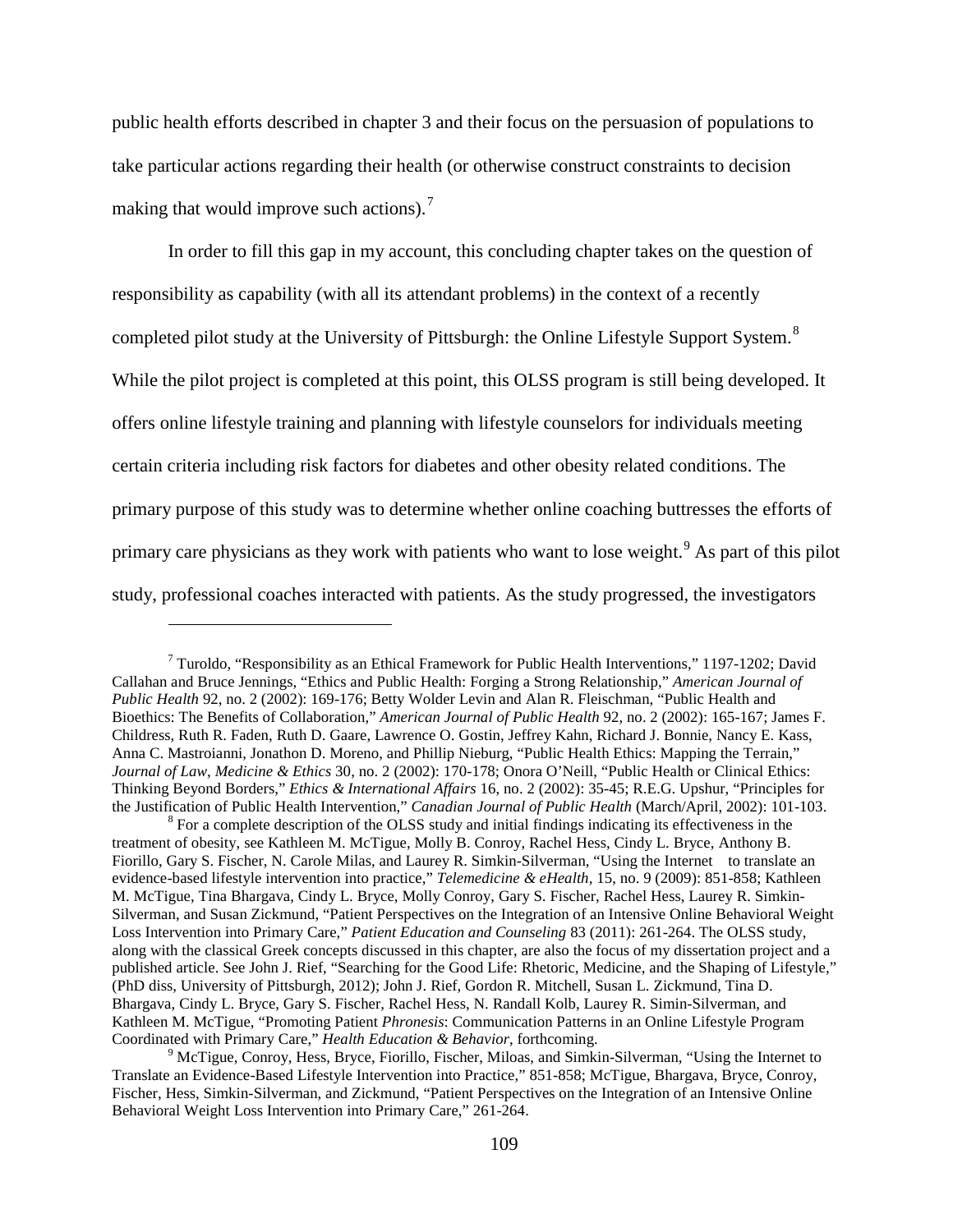public health efforts described in chapter 3 and their focus on the persuasion of populations to take particular actions regarding their health (or otherwise construct constraints to decision making that would improve such actions).[7]

In order to fill this gap in my account, this concluding chapter takes on the question of responsibility as capability (with all its attendant problems) in the context of a recently completed pilot study at the University of Pittsburgh: the Online Lifestyle Support System.[8] While the pilot project is completed at this point, this OLSS program is still being developed. It offers online lifestyle training and planning with lifestyle counselors for individuals meeting certain criteria including risk factors for diabetes and other obesity related conditions. The primary purpose of this study was to determine whether online coaching buttresses the efforts of primary care physicians as they work with patients who want to lose weight.[9] As part of this pilot study, professional coaches interacted with patients. As the study progressed, the investigators

---

[7] Turoldo, "Responsibility as an Ethical Framework for Public Health Interventions," 1197-1202; David Callahan and Bruce Jennings, "Ethics and Public Health: Forging a Strong Relationship," *American Journal of Public Health* 92, no. 2 (2002): 169-176; Betty Wolder Levin and Alan R. Fleischman, "Public Health and Bioethics: The Benefits of Collaboration," *American Journal of Public Health* 92, no. 2 (2002): 165-167; James F. Childress, Ruth R. Faden, Ruth D. Gaare, Lawrence O. Gostin, Jeffrey Kahn, Richard J. Bonnie, Nancy E. Kass, Anna C. Mastroianni, Jonathon D. Moreno, and Phillip Nieburg, "Public Health Ethics: Mapping the Terrain," *Journal of Law, Medicine & Ethics* 30, no. 2 (2002): 170-178; Onora O'Neill, "Public Health or Clinical Ethics: Thinking Beyond Borders," *Ethics & International Affairs* 16, no. 2 (2002): 35-45; R.E.G. Upshur, "Principles for the Justification of Public Health Intervention," *Canadian Journal of Public Health* (March/April, 2002): 101-103.

[8] For a complete description of the OLSS study and initial findings indicating its effectiveness in the treatment of obesity, see Kathleen M. McTigue, Molly B. Conroy, Rachel Hess, Cindy L. Bryce, Anthony B. Fiorillo, Gary S. Fischer, N. Carole Milas, and Laurey R. Simkin-Silverman, "Using the Internet to translate an evidence-based lifestyle intervention into practice," *Telemedicine & eHealth*, 15, no. 9 (2009): 851-858; Kathleen M. McTigue, Tina Bhargava, Cindy L. Bryce, Molly Conroy, Gary S. Fischer, Rachel Hess, Laurey R. Simkin-Silverman, and Susan Zickmund, "Patient Perspectives on the Integration of an Intensive Online Behavioral Weight Loss Intervention into Primary Care," *Patient Education and Counseling* 83 (2011): 261-264. The OLSS study, along with the classical Greek concepts discussed in this chapter, are also the focus of my dissertation project and a published article. See John J. Rief, "Searching for the Good Life: Rhetoric, Medicine, and the Shaping of Lifestyle," (PhD diss, University of Pittsburgh, 2012); John J. Rief, Gordon R. Mitchell, Susan L. Zickmund, Tina D. Bhargava, Cindy L. Bryce, Gary S. Fischer, Rachel Hess, N. Randall Kolb, Laurey R. Simin-Silverman, and Kathleen M. McTigue, "Promoting Patient *Phronesis*: Communication Patterns in an Online Lifestyle Program Coordinated with Primary Care," *Health Education & Behavior*, forthcoming.

[9] McTigue, Conroy, Hess, Bryce, Fiorillo, Fischer, Miloas, and Simkin-Silverman, "Using the Internet to Translate an Evidence-Based Lifestyle Intervention into Practice," 851-858; McTigue, Bhargava, Bryce, Conroy, Fischer, Hess, Simkin-Silverman, and Zickmund, "Patient Perspectives on the Integration of an Intensive Online Behavioral Weight Loss Intervention into Primary Care," 261-264.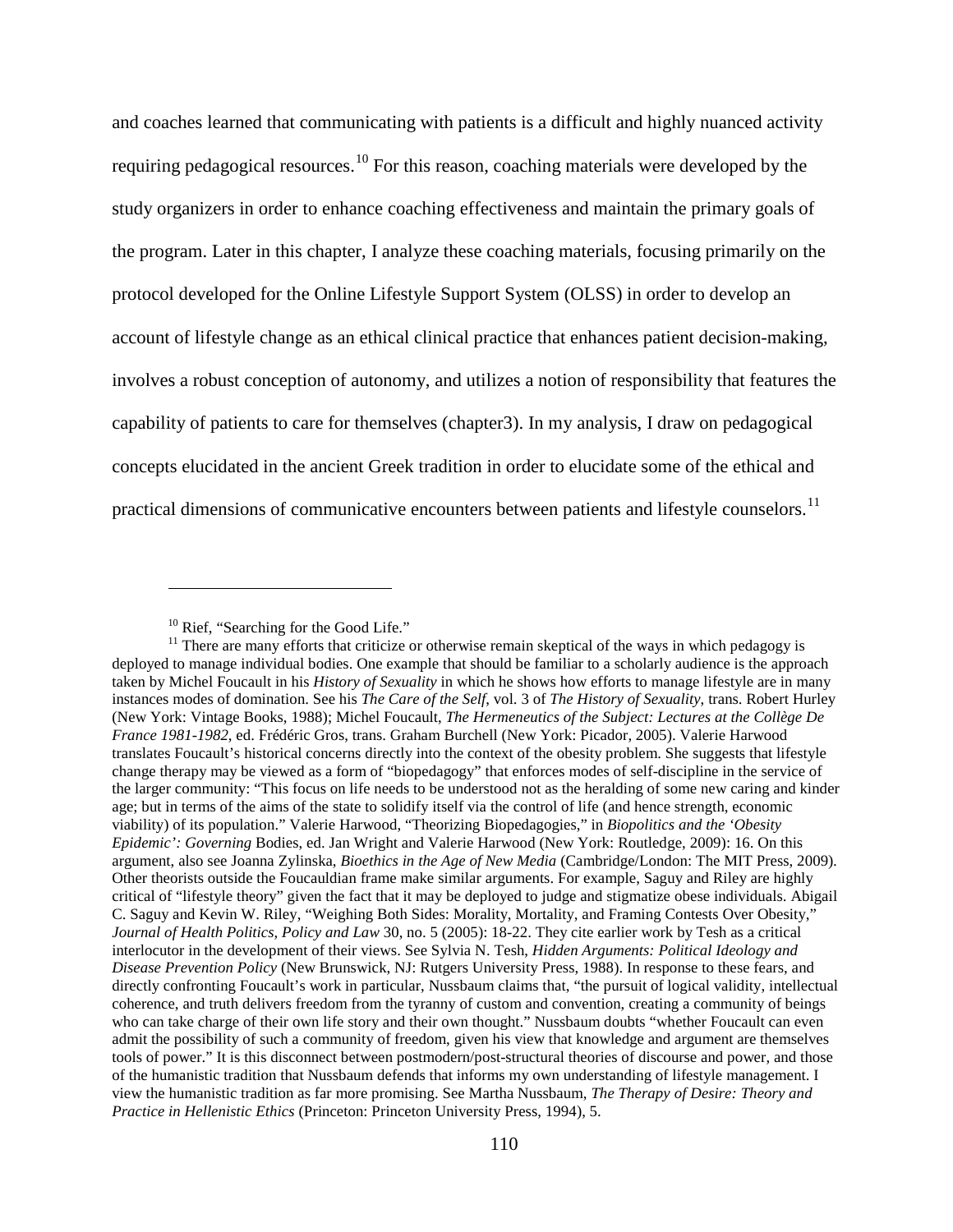and coaches learned that communicating with patients is a difficult and highly nuanced activity requiring pedagogical resources.[10] For this reason, coaching materials were developed by the study organizers in order to enhance coaching effectiveness and maintain the primary goals of the program. Later in this chapter, I analyze these coaching materials, focusing primarily on the protocol developed for the Online Lifestyle Support System (OLSS) in order to develop an account of lifestyle change as an ethical clinical practice that enhances patient decision-making, involves a robust conception of autonomy, and utilizes a notion of responsibility that features the capability of patients to care for themselves (chapter3). In my analysis, I draw on pedagogical concepts elucidated in the ancient Greek tradition in order to elucidate some of the ethical and practical dimensions of communicative encounters between patients and lifestyle counselors.[11]

---

[10] Rief, "Searching for the Good Life."

[11] There are many efforts that criticize or otherwise remain skeptical of the ways in which pedagogy is deployed to manage individual bodies. One example that should be familiar to a scholarly audience is the approach taken by Michel Foucault in his *History of Sexuality* in which he shows how efforts to manage lifestyle are in many instances modes of domination. See his *The Care of the Self*, vol. 3 of *The History of Sexuality*, trans. Robert Hurley (New York: Vintage Books, 1988); Michel Foucault, *The Hermeneutics of the Subject: Lectures at the Collège De France 1981-1982*, ed. Frédéric Gros, trans. Graham Burchell (New York: Picador, 2005). Valerie Harwood translates Foucault's historical concerns directly into the context of the obesity problem. She suggests that lifestyle change therapy may be viewed as a form of "biopedagogy" that enforces modes of self-discipline in the service of the larger community: "This focus on life needs to be understood not as the heralding of some new caring and kinder age; but in terms of the aims of the state to solidify itself via the control of life (and hence strength, economic viability) of its population." Valerie Harwood, "Theorizing Biopedagogies," in *Biopolitics and the 'Obesity Epidemic': Governing* Bodies, ed. Jan Wright and Valerie Harwood (New York: Routledge, 2009): 16. On this argument, also see Joanna Zylinska, *Bioethics in the Age of New Media* (Cambridge/London: The MIT Press, 2009). Other theorists outside the Foucauldian frame make similar arguments. For example, Saguy and Riley are highly critical of "lifestyle theory" given the fact that it may be deployed to judge and stigmatize obese individuals. Abigail C. Saguy and Kevin W. Riley, "Weighing Both Sides: Morality, Mortality, and Framing Contests Over Obesity," *Journal of Health Politics, Policy and Law* 30, no. 5 (2005): 18-22. They cite earlier work by Tesh as a critical interlocutor in the development of their views. See Sylvia N. Tesh, *Hidden Arguments: Political Ideology and Disease Prevention Policy* (New Brunswick, NJ: Rutgers University Press, 1988). In response to these fears, and directly confronting Foucault's work in particular, Nussbaum claims that, "the pursuit of logical validity, intellectual coherence, and truth delivers freedom from the tyranny of custom and convention, creating a community of beings who can take charge of their own life story and their own thought." Nussbaum doubts "whether Foucault can even admit the possibility of such a community of freedom, given his view that knowledge and argument are themselves tools of power." It is this disconnect between postmodern/post-structural theories of discourse and power, and those of the humanistic tradition that Nussbaum defends that informs my own understanding of lifestyle management. I view the humanistic tradition as far more promising. See Martha Nussbaum, *The Therapy of Desire: Theory and Practice in Hellenistic Ethics* (Princeton: Princeton University Press, 1994), 5.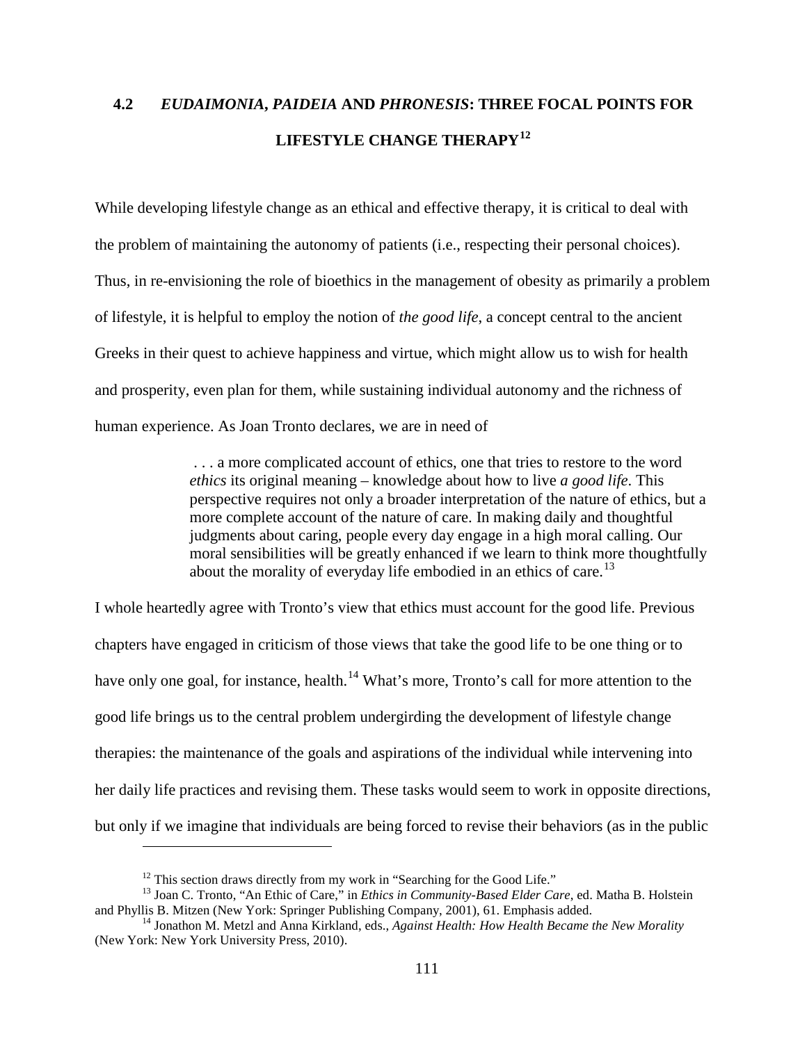## 4.2 *EUDAIMONIA*, *PAIDEIA* AND *PHRONESIS*: THREE FOCAL POINTS FOR LIFESTYLE CHANGE THERAPY[12]

While developing lifestyle change as an ethical and effective therapy, it is critical to deal with the problem of maintaining the autonomy of patients (i.e., respecting their personal choices). Thus, in re-envisioning the role of bioethics in the management of obesity as primarily a problem of lifestyle, it is helpful to employ the notion of *the good life*, a concept central to the ancient Greeks in their quest to achieve happiness and virtue, which might allow us to wish for health and prosperity, even plan for them, while sustaining individual autonomy and the richness of human experience. As Joan Tronto declares, we are in need of

> . . . a more complicated account of ethics, one that tries to restore to the word *ethics* its original meaning – knowledge about how to live *a good life*. This perspective requires not only a broader interpretation of the nature of ethics, but a more complete account of the nature of care. In making daily and thoughtful judgments about caring, people every day engage in a high moral calling. Our moral sensibilities will be greatly enhanced if we learn to think more thoughtfully about the morality of everyday life embodied in an ethics of care.[13]

I whole heartedly agree with Tronto's view that ethics must account for the good life. Previous chapters have engaged in criticism of those views that take the good life to be one thing or to have only one goal, for instance, health.[14] What's more, Tronto's call for more attention to the good life brings us to the central problem undergirding the development of lifestyle change therapies: the maintenance of the goals and aspirations of the individual while intervening into her daily life practices and revising them. These tasks would seem to work in opposite directions, but only if we imagine that individuals are being forced to revise their behaviors (as in the public

---

[12] This section draws directly from my work in "Searching for the Good Life."

[13] Joan C. Tronto, "An Ethic of Care," in *Ethics in Community-Based Elder Care*, ed. Matha B. Holstein and Phyllis B. Mitzen (New York: Springer Publishing Company, 2001), 61. Emphasis added.

[14] Jonathon M. Metzl and Anna Kirkland, eds., *Against Health: How Health Became the New Morality* (New York: New York University Press, 2010).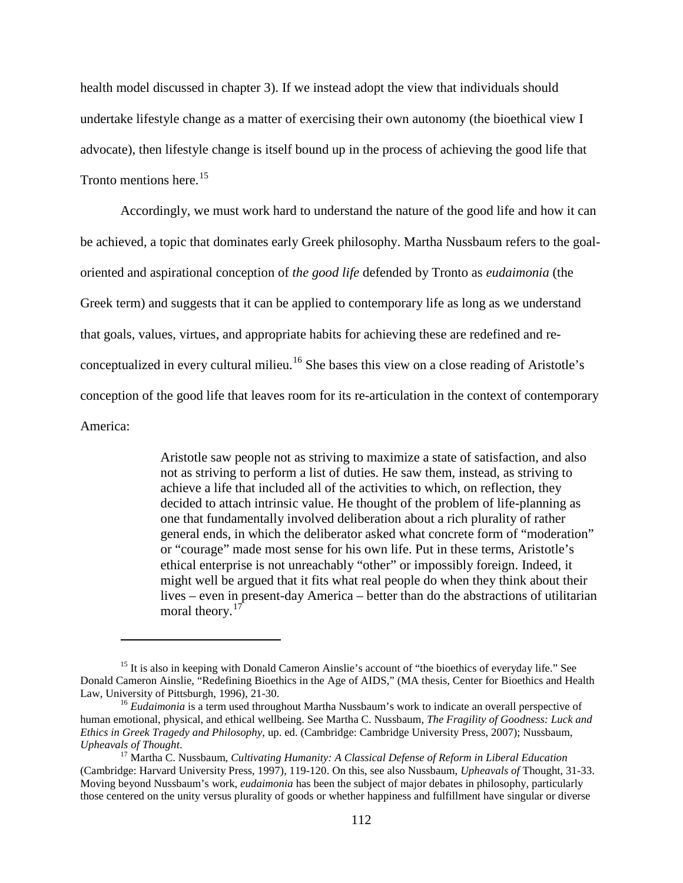health model discussed in chapter 3). If we instead adopt the view that individuals should undertake lifestyle change as a matter of exercising their own autonomy (the bioethical view I advocate), then lifestyle change is itself bound up in the process of achieving the good life that Tronto mentions here.[15]

Accordingly, we must work hard to understand the nature of the good life and how it can be achieved, a topic that dominates early Greek philosophy. Martha Nussbaum refers to the goal-oriented and aspirational conception of *the good life* defended by Tronto as *eudaimonia* (the Greek term) and suggests that it can be applied to contemporary life as long as we understand that goals, values, virtues, and appropriate habits for achieving these are redefined and re-conceptualized in every cultural milieu.[16] She bases this view on a close reading of Aristotle's conception of the good life that leaves room for its re-articulation in the context of contemporary America:

> Aristotle saw people not as striving to maximize a state of satisfaction, and also not as striving to perform a list of duties. He saw them, instead, as striving to achieve a life that included all of the activities to which, on reflection, they decided to attach intrinsic value. He thought of the problem of life-planning as one that fundamentally involved deliberation about a rich plurality of rather general ends, in which the deliberator asked what concrete form of "moderation" or "courage" made most sense for his own life. Put in these terms, Aristotle's ethical enterprise is not unreachably "other" or impossibly foreign. Indeed, it might well be argued that it fits what real people do when they think about their lives – even in present-day America – better than do the abstractions of utilitarian moral theory.[17]

---

[15] It is also in keeping with Donald Cameron Ainslie's account of "the bioethics of everyday life." See Donald Cameron Ainslie, "Redefining Bioethics in the Age of AIDS," (MA thesis, Center for Bioethics and Health Law, University of Pittsburgh, 1996), 21-30.

[16] *Eudaimonia* is a term used throughout Martha Nussbaum's work to indicate an overall perspective of human emotional, physical, and ethical wellbeing. See Martha C. Nussbaum, *The Fragility of Goodness: Luck and Ethics in Greek Tragedy and Philosophy*, up. ed. (Cambridge: Cambridge University Press, 2007); Nussbaum, *Upheavals of Thought*.

[17] Martha C. Nussbaum, *Cultivating Humanity: A Classical Defense of Reform in Liberal Education* (Cambridge: Harvard University Press, 1997), 119-120. On this, see also Nussbaum, *Upheavals of* Thought, 31-33. Moving beyond Nussbaum's work, *eudaimonia* has been the subject of major debates in philosophy, particularly those centered on the unity versus plurality of goods or whether happiness and fulfillment have singular or diverse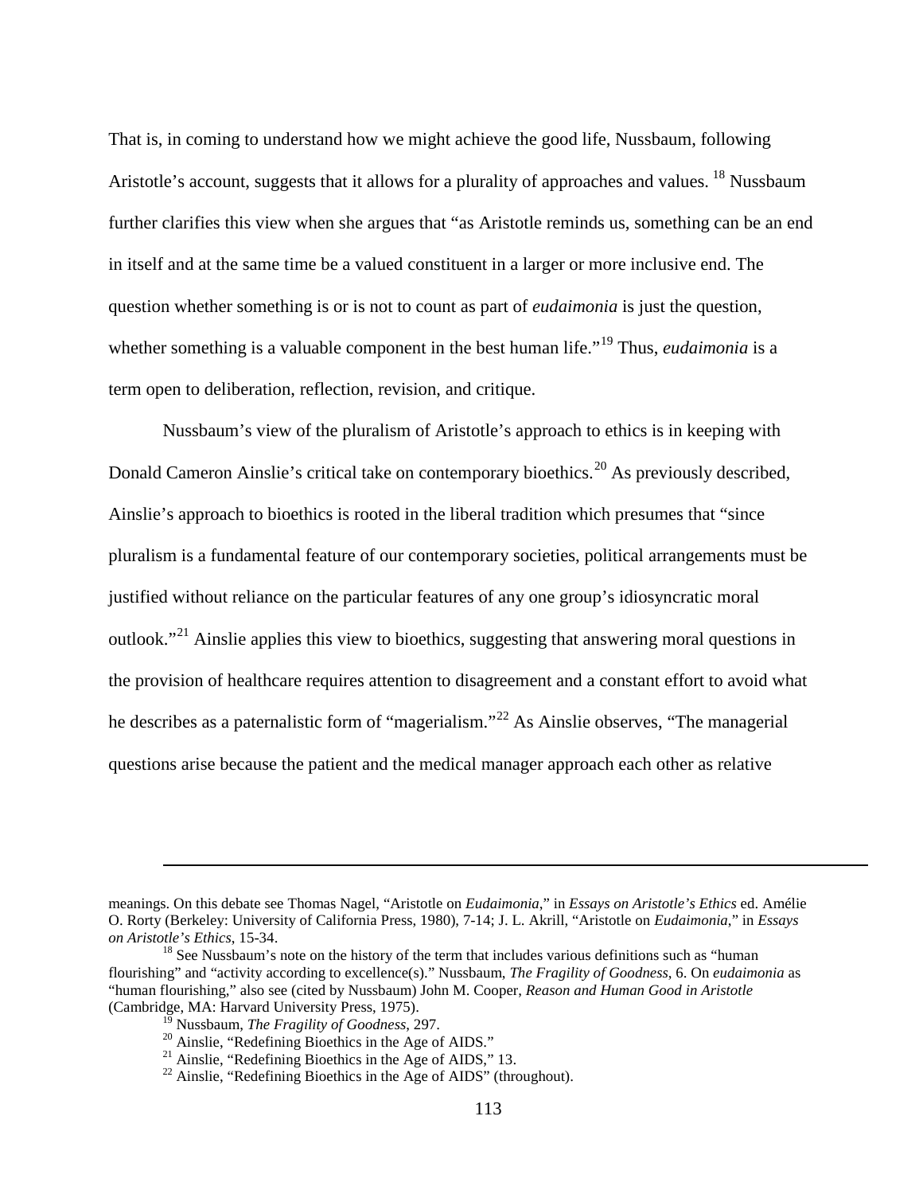That is, in coming to understand how we might achieve the good life, Nussbaum, following Aristotle's account, suggests that it allows for a plurality of approaches and values. [18] Nussbaum further clarifies this view when she argues that "as Aristotle reminds us, something can be an end in itself and at the same time be a valued constituent in a larger or more inclusive end. The question whether something is or is not to count as part of *eudaimonia* is just the question, whether something is a valuable component in the best human life."[19] Thus, *eudaimonia* is a term open to deliberation, reflection, revision, and critique.

Nussbaum's view of the pluralism of Aristotle's approach to ethics is in keeping with Donald Cameron Ainslie's critical take on contemporary bioethics.[20] As previously described, Ainslie's approach to bioethics is rooted in the liberal tradition which presumes that "since pluralism is a fundamental feature of our contemporary societies, political arrangements must be justified without reliance on the particular features of any one group's idiosyncratic moral outlook."[21] Ainslie applies this view to bioethics, suggesting that answering moral questions in the provision of healthcare requires attention to disagreement and a constant effort to avoid what he describes as a paternalistic form of "magerialism."[22] As Ainslie observes, "The managerial questions arise because the patient and the medical manager approach each other as relative

---

meanings. On this debate see Thomas Nagel, "Aristotle on *Eudaimonia*," in *Essays on Aristotle's Ethics* ed. Amélie O. Rorty (Berkeley: University of California Press, 1980), 7-14; J. L. Akrill, "Aristotle on *Eudaimonia*," in *Essays on Aristotle's Ethics*, 15-34.

[18] See Nussbaum's note on the history of the term that includes various definitions such as "human flourishing" and "activity according to excellence(s)." Nussbaum, *The Fragility of Goodness*, 6. On *eudaimonia* as "human flourishing," also see (cited by Nussbaum) John M. Cooper, *Reason and Human Good in Aristotle* (Cambridge, MA: Harvard University Press, 1975).

[19] Nussbaum, *The Fragility of Goodness*, 297.

[20] Ainslie, "Redefining Bioethics in the Age of AIDS."

[21] Ainslie, "Redefining Bioethics in the Age of AIDS," 13.

[22] Ainslie, "Redefining Bioethics in the Age of AIDS" (throughout).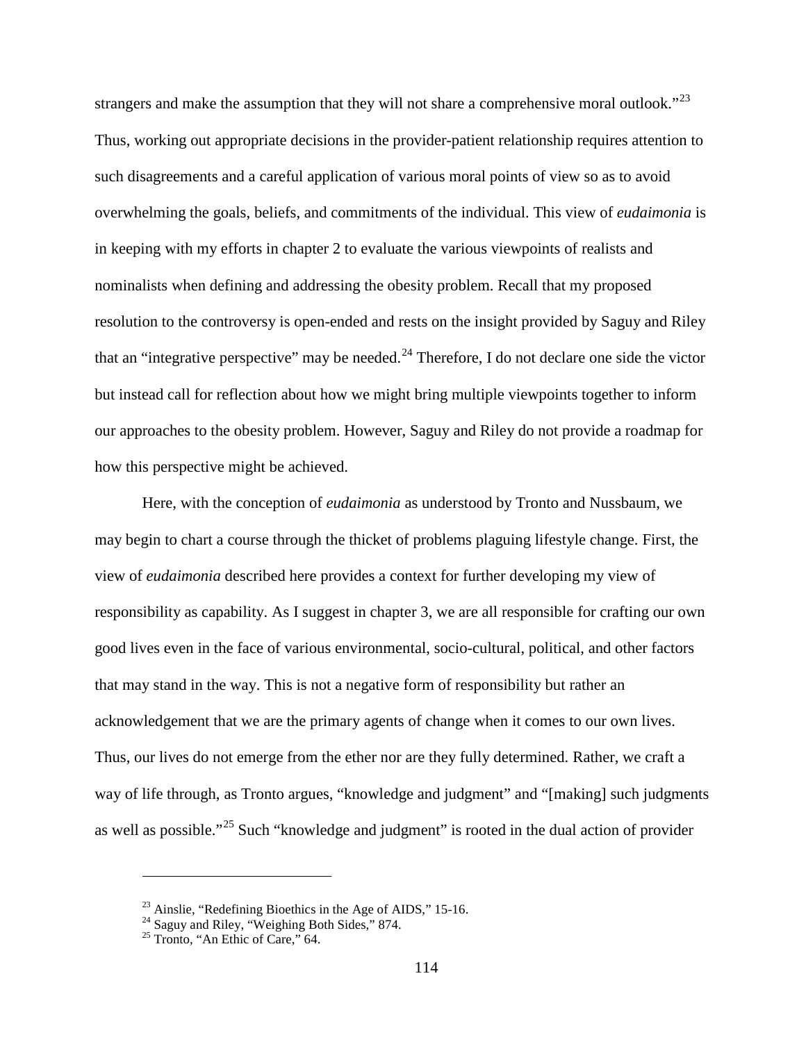strangers and make the assumption that they will not share a comprehensive moral outlook."[23] Thus, working out appropriate decisions in the provider-patient relationship requires attention to such disagreements and a careful application of various moral points of view so as to avoid overwhelming the goals, beliefs, and commitments of the individual. This view of *eudaimonia* is in keeping with my efforts in chapter 2 to evaluate the various viewpoints of realists and nominalists when defining and addressing the obesity problem. Recall that my proposed resolution to the controversy is open-ended and rests on the insight provided by Saguy and Riley that an "integrative perspective" may be needed.[24] Therefore, I do not declare one side the victor but instead call for reflection about how we might bring multiple viewpoints together to inform our approaches to the obesity problem. However, Saguy and Riley do not provide a roadmap for how this perspective might be achieved.

Here, with the conception of *eudaimonia* as understood by Tronto and Nussbaum, we may begin to chart a course through the thicket of problems plaguing lifestyle change. First, the view of *eudaimonia* described here provides a context for further developing my view of responsibility as capability. As I suggest in chapter 3, we are all responsible for crafting our own good lives even in the face of various environmental, socio-cultural, political, and other factors that may stand in the way. This is not a negative form of responsibility but rather an acknowledgement that we are the primary agents of change when it comes to our own lives. Thus, our lives do not emerge from the ether nor are they fully determined. Rather, we craft a way of life through, as Tronto argues, "knowledge and judgment" and "[making] such judgments as well as possible."[25] Such "knowledge and judgment" is rooted in the dual action of provider

---

[23] Ainslie, "Redefining Bioethics in the Age of AIDS," 15-16.
[24] Saguy and Riley, "Weighing Both Sides," 874.
[25] Tronto, "An Ethic of Care," 64.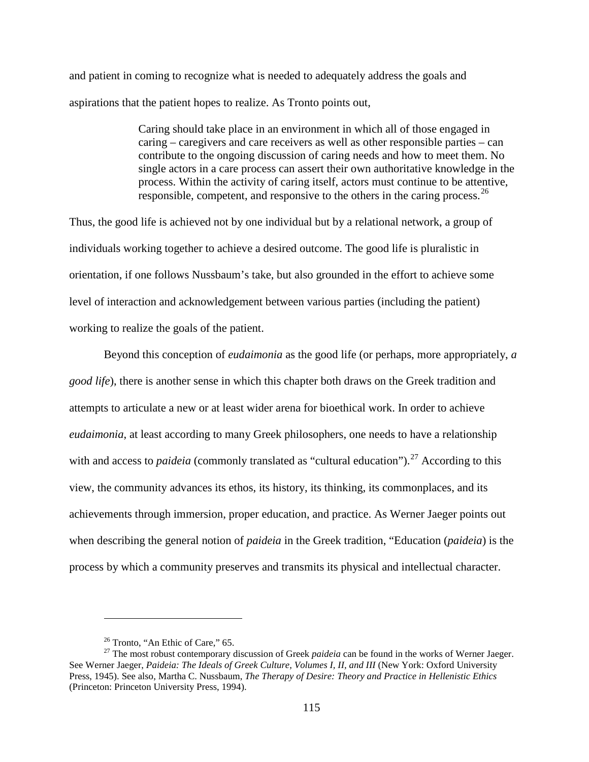and patient in coming to recognize what is needed to adequately address the goals and aspirations that the patient hopes to realize. As Tronto points out,

> Caring should take place in an environment in which all of those engaged in caring – caregivers and care receivers as well as other responsible parties – can contribute to the ongoing discussion of caring needs and how to meet them. No single actors in a care process can assert their own authoritative knowledge in the process. Within the activity of caring itself, actors must continue to be attentive, responsible, competent, and responsive to the others in the caring process.[26]

Thus, the good life is achieved not by one individual but by a relational network, a group of individuals working together to achieve a desired outcome. The good life is pluralistic in orientation, if one follows Nussbaum's take, but also grounded in the effort to achieve some level of interaction and acknowledgement between various parties (including the patient) working to realize the goals of the patient.

Beyond this conception of *eudaimonia* as the good life (or perhaps, more appropriately, *a good life*), there is another sense in which this chapter both draws on the Greek tradition and attempts to articulate a new or at least wider arena for bioethical work. In order to achieve *eudaimonia*, at least according to many Greek philosophers, one needs to have a relationship with and access to *paideia* (commonly translated as "cultural education").[27] According to this view, the community advances its ethos, its history, its thinking, its commonplaces, and its achievements through immersion, proper education, and practice. As Werner Jaeger points out when describing the general notion of *paideia* in the Greek tradition, "Education (*paideia*) is the process by which a community preserves and transmits its physical and intellectual character.

---

[26] Tronto, "An Ethic of Care," 65.

[27] The most robust contemporary discussion of Greek *paideia* can be found in the works of Werner Jaeger. See Werner Jaeger, *Paideia: The Ideals of Greek Culture, Volumes I, II, and III* (New York: Oxford University Press, 1945). See also, Martha C. Nussbaum, *The Therapy of Desire: Theory and Practice in Hellenistic Ethics* (Princeton: Princeton University Press, 1994).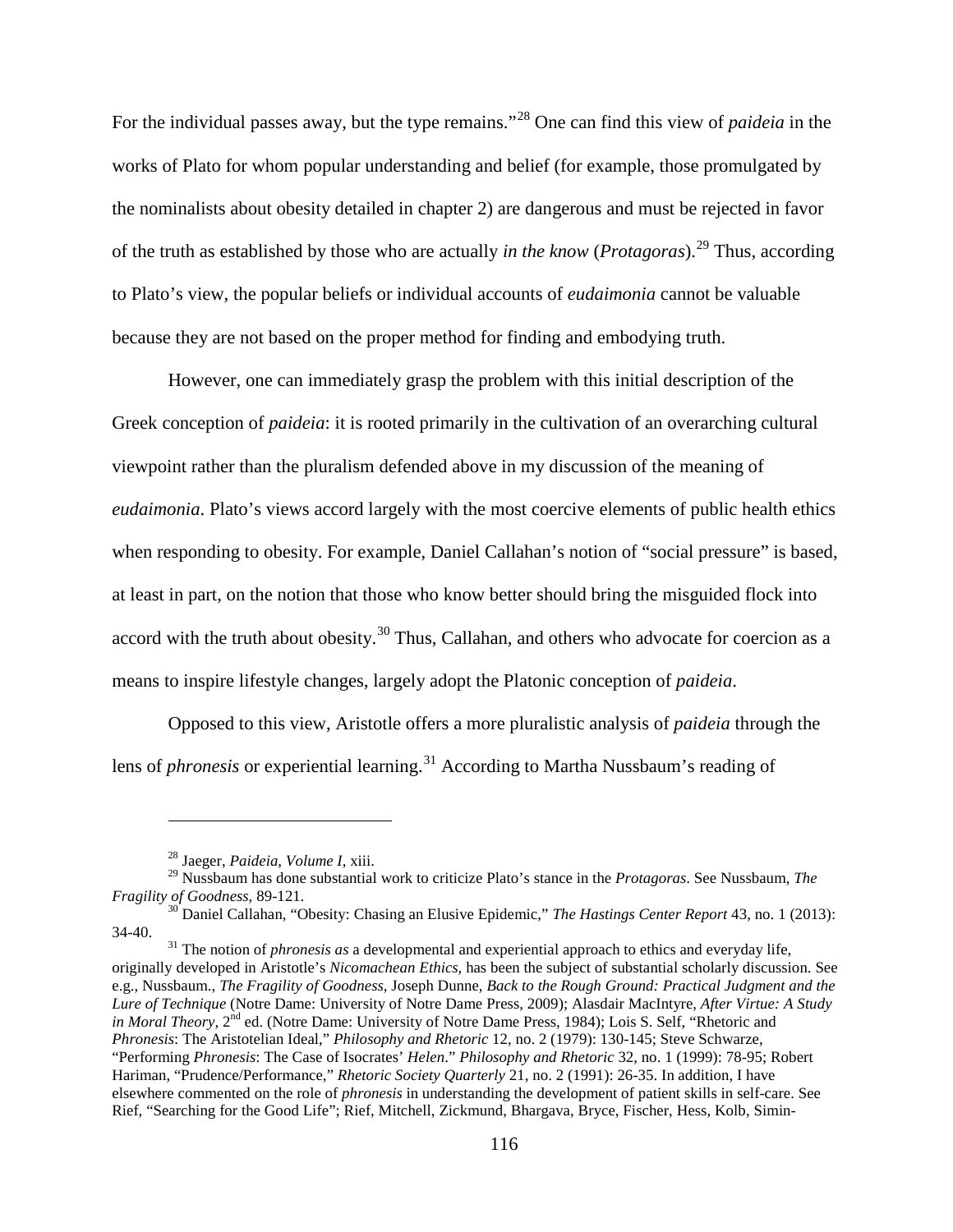For the individual passes away, but the type remains."[28] One can find this view of *paideia* in the works of Plato for whom popular understanding and belief (for example, those promulgated by the nominalists about obesity detailed in chapter 2) are dangerous and must be rejected in favor of the truth as established by those who are actually *in the know* (*Protagoras*).[29] Thus, according to Plato's view, the popular beliefs or individual accounts of *eudaimonia* cannot be valuable because they are not based on the proper method for finding and embodying truth.

However, one can immediately grasp the problem with this initial description of the Greek conception of *paideia*: it is rooted primarily in the cultivation of an overarching cultural viewpoint rather than the pluralism defended above in my discussion of the meaning of *eudaimonia*. Plato's views accord largely with the most coercive elements of public health ethics when responding to obesity. For example, Daniel Callahan's notion of "social pressure" is based, at least in part, on the notion that those who know better should bring the misguided flock into accord with the truth about obesity.[30] Thus, Callahan, and others who advocate for coercion as a means to inspire lifestyle changes, largely adopt the Platonic conception of *paideia*.

Opposed to this view, Aristotle offers a more pluralistic analysis of *paideia* through the lens of *phronesis* or experiential learning.[31] According to Martha Nussbaum's reading of

---

[28] Jaeger, *Paideia*, *Volume I*, xiii.

[29] Nussbaum has done substantial work to criticize Plato's stance in the *Protagoras*. See Nussbaum, *The Fragility of Goodness*, 89-121.

[30] Daniel Callahan, "Obesity: Chasing an Elusive Epidemic," *The Hastings Center Report* 43, no. 1 (2013): 34-40.

[31] The notion of *phronesis as* a developmental and experiential approach to ethics and everyday life, originally developed in Aristotle's *Nicomachean Ethics,* has been the subject of substantial scholarly discussion. See e.g., Nussbaum., *The Fragility of Goodness,* Joseph Dunne, *Back to the Rough Ground: Practical Judgment and the Lure of Technique* (Notre Dame: University of Notre Dame Press, 2009); Alasdair MacIntyre, *After Virtue: A Study in Moral Theory*, 2nd ed. (Notre Dame: University of Notre Dame Press, 1984); Lois S. Self, "Rhetoric and *Phronesis*: The Aristotelian Ideal," *Philosophy and Rhetoric* 12, no. 2 (1979): 130-145; Steve Schwarze, "Performing *Phronesis*: The Case of Isocrates' *Helen*." *Philosophy and Rhetoric* 32, no. 1 (1999): 78-95; Robert Hariman, "Prudence/Performance," *Rhetoric Society Quarterly* 21, no. 2 (1991): 26-35. In addition, I have elsewhere commented on the role of *phronesis* in understanding the development of patient skills in self-care. See Rief, "Searching for the Good Life"; Rief, Mitchell, Zickmund, Bhargava, Bryce, Fischer, Hess, Kolb, Simin-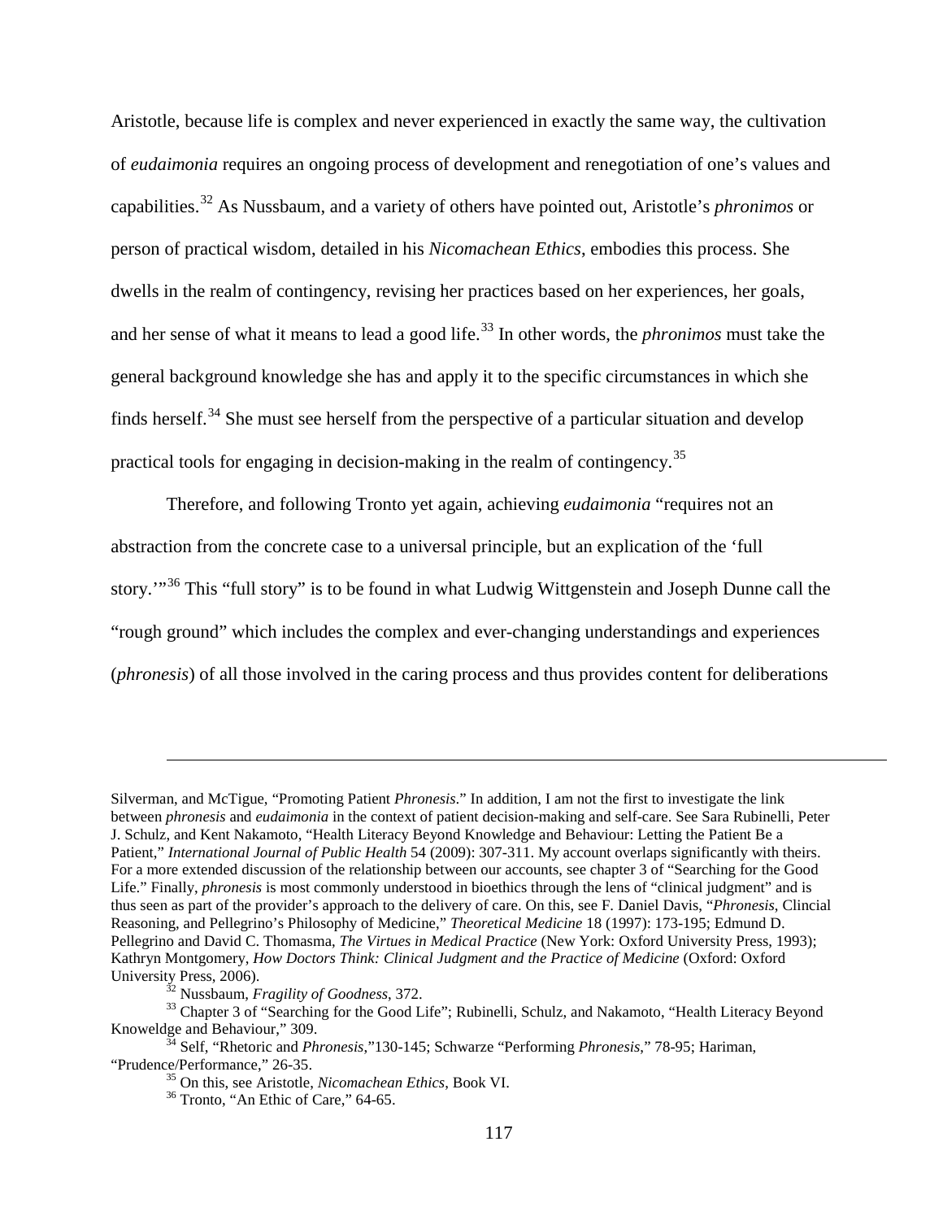Aristotle, because life is complex and never experienced in exactly the same way, the cultivation of *eudaimonia* requires an ongoing process of development and renegotiation of one's values and capabilities.[32] As Nussbaum, and a variety of others have pointed out, Aristotle's *phronimos* or person of practical wisdom, detailed in his *Nicomachean Ethics*, embodies this process. She dwells in the realm of contingency, revising her practices based on her experiences, her goals, and her sense of what it means to lead a good life.[33] In other words, the *phronimos* must take the general background knowledge she has and apply it to the specific circumstances in which she finds herself.[34] She must see herself from the perspective of a particular situation and develop practical tools for engaging in decision-making in the realm of contingency.[35]

Therefore, and following Tronto yet again, achieving *eudaimonia* "requires not an abstraction from the concrete case to a universal principle, but an explication of the 'full story.'"[36] This "full story" is to be found in what Ludwig Wittgenstein and Joseph Dunne call the "rough ground" which includes the complex and ever-changing understandings and experiences (*phronesis*) of all those involved in the caring process and thus provides content for deliberations

---

Silverman, and McTigue, "Promoting Patient *Phronesis*." In addition, I am not the first to investigate the link between *phronesis* and *eudaimonia* in the context of patient decision-making and self-care. See Sara Rubinelli, Peter J. Schulz, and Kent Nakamoto, "Health Literacy Beyond Knowledge and Behaviour: Letting the Patient Be a Patient," *International Journal of Public Health* 54 (2009): 307-311. My account overlaps significantly with theirs. For a more extended discussion of the relationship between our accounts, see chapter 3 of "Searching for the Good Life." Finally, *phronesis* is most commonly understood in bioethics through the lens of "clinical judgment" and is thus seen as part of the provider's approach to the delivery of care. On this, see F. Daniel Davis, "*Phronesis*, Clincial Reasoning, and Pellegrino's Philosophy of Medicine," *Theoretical Medicine* 18 (1997): 173-195; Edmund D. Pellegrino and David C. Thomasma, *The Virtues in Medical Practice* (New York: Oxford University Press, 1993); Kathryn Montgomery, *How Doctors Think: Clinical Judgment and the Practice of Medicine* (Oxford: Oxford University Press, 2006).

[32] Nussbaum, *Fragility of Goodness*, 372.

[33] Chapter 3 of "Searching for the Good Life"; Rubinelli, Schulz, and Nakamoto, "Health Literacy Beyond Knoweldge and Behaviour," 309.

[34] Self, "Rhetoric and *Phronesis*,"130-145; Schwarze "Performing *Phronesis*," 78-95; Hariman, "Prudence/Performance," 26-35.

[35] On this, see Aristotle, *Nicomachean Ethics*, Book VI.

[36] Tronto, "An Ethic of Care," 64-65.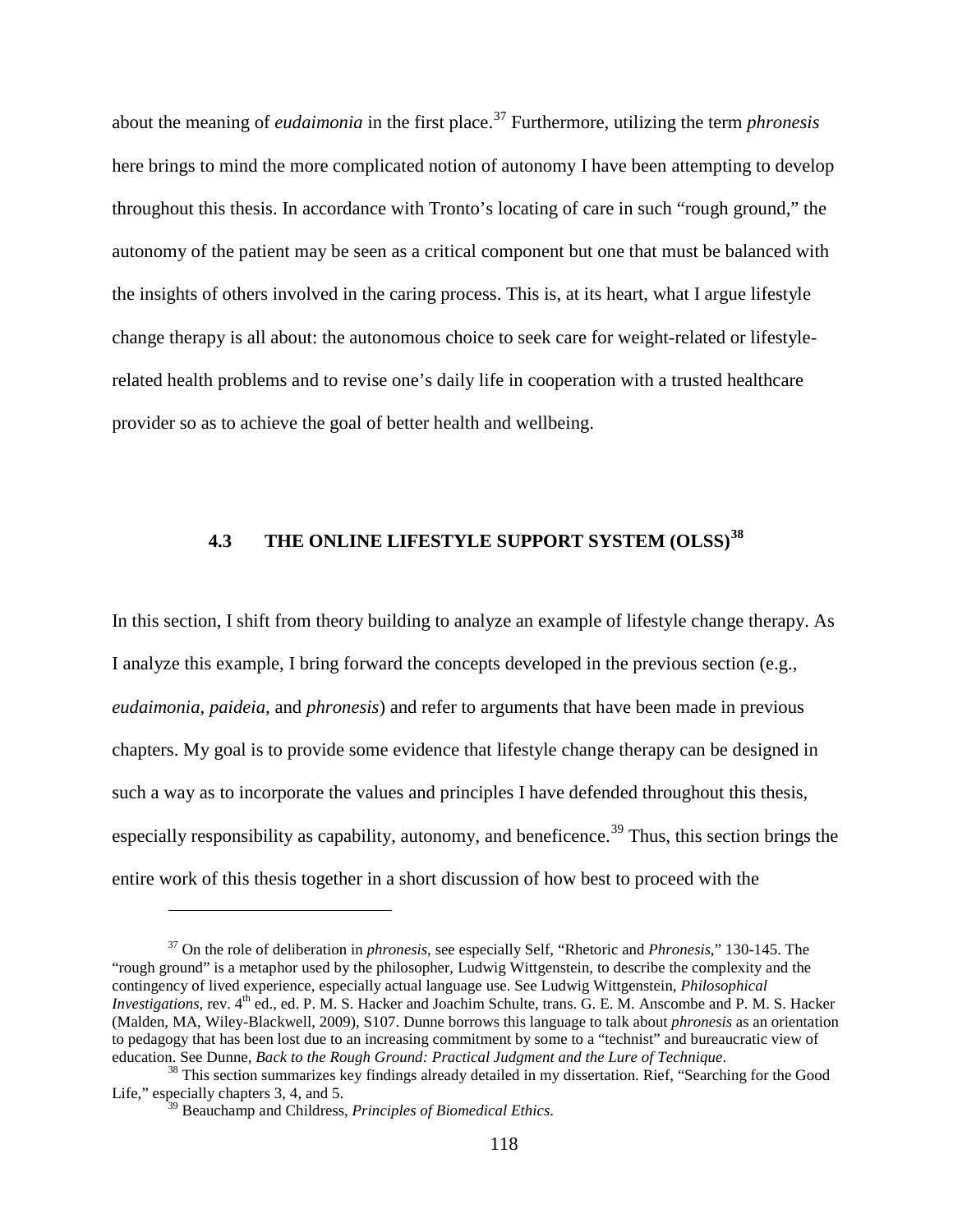about the meaning of *eudaimonia* in the first place.[37] Furthermore, utilizing the term *phronesis* here brings to mind the more complicated notion of autonomy I have been attempting to develop throughout this thesis. In accordance with Tronto's locating of care in such "rough ground," the autonomy of the patient may be seen as a critical component but one that must be balanced with the insights of others involved in the caring process. This is, at its heart, what I argue lifestyle change therapy is all about: the autonomous choice to seek care for weight-related or lifestyle-related health problems and to revise one's daily life in cooperation with a trusted healthcare provider so as to achieve the goal of better health and wellbeing.

## 4.3 THE ONLINE LIFESTYLE SUPPORT SYSTEM (OLSS)[38]

In this section, I shift from theory building to analyze an example of lifestyle change therapy. As I analyze this example, I bring forward the concepts developed in the previous section (e.g., *eudaimonia, paideia*, and *phronesis*) and refer to arguments that have been made in previous chapters. My goal is to provide some evidence that lifestyle change therapy can be designed in such a way as to incorporate the values and principles I have defended throughout this thesis, especially responsibility as capability, autonomy, and beneficence.[39] Thus, this section brings the entire work of this thesis together in a short discussion of how best to proceed with the

---

[37] On the role of deliberation in *phronesis*, see especially Self, "Rhetoric and *Phronesis*," 130-145. The "rough ground" is a metaphor used by the philosopher, Ludwig Wittgenstein, to describe the complexity and the contingency of lived experience, especially actual language use. See Ludwig Wittgenstein, *Philosophical Investigations*, rev. 4th ed., ed. P. M. S. Hacker and Joachim Schulte, trans. G. E. M. Anscombe and P. M. S. Hacker (Malden, MA, Wiley-Blackwell, 2009), S107. Dunne borrows this language to talk about *phronesis* as an orientation to pedagogy that has been lost due to an increasing commitment by some to a "technist" and bureaucratic view of education. See Dunne, *Back to the Rough Ground: Practical Judgment and the Lure of Technique*.

[38] This section summarizes key findings already detailed in my dissertation. Rief, "Searching for the Good Life," especially chapters 3, 4, and 5.

[39] Beauchamp and Childress, *Principles of Biomedical Ethics*.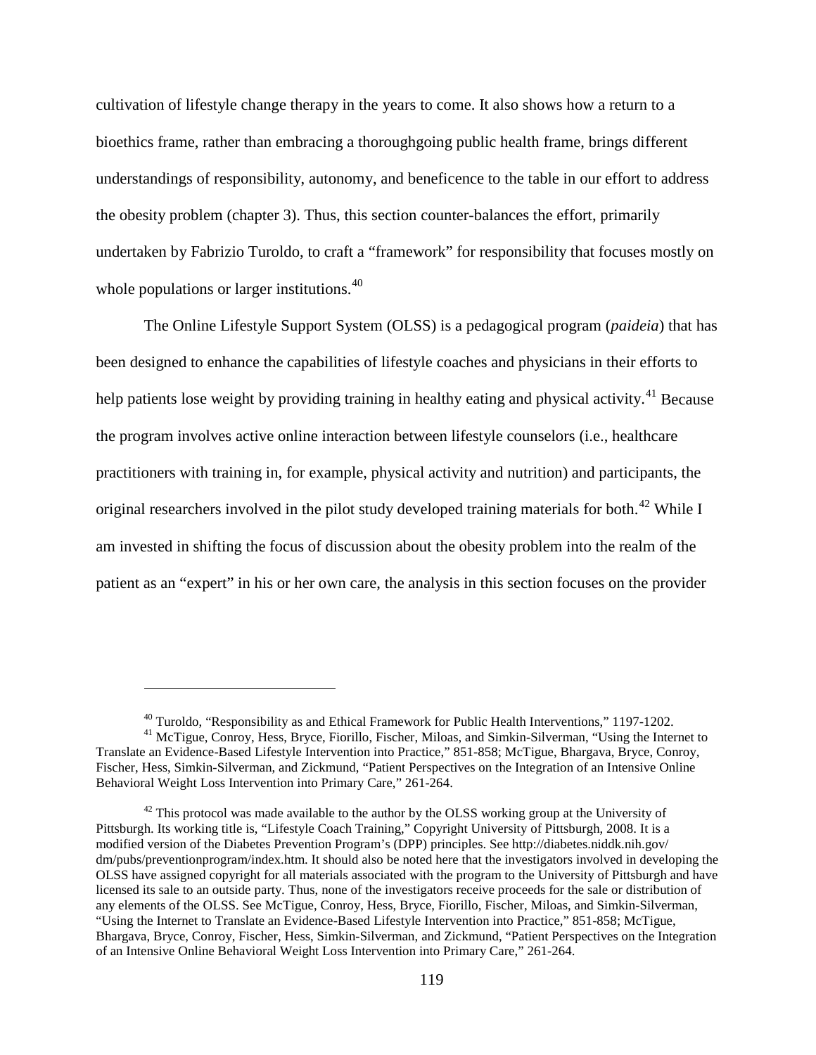cultivation of lifestyle change therapy in the years to come. It also shows how a return to a bioethics frame, rather than embracing a thoroughgoing public health frame, brings different understandings of responsibility, autonomy, and beneficence to the table in our effort to address the obesity problem (chapter 3). Thus, this section counter-balances the effort, primarily undertaken by Fabrizio Turoldo, to craft a "framework" for responsibility that focuses mostly on whole populations or larger institutions.[40]

The Online Lifestyle Support System (OLSS) is a pedagogical program (*paideia*) that has been designed to enhance the capabilities of lifestyle coaches and physicians in their efforts to help patients lose weight by providing training in healthy eating and physical activity.[41] Because the program involves active online interaction between lifestyle counselors (i.e., healthcare practitioners with training in, for example, physical activity and nutrition) and participants, the original researchers involved in the pilot study developed training materials for both.[42] While I am invested in shifting the focus of discussion about the obesity problem into the realm of the patient as an "expert" in his or her own care, the analysis in this section focuses on the provider

---

[40] Turoldo, "Responsibility as and Ethical Framework for Public Health Interventions," 1197-1202.

[41] McTigue, Conroy, Hess, Bryce, Fiorillo, Fischer, Miloas, and Simkin-Silverman, "Using the Internet to Translate an Evidence-Based Lifestyle Intervention into Practice," 851-858; McTigue, Bhargava, Bryce, Conroy, Fischer, Hess, Simkin-Silverman, and Zickmund, "Patient Perspectives on the Integration of an Intensive Online Behavioral Weight Loss Intervention into Primary Care," 261-264.

[42] This protocol was made available to the author by the OLSS working group at the University of Pittsburgh. Its working title is, "Lifestyle Coach Training," Copyright University of Pittsburgh, 2008. It is a modified version of the Diabetes Prevention Program's (DPP) principles. See http://diabetes.niddk.nih.gov/dm/pubs/preventionprogram/index.htm. It should also be noted here that the investigators involved in developing the OLSS have assigned copyright for all materials associated with the program to the University of Pittsburgh and have licensed its sale to an outside party. Thus, none of the investigators receive proceeds for the sale or distribution of any elements of the OLSS. See McTigue, Conroy, Hess, Bryce, Fiorillo, Fischer, Miloas, and Simkin-Silverman, "Using the Internet to Translate an Evidence-Based Lifestyle Intervention into Practice," 851-858; McTigue, Bhargava, Bryce, Conroy, Fischer, Hess, Simkin-Silverman, and Zickmund, "Patient Perspectives on the Integration of an Intensive Online Behavioral Weight Loss Intervention into Primary Care," 261-264.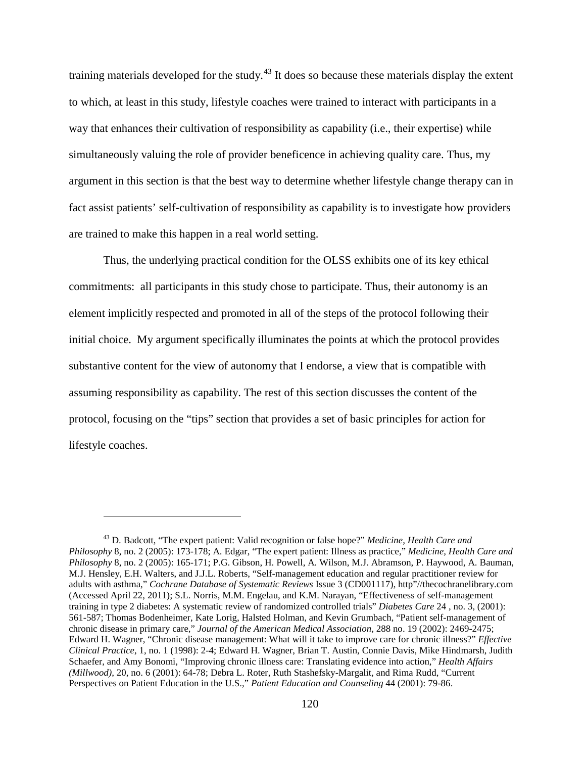training materials developed for the study.[43] It does so because these materials display the extent to which, at least in this study, lifestyle coaches were trained to interact with participants in a way that enhances their cultivation of responsibility as capability (i.e., their expertise) while simultaneously valuing the role of provider beneficence in achieving quality care. Thus, my argument in this section is that the best way to determine whether lifestyle change therapy can in fact assist patients' self-cultivation of responsibility as capability is to investigate how providers are trained to make this happen in a real world setting.

Thus, the underlying practical condition for the OLSS exhibits one of its key ethical commitments: all participants in this study chose to participate. Thus, their autonomy is an element implicitly respected and promoted in all of the steps of the protocol following their initial choice. My argument specifically illuminates the points at which the protocol provides substantive content for the view of autonomy that I endorse, a view that is compatible with assuming responsibility as capability. The rest of this section discusses the content of the protocol, focusing on the "tips" section that provides a set of basic principles for action for lifestyle coaches.

---

[43] D. Badcott, "The expert patient: Valid recognition or false hope?" *Medicine, Health Care and Philosophy* 8, no. 2 (2005): 173-178; A. Edgar, "The expert patient: Illness as practice," *Medicine, Health Care and Philosophy* 8, no. 2 (2005): 165-171; P.G. Gibson, H. Powell, A. Wilson, M.J. Abramson, P. Haywood, A. Bauman, M.J. Hensley, E.H. Walters, and J.J.L. Roberts, "Self-management education and regular practitioner review for adults with asthma," *Cochrane Database of Systematic Reviews* Issue 3 (CD001117), http"//thecochranelibrary.com (Accessed April 22, 2011); S.L. Norris, M.M. Engelau, and K.M. Narayan, "Effectiveness of self-management training in type 2 diabetes: A systematic review of randomized controlled trials" *Diabetes Care* 24 , no. 3, (2001): 561-587; Thomas Bodenheimer, Kate Lorig, Halsted Holman, and Kevin Grumbach, "Patient self-management of chronic disease in primary care," *Journal of the American Medical Association*, 288 no. 19 (2002): 2469-2475; Edward H. Wagner, "Chronic disease management: What will it take to improve care for chronic illness?" *Effective Clinical Practice*, 1, no. 1 (1998): 2-4; Edward H. Wagner, Brian T. Austin, Connie Davis, Mike Hindmarsh, Judith Schaefer, and Amy Bonomi, "Improving chronic illness care: Translating evidence into action," *Health Affairs (Millwood)*, 20, no. 6 (2001): 64-78; Debra L. Roter, Ruth Stashefsky-Margalit, and Rima Rudd, "Current Perspectives on Patient Education in the U.S.," *Patient Education and Counseling* 44 (2001): 79-86.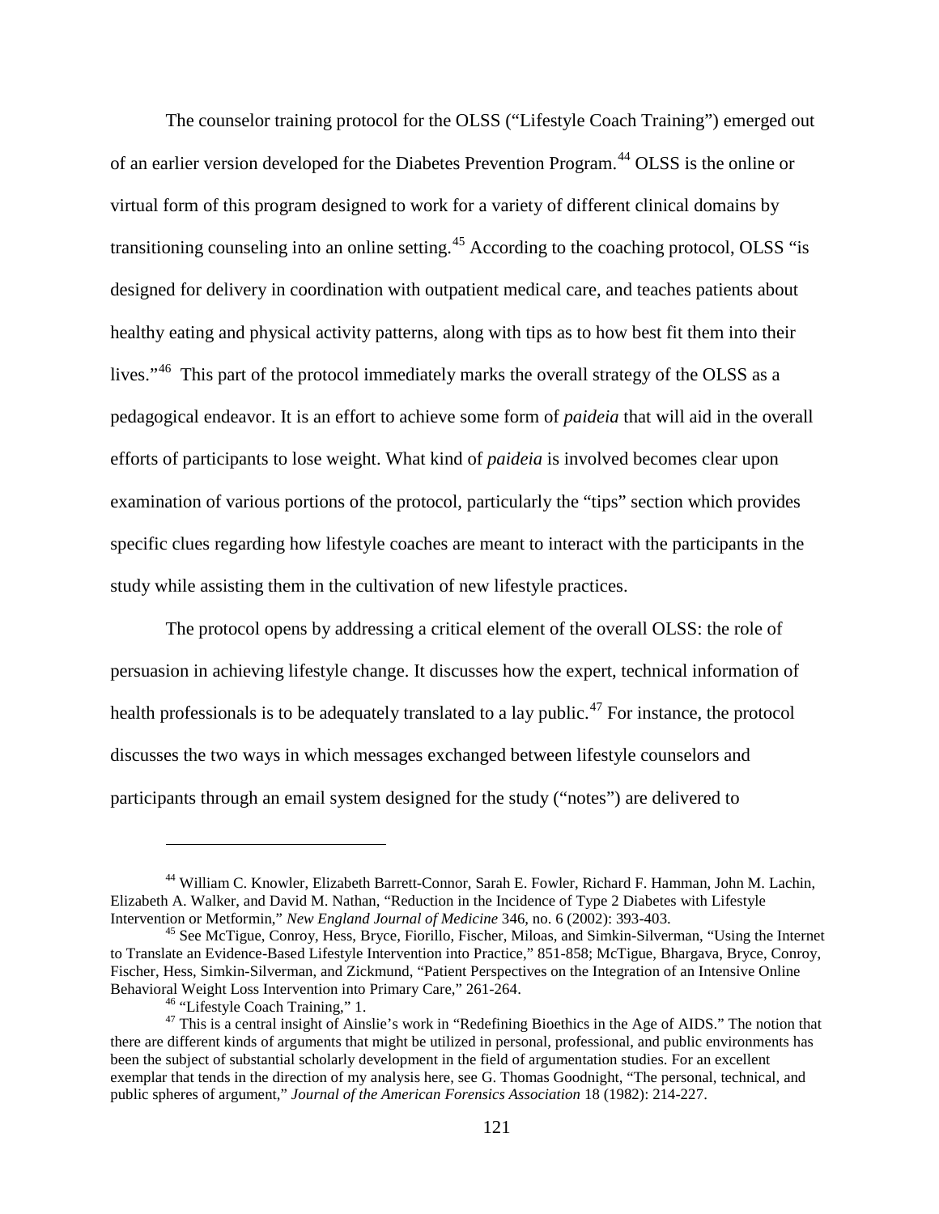The counselor training protocol for the OLSS ("Lifestyle Coach Training") emerged out of an earlier version developed for the Diabetes Prevention Program.[44] OLSS is the online or virtual form of this program designed to work for a variety of different clinical domains by transitioning counseling into an online setting.[45] According to the coaching protocol, OLSS "is designed for delivery in coordination with outpatient medical care, and teaches patients about healthy eating and physical activity patterns, along with tips as to how best fit them into their lives."[46] This part of the protocol immediately marks the overall strategy of the OLSS as a pedagogical endeavor. It is an effort to achieve some form of *paideia* that will aid in the overall efforts of participants to lose weight. What kind of *paideia* is involved becomes clear upon examination of various portions of the protocol, particularly the "tips" section which provides specific clues regarding how lifestyle coaches are meant to interact with the participants in the study while assisting them in the cultivation of new lifestyle practices.

The protocol opens by addressing a critical element of the overall OLSS: the role of persuasion in achieving lifestyle change. It discusses how the expert, technical information of health professionals is to be adequately translated to a lay public.[47] For instance, the protocol discusses the two ways in which messages exchanged between lifestyle counselors and participants through an email system designed for the study ("notes") are delivered to

---

[44] William C. Knowler, Elizabeth Barrett-Connor, Sarah E. Fowler, Richard F. Hamman, John M. Lachin, Elizabeth A. Walker, and David M. Nathan, "Reduction in the Incidence of Type 2 Diabetes with Lifestyle Intervention or Metformin," *New England Journal of Medicine* 346, no. 6 (2002): 393-403.

[45] See McTigue, Conroy, Hess, Bryce, Fiorillo, Fischer, Miloas, and Simkin-Silverman, "Using the Internet to Translate an Evidence-Based Lifestyle Intervention into Practice," 851-858; McTigue, Bhargava, Bryce, Conroy, Fischer, Hess, Simkin-Silverman, and Zickmund, "Patient Perspectives on the Integration of an Intensive Online Behavioral Weight Loss Intervention into Primary Care," 261-264.

[46] "Lifestyle Coach Training," 1.

[47] This is a central insight of Ainslie's work in "Redefining Bioethics in the Age of AIDS." The notion that there are different kinds of arguments that might be utilized in personal, professional, and public environments has been the subject of substantial scholarly development in the field of argumentation studies. For an excellent exemplar that tends in the direction of my analysis here, see G. Thomas Goodnight, "The personal, technical, and public spheres of argument," *Journal of the American Forensics Association* 18 (1982): 214-227.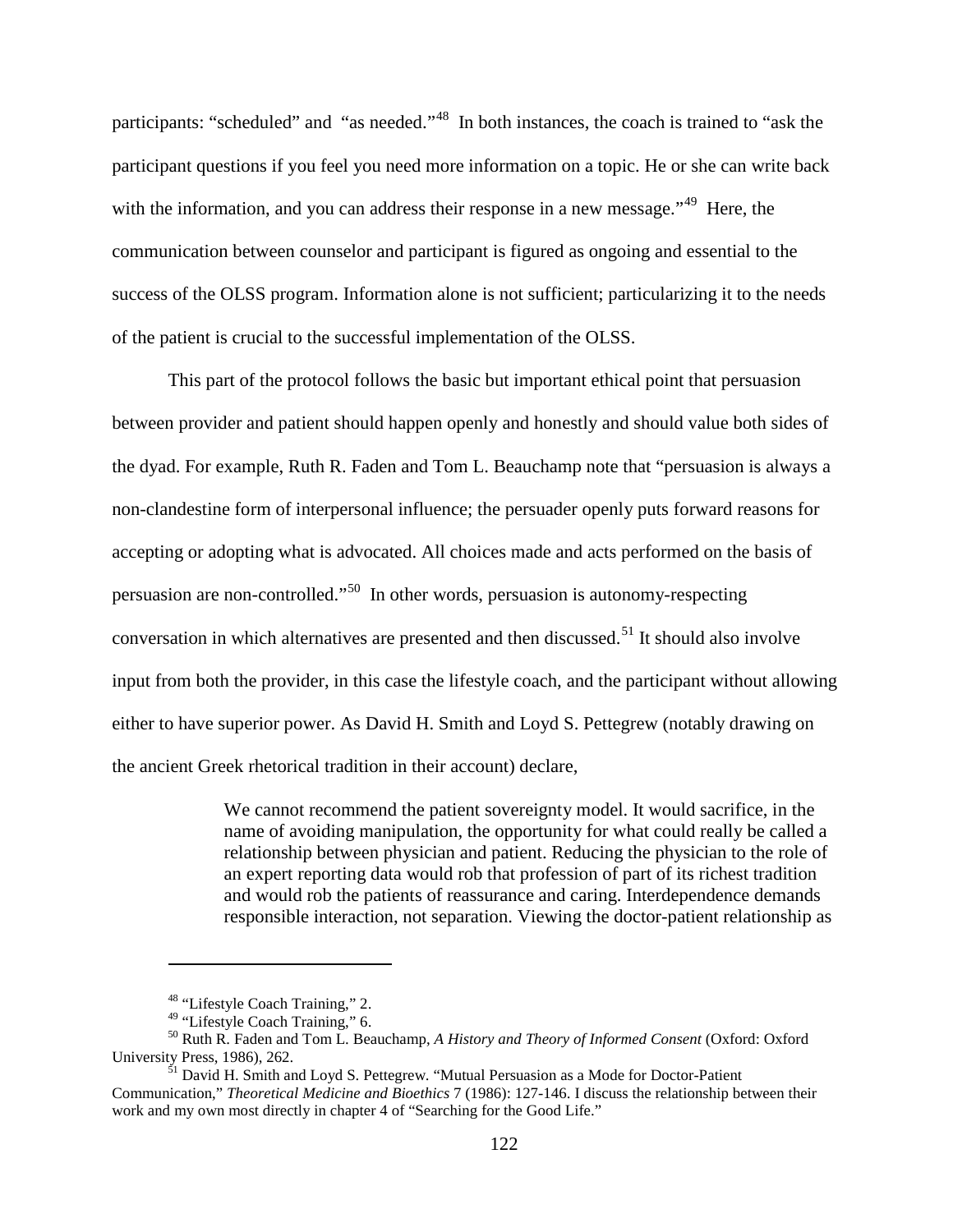participants: "scheduled" and "as needed."[48] In both instances, the coach is trained to "ask the participant questions if you feel you need more information on a topic. He or she can write back with the information, and you can address their response in a new message."[49] Here, the communication between counselor and participant is figured as ongoing and essential to the success of the OLSS program. Information alone is not sufficient; particularizing it to the needs of the patient is crucial to the successful implementation of the OLSS.

This part of the protocol follows the basic but important ethical point that persuasion between provider and patient should happen openly and honestly and should value both sides of the dyad. For example, Ruth R. Faden and Tom L. Beauchamp note that "persuasion is always a non-clandestine form of interpersonal influence; the persuader openly puts forward reasons for accepting or adopting what is advocated. All choices made and acts performed on the basis of persuasion are non-controlled."[50] In other words, persuasion is autonomy-respecting conversation in which alternatives are presented and then discussed.[51] It should also involve input from both the provider, in this case the lifestyle coach, and the participant without allowing either to have superior power. As David H. Smith and Loyd S. Pettegrew (notably drawing on the ancient Greek rhetorical tradition in their account) declare,

> We cannot recommend the patient sovereignty model. It would sacrifice, in the name of avoiding manipulation, the opportunity for what could really be called a relationship between physician and patient. Reducing the physician to the role of an expert reporting data would rob that profession of part of its richest tradition and would rob the patients of reassurance and caring. Interdependence demands responsible interaction, not separation. Viewing the doctor-patient relationship as

---

[48] "Lifestyle Coach Training," 2.

[49] "Lifestyle Coach Training," 6.

[50] Ruth R. Faden and Tom L. Beauchamp, *A History and Theory of Informed Consent* (Oxford: Oxford University Press, 1986), 262.

[51] David H. Smith and Loyd S. Pettegrew. "Mutual Persuasion as a Mode for Doctor-Patient Communication," *Theoretical Medicine and Bioethics* 7 (1986): 127-146. I discuss the relationship between their work and my own most directly in chapter 4 of "Searching for the Good Life."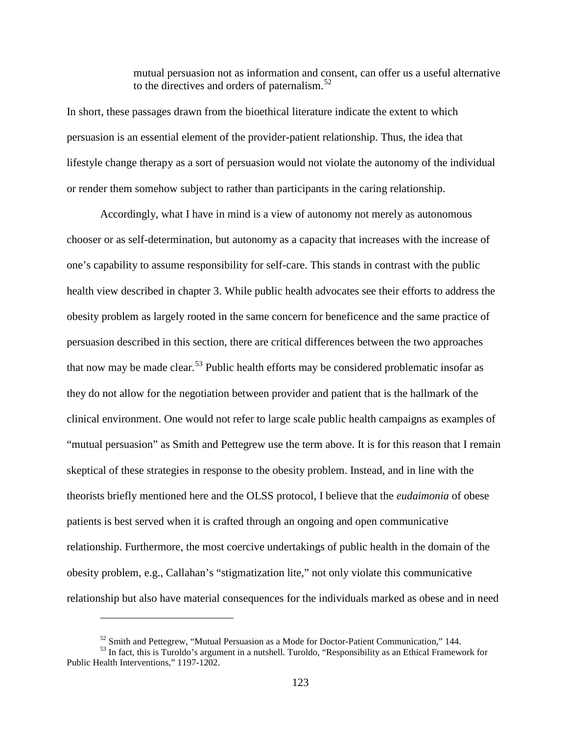> mutual persuasion not as information and consent, can offer us a useful alternative to the directives and orders of paternalism.[52]

In short, these passages drawn from the bioethical literature indicate the extent to which persuasion is an essential element of the provider-patient relationship. Thus, the idea that lifestyle change therapy as a sort of persuasion would not violate the autonomy of the individual or render them somehow subject to rather than participants in the caring relationship.

Accordingly, what I have in mind is a view of autonomy not merely as autonomous chooser or as self-determination, but autonomy as a capacity that increases with the increase of one's capability to assume responsibility for self-care. This stands in contrast with the public health view described in chapter 3. While public health advocates see their efforts to address the obesity problem as largely rooted in the same concern for beneficence and the same practice of persuasion described in this section, there are critical differences between the two approaches that now may be made clear.[53] Public health efforts may be considered problematic insofar as they do not allow for the negotiation between provider and patient that is the hallmark of the clinical environment. One would not refer to large scale public health campaigns as examples of "mutual persuasion" as Smith and Pettegrew use the term above. It is for this reason that I remain skeptical of these strategies in response to the obesity problem. Instead, and in line with the theorists briefly mentioned here and the OLSS protocol, I believe that the *eudaimonia* of obese patients is best served when it is crafted through an ongoing and open communicative relationship. Furthermore, the most coercive undertakings of public health in the domain of the obesity problem, e.g., Callahan's "stigmatization lite," not only violate this communicative relationship but also have material consequences for the individuals marked as obese and in need

---

[52] Smith and Pettegrew, "Mutual Persuasion as a Mode for Doctor-Patient Communication," 144.

[53] In fact, this is Turoldo's argument in a nutshell. Turoldo, "Responsibility as an Ethical Framework for Public Health Interventions," 1197-1202.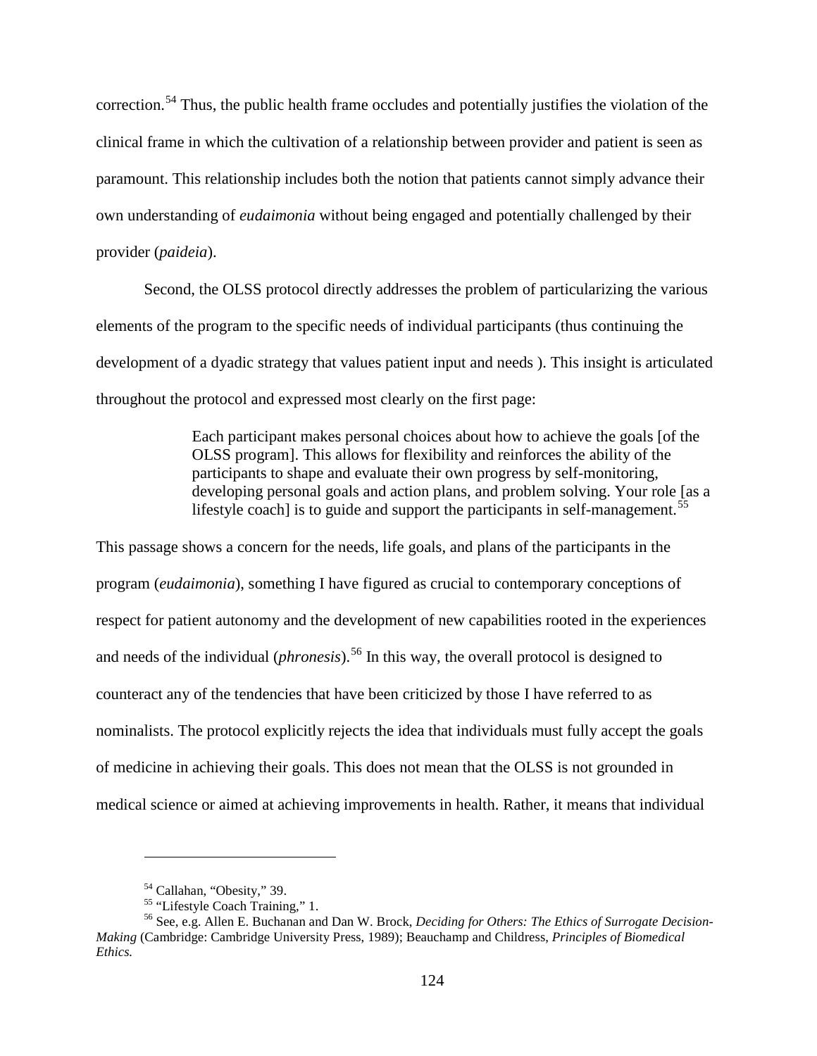correction.[54] Thus, the public health frame occludes and potentially justifies the violation of the clinical frame in which the cultivation of a relationship between provider and patient is seen as paramount. This relationship includes both the notion that patients cannot simply advance their own understanding of *eudaimonia* without being engaged and potentially challenged by their provider (*paideia*).

Second, the OLSS protocol directly addresses the problem of particularizing the various elements of the program to the specific needs of individual participants (thus continuing the development of a dyadic strategy that values patient input and needs ). This insight is articulated throughout the protocol and expressed most clearly on the first page:

> Each participant makes personal choices about how to achieve the goals [of the OLSS program]. This allows for flexibility and reinforces the ability of the participants to shape and evaluate their own progress by self-monitoring, developing personal goals and action plans, and problem solving. Your role [as a lifestyle coach] is to guide and support the participants in self-management.[55]

This passage shows a concern for the needs, life goals, and plans of the participants in the program (*eudaimonia*), something I have figured as crucial to contemporary conceptions of respect for patient autonomy and the development of new capabilities rooted in the experiences and needs of the individual (*phronesis*).[56] In this way, the overall protocol is designed to counteract any of the tendencies that have been criticized by those I have referred to as nominalists. The protocol explicitly rejects the idea that individuals must fully accept the goals of medicine in achieving their goals. This does not mean that the OLSS is not grounded in medical science or aimed at achieving improvements in health. Rather, it means that individual

---

[54] Callahan, "Obesity," 39.

[55] "Lifestyle Coach Training," 1.

[56] See, e.g. Allen E. Buchanan and Dan W. Brock, *Deciding for Others: The Ethics of Surrogate Decision-Making* (Cambridge: Cambridge University Press, 1989); Beauchamp and Childress, *Principles of Biomedical Ethics.*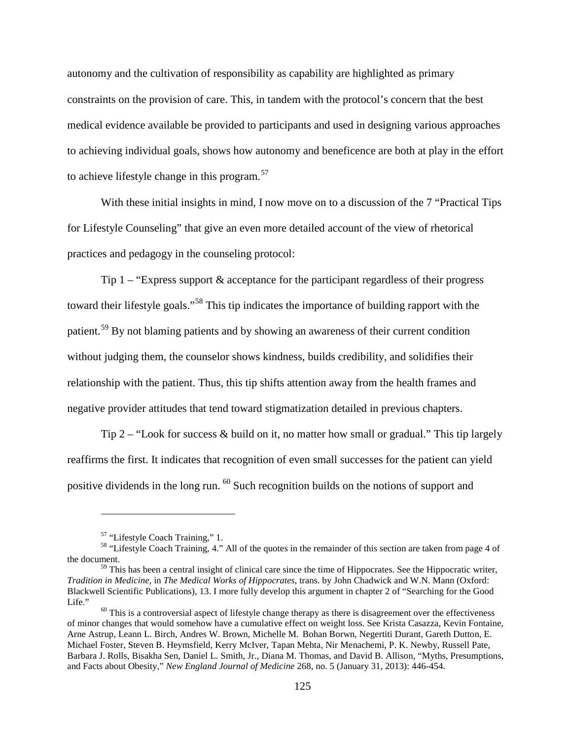autonomy and the cultivation of responsibility as capability are highlighted as primary constraints on the provision of care. This, in tandem with the protocol's concern that the best medical evidence available be provided to participants and used in designing various approaches to achieving individual goals, shows how autonomy and beneficence are both at play in the effort to achieve lifestyle change in this program.[57]

With these initial insights in mind, I now move on to a discussion of the 7 "Practical Tips for Lifestyle Counseling" that give an even more detailed account of the view of rhetorical practices and pedagogy in the counseling protocol:

Tip 1 – "Express support & acceptance for the participant regardless of their progress toward their lifestyle goals."[58] This tip indicates the importance of building rapport with the patient.[59] By not blaming patients and by showing an awareness of their current condition without judging them, the counselor shows kindness, builds credibility, and solidifies their relationship with the patient. Thus, this tip shifts attention away from the health frames and negative provider attitudes that tend toward stigmatization detailed in previous chapters.

Tip 2 – "Look for success & build on it, no matter how small or gradual." This tip largely reaffirms the first. It indicates that recognition of even small successes for the patient can yield positive dividends in the long run. [60] Such recognition builds on the notions of support and

---

[57] "Lifestyle Coach Training," 1.

[58] "Lifestyle Coach Training, 4." All of the quotes in the remainder of this section are taken from page 4 of the document.

[59] This has been a central insight of clinical care since the time of Hippocrates. See the Hippocratic writer, *Tradition in Medicine,* in *The Medical Works of Hippocrates*, trans. by John Chadwick and W.N. Mann (Oxford: Blackwell Scientific Publications), 13. I more fully develop this argument in chapter 2 of "Searching for the Good Life."

[60] This is a controversial aspect of lifestyle change therapy as there is disagreement over the effectiveness of minor changes that would somehow have a cumulative effect on weight loss. See Krista Casazza, Kevin Fontaine, Arne Astrup, Leann L. Birch, Andres W. Brown, Michelle M. Bohan Borwn, Negertiti Durant, Gareth Dutton, E. Michael Foster, Steven B. Heymsfield, Kerry McIver, Tapan Mehta, Nir Menachemi, P. K. Newby, Russell Pate, Barbara J. Rolls, Bisakha Sen, Daniel L. Smith, Jr., Diana M. Thomas, and David B. Allison, "Myths, Presumptions, and Facts about Obesity," *New England Journal of Medicine* 268, no. 5 (January 31, 2013): 446-454.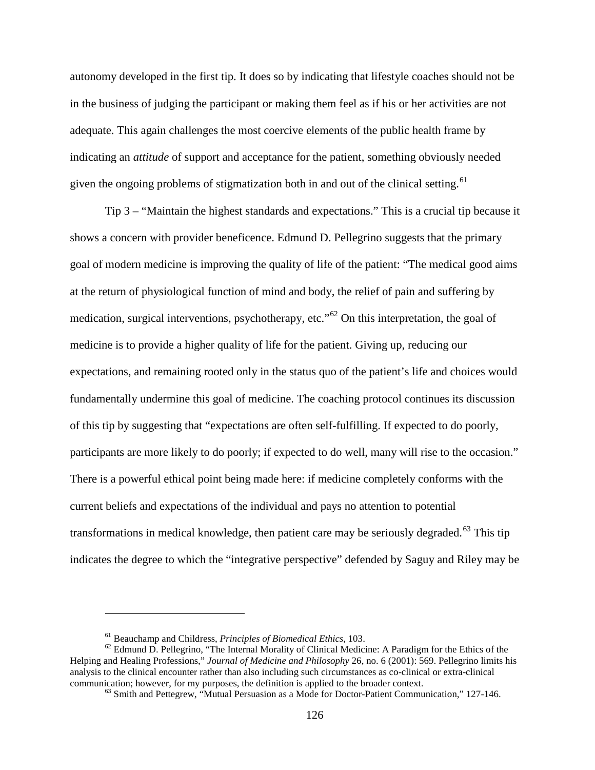autonomy developed in the first tip. It does so by indicating that lifestyle coaches should not be in the business of judging the participant or making them feel as if his or her activities are not adequate. This again challenges the most coercive elements of the public health frame by indicating an *attitude* of support and acceptance for the patient, something obviously needed given the ongoing problems of stigmatization both in and out of the clinical setting.[61]

Tip 3 – "Maintain the highest standards and expectations." This is a crucial tip because it shows a concern with provider beneficence. Edmund D. Pellegrino suggests that the primary goal of modern medicine is improving the quality of life of the patient: "The medical good aims at the return of physiological function of mind and body, the relief of pain and suffering by medication, surgical interventions, psychotherapy, etc."[62] On this interpretation, the goal of medicine is to provide a higher quality of life for the patient. Giving up, reducing our expectations, and remaining rooted only in the status quo of the patient's life and choices would fundamentally undermine this goal of medicine. The coaching protocol continues its discussion of this tip by suggesting that "expectations are often self-fulfilling. If expected to do poorly, participants are more likely to do poorly; if expected to do well, many will rise to the occasion." There is a powerful ethical point being made here: if medicine completely conforms with the current beliefs and expectations of the individual and pays no attention to potential transformations in medical knowledge, then patient care may be seriously degraded.[63] This tip indicates the degree to which the "integrative perspective" defended by Saguy and Riley may be

---

[61] Beauchamp and Childress, *Principles of Biomedical Ethics*, 103.

[62] Edmund D. Pellegrino, "The Internal Morality of Clinical Medicine: A Paradigm for the Ethics of the Helping and Healing Professions," *Journal of Medicine and Philosophy* 26, no. 6 (2001): 569. Pellegrino limits his analysis to the clinical encounter rather than also including such circumstances as co-clinical or extra-clinical communication; however, for my purposes, the definition is applied to the broader context.

[63] Smith and Pettegrew, "Mutual Persuasion as a Mode for Doctor-Patient Communication," 127-146.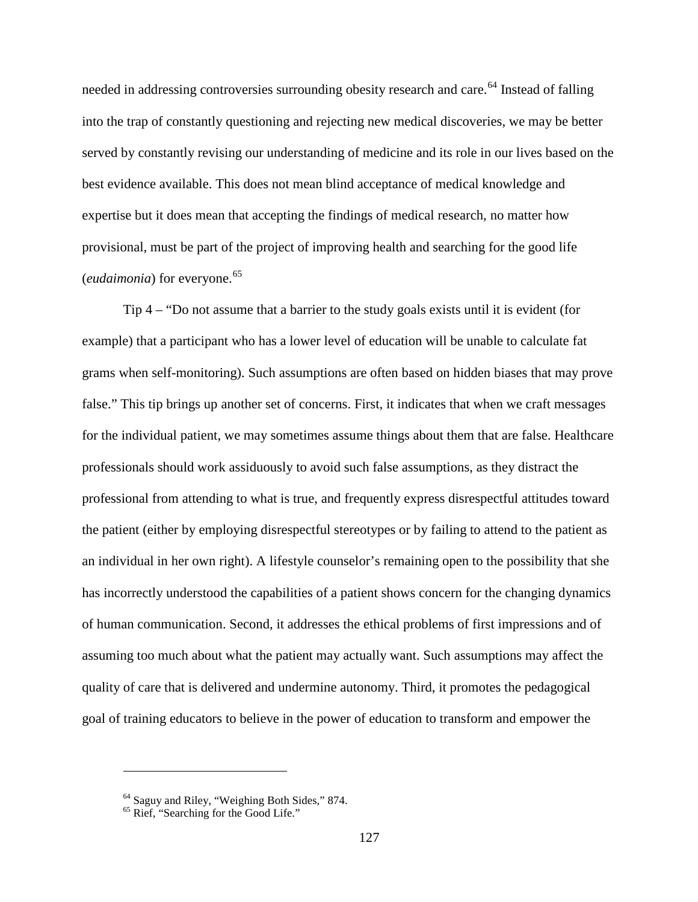needed in addressing controversies surrounding obesity research and care.[64] Instead of falling into the trap of constantly questioning and rejecting new medical discoveries, we may be better served by constantly revising our understanding of medicine and its role in our lives based on the best evidence available. This does not mean blind acceptance of medical knowledge and expertise but it does mean that accepting the findings of medical research, no matter how provisional, must be part of the project of improving health and searching for the good life (*eudaimonia*) for everyone.[65]

Tip 4 – "Do not assume that a barrier to the study goals exists until it is evident (for example) that a participant who has a lower level of education will be unable to calculate fat grams when self-monitoring). Such assumptions are often based on hidden biases that may prove false." This tip brings up another set of concerns. First, it indicates that when we craft messages for the individual patient, we may sometimes assume things about them that are false. Healthcare professionals should work assiduously to avoid such false assumptions, as they distract the professional from attending to what is true, and frequently express disrespectful attitudes toward the patient (either by employing disrespectful stereotypes or by failing to attend to the patient as an individual in her own right). A lifestyle counselor's remaining open to the possibility that she has incorrectly understood the capabilities of a patient shows concern for the changing dynamics of human communication. Second, it addresses the ethical problems of first impressions and of assuming too much about what the patient may actually want. Such assumptions may affect the quality of care that is delivered and undermine autonomy. Third, it promotes the pedagogical goal of training educators to believe in the power of education to transform and empower the

---

[64] Saguy and Riley, "Weighing Both Sides," 874.

[65] Rief, "Searching for the Good Life."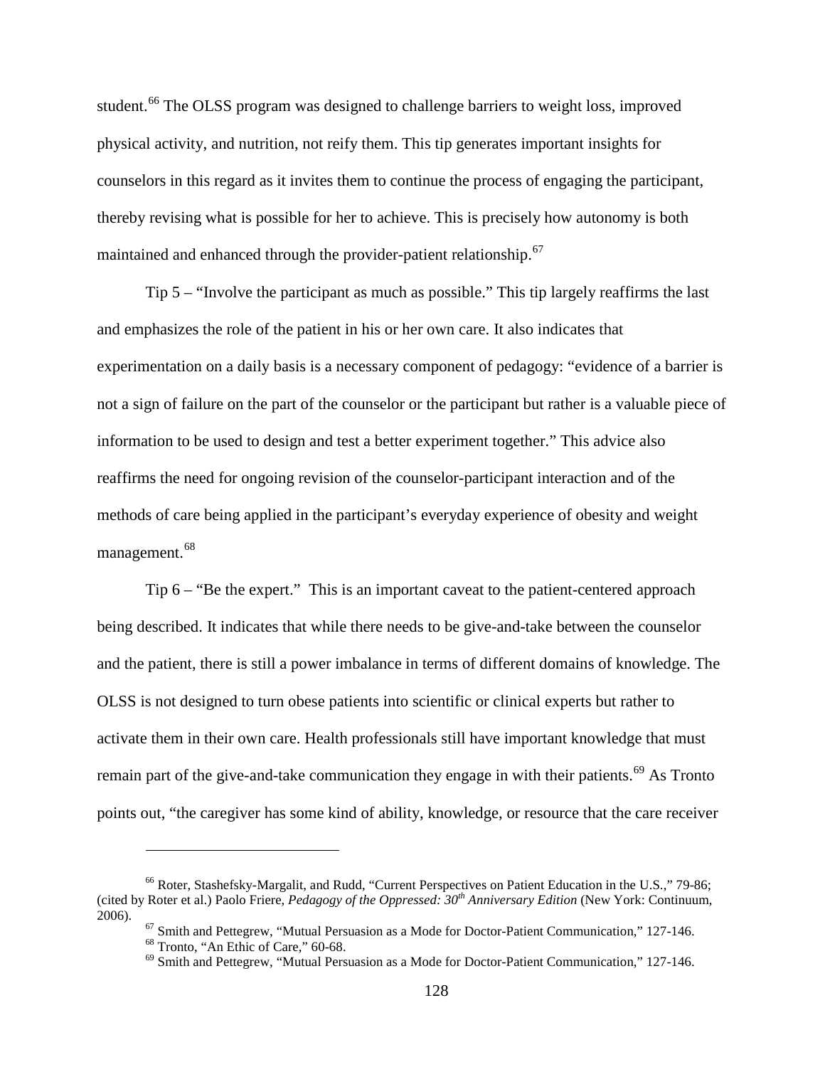student.[66] The OLSS program was designed to challenge barriers to weight loss, improved physical activity, and nutrition, not reify them. This tip generates important insights for counselors in this regard as it invites them to continue the process of engaging the participant, thereby revising what is possible for her to achieve. This is precisely how autonomy is both maintained and enhanced through the provider-patient relationship.[67]

Tip 5 – "Involve the participant as much as possible." This tip largely reaffirms the last and emphasizes the role of the patient in his or her own care. It also indicates that experimentation on a daily basis is a necessary component of pedagogy: "evidence of a barrier is not a sign of failure on the part of the counselor or the participant but rather is a valuable piece of information to be used to design and test a better experiment together." This advice also reaffirms the need for ongoing revision of the counselor-participant interaction and of the methods of care being applied in the participant's everyday experience of obesity and weight management.[68]

Tip 6 – "Be the expert." This is an important caveat to the patient-centered approach being described. It indicates that while there needs to be give-and-take between the counselor and the patient, there is still a power imbalance in terms of different domains of knowledge. The OLSS is not designed to turn obese patients into scientific or clinical experts but rather to activate them in their own care. Health professionals still have important knowledge that must remain part of the give-and-take communication they engage in with their patients.[69] As Tronto points out, "the caregiver has some kind of ability, knowledge, or resource that the care receiver

---

[66] Roter, Stashefsky-Margalit, and Rudd, "Current Perspectives on Patient Education in the U.S.," 79-86; (cited by Roter et al.) Paolo Friere, *Pedagogy of the Oppressed: 30th Anniversary Edition* (New York: Continuum, 2006).

[67] Smith and Pettegrew, "Mutual Persuasion as a Mode for Doctor-Patient Communication," 127-146.

[68] Tronto, "An Ethic of Care," 60-68.

[69] Smith and Pettegrew, "Mutual Persuasion as a Mode for Doctor-Patient Communication," 127-146.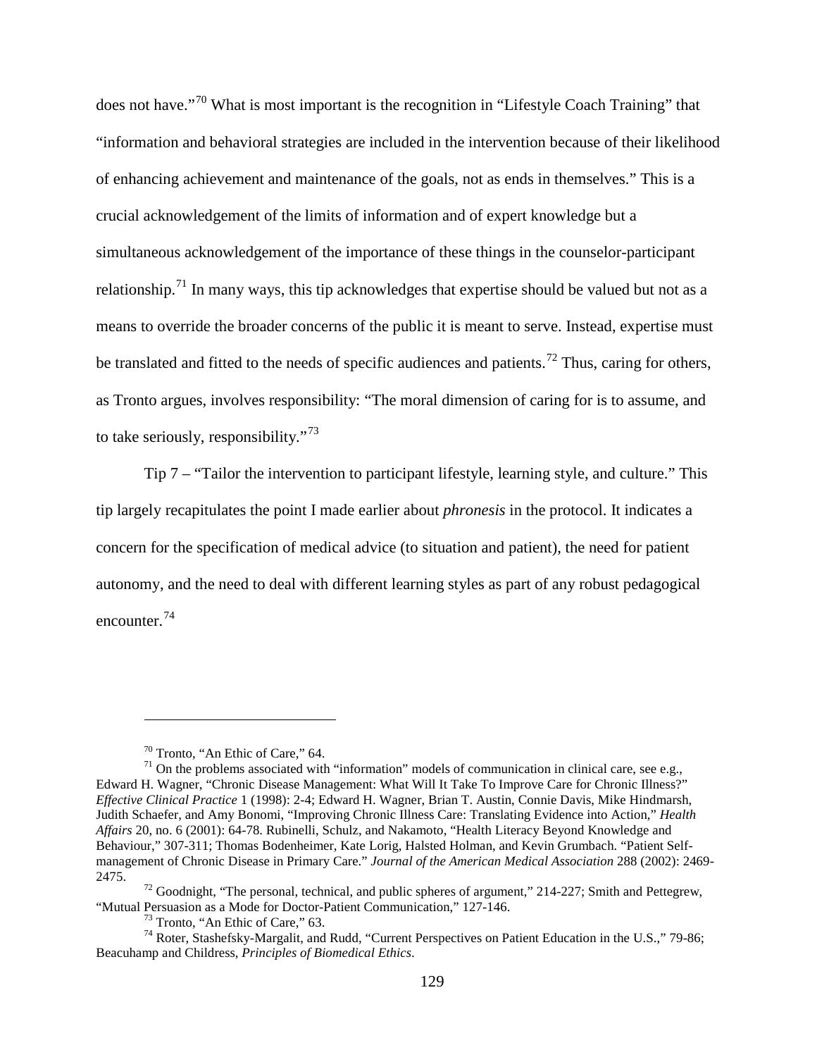does not have."[70] What is most important is the recognition in "Lifestyle Coach Training" that "information and behavioral strategies are included in the intervention because of their likelihood of enhancing achievement and maintenance of the goals, not as ends in themselves." This is a crucial acknowledgement of the limits of information and of expert knowledge but a simultaneous acknowledgement of the importance of these things in the counselor-participant relationship.[71] In many ways, this tip acknowledges that expertise should be valued but not as a means to override the broader concerns of the public it is meant to serve. Instead, expertise must be translated and fitted to the needs of specific audiences and patients.[72] Thus, caring for others, as Tronto argues, involves responsibility: "The moral dimension of caring for is to assume, and to take seriously, responsibility."[73]

Tip 7 – "Tailor the intervention to participant lifestyle, learning style, and culture." This tip largely recapitulates the point I made earlier about *phronesis* in the protocol. It indicates a concern for the specification of medical advice (to situation and patient), the need for patient autonomy, and the need to deal with different learning styles as part of any robust pedagogical encounter.[74]

---

[70] Tronto, "An Ethic of Care," 64.

[71] On the problems associated with "information" models of communication in clinical care, see e.g., Edward H. Wagner, "Chronic Disease Management: What Will It Take To Improve Care for Chronic Illness?" *Effective Clinical Practice* 1 (1998): 2-4; Edward H. Wagner, Brian T. Austin, Connie Davis, Mike Hindmarsh, Judith Schaefer, and Amy Bonomi, "Improving Chronic Illness Care: Translating Evidence into Action," *Health Affairs* 20, no. 6 (2001): 64-78. Rubinelli, Schulz, and Nakamoto, "Health Literacy Beyond Knowledge and Behaviour," 307-311; Thomas Bodenheimer, Kate Lorig, Halsted Holman, and Kevin Grumbach. "Patient Self-management of Chronic Disease in Primary Care." *Journal of the American Medical Association* 288 (2002): 2469-2475.

[72] Goodnight, "The personal, technical, and public spheres of argument," 214-227; Smith and Pettegrew, "Mutual Persuasion as a Mode for Doctor-Patient Communication," 127-146.

[73] Tronto, "An Ethic of Care," 63.

[74] Roter, Stashefsky-Margalit, and Rudd, "Current Perspectives on Patient Education in the U.S.," 79-86; Beacuhamp and Childress, *Principles of Biomedical Ethics*.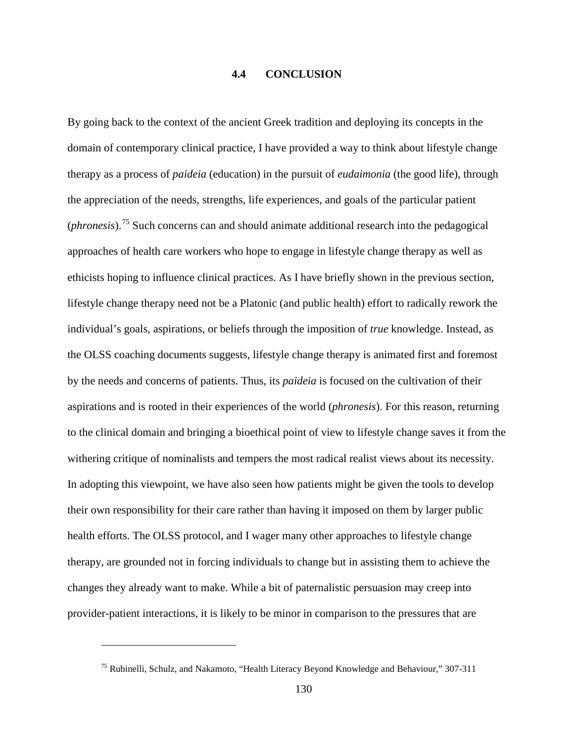## 4.4 CONCLUSION

By going back to the context of the ancient Greek tradition and deploying its concepts in the domain of contemporary clinical practice, I have provided a way to think about lifestyle change therapy as a process of *paideia* (education) in the pursuit of *eudaimonia* (the good life), through the appreciation of the needs, strengths, life experiences, and goals of the particular patient (*phronesis*).[75] Such concerns can and should animate additional research into the pedagogical approaches of health care workers who hope to engage in lifestyle change therapy as well as ethicists hoping to influence clinical practices. As I have briefly shown in the previous section, lifestyle change therapy need not be a Platonic (and public health) effort to radically rework the individual's goals, aspirations, or beliefs through the imposition of *true* knowledge. Instead, as the OLSS coaching documents suggests, lifestyle change therapy is animated first and foremost by the needs and concerns of patients. Thus, its *paideia* is focused on the cultivation of their aspirations and is rooted in their experiences of the world (*phronesis*). For this reason, returning to the clinical domain and bringing a bioethical point of view to lifestyle change saves it from the withering critique of nominalists and tempers the most radical realist views about its necessity. In adopting this viewpoint, we have also seen how patients might be given the tools to develop their own responsibility for their care rather than having it imposed on them by larger public health efforts. The OLSS protocol, and I wager many other approaches to lifestyle change therapy, are grounded not in forcing individuals to change but in assisting them to achieve the changes they already want to make. While a bit of paternalistic persuasion may creep into provider-patient interactions, it is likely to be minor in comparison to the pressures that are

[75] Rubinelli, Schulz, and Nakamoto, "Health Literacy Beyond Knowledge and Behaviour," 307-311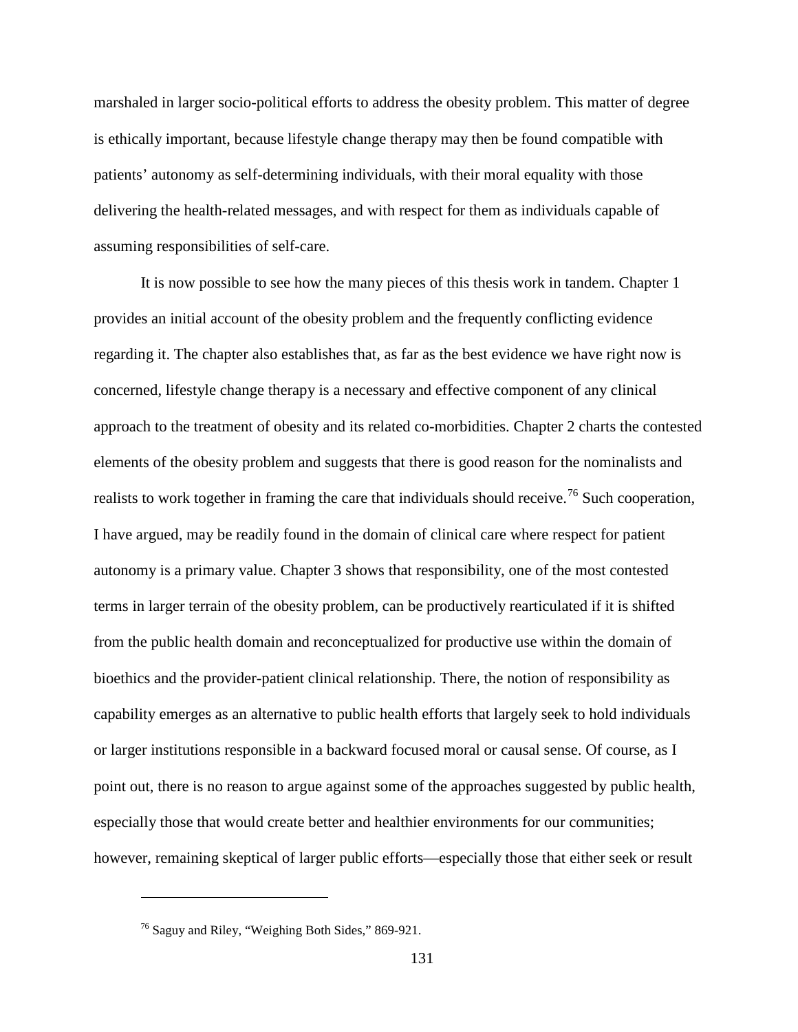marshaled in larger socio-political efforts to address the obesity problem. This matter of degree is ethically important, because lifestyle change therapy may then be found compatible with patients' autonomy as self-determining individuals, with their moral equality with those delivering the health-related messages, and with respect for them as individuals capable of assuming responsibilities of self-care.

It is now possible to see how the many pieces of this thesis work in tandem. Chapter 1 provides an initial account of the obesity problem and the frequently conflicting evidence regarding it. The chapter also establishes that, as far as the best evidence we have right now is concerned, lifestyle change therapy is a necessary and effective component of any clinical approach to the treatment of obesity and its related co-morbidities. Chapter 2 charts the contested elements of the obesity problem and suggests that there is good reason for the nominalists and realists to work together in framing the care that individuals should receive.[76] Such cooperation, I have argued, may be readily found in the domain of clinical care where respect for patient autonomy is a primary value. Chapter 3 shows that responsibility, one of the most contested terms in larger terrain of the obesity problem, can be productively rearticulated if it is shifted from the public health domain and reconceptualized for productive use within the domain of bioethics and the provider-patient clinical relationship. There, the notion of responsibility as capability emerges as an alternative to public health efforts that largely seek to hold individuals or larger institutions responsible in a backward focused moral or causal sense. Of course, as I point out, there is no reason to argue against some of the approaches suggested by public health, especially those that would create better and healthier environments for our communities; however, remaining skeptical of larger public efforts—especially those that either seek or result

---

[76] Saguy and Riley, "Weighing Both Sides," 869-921.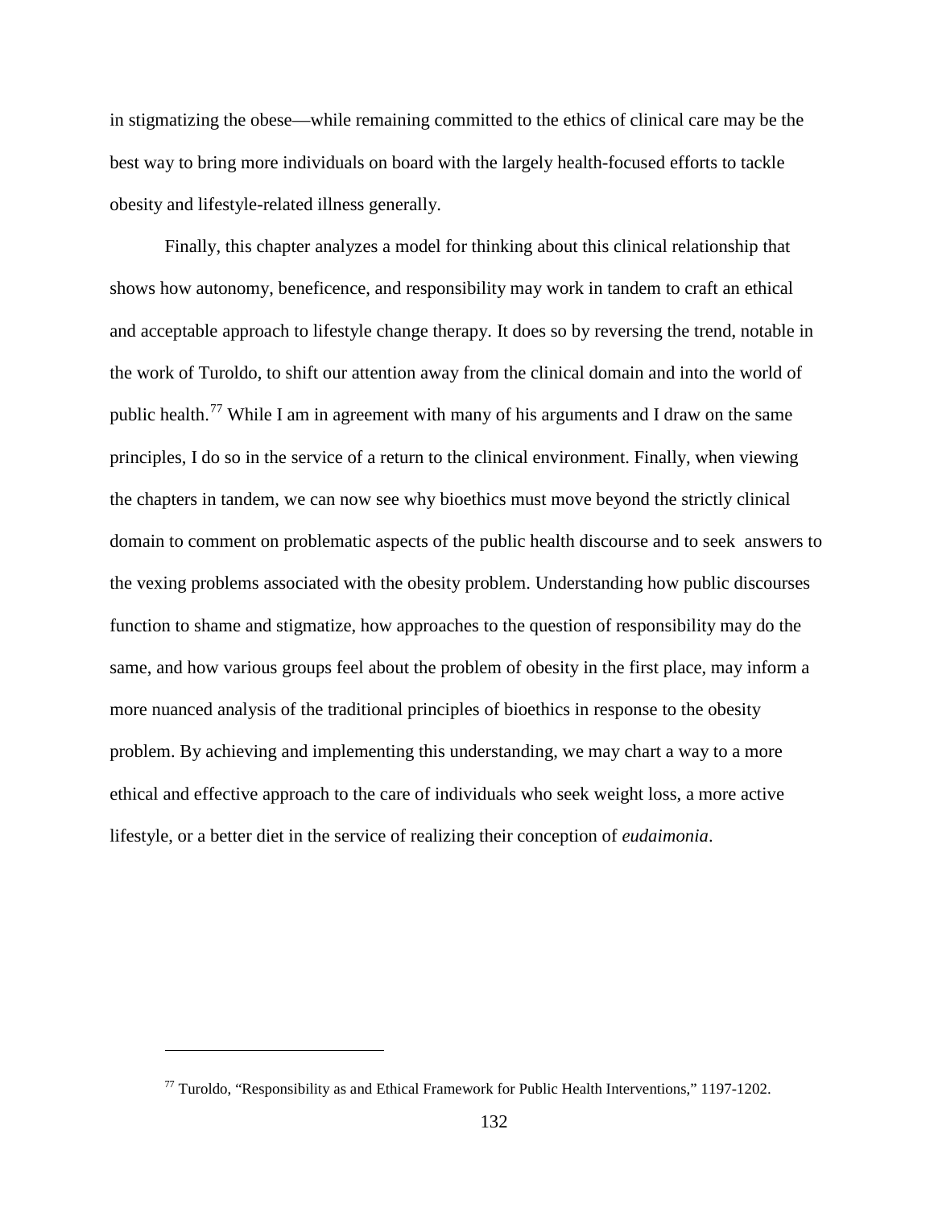in stigmatizing the obese—while remaining committed to the ethics of clinical care may be the best way to bring more individuals on board with the largely health-focused efforts to tackle obesity and lifestyle-related illness generally.

Finally, this chapter analyzes a model for thinking about this clinical relationship that shows how autonomy, beneficence, and responsibility may work in tandem to craft an ethical and acceptable approach to lifestyle change therapy. It does so by reversing the trend, notable in the work of Turoldo, to shift our attention away from the clinical domain and into the world of public health.[77] While I am in agreement with many of his arguments and I draw on the same principles, I do so in the service of a return to the clinical environment. Finally, when viewing the chapters in tandem, we can now see why bioethics must move beyond the strictly clinical domain to comment on problematic aspects of the public health discourse and to seek answers to the vexing problems associated with the obesity problem. Understanding how public discourses function to shame and stigmatize, how approaches to the question of responsibility may do the same, and how various groups feel about the problem of obesity in the first place, may inform a more nuanced analysis of the traditional principles of bioethics in response to the obesity problem. By achieving and implementing this understanding, we may chart a way to a more ethical and effective approach to the care of individuals who seek weight loss, a more active lifestyle, or a better diet in the service of realizing their conception of *eudaimonia*.

---

[77] Turoldo, "Responsibility as and Ethical Framework for Public Health Interventions," 1197-1202.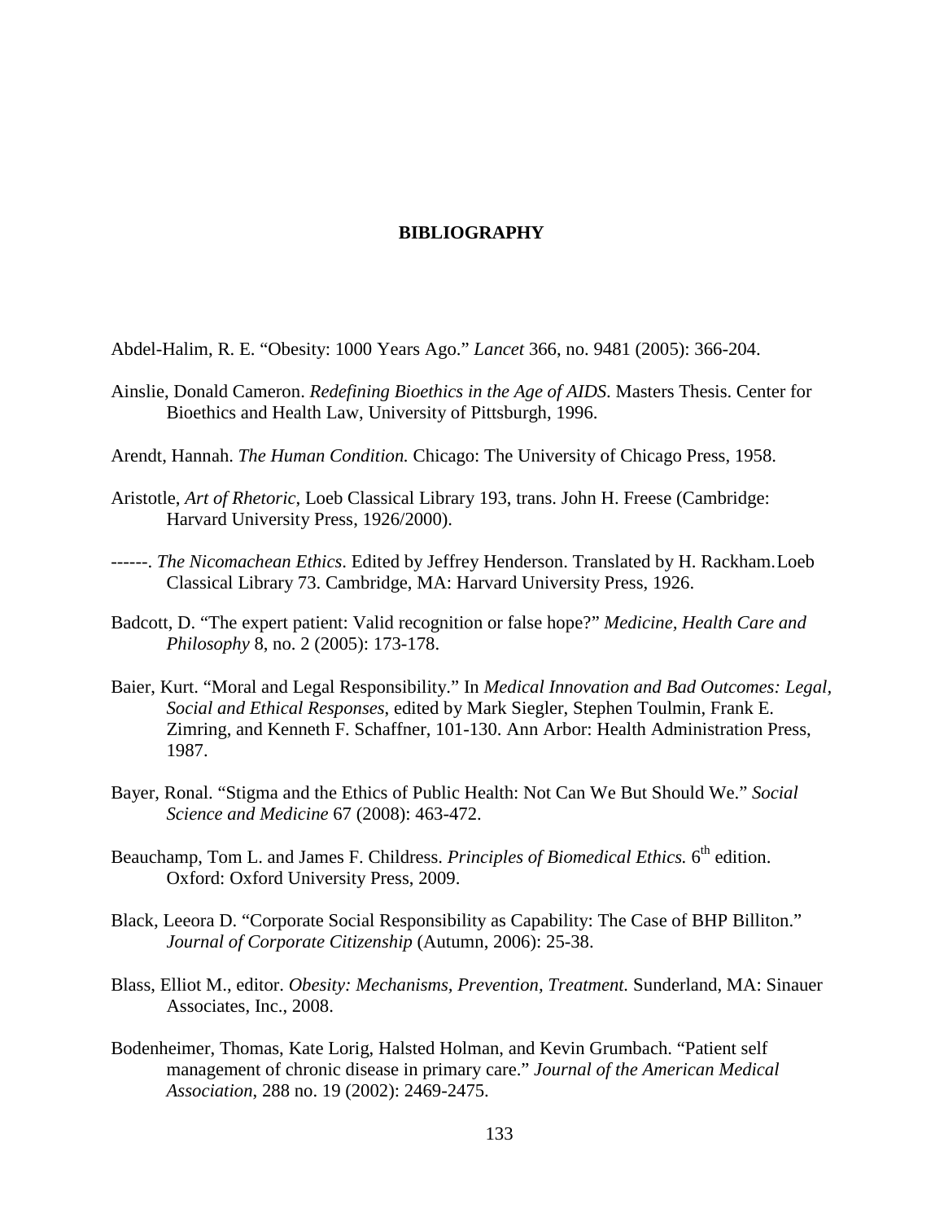# BIBLIOGRAPHY

Abdel-Halim, R. E. "Obesity: 1000 Years Ago." *Lancet* 366, no. 9481 (2005): 366-204.

Ainslie, Donald Cameron. *Redefining Bioethics in the Age of AIDS*. Masters Thesis. Center for Bioethics and Health Law, University of Pittsburgh, 1996.

Arendt, Hannah. *The Human Condition.* Chicago: The University of Chicago Press, 1958.

Aristotle, *Art of Rhetoric*, Loeb Classical Library 193, trans. John H. Freese (Cambridge: Harvard University Press, 1926/2000).

------. *The Nicomachean Ethics.* Edited by Jeffrey Henderson. Translated by H. Rackham. Loeb Classical Library 73. Cambridge, MA: Harvard University Press, 1926.

Badcott, D. "The expert patient: Valid recognition or false hope?" *Medicine, Health Care and Philosophy* 8, no. 2 (2005): 173-178.

Baier, Kurt. "Moral and Legal Responsibility." In *Medical Innovation and Bad Outcomes: Legal, Social and Ethical Responses*, edited by Mark Siegler, Stephen Toulmin, Frank E. Zimring, and Kenneth F. Schaffner, 101-130. Ann Arbor: Health Administration Press, 1987.

Bayer, Ronal. "Stigma and the Ethics of Public Health: Not Can We But Should We." *Social Science and Medicine* 67 (2008): 463-472.

Beauchamp, Tom L. and James F. Childress. *Principles of Biomedical Ethics.* 6th edition. Oxford: Oxford University Press, 2009.

Black, Leeora D. "Corporate Social Responsibility as Capability: The Case of BHP Billiton." *Journal of Corporate Citizenship* (Autumn, 2006): 25-38.

Blass, Elliot M., editor. *Obesity: Mechanisms, Prevention, Treatment.* Sunderland, MA: Sinauer Associates, Inc., 2008.

Bodenheimer, Thomas, Kate Lorig, Halsted Holman, and Kevin Grumbach. "Patient self management of chronic disease in primary care." *Journal of the American Medical Association*, 288 no. 19 (2002): 2469-2475.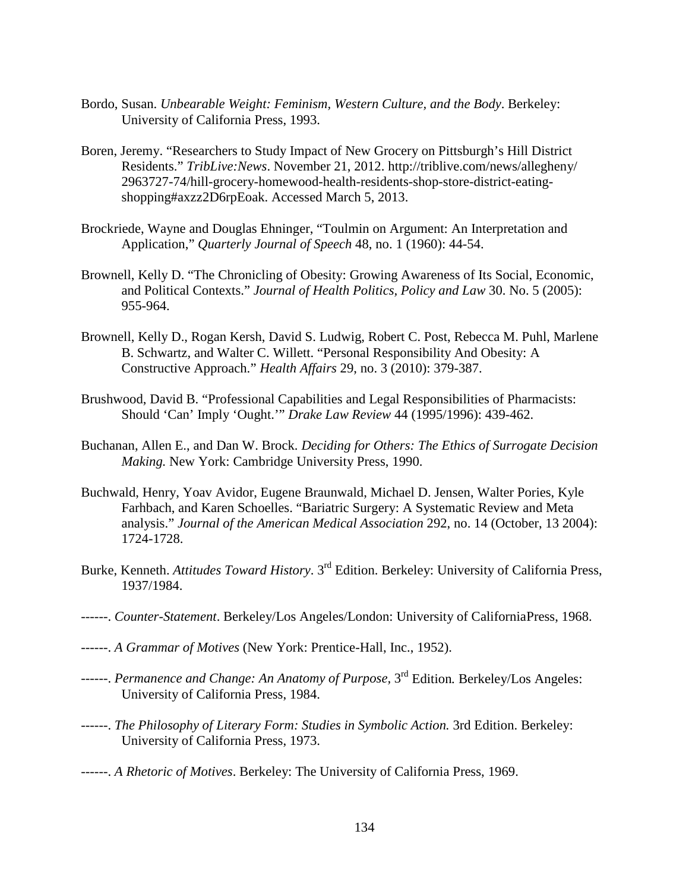Bordo, Susan. *Unbearable Weight: Feminism, Western Culture, and the Body*. Berkeley: University of California Press, 1993.

Boren, Jeremy. "Researchers to Study Impact of New Grocery on Pittsburgh's Hill District Residents." *TribLive:News*. November 21, 2012. http://triblive.com/news/allegheny/2963727-74/hill-grocery-homewood-health-residents-shop-store-district-eating-shopping#axzz2D6rpEoak. Accessed March 5, 2013.

Brockriede, Wayne and Douglas Ehninger, "Toulmin on Argument: An Interpretation and Application," *Quarterly Journal of Speech* 48, no. 1 (1960): 44-54.

Brownell, Kelly D. "The Chronicling of Obesity: Growing Awareness of Its Social, Economic, and Political Contexts." *Journal of Health Politics, Policy and Law* 30. No. 5 (2005): 955-964.

Brownell, Kelly D., Rogan Kersh, David S. Ludwig, Robert C. Post, Rebecca M. Puhl, Marlene B. Schwartz, and Walter C. Willett. "Personal Responsibility And Obesity: A Constructive Approach." *Health Affairs* 29, no. 3 (2010): 379-387.

Brushwood, David B. "Professional Capabilities and Legal Responsibilities of Pharmacists: Should 'Can' Imply 'Ought.'" *Drake Law Review* 44 (1995/1996): 439-462.

Buchanan, Allen E., and Dan W. Brock. *Deciding for Others: The Ethics of Surrogate Decision Making.* New York: Cambridge University Press, 1990.

Buchwald, Henry, Yoav Avidor, Eugene Braunwald, Michael D. Jensen, Walter Pories, Kyle Farhbach, and Karen Schoelles. "Bariatric Surgery: A Systematic Review and Meta analysis." *Journal of the American Medical Association* 292, no. 14 (October, 13 2004): 1724-1728.

Burke, Kenneth. *Attitudes Toward History*. 3rd Edition. Berkeley: University of California Press, 1937/1984.

------. *Counter-Statement*. Berkeley/Los Angeles/London: University of CaliforniaPress, 1968.

------. *A Grammar of Motives* (New York: Prentice-Hall, Inc., 1952).

------. *Permanence and Change: An Anatomy of Purpose*, 3rd Edition*.* Berkeley/Los Angeles: University of California Press, 1984.

------. *The Philosophy of Literary Form: Studies in Symbolic Action.* 3rd Edition. Berkeley: University of California Press, 1973.

------. *A Rhetoric of Motives*. Berkeley: The University of California Press, 1969.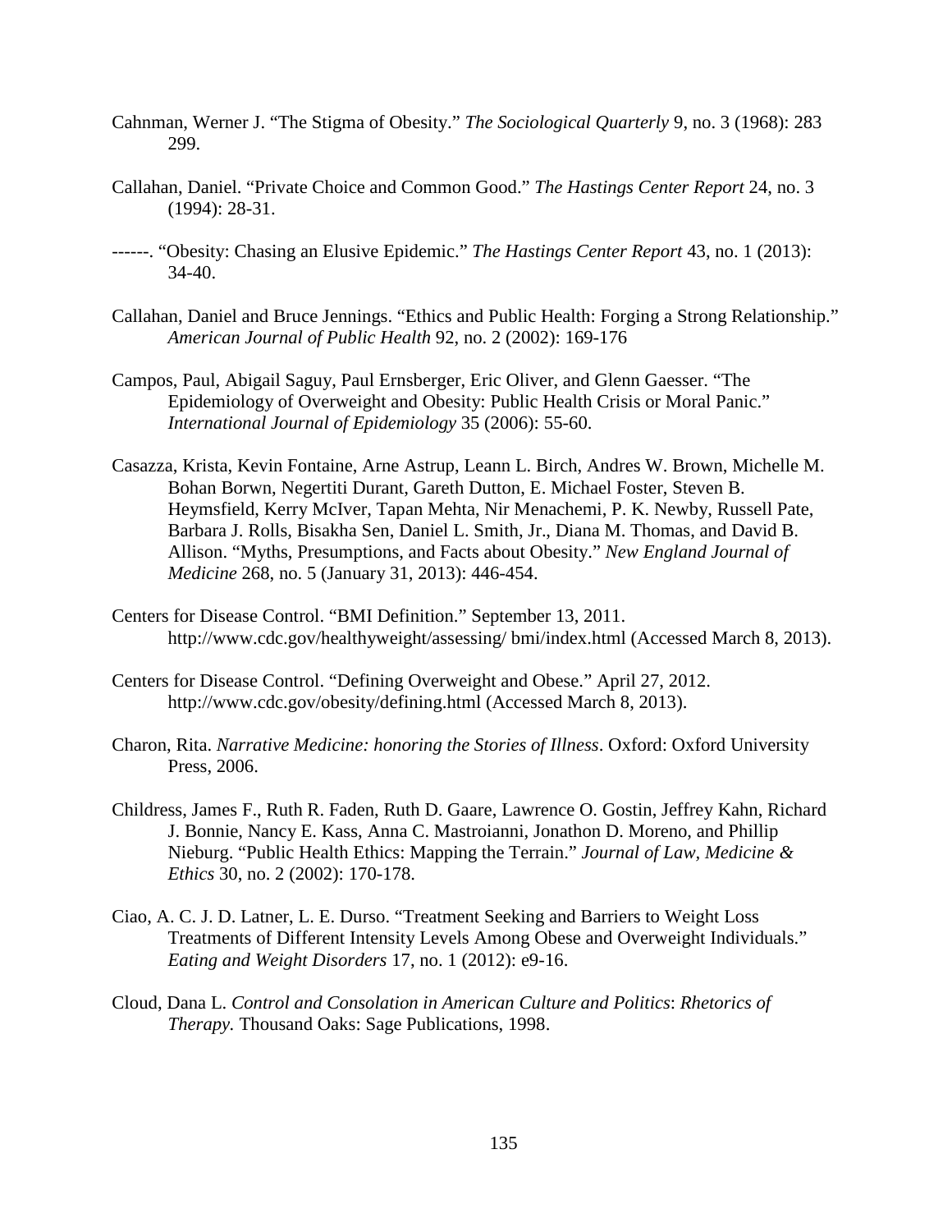Cahnman, Werner J. "The Stigma of Obesity." *The Sociological Quarterly* 9, no. 3 (1968): 283 299.

Callahan, Daniel. "Private Choice and Common Good." *The Hastings Center Report* 24, no. 3 (1994): 28-31.

------. "Obesity: Chasing an Elusive Epidemic." *The Hastings Center Report* 43, no. 1 (2013): 34-40.

Callahan, Daniel and Bruce Jennings. "Ethics and Public Health: Forging a Strong Relationship." *American Journal of Public Health* 92, no. 2 (2002): 169-176

Campos, Paul, Abigail Saguy, Paul Ernsberger, Eric Oliver, and Glenn Gaesser. "The Epidemiology of Overweight and Obesity: Public Health Crisis or Moral Panic." *International Journal of Epidemiology* 35 (2006): 55-60.

Casazza, Krista, Kevin Fontaine, Arne Astrup, Leann L. Birch, Andres W. Brown, Michelle M. Bohan Borwn, Negertiti Durant, Gareth Dutton, E. Michael Foster, Steven B. Heymsfield, Kerry McIver, Tapan Mehta, Nir Menachemi, P. K. Newby, Russell Pate, Barbara J. Rolls, Bisakha Sen, Daniel L. Smith, Jr., Diana M. Thomas, and David B. Allison. "Myths, Presumptions, and Facts about Obesity." *New England Journal of Medicine* 268, no. 5 (January 31, 2013): 446-454.

Centers for Disease Control. "BMI Definition." September 13, 2011. http://www.cdc.gov/healthyweight/assessing/ bmi/index.html (Accessed March 8, 2013).

Centers for Disease Control. "Defining Overweight and Obese." April 27, 2012. http://www.cdc.gov/obesity/defining.html (Accessed March 8, 2013).

Charon, Rita. *Narrative Medicine: honoring the Stories of Illness*. Oxford: Oxford University Press, 2006.

Childress, James F., Ruth R. Faden, Ruth D. Gaare, Lawrence O. Gostin, Jeffrey Kahn, Richard J. Bonnie, Nancy E. Kass, Anna C. Mastroianni, Jonathon D. Moreno, and Phillip Nieburg. "Public Health Ethics: Mapping the Terrain." *Journal of Law, Medicine & Ethics* 30, no. 2 (2002): 170-178.

Ciao, A. C. J. D. Latner, L. E. Durso. "Treatment Seeking and Barriers to Weight Loss Treatments of Different Intensity Levels Among Obese and Overweight Individuals." *Eating and Weight Disorders* 17, no. 1 (2012): e9-16.

Cloud, Dana L. *Control and Consolation in American Culture and Politics*: *Rhetorics of Therapy.* Thousand Oaks: Sage Publications, 1998.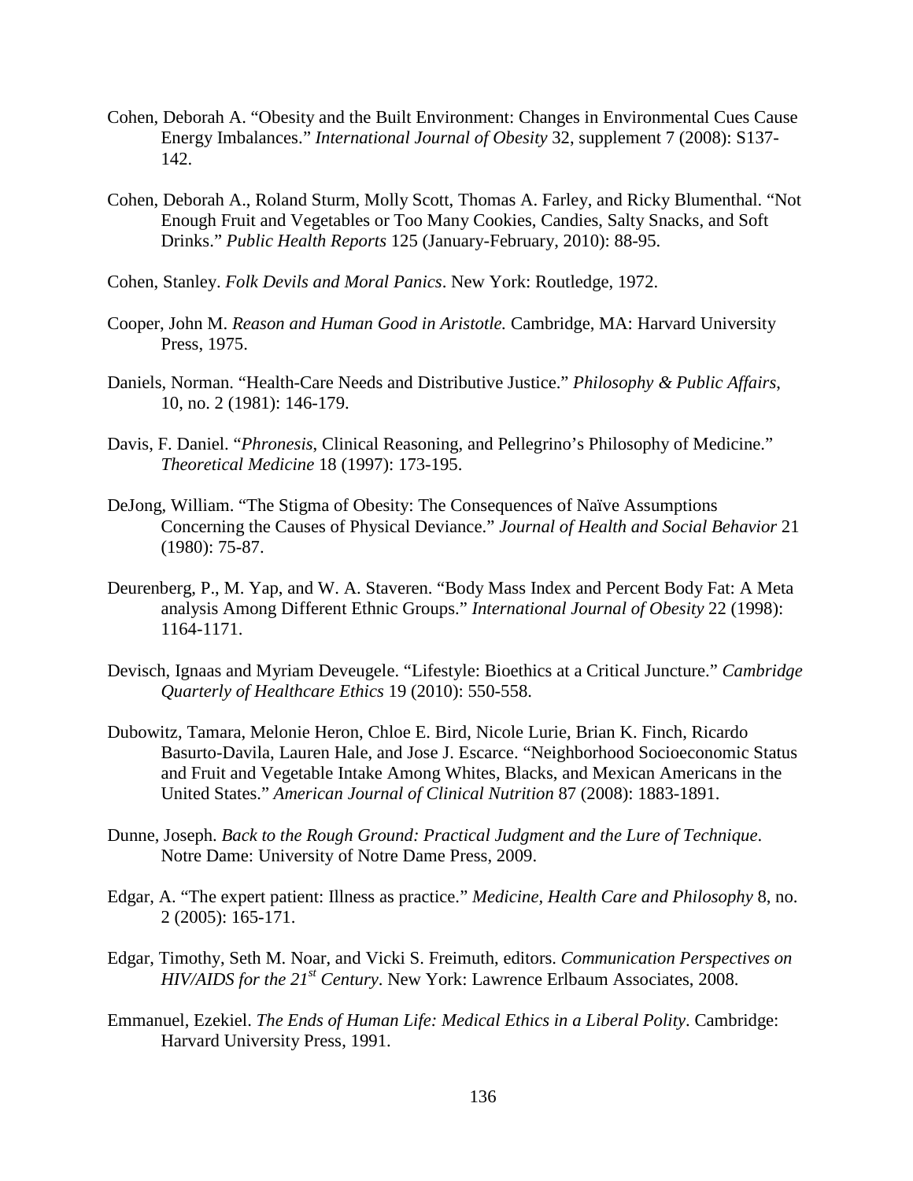Cohen, Deborah A. "Obesity and the Built Environment: Changes in Environmental Cues Cause Energy Imbalances." *International Journal of Obesity* 32, supplement 7 (2008): S137-142.

Cohen, Deborah A., Roland Sturm, Molly Scott, Thomas A. Farley, and Ricky Blumenthal. "Not Enough Fruit and Vegetables or Too Many Cookies, Candies, Salty Snacks, and Soft Drinks." *Public Health Reports* 125 (January-February, 2010): 88-95.

Cohen, Stanley. *Folk Devils and Moral Panics*. New York: Routledge, 1972.

Cooper, John M. *Reason and Human Good in Aristotle.* Cambridge, MA: Harvard University Press, 1975.

Daniels, Norman. "Health-Care Needs and Distributive Justice." *Philosophy & Public Affairs*, 10, no. 2 (1981): 146-179.

Davis, F. Daniel. "*Phronesis*, Clinical Reasoning, and Pellegrino's Philosophy of Medicine." *Theoretical Medicine* 18 (1997): 173-195.

DeJong, William. "The Stigma of Obesity: The Consequences of Naïve Assumptions Concerning the Causes of Physical Deviance." *Journal of Health and Social Behavior* 21 (1980): 75-87.

Deurenberg, P., M. Yap, and W. A. Staveren. "Body Mass Index and Percent Body Fat: A Meta analysis Among Different Ethnic Groups." *International Journal of Obesity* 22 (1998): 1164-1171.

Devisch, Ignaas and Myriam Deveugele. "Lifestyle: Bioethics at a Critical Juncture." *Cambridge Quarterly of Healthcare Ethics* 19 (2010): 550-558.

Dubowitz, Tamara, Melonie Heron, Chloe E. Bird, Nicole Lurie, Brian K. Finch, Ricardo Basurto-Davila, Lauren Hale, and Jose J. Escarce. "Neighborhood Socioeconomic Status and Fruit and Vegetable Intake Among Whites, Blacks, and Mexican Americans in the United States." *American Journal of Clinical Nutrition* 87 (2008): 1883-1891.

Dunne, Joseph. *Back to the Rough Ground: Practical Judgment and the Lure of Technique*. Notre Dame: University of Notre Dame Press, 2009.

Edgar, A. "The expert patient: Illness as practice." *Medicine, Health Care and Philosophy* 8, no. 2 (2005): 165-171.

Edgar, Timothy, Seth M. Noar, and Vicki S. Freimuth, editors. *Communication Perspectives on HIV/AIDS for the 21st Century*. New York: Lawrence Erlbaum Associates, 2008.

Emmanuel, Ezekiel. *The Ends of Human Life: Medical Ethics in a Liberal Polity*. Cambridge: Harvard University Press, 1991.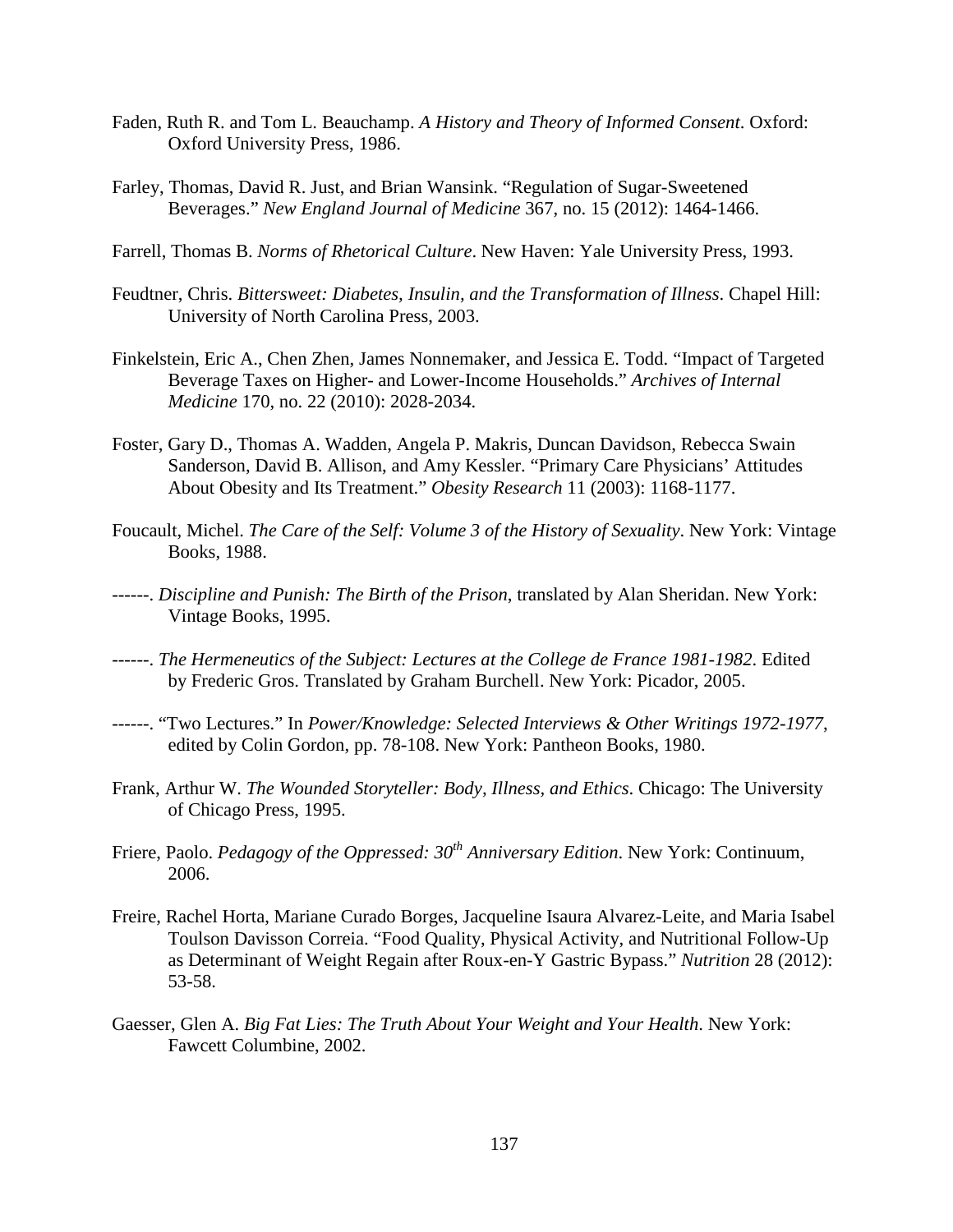Faden, Ruth R. and Tom L. Beauchamp. *A History and Theory of Informed Consent*. Oxford: Oxford University Press, 1986.

Farley, Thomas, David R. Just, and Brian Wansink. "Regulation of Sugar-Sweetened Beverages." *New England Journal of Medicine* 367, no. 15 (2012): 1464-1466.

Farrell, Thomas B. *Norms of Rhetorical Culture*. New Haven: Yale University Press, 1993.

Feudtner, Chris. *Bittersweet: Diabetes, Insulin, and the Transformation of Illness*. Chapel Hill: University of North Carolina Press, 2003.

Finkelstein, Eric A., Chen Zhen, James Nonnemaker, and Jessica E. Todd. "Impact of Targeted Beverage Taxes on Higher- and Lower-Income Households." *Archives of Internal Medicine* 170, no. 22 (2010): 2028-2034.

Foster, Gary D., Thomas A. Wadden, Angela P. Makris, Duncan Davidson, Rebecca Swain Sanderson, David B. Allison, and Amy Kessler. "Primary Care Physicians' Attitudes About Obesity and Its Treatment." *Obesity Research* 11 (2003): 1168-1177.

Foucault, Michel. *The Care of the Self: Volume 3 of the History of Sexuality*. New York: Vintage Books, 1988.

------. *Discipline and Punish: The Birth of the Prison*, translated by Alan Sheridan. New York: Vintage Books, 1995.

------. *The Hermeneutics of the Subject: Lectures at the College de France 1981-1982*. Edited by Frederic Gros. Translated by Graham Burchell. New York: Picador, 2005.

------. "Two Lectures." In *Power/Knowledge: Selected Interviews & Other Writings 1972-1977*, edited by Colin Gordon, pp. 78-108. New York: Pantheon Books, 1980.

Frank, Arthur W. *The Wounded Storyteller: Body, Illness, and Ethics*. Chicago: The University of Chicago Press, 1995.

Friere, Paolo. *Pedagogy of the Oppressed: 30th Anniversary Edition*. New York: Continuum, 2006.

Freire, Rachel Horta, Mariane Curado Borges, Jacqueline Isaura Alvarez-Leite, and Maria Isabel Toulson Davisson Correia. "Food Quality, Physical Activity, and Nutritional Follow-Up as Determinant of Weight Regain after Roux-en-Y Gastric Bypass." *Nutrition* 28 (2012): 53-58.

Gaesser, Glen A. *Big Fat Lies: The Truth About Your Weight and Your Health*. New York: Fawcett Columbine, 2002.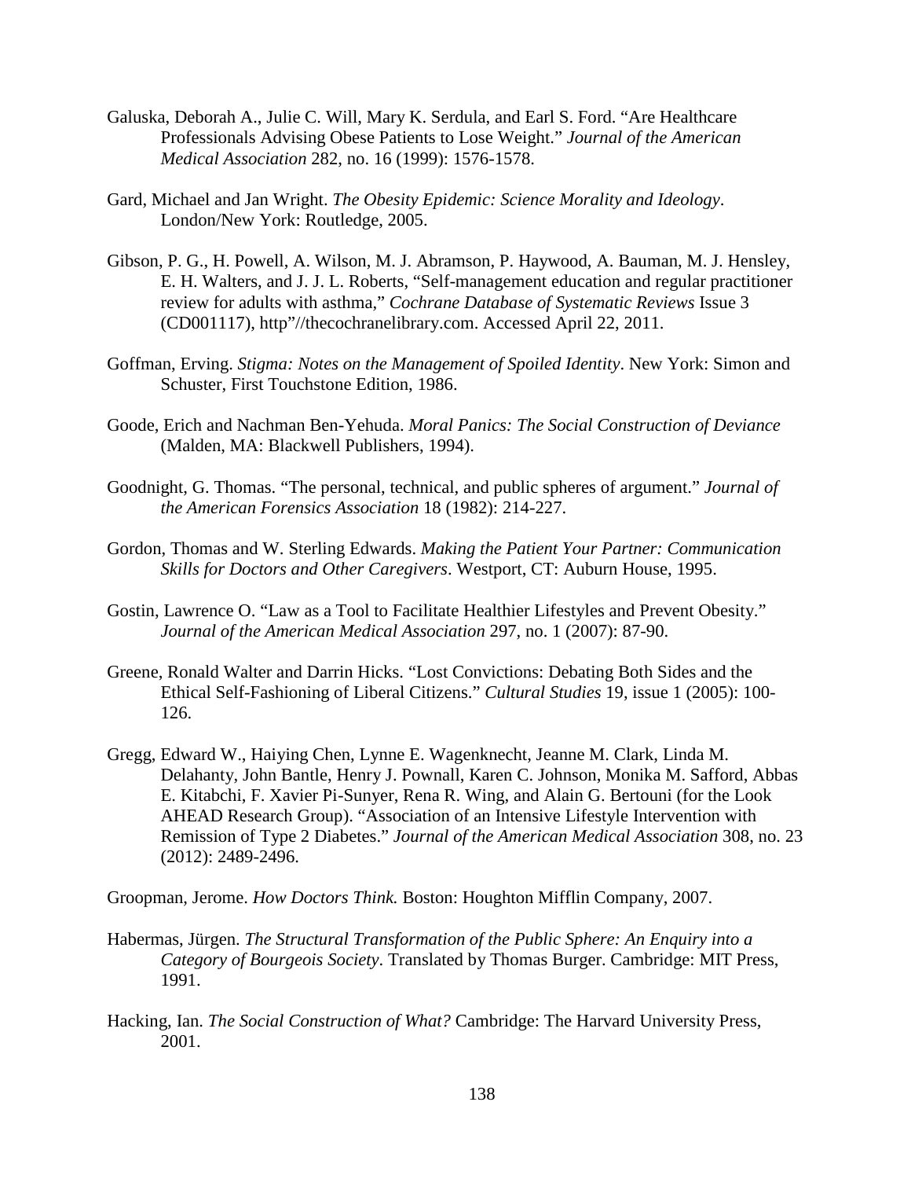Galuska, Deborah A., Julie C. Will, Mary K. Serdula, and Earl S. Ford. “Are Healthcare Professionals Advising Obese Patients to Lose Weight.” *Journal of the American Medical Association* 282, no. 16 (1999): 1576-1578.

Gard, Michael and Jan Wright. *The Obesity Epidemic: Science Morality and Ideology*. London/New York: Routledge, 2005.

Gibson, P. G., H. Powell, A. Wilson, M. J. Abramson, P. Haywood, A. Bauman, M. J. Hensley, E. H. Walters, and J. J. L. Roberts, “Self-management education and regular practitioner review for adults with asthma,” *Cochrane Database of Systematic Reviews* Issue 3 (CD001117), http”//thecochranelibrary.com. Accessed April 22, 2011.

Goffman, Erving. *Stigma: Notes on the Management of Spoiled Identity*. New York: Simon and Schuster, First Touchstone Edition, 1986.

Goode, Erich and Nachman Ben-Yehuda. *Moral Panics: The Social Construction of Deviance* (Malden, MA: Blackwell Publishers, 1994).

Goodnight, G. Thomas. “The personal, technical, and public spheres of argument.” *Journal of the American Forensics Association* 18 (1982): 214-227.

Gordon, Thomas and W. Sterling Edwards. *Making the Patient Your Partner: Communication Skills for Doctors and Other Caregivers*. Westport, CT: Auburn House, 1995.

Gostin, Lawrence O. “Law as a Tool to Facilitate Healthier Lifestyles and Prevent Obesity.” *Journal of the American Medical Association* 297, no. 1 (2007): 87-90.

Greene, Ronald Walter and Darrin Hicks. “Lost Convictions: Debating Both Sides and the Ethical Self-Fashioning of Liberal Citizens.” *Cultural Studies* 19, issue 1 (2005): 100-126.

Gregg, Edward W., Haiying Chen, Lynne E. Wagenknecht, Jeanne M. Clark, Linda M. Delahanty, John Bantle, Henry J. Pownall, Karen C. Johnson, Monika M. Safford, Abbas E. Kitabchi, F. Xavier Pi-Sunyer, Rena R. Wing, and Alain G. Bertouni (for the Look AHEAD Research Group). “Association of an Intensive Lifestyle Intervention with Remission of Type 2 Diabetes.” *Journal of the American Medical Association* 308, no. 23 (2012): 2489-2496.

Groopman, Jerome. *How Doctors Think.* Boston: Houghton Mifflin Company, 2007.

Habermas, Jürgen. *The Structural Transformation of the Public Sphere: An Enquiry into a Category of Bourgeois Society*. Translated by Thomas Burger. Cambridge: MIT Press, 1991.

Hacking, Ian. *The Social Construction of What?* Cambridge: The Harvard University Press, 2001.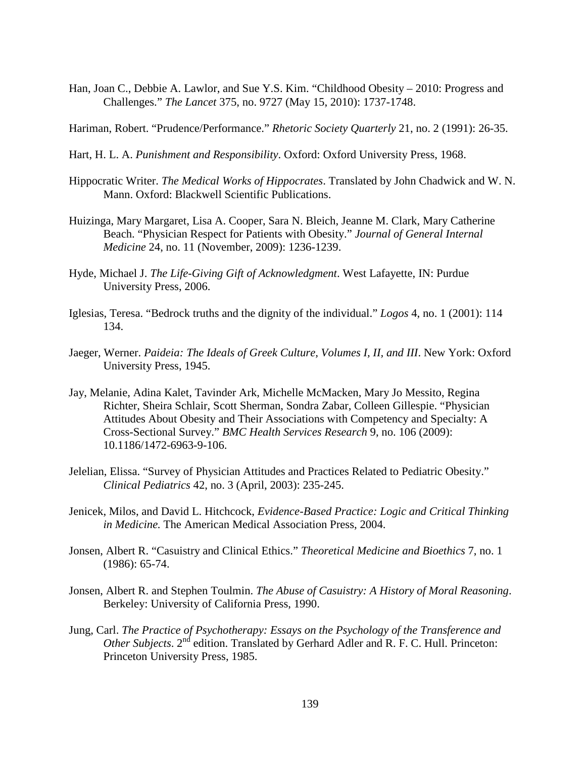Han, Joan C., Debbie A. Lawlor, and Sue Y.S. Kim. "Childhood Obesity – 2010: Progress and Challenges." *The Lancet* 375, no. 9727 (May 15, 2010): 1737-1748.

Hariman, Robert. "Prudence/Performance." *Rhetoric Society Quarterly* 21, no. 2 (1991): 26-35.

Hart, H. L. A. *Punishment and Responsibility*. Oxford: Oxford University Press, 1968.

Hippocratic Writer. *The Medical Works of Hippocrates*. Translated by John Chadwick and W. N. Mann. Oxford: Blackwell Scientific Publications.

Huizinga, Mary Margaret, Lisa A. Cooper, Sara N. Bleich, Jeanne M. Clark, Mary Catherine Beach. "Physician Respect for Patients with Obesity." *Journal of General Internal Medicine* 24, no. 11 (November, 2009): 1236-1239.

Hyde, Michael J. *The Life-Giving Gift of Acknowledgment*. West Lafayette, IN: Purdue University Press, 2006.

Iglesias, Teresa. "Bedrock truths and the dignity of the individual." *Logos* 4, no. 1 (2001): 114 134.

Jaeger, Werner. *Paideia: The Ideals of Greek Culture, Volumes I, II, and III*. New York: Oxford University Press, 1945.

Jay, Melanie, Adina Kalet, Tavinder Ark, Michelle McMacken, Mary Jo Messito, Regina Richter, Sheira Schlair, Scott Sherman, Sondra Zabar, Colleen Gillespie. "Physician Attitudes About Obesity and Their Associations with Competency and Specialty: A Cross-Sectional Survey." *BMC Health Services Research* 9, no. 106 (2009): 10.1186/1472-6963-9-106.

Jelelian, Elissa. "Survey of Physician Attitudes and Practices Related to Pediatric Obesity." *Clinical Pediatrics* 42, no. 3 (April, 2003): 235-245.

Jenicek, Milos, and David L. Hitchcock, *Evidence-Based Practice: Logic and Critical Thinking in Medicine.* The American Medical Association Press, 2004.

Jonsen, Albert R. "Casuistry and Clinical Ethics." *Theoretical Medicine and Bioethics* 7, no. 1 (1986): 65-74.

Jonsen, Albert R. and Stephen Toulmin. *The Abuse of Casuistry: A History of Moral Reasoning*. Berkeley: University of California Press, 1990.

Jung, Carl. *The Practice of Psychotherapy: Essays on the Psychology of the Transference and Other Subjects*. 2nd edition. Translated by Gerhard Adler and R. F. C. Hull. Princeton: Princeton University Press, 1985.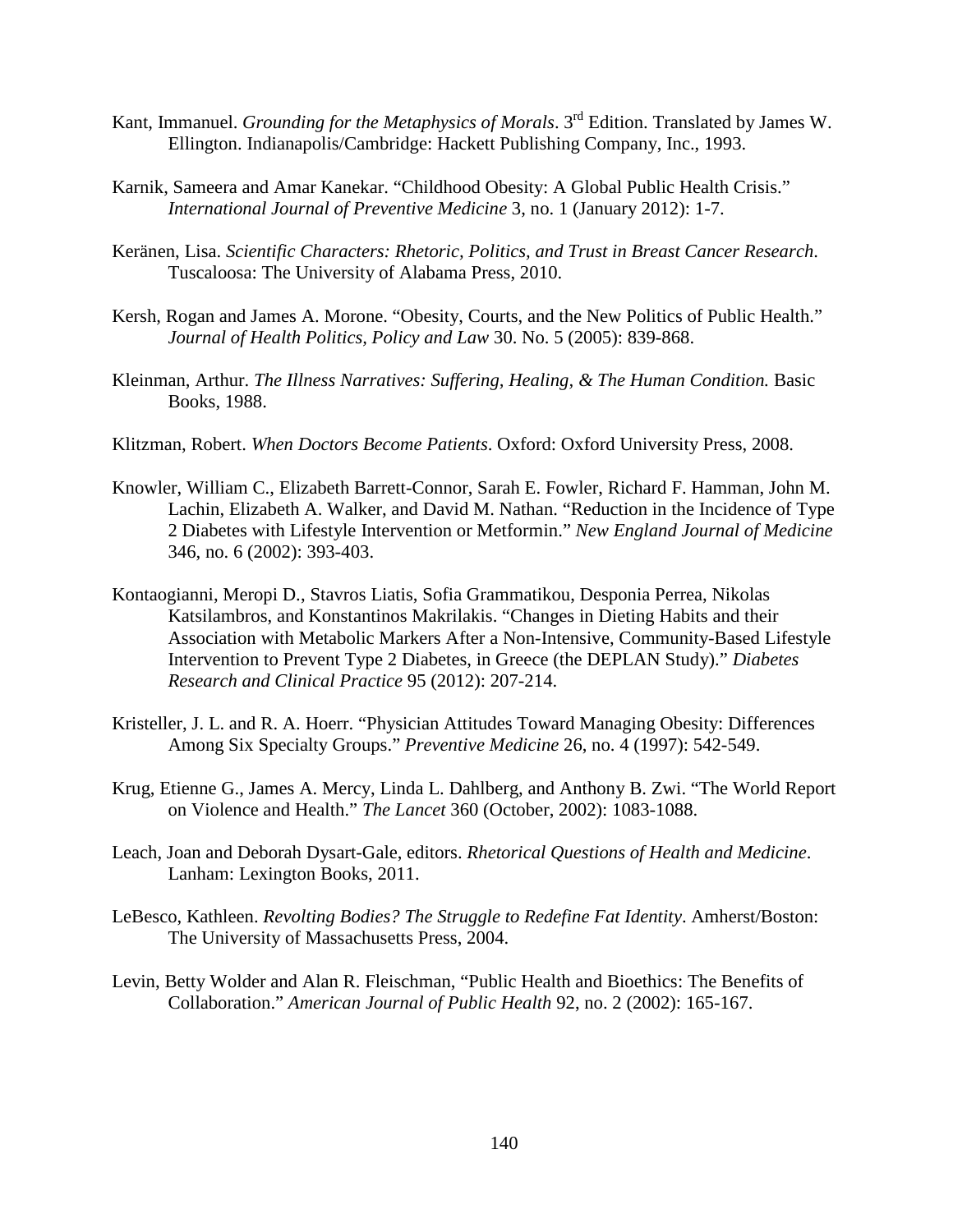Kant, Immanuel. *Grounding for the Metaphysics of Morals*. 3rd Edition. Translated by James W. Ellington. Indianapolis/Cambridge: Hackett Publishing Company, Inc., 1993.

Karnik, Sameera and Amar Kanekar. "Childhood Obesity: A Global Public Health Crisis." *International Journal of Preventive Medicine* 3, no. 1 (January 2012): 1-7.

Keränen, Lisa. *Scientific Characters: Rhetoric, Politics, and Trust in Breast Cancer Research*. Tuscaloosa: The University of Alabama Press, 2010.

Kersh, Rogan and James A. Morone. "Obesity, Courts, and the New Politics of Public Health." *Journal of Health Politics, Policy and Law* 30. No. 5 (2005): 839-868.

Kleinman, Arthur. *The Illness Narratives: Suffering, Healing, & The Human Condition.* Basic Books, 1988.

Klitzman, Robert. *When Doctors Become Patients*. Oxford: Oxford University Press, 2008.

Knowler, William C., Elizabeth Barrett-Connor, Sarah E. Fowler, Richard F. Hamman, John M. Lachin, Elizabeth A. Walker, and David M. Nathan. "Reduction in the Incidence of Type 2 Diabetes with Lifestyle Intervention or Metformin." *New England Journal of Medicine* 346, no. 6 (2002): 393-403.

Kontaogianni, Meropi D., Stavros Liatis, Sofia Grammatikou, Desponia Perrea, Nikolas Katsilambros, and Konstantinos Makrilakis. "Changes in Dieting Habits and their Association with Metabolic Markers After a Non-Intensive, Community-Based Lifestyle Intervention to Prevent Type 2 Diabetes, in Greece (the DEPLAN Study)." *Diabetes Research and Clinical Practice* 95 (2012): 207-214.

Kristeller, J. L. and R. A. Hoerr. "Physician Attitudes Toward Managing Obesity: Differences Among Six Specialty Groups." *Preventive Medicine* 26, no. 4 (1997): 542-549.

Krug, Etienne G., James A. Mercy, Linda L. Dahlberg, and Anthony B. Zwi. "The World Report on Violence and Health." *The Lancet* 360 (October, 2002): 1083-1088.

Leach, Joan and Deborah Dysart-Gale, editors. *Rhetorical Questions of Health and Medicine*. Lanham: Lexington Books, 2011.

LeBesco, Kathleen. *Revolting Bodies? The Struggle to Redefine Fat Identity*. Amherst/Boston: The University of Massachusetts Press, 2004.

Levin, Betty Wolder and Alan R. Fleischman, "Public Health and Bioethics: The Benefits of Collaboration." *American Journal of Public Health* 92, no. 2 (2002): 165-167.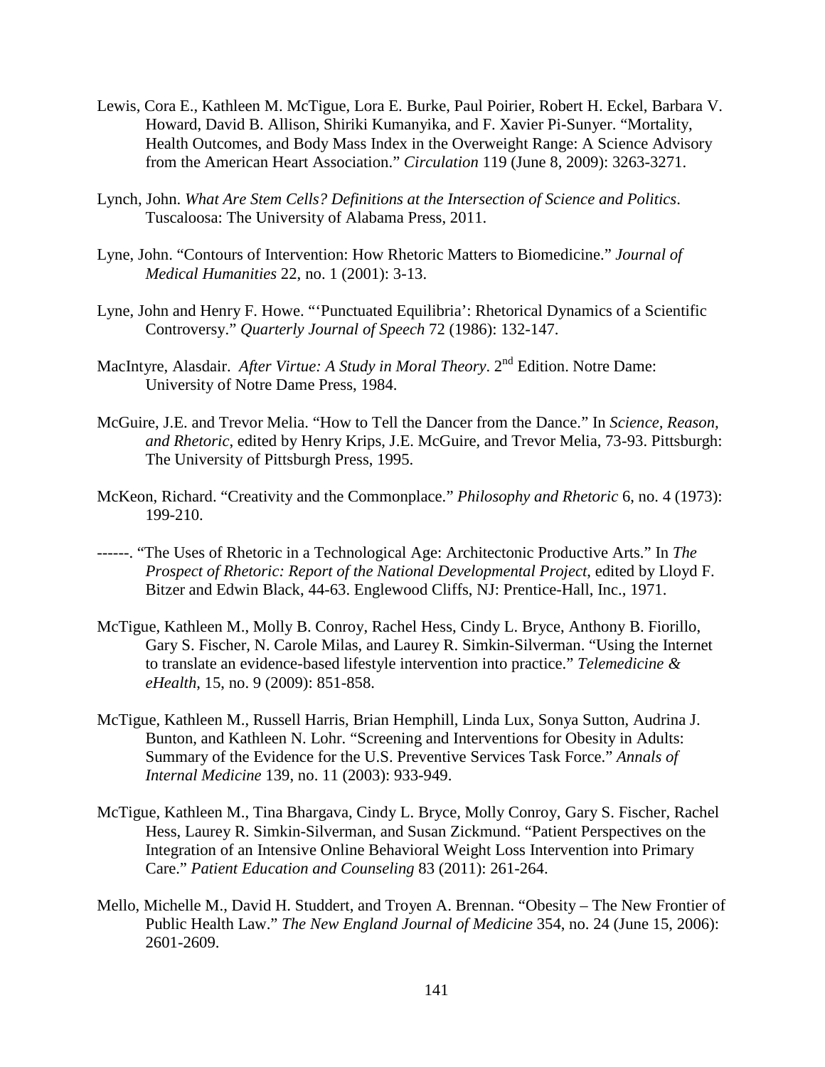Lewis, Cora E., Kathleen M. McTigue, Lora E. Burke, Paul Poirier, Robert H. Eckel, Barbara V. Howard, David B. Allison, Shiriki Kumanyika, and F. Xavier Pi-Sunyer. "Mortality, Health Outcomes, and Body Mass Index in the Overweight Range: A Science Advisory from the American Heart Association." *Circulation* 119 (June 8, 2009): 3263-3271.

Lynch, John. *What Are Stem Cells? Definitions at the Intersection of Science and Politics*. Tuscaloosa: The University of Alabama Press, 2011.

Lyne, John. "Contours of Intervention: How Rhetoric Matters to Biomedicine." *Journal of Medical Humanities* 22, no. 1 (2001): 3-13.

Lyne, John and Henry F. Howe. "'Punctuated Equilibria': Rhetorical Dynamics of a Scientific Controversy." *Quarterly Journal of Speech* 72 (1986): 132-147.

MacIntyre, Alasdair. *After Virtue: A Study in Moral Theory*. 2nd Edition. Notre Dame: University of Notre Dame Press, 1984.

McGuire, J.E. and Trevor Melia. "How to Tell the Dancer from the Dance." In *Science, Reason, and Rhetoric*, edited by Henry Krips, J.E. McGuire, and Trevor Melia, 73-93. Pittsburgh: The University of Pittsburgh Press, 1995.

McKeon, Richard. "Creativity and the Commonplace." *Philosophy and Rhetoric* 6, no. 4 (1973): 199-210.

------. "The Uses of Rhetoric in a Technological Age: Architectonic Productive Arts." In *The Prospect of Rhetoric: Report of the National Developmental Project*, edited by Lloyd F. Bitzer and Edwin Black, 44-63. Englewood Cliffs, NJ: Prentice-Hall, Inc., 1971.

McTigue, Kathleen M., Molly B. Conroy, Rachel Hess, Cindy L. Bryce, Anthony B. Fiorillo, Gary S. Fischer, N. Carole Milas, and Laurey R. Simkin-Silverman. "Using the Internet to translate an evidence-based lifestyle intervention into practice." *Telemedicine & eHealth*, 15, no. 9 (2009): 851-858.

McTigue, Kathleen M., Russell Harris, Brian Hemphill, Linda Lux, Sonya Sutton, Audrina J. Bunton, and Kathleen N. Lohr. "Screening and Interventions for Obesity in Adults: Summary of the Evidence for the U.S. Preventive Services Task Force." *Annals of Internal Medicine* 139, no. 11 (2003): 933-949.

McTigue, Kathleen M., Tina Bhargava, Cindy L. Bryce, Molly Conroy, Gary S. Fischer, Rachel Hess, Laurey R. Simkin-Silverman, and Susan Zickmund. "Patient Perspectives on the Integration of an Intensive Online Behavioral Weight Loss Intervention into Primary Care." *Patient Education and Counseling* 83 (2011): 261-264.

Mello, Michelle M., David H. Studdert, and Troyen A. Brennan. "Obesity – The New Frontier of Public Health Law." *The New England Journal of Medicine* 354, no. 24 (June 15, 2006): 2601-2609.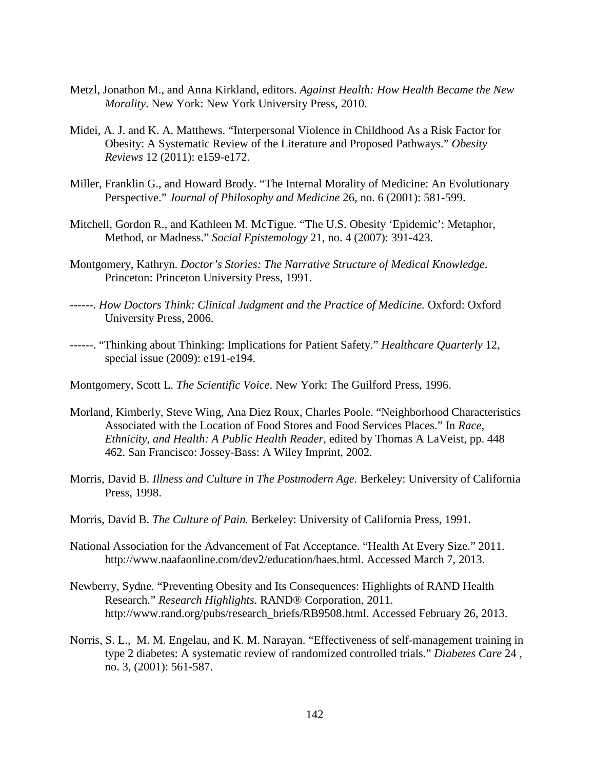Metzl, Jonathon M., and Anna Kirkland, editors. *Against Health: How Health Became the New Morality*. New York: New York University Press, 2010.

Midei, A. J. and K. A. Matthews. "Interpersonal Violence in Childhood As a Risk Factor for Obesity: A Systematic Review of the Literature and Proposed Pathways." *Obesity Reviews* 12 (2011): e159-e172.

Miller, Franklin G., and Howard Brody. "The Internal Morality of Medicine: An Evolutionary Perspective." *Journal of Philosophy and Medicine* 26, no. 6 (2001): 581-599.

Mitchell, Gordon R., and Kathleen M. McTigue. "The U.S. Obesity 'Epidemic': Metaphor, Method, or Madness." *Social Epistemology* 21, no. 4 (2007): 391-423.

Montgomery, Kathryn. *Doctor's Stories: The Narrative Structure of Medical Knowledge*. Princeton: Princeton University Press, 1991.

------. *How Doctors Think: Clinical Judgment and the Practice of Medicine.* Oxford: Oxford University Press, 2006.

------. "Thinking about Thinking: Implications for Patient Safety." *Healthcare Quarterly* 12, special issue (2009): e191-e194.

Montgomery, Scott L. *The Scientific Voice*. New York: The Guilford Press, 1996.

Morland, Kimberly, Steve Wing, Ana Diez Roux, Charles Poole. "Neighborhood Characteristics Associated with the Location of Food Stores and Food Services Places." In *Race, Ethnicity, and Health: A Public Health Reader*, edited by Thomas A LaVeist, pp. 448 462. San Francisco: Jossey-Bass: A Wiley Imprint, 2002.

Morris, David B. *Illness and Culture in The Postmodern Age.* Berkeley: University of California Press, 1998.

Morris, David B. *The Culture of Pain.* Berkeley: University of California Press, 1991.

National Association for the Advancement of Fat Acceptance. "Health At Every Size." 2011. http://www.naafaonline.com/dev2/education/haes.html. Accessed March 7, 2013.

Newberry, Sydne. "Preventing Obesity and Its Consequences: Highlights of RAND Health Research." *Research Highlights*. RAND® Corporation, 2011. http://www.rand.org/pubs/research_briefs/RB9508.html. Accessed February 26, 2013.

Norris, S. L., M. M. Engelau, and K. M. Narayan. "Effectiveness of self-management training in type 2 diabetes: A systematic review of randomized controlled trials." *Diabetes Care* 24 , no. 3, (2001): 561-587.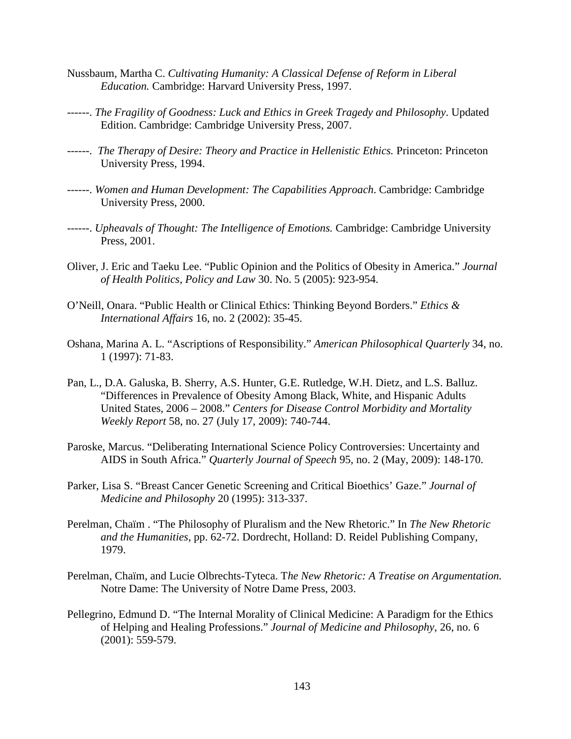Nussbaum, Martha C. *Cultivating Humanity: A Classical Defense of Reform in Liberal Education.* Cambridge: Harvard University Press, 1997.

------. *The Fragility of Goodness: Luck and Ethics in Greek Tragedy and Philosophy*. Updated Edition. Cambridge: Cambridge University Press, 2007.

------. *The Therapy of Desire: Theory and Practice in Hellenistic Ethics.* Princeton: Princeton University Press, 1994.

------. *Women and Human Development: The Capabilities Approach*. Cambridge: Cambridge University Press, 2000.

------. *Upheavals of Thought: The Intelligence of Emotions.* Cambridge: Cambridge University Press, 2001.

Oliver, J. Eric and Taeku Lee. "Public Opinion and the Politics of Obesity in America." *Journal of Health Politics, Policy and Law* 30. No. 5 (2005): 923-954.

O'Neill, Onara. "Public Health or Clinical Ethics: Thinking Beyond Borders." *Ethics & International Affairs* 16, no. 2 (2002): 35-45.

Oshana, Marina A. L. "Ascriptions of Responsibility." *American Philosophical Quarterly* 34, no. 1 (1997): 71-83.

Pan, L., D.A. Galuska, B. Sherry, A.S. Hunter, G.E. Rutledge, W.H. Dietz, and L.S. Balluz. "Differences in Prevalence of Obesity Among Black, White, and Hispanic Adults United States, 2006 – 2008." *Centers for Disease Control Morbidity and Mortality Weekly Report* 58, no. 27 (July 17, 2009): 740-744.

Paroske, Marcus. "Deliberating International Science Policy Controversies: Uncertainty and AIDS in South Africa." *Quarterly Journal of Speech* 95, no. 2 (May, 2009): 148-170.

Parker, Lisa S. "Breast Cancer Genetic Screening and Critical Bioethics' Gaze." *Journal of Medicine and Philosophy* 20 (1995): 313-337.

Perelman, Chaïm . "The Philosophy of Pluralism and the New Rhetoric." In *The New Rhetoric and the Humanities*, pp. 62-72. Dordrecht, Holland: D. Reidel Publishing Company, 1979.

Perelman, Chaïm, and Lucie Olbrechts-Tyteca. T*he New Rhetoric: A Treatise on Argumentation.* Notre Dame: The University of Notre Dame Press, 2003.

Pellegrino, Edmund D. "The Internal Morality of Clinical Medicine: A Paradigm for the Ethics of Helping and Healing Professions." *Journal of Medicine and Philosophy*, 26, no. 6 (2001): 559-579.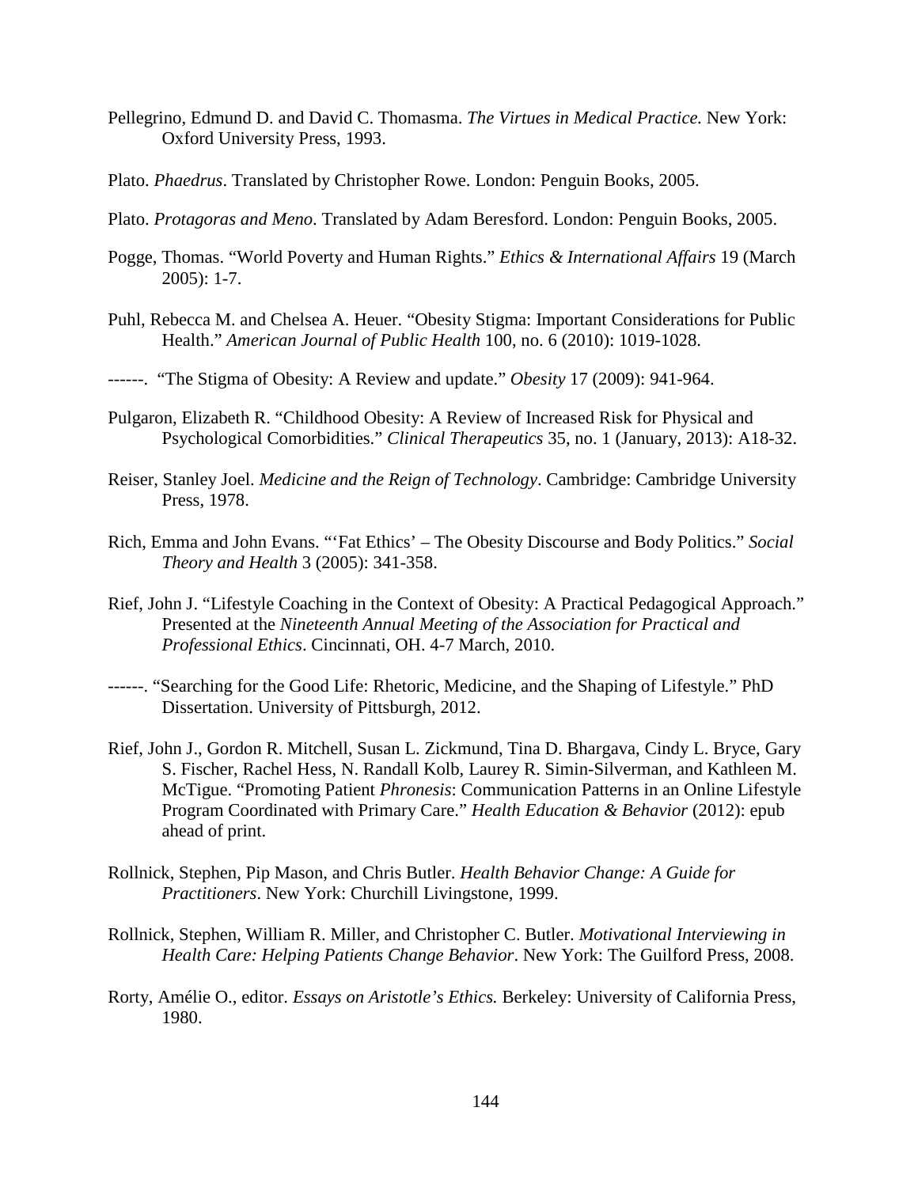Pellegrino, Edmund D. and David C. Thomasma. *The Virtues in Medical Practice.* New York: Oxford University Press, 1993.

Plato. *Phaedrus*. Translated by Christopher Rowe. London: Penguin Books, 2005.

Plato. *Protagoras and Meno*. Translated by Adam Beresford. London: Penguin Books, 2005.

Pogge, Thomas. "World Poverty and Human Rights." *Ethics & International Affairs* 19 (March 2005): 1-7.

Puhl, Rebecca M. and Chelsea A. Heuer. "Obesity Stigma: Important Considerations for Public Health." *American Journal of Public Health* 100, no. 6 (2010): 1019-1028.

------. "The Stigma of Obesity: A Review and update." *Obesity* 17 (2009): 941-964.

Pulgaron, Elizabeth R. "Childhood Obesity: A Review of Increased Risk for Physical and Psychological Comorbidities." *Clinical Therapeutics* 35, no. 1 (January, 2013): A18-32.

Reiser, Stanley Joel. *Medicine and the Reign of Technology*. Cambridge: Cambridge University Press, 1978.

Rich, Emma and John Evans. "'Fat Ethics' – The Obesity Discourse and Body Politics." *Social Theory and Health* 3 (2005): 341-358.

Rief, John J. "Lifestyle Coaching in the Context of Obesity: A Practical Pedagogical Approach." Presented at the *Nineteenth Annual Meeting of the Association for Practical and Professional Ethics*. Cincinnati, OH. 4-7 March, 2010.

------. "Searching for the Good Life: Rhetoric, Medicine, and the Shaping of Lifestyle." PhD Dissertation. University of Pittsburgh, 2012.

Rief, John J., Gordon R. Mitchell, Susan L. Zickmund, Tina D. Bhargava, Cindy L. Bryce, Gary S. Fischer, Rachel Hess, N. Randall Kolb, Laurey R. Simin-Silverman, and Kathleen M. McTigue. "Promoting Patient *Phronesis*: Communication Patterns in an Online Lifestyle Program Coordinated with Primary Care." *Health Education & Behavior* (2012): epub ahead of print.

Rollnick, Stephen, Pip Mason, and Chris Butler. *Health Behavior Change: A Guide for Practitioners*. New York: Churchill Livingstone, 1999.

Rollnick, Stephen, William R. Miller, and Christopher C. Butler. *Motivational Interviewing in Health Care: Helping Patients Change Behavior*. New York: The Guilford Press, 2008.

Rorty, Amélie O., editor. *Essays on Aristotle's Ethics.* Berkeley: University of California Press, 1980.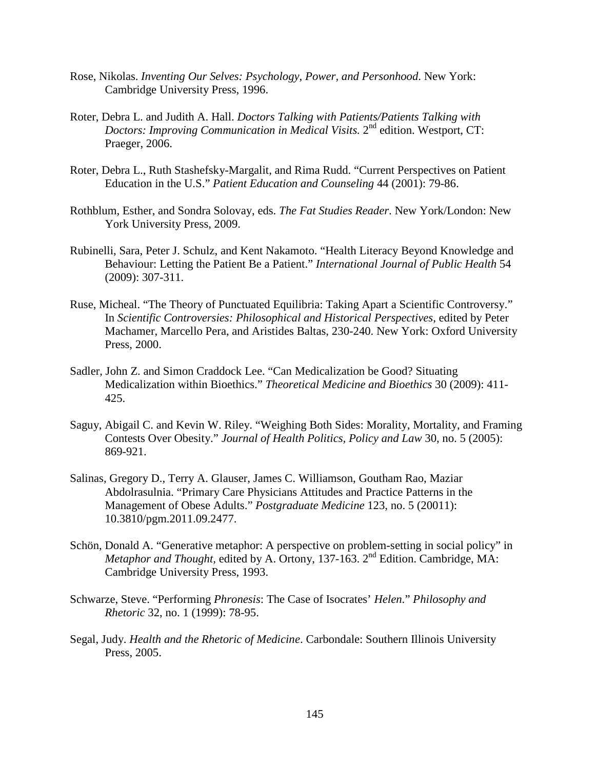Rose, Nikolas. *Inventing Our Selves: Psychology, Power, and Personhood*. New York: Cambridge University Press, 1996.

Roter, Debra L. and Judith A. Hall. *Doctors Talking with Patients/Patients Talking with Doctors: Improving Communication in Medical Visits.* 2nd edition. Westport, CT: Praeger, 2006.

Roter, Debra L., Ruth Stashefsky-Margalit, and Rima Rudd. "Current Perspectives on Patient Education in the U.S." *Patient Education and Counseling* 44 (2001): 79-86.

Rothblum, Esther, and Sondra Solovay, eds. *The Fat Studies Reader*. New York/London: New York University Press, 2009.

Rubinelli, Sara, Peter J. Schulz, and Kent Nakamoto. "Health Literacy Beyond Knowledge and Behaviour: Letting the Patient Be a Patient." *International Journal of Public Health* 54 (2009): 307-311.

Ruse, Micheal. "The Theory of Punctuated Equilibria: Taking Apart a Scientific Controversy." In *Scientific Controversies: Philosophical and Historical Perspectives*, edited by Peter Machamer, Marcello Pera, and Aristides Baltas, 230-240. New York: Oxford University Press, 2000.

Sadler, John Z. and Simon Craddock Lee. "Can Medicalization be Good? Situating Medicalization within Bioethics." *Theoretical Medicine and Bioethics* 30 (2009): 411-425.

Saguy, Abigail C. and Kevin W. Riley. "Weighing Both Sides: Morality, Mortality, and Framing Contests Over Obesity." *Journal of Health Politics, Policy and Law* 30, no. 5 (2005): 869-921.

Salinas, Gregory D., Terry A. Glauser, James C. Williamson, Goutham Rao, Maziar Abdolrasulnia. "Primary Care Physicians Attitudes and Practice Patterns in the Management of Obese Adults." *Postgraduate Medicine* 123, no. 5 (20011): 10.3810/pgm.2011.09.2477.

Schön, Donald A. "Generative metaphor: A perspective on problem-setting in social policy" in *Metaphor and Thought,* edited by A. Ortony, 137-163. 2nd Edition. Cambridge, MA: Cambridge University Press, 1993.

Schwarze, Steve. "Performing *Phronesis*: The Case of Isocrates' *Helen*." *Philosophy and Rhetoric* 32, no. 1 (1999): 78-95.

Segal, Judy. *Health and the Rhetoric of Medicine*. Carbondale: Southern Illinois University Press, 2005.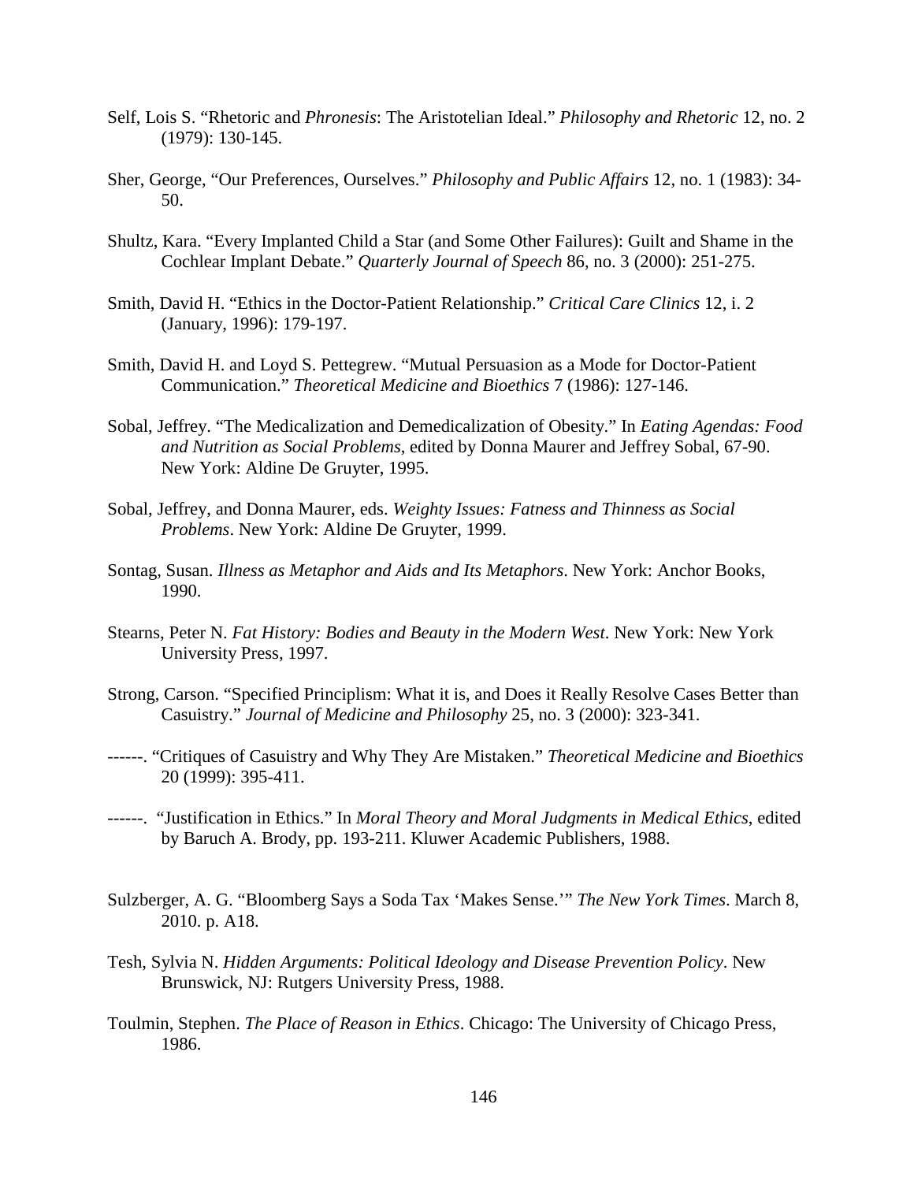Self, Lois S. "Rhetoric and *Phronesis*: The Aristotelian Ideal." *Philosophy and Rhetoric* 12, no. 2 (1979): 130-145.

Sher, George, "Our Preferences, Ourselves." *Philosophy and Public Affairs* 12, no. 1 (1983): 34-50.

Shultz, Kara. "Every Implanted Child a Star (and Some Other Failures): Guilt and Shame in the Cochlear Implant Debate." *Quarterly Journal of Speech* 86, no. 3 (2000): 251-275.

Smith, David H. "Ethics in the Doctor-Patient Relationship." *Critical Care Clinics* 12, i. 2 (January, 1996): 179-197.

Smith, David H. and Loyd S. Pettegrew. "Mutual Persuasion as a Mode for Doctor-Patient Communication." *Theoretical Medicine and Bioethics* 7 (1986): 127-146.

Sobal, Jeffrey. "The Medicalization and Demedicalization of Obesity." In *Eating Agendas: Food and Nutrition as Social Problems*, edited by Donna Maurer and Jeffrey Sobal, 67-90. New York: Aldine De Gruyter, 1995.

Sobal, Jeffrey, and Donna Maurer, eds. *Weighty Issues: Fatness and Thinness as Social Problems*. New York: Aldine De Gruyter, 1999.

Sontag, Susan. *Illness as Metaphor and Aids and Its Metaphors*. New York: Anchor Books, 1990.

Stearns, Peter N. *Fat History: Bodies and Beauty in the Modern West*. New York: New York University Press, 1997.

Strong, Carson. "Specified Principlism: What it is, and Does it Really Resolve Cases Better than Casuistry." *Journal of Medicine and Philosophy* 25, no. 3 (2000): 323-341.

------. "Critiques of Casuistry and Why They Are Mistaken." *Theoretical Medicine and Bioethics* 20 (1999): 395-411.

------. "Justification in Ethics." In *Moral Theory and Moral Judgments in Medical Ethics*, edited by Baruch A. Brody, pp. 193-211. Kluwer Academic Publishers, 1988.

Sulzberger, A. G. "Bloomberg Says a Soda Tax 'Makes Sense.'" *The New York Times*. March 8, 2010. p. A18.

Tesh, Sylvia N. *Hidden Arguments: Political Ideology and Disease Prevention Policy*. New Brunswick, NJ: Rutgers University Press, 1988.

Toulmin, Stephen. *The Place of Reason in Ethics*. Chicago: The University of Chicago Press, 1986.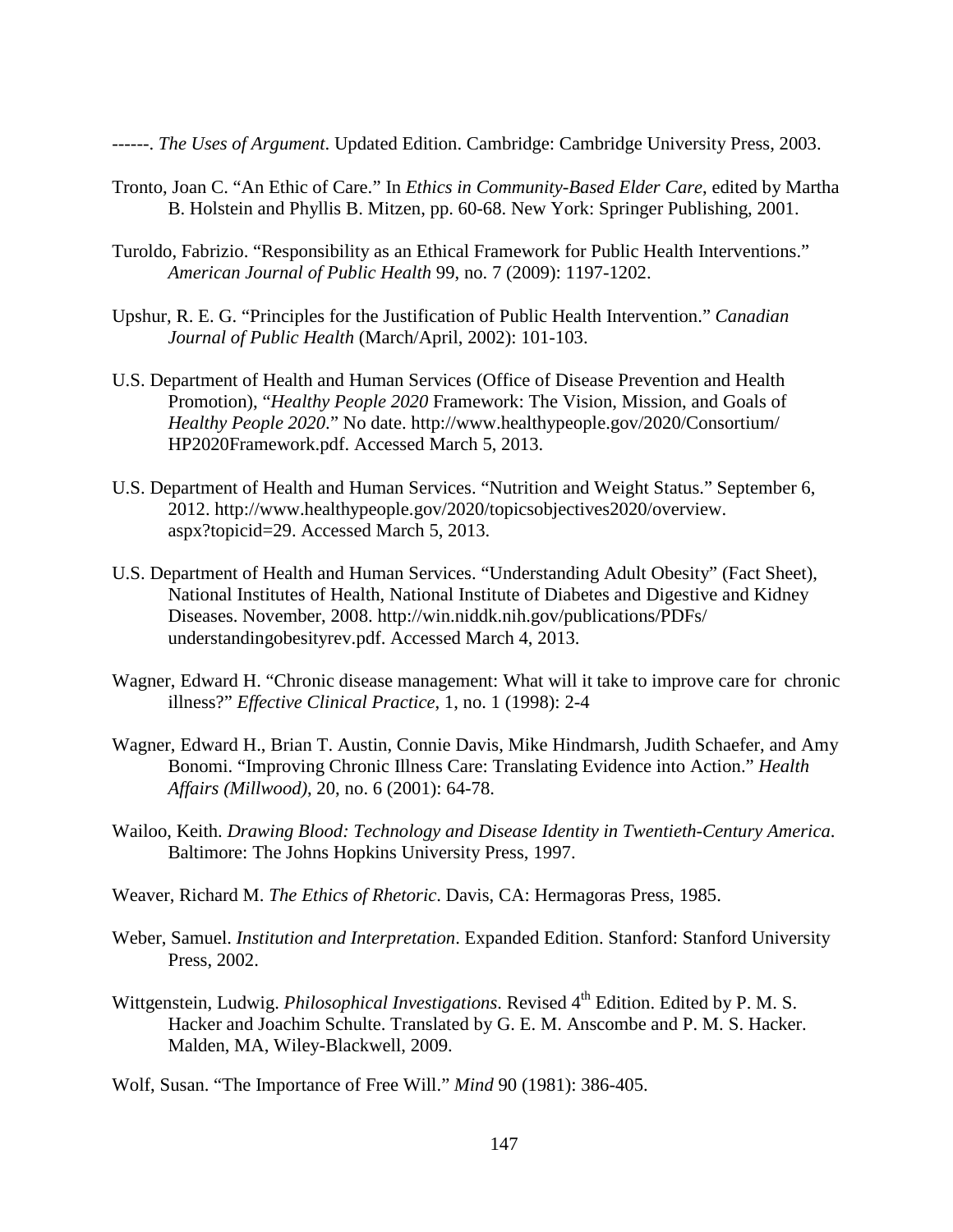------. *The Uses of Argument*. Updated Edition. Cambridge: Cambridge University Press, 2003.

Tronto, Joan C. "An Ethic of Care." In *Ethics in Community-Based Elder Care*, edited by Martha B. Holstein and Phyllis B. Mitzen, pp. 60-68. New York: Springer Publishing, 2001.

Turoldo, Fabrizio. "Responsibility as an Ethical Framework for Public Health Interventions." *American Journal of Public Health* 99, no. 7 (2009): 1197-1202.

Upshur, R. E. G. "Principles for the Justification of Public Health Intervention." *Canadian Journal of Public Health* (March/April, 2002): 101-103.

U.S. Department of Health and Human Services (Office of Disease Prevention and Health Promotion), "*Healthy People 2020* Framework: The Vision, Mission, and Goals of *Healthy People 2020*." No date. http://www.healthypeople.gov/2020/Consortium/HP2020Framework.pdf. Accessed March 5, 2013.

U.S. Department of Health and Human Services. "Nutrition and Weight Status." September 6, 2012. http://www.healthypeople.gov/2020/topicsobjectives2020/overview.aspx?topicid=29. Accessed March 5, 2013.

U.S. Department of Health and Human Services. "Understanding Adult Obesity" (Fact Sheet), National Institutes of Health, National Institute of Diabetes and Digestive and Kidney Diseases. November, 2008. http://win.niddk.nih.gov/publications/PDFs/understandingobesityrev.pdf. Accessed March 4, 2013.

Wagner, Edward H. "Chronic disease management: What will it take to improve care for chronic illness?" *Effective Clinical Practice*, 1, no. 1 (1998): 2-4

Wagner, Edward H., Brian T. Austin, Connie Davis, Mike Hindmarsh, Judith Schaefer, and Amy Bonomi. "Improving Chronic Illness Care: Translating Evidence into Action." *Health Affairs (Millwood)*, 20, no. 6 (2001): 64-78.

Wailoo, Keith. *Drawing Blood: Technology and Disease Identity in Twentieth-Century America*. Baltimore: The Johns Hopkins University Press, 1997.

Weaver, Richard M. *The Ethics of Rhetoric*. Davis, CA: Hermagoras Press, 1985.

Weber, Samuel. *Institution and Interpretation*. Expanded Edition. Stanford: Stanford University Press, 2002.

Wittgenstein, Ludwig. *Philosophical Investigations*. Revised 4th Edition. Edited by P. M. S. Hacker and Joachim Schulte. Translated by G. E. M. Anscombe and P. M. S. Hacker. Malden, MA, Wiley-Blackwell, 2009.

Wolf, Susan. "The Importance of Free Will." *Mind* 90 (1981): 386-405.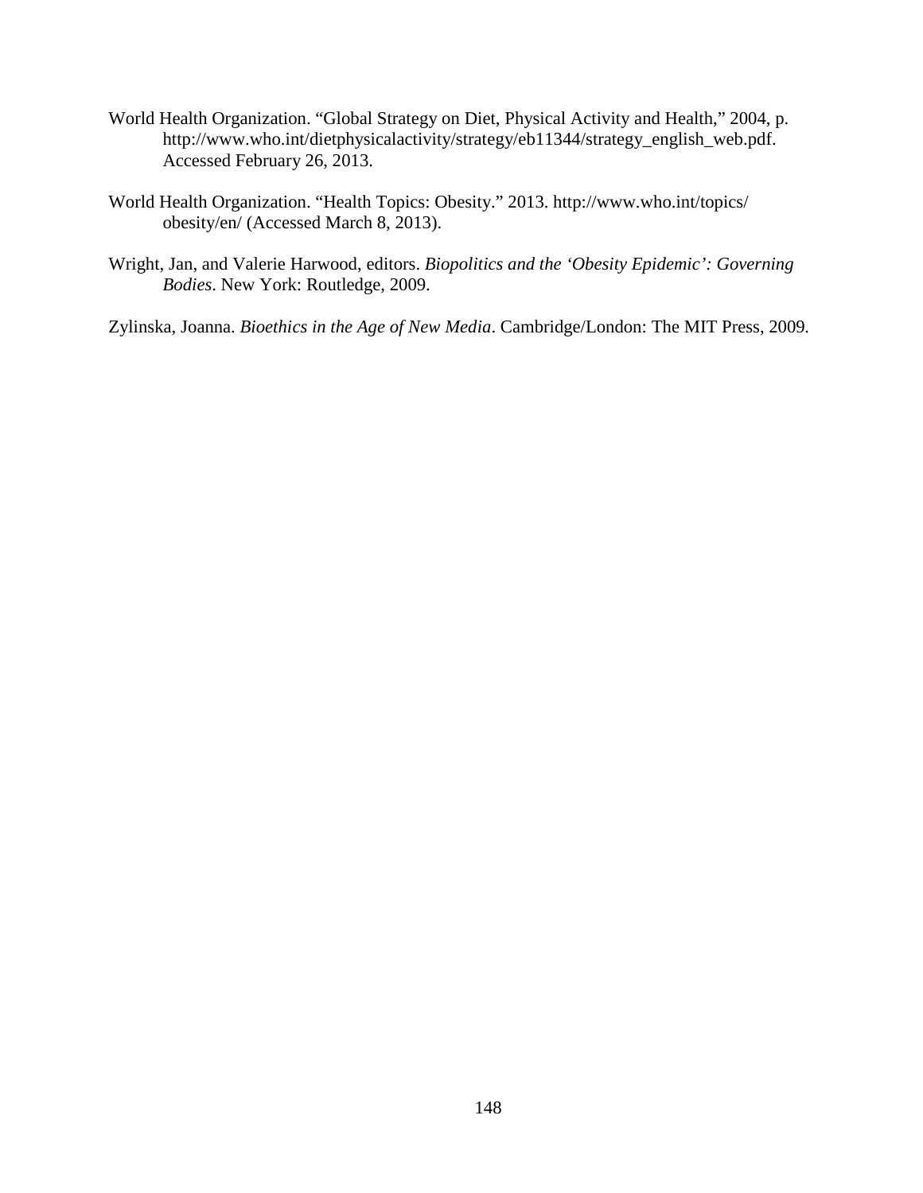World Health Organization. "Global Strategy on Diet, Physical Activity and Health," 2004, p. http://www.who.int/dietphysicalactivity/strategy/eb11344/strategy_english_web.pdf. Accessed February 26, 2013.

World Health Organization. "Health Topics: Obesity." 2013. http://www.who.int/topics/obesity/en/ (Accessed March 8, 2013).

Wright, Jan, and Valerie Harwood, editors. *Biopolitics and the 'Obesity Epidemic': Governing Bodies*. New York: Routledge, 2009.

Zylinska, Joanna. *Bioethics in the Age of New Media*. Cambridge/London: The MIT Press, 2009.